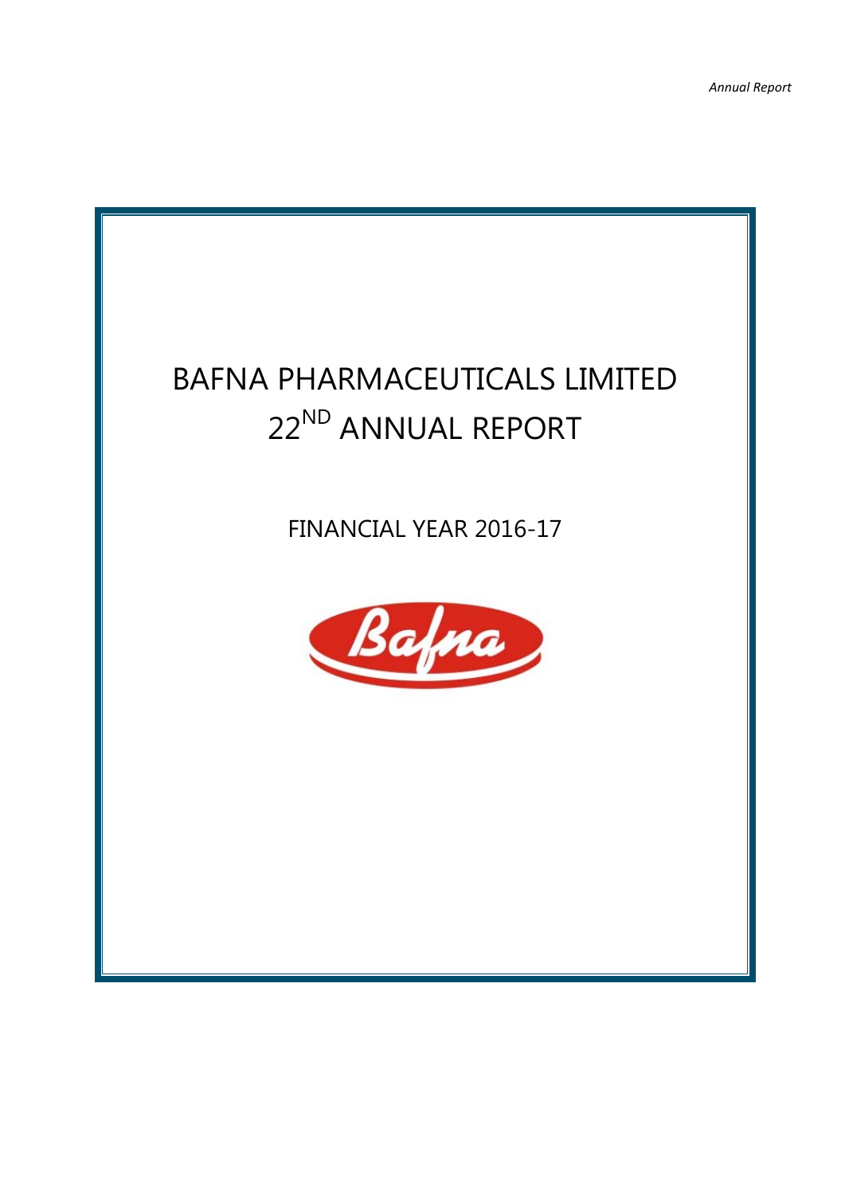# BAFNA PHARMACEUTICALS LIMITED

## 22ND ANNUAL REPORT

FINANCIAL YEAR 2016-17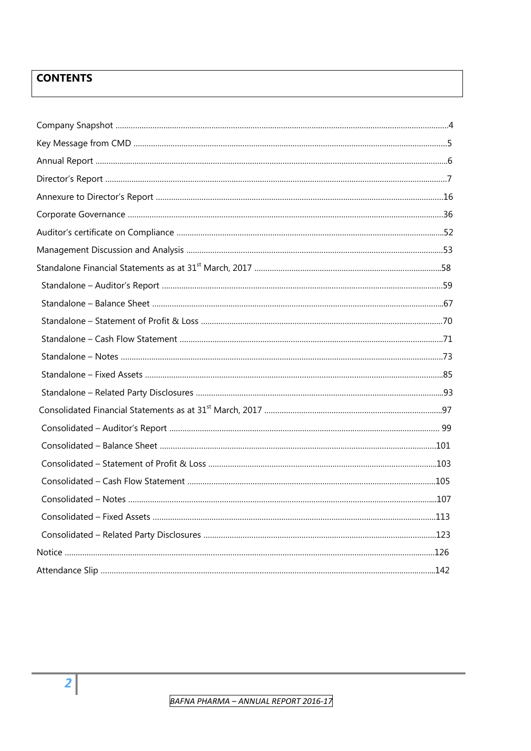# CONTENTS

| Section | Page |
|---|---|
| Company Snapshot | 4 |
| Key Message from CMD | 5 |
| Annual Report | 6 |
| Director's Report | 7 |
| Annexure to Director's Report | 16 |
| Corporate Governance | 36 |
| Auditor's certificate on Compliance | 52 |
| Management Discussion and Analysis | 53 |
| Standalone Financial Statements as at 31st March, 2017 | 58 |
| Standalone – Auditor's Report | 59 |
| Standalone – Balance Sheet | 67 |
| Standalone – Statement of Profit & Loss | 70 |
| Standalone – Cash Flow Statement | 71 |
| Standalone – Notes | 73 |
| Standalone – Fixed Assets | 85 |
| Standalone – Related Party Disclosures | 93 |
| Consolidated Financial Statements as at 31st March, 2017 | 97 |
| Consolidated – Auditor's Report | 99 |
| Consolidated – Balance Sheet | 101 |
| Consolidated – Statement of Profit & Loss | 103 |
| Consolidated – Cash Flow Statement | 105 |
| Consolidated – Notes | 107 |
| Consolidated – Fixed Assets | 113 |
| Consolidated – Related Party Disclosures | 123 |
| Notice | 126 |
| Attendance Slip | 142 |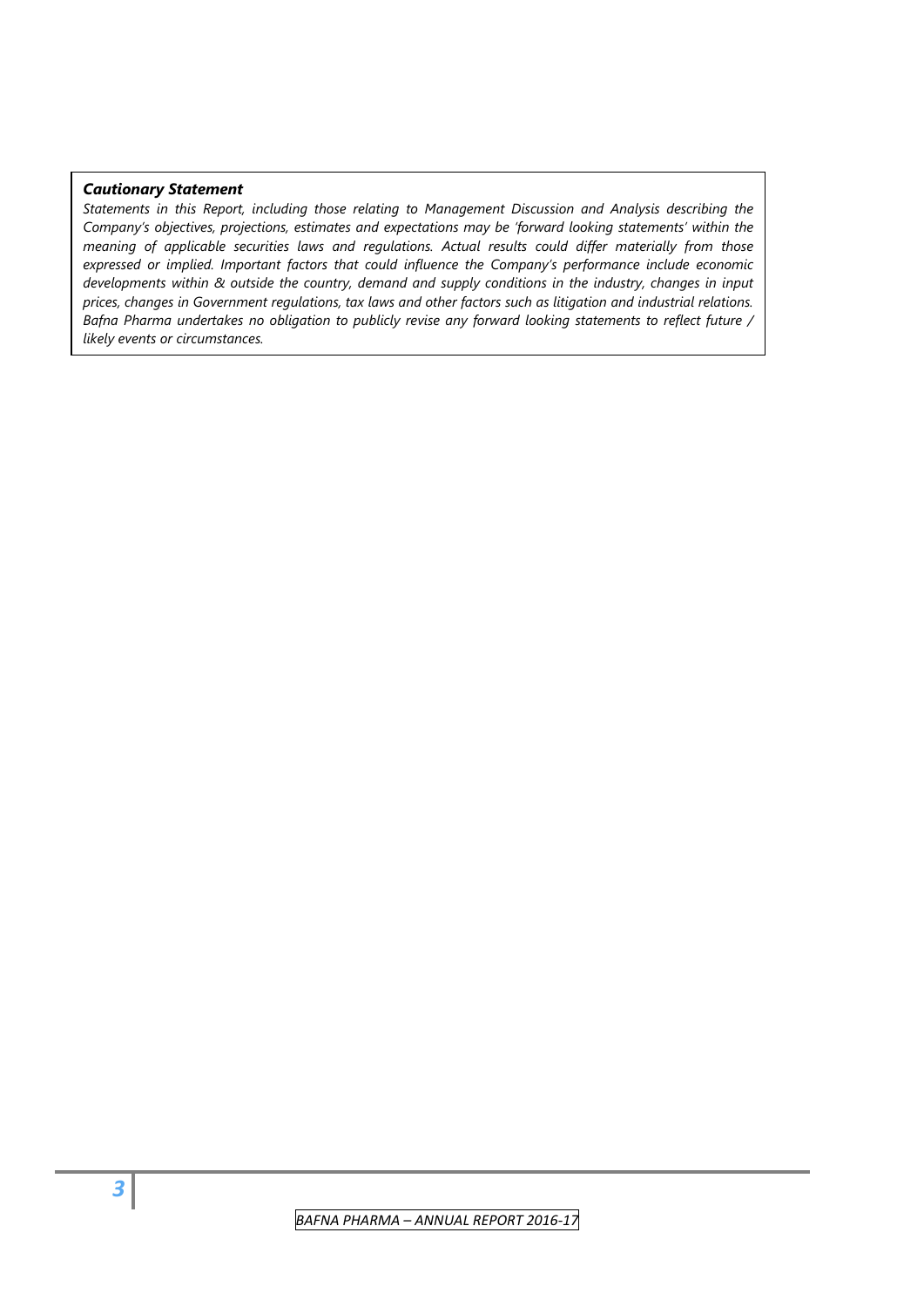***Cautionary Statement***

*Statements in this Report, including those relating to Management Discussion and Analysis describing the Company's objectives, projections, estimates and expectations may be 'forward looking statements' within the meaning of applicable securities laws and regulations. Actual results could differ materially from those expressed or implied. Important factors that could influence the Company's performance include economic developments within & outside the country, demand and supply conditions in the industry, changes in input prices, changes in Government regulations, tax laws and other factors such as litigation and industrial relations. Bafna Pharma undertakes no obligation to publicly revise any forward looking statements to reflect future / likely events or circumstances.*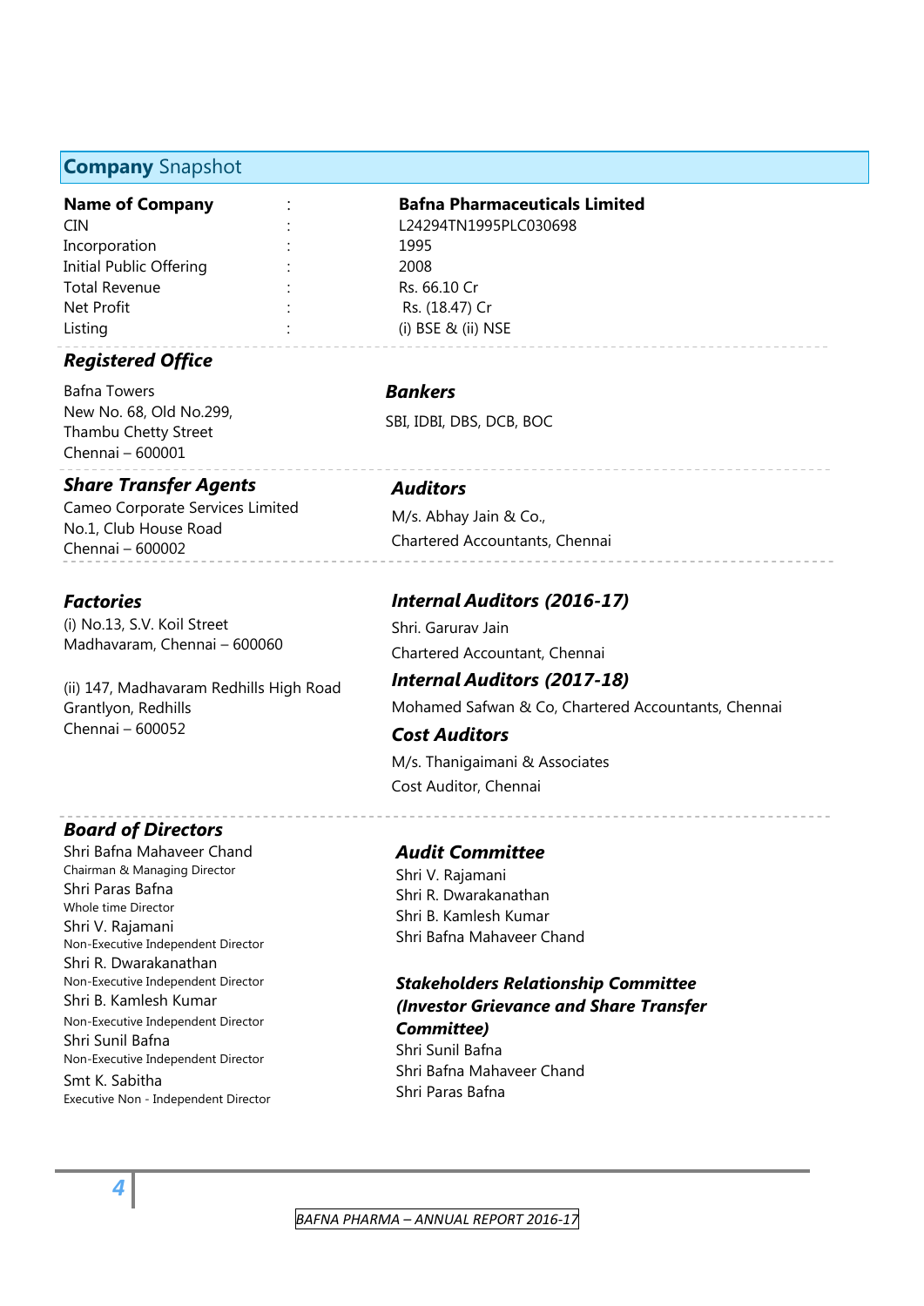## **Company** Snapshot

| **Name of Company** | : | **Bafna Pharmaceuticals Limited** |
|---|---|---|
| CIN | : | L24294TN1995PLC030698 |
| Incorporation | : | 1995 |
| Initial Public Offering | : | 2008 |
| Total Revenue | : | Rs. 66.10 Cr |
| Net Profit | : | Rs. (18.47) Cr |
| Listing | : | (i) BSE & (ii) NSE |

### *Registered Office*

Bafna Towers
New No. 68, Old No.299,
Thambu Chetty Street
Chennai – 600001

### *Bankers*

SBI, IDBI, DBS, DCB, BOC

### *Share Transfer Agents*

Cameo Corporate Services Limited
No.1, Club House Road
Chennai – 600002

### *Auditors*

M/s. Abhay Jain & Co.,
Chartered Accountants, Chennai

### *Factories*

(i) No.13, S.V. Koil Street
Madhavaram, Chennai – 600060

(ii) 147, Madhavaram Redhills High Road
Grantlyon, Redhills
Chennai – 600052

### *Internal Auditors (2016-17)*

Shri. Garurav Jain
Chartered Accountant, Chennai

### *Internal Auditors (2017-18)*

Mohamed Safwan & Co, Chartered Accountants, Chennai

### *Cost Auditors*

M/s. Thanigaimani & Associates
Cost Auditor, Chennai

### *Board of Directors*

Shri Bafna Mahaveer Chand
Chairman & Managing Director

Shri Paras Bafna
Whole time Director

Shri V. Rajamani
Non-Executive Independent Director

Shri R. Dwarakanathan
Non-Executive Independent Director

Shri B. Kamlesh Kumar
Non-Executive Independent Director

Shri Sunil Bafna
Non-Executive Independent Director

Smt K. Sabitha
Executive Non - Independent Director

### *Audit Committee*

Shri V. Rajamani
Shri R. Dwarakanathan
Shri B. Kamlesh Kumar
Shri Bafna Mahaveer Chand

### *Stakeholders Relationship Committee (Investor Grievance and Share Transfer Committee)*

Shri Sunil Bafna
Shri Bafna Mahaveer Chand
Shri Paras Bafna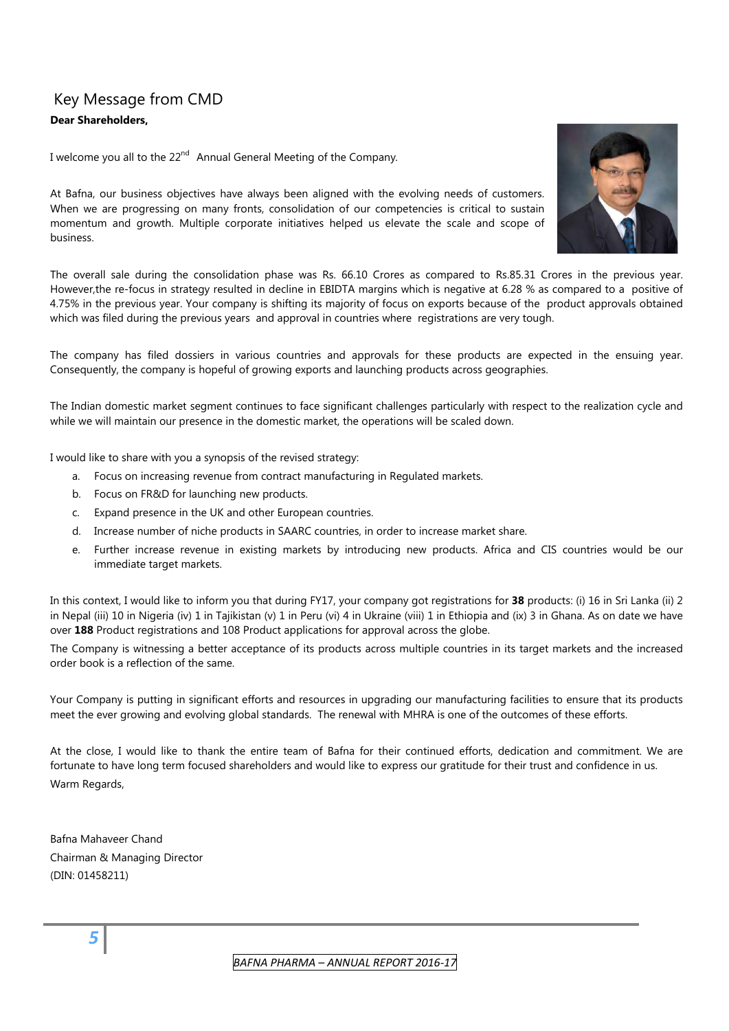# Key Message from CMD

**Dear Shareholders,**

I welcome you all to the 22nd Annual General Meeting of the Company.

At Bafna, our business objectives have always been aligned with the evolving needs of customers. When we are progressing on many fronts, consolidation of our competencies is critical to sustain momentum and growth. Multiple corporate initiatives helped us elevate the scale and scope of business.

The overall sale during the consolidation phase was Rs. 66.10 Crores as compared to Rs.85.31 Crores in the previous year. However,the re-focus in strategy resulted in decline in EBIDTA margins which is negative at 6.28 % as compared to a positive of 4.75% in the previous year. Your company is shifting its majority of focus on exports because of the product approvals obtained which was filed during the previous years and approval in countries where registrations are very tough.

The company has filed dossiers in various countries and approvals for these products are expected in the ensuing year. Consequently, the company is hopeful of growing exports and launching products across geographies.

The Indian domestic market segment continues to face significant challenges particularly with respect to the realization cycle and while we will maintain our presence in the domestic market, the operations will be scaled down.

I would like to share with you a synopsis of the revised strategy:

a. Focus on increasing revenue from contract manufacturing in Regulated markets.
b. Focus on FR&D for launching new products.
c. Expand presence in the UK and other European countries.
d. Increase number of niche products in SAARC countries, in order to increase market share.
e. Further increase revenue in existing markets by introducing new products. Africa and CIS countries would be our immediate target markets.

In this context, I would like to inform you that during FY17, your company got registrations for **38** products: (i) 16 in Sri Lanka (ii) 2 in Nepal (iii) 10 in Nigeria (iv) 1 in Tajikistan (v) 1 in Peru (vi) 4 in Ukraine (viii) 1 in Ethiopia and (ix) 3 in Ghana. As on date we have over **188** Product registrations and 108 Product applications for approval across the globe.

The Company is witnessing a better acceptance of its products across multiple countries in its target markets and the increased order book is a reflection of the same.

Your Company is putting in significant efforts and resources in upgrading our manufacturing facilities to ensure that its products meet the ever growing and evolving global standards. The renewal with MHRA is one of the outcomes of these efforts.

At the close, I would like to thank the entire team of Bafna for their continued efforts, dedication and commitment. We are fortunate to have long term focused shareholders and would like to express our gratitude for their trust and confidence in us.

Warm Regards,

Bafna Mahaveer Chand
Chairman & Managing Director
(DIN: 01458211)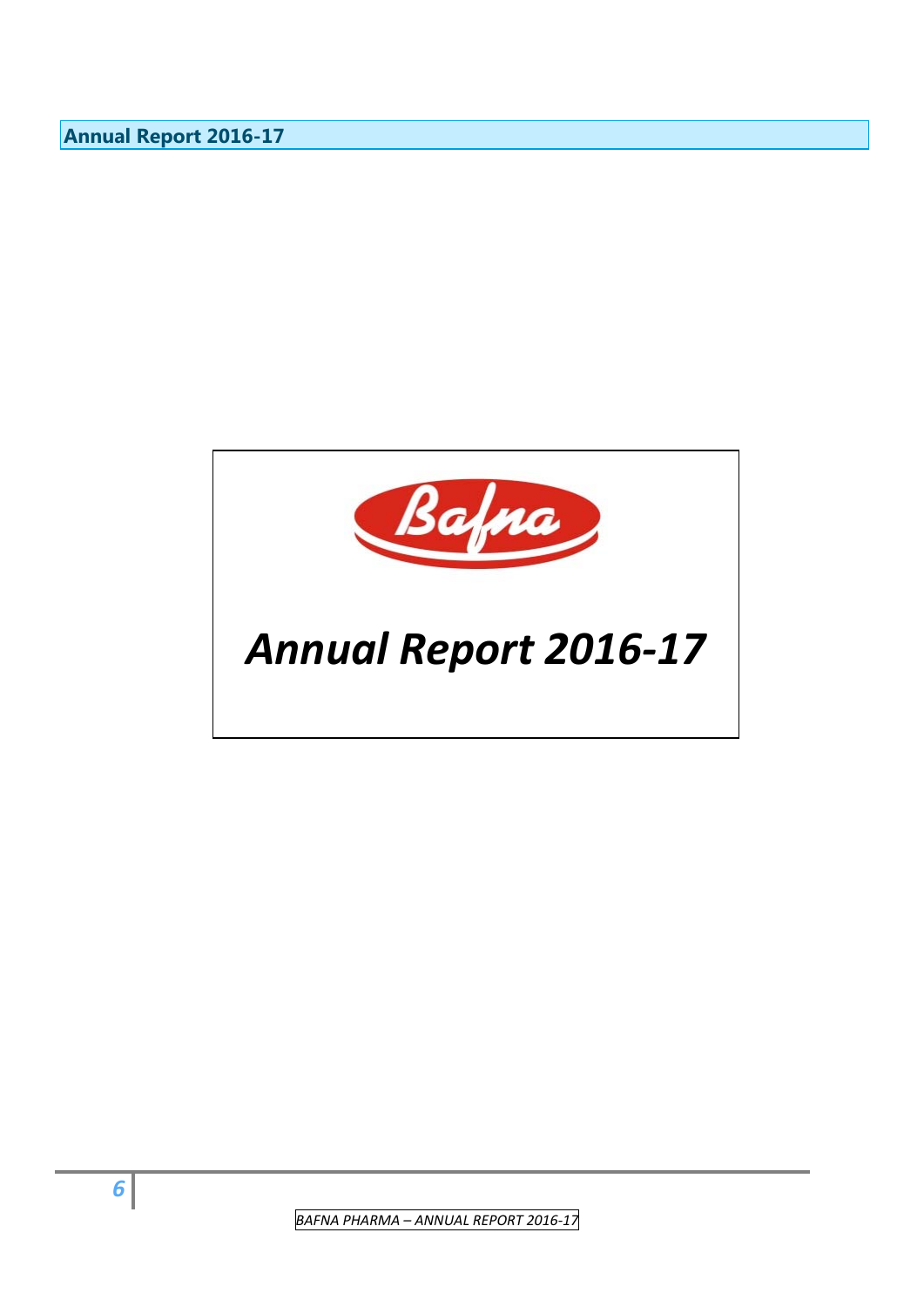Bafna

*Annual Report 2016-17*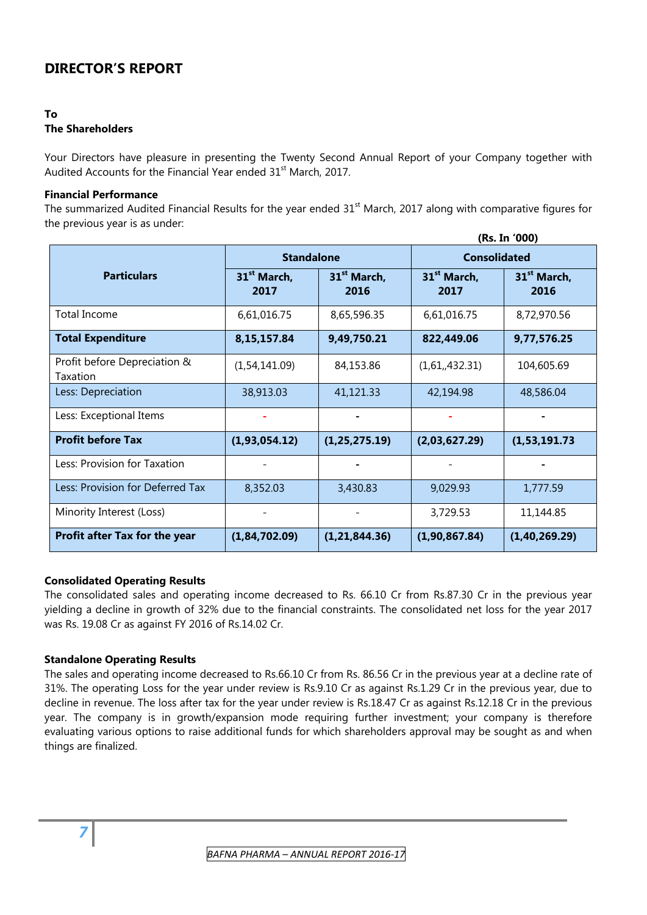# DIRECTOR'S REPORT

**To**
**The Shareholders**

Your Directors have pleasure in presenting the Twenty Second Annual Report of your Company together with Audited Accounts for the Financial Year ended 31st March, 2017.

**Financial Performance**

The summarized Audited Financial Results for the year ended 31st March, 2017 along with comparative figures for the previous year is as under:

**(Rs. In '000)**

| Particulars | Standalone | | Consolidated | |
|---|---|---|---|---|
| | 31st March, 2017 | 31st March, 2016 | 31st March, 2017 | 31st March, 2016 |
| Total Income | 6,61,016.75 | 8,65,596.35 | 6,61,016.75 | 8,72,970.56 |
| **Total Expenditure** | **8,15,157.84** | **9,49,750.21** | **822,449.06** | **9,77,576.25** |
| Profit before Depreciation & Taxation | (1,54,141.09) | 84,153.86 | (1,61,,432.31) | 104,605.69 |
| Less: Depreciation | 38,913.03 | 41,121.33 | 42,194.98 | 48,586.04 |
| Less: Exceptional Items | - | - | - | - |
| **Profit before Tax** | **(1,93,054.12)** | **(1,25,275.19)** | **(2,03,627.29)** | **(1,53,191.73** |
| Less: Provision for Taxation | - | - | - | - |
| Less: Provision for Deferred Tax | 8,352.03 | 3,430.83 | 9,029.93 | 1,777.59 |
| Minority Interest (Loss) | - | - | 3,729.53 | 11,144.85 |
| **Profit after Tax for the year** | **(1,84,702.09)** | **(1,21,844.36)** | **(1,90,867.84)** | **(1,40,269.29)** |

**Consolidated Operating Results**

The consolidated sales and operating income decreased to Rs. 66.10 Cr from Rs.87.30 Cr in the previous year yielding a decline in growth of 32% due to the financial constraints. The consolidated net loss for the year 2017 was Rs. 19.08 Cr as against FY 2016 of Rs.14.02 Cr.

**Standalone Operating Results**

The sales and operating income decreased to Rs.66.10 Cr from Rs. 86.56 Cr in the previous year at a decline rate of 31%. The operating Loss for the year under review is Rs.9.10 Cr as against Rs.1.29 Cr in the previous year, due to decline in revenue. The loss after tax for the year under review is Rs.18.47 Cr as against Rs.12.18 Cr in the previous year. The company is in growth/expansion mode requiring further investment; your company is therefore evaluating various options to raise additional funds for which shareholders approval may be sought as and when things are finalized.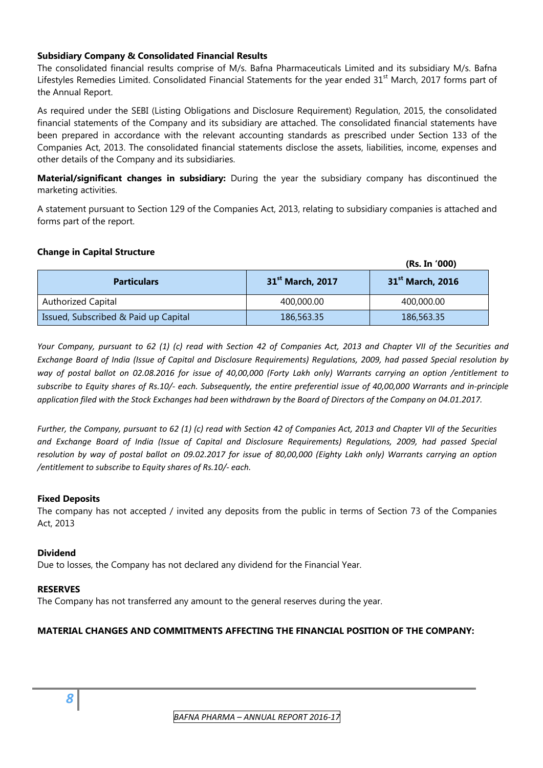### Subsidiary Company & Consolidated Financial Results

The consolidated financial results comprise of M/s. Bafna Pharmaceuticals Limited and its subsidiary M/s. Bafna Lifestyles Remedies Limited. Consolidated Financial Statements for the year ended 31[st] March, 2017 forms part of the Annual Report.

As required under the SEBI (Listing Obligations and Disclosure Requirement) Regulation, 2015, the consolidated financial statements of the Company and its subsidiary are attached. The consolidated financial statements have been prepared in accordance with the relevant accounting standards as prescribed under Section 133 of the Companies Act, 2013. The consolidated financial statements disclose the assets, liabilities, income, expenses and other details of the Company and its subsidiaries.

**Material/significant changes in subsidiary:** During the year the subsidiary company has discontinued the marketing activities.

A statement pursuant to Section 129 of the Companies Act, 2013, relating to subsidiary companies is attached and forms part of the report.

### Change in Capital Structure

**(Rs. In '000)**

| Particulars | 31[st] March, 2017 | 31[st] March, 2016 |
|---|---|---|
| Authorized Capital | 400,000.00 | 400,000.00 |
| Issued, Subscribed & Paid up Capital | 186,563.35 | 186,563.35 |

*Your Company, pursuant to 62 (1) (c) read with Section 42 of Companies Act, 2013 and Chapter VII of the Securities and Exchange Board of India (Issue of Capital and Disclosure Requirements) Regulations, 2009, had passed Special resolution by way of postal ballot on 02.08.2016 for issue of 40,00,000 (Forty Lakh only) Warrants carrying an option /entitlement to subscribe to Equity shares of Rs.10/- each. Subsequently, the entire preferential issue of 40,00,000 Warrants and in-principle application filed with the Stock Exchanges had been withdrawn by the Board of Directors of the Company on 04.01.2017.*

*Further, the Company, pursuant to 62 (1) (c) read with Section 42 of Companies Act, 2013 and Chapter VII of the Securities and Exchange Board of India (Issue of Capital and Disclosure Requirements) Regulations, 2009, had passed Special resolution by way of postal ballot on 09.02.2017 for issue of 80,00,000 (Eighty Lakh only) Warrants carrying an option /entitlement to subscribe to Equity shares of Rs.10/- each.*

### Fixed Deposits

The company has not accepted / invited any deposits from the public in terms of Section 73 of the Companies Act, 2013

### Dividend

Due to losses, the Company has not declared any dividend for the Financial Year.

### RESERVES

The Company has not transferred any amount to the general reserves during the year.

### MATERIAL CHANGES AND COMMITMENTS AFFECTING THE FINANCIAL POSITION OF THE COMPANY: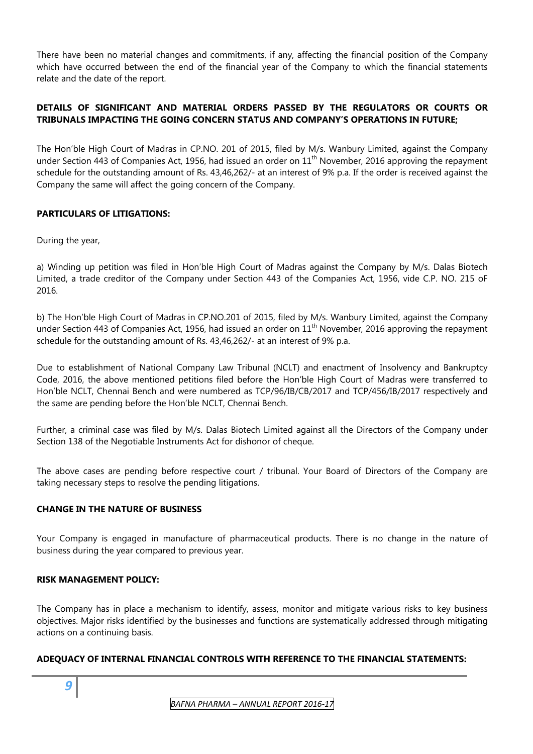There have been no material changes and commitments, if any, affecting the financial position of the Company which have occurred between the end of the financial year of the Company to which the financial statements relate and the date of the report.

**DETAILS OF SIGNIFICANT AND MATERIAL ORDERS PASSED BY THE REGULATORS OR COURTS OR TRIBUNALS IMPACTING THE GOING CONCERN STATUS AND COMPANY'S OPERATIONS IN FUTURE;**

The Hon'ble High Court of Madras in CP.NO. 201 of 2015, filed by M/s. Wanbury Limited, against the Company under Section 443 of Companies Act, 1956, had issued an order on 11th November, 2016 approving the repayment schedule for the outstanding amount of Rs. 43,46,262/- at an interest of 9% p.a. If the order is received against the Company the same will affect the going concern of the Company.

**PARTICULARS OF LITIGATIONS:**

During the year,

a) Winding up petition was filed in Hon'ble High Court of Madras against the Company by M/s. Dalas Biotech Limited, a trade creditor of the Company under Section 443 of the Companies Act, 1956, vide C.P. NO. 215 oF 2016.

b) The Hon'ble High Court of Madras in CP.NO.201 of 2015, filed by M/s. Wanbury Limited, against the Company under Section 443 of Companies Act, 1956, had issued an order on 11th November, 2016 approving the repayment schedule for the outstanding amount of Rs. 43,46,262/- at an interest of 9% p.a.

Due to establishment of National Company Law Tribunal (NCLT) and enactment of Insolvency and Bankruptcy Code, 2016, the above mentioned petitions filed before the Hon'ble High Court of Madras were transferred to Hon'ble NCLT, Chennai Bench and were numbered as TCP/96/IB/CB/2017 and TCP/456/IB/2017 respectively and the same are pending before the Hon'ble NCLT, Chennai Bench.

Further, a criminal case was filed by M/s. Dalas Biotech Limited against all the Directors of the Company under Section 138 of the Negotiable Instruments Act for dishonor of cheque.

The above cases are pending before respective court / tribunal. Your Board of Directors of the Company are taking necessary steps to resolve the pending litigations.

**CHANGE IN THE NATURE OF BUSINESS**

Your Company is engaged in manufacture of pharmaceutical products. There is no change in the nature of business during the year compared to previous year.

**RISK MANAGEMENT POLICY:**

The Company has in place a mechanism to identify, assess, monitor and mitigate various risks to key business objectives. Major risks identified by the businesses and functions are systematically addressed through mitigating actions on a continuing basis.

**ADEQUACY OF INTERNAL FINANCIAL CONTROLS WITH REFERENCE TO THE FINANCIAL STATEMENTS:**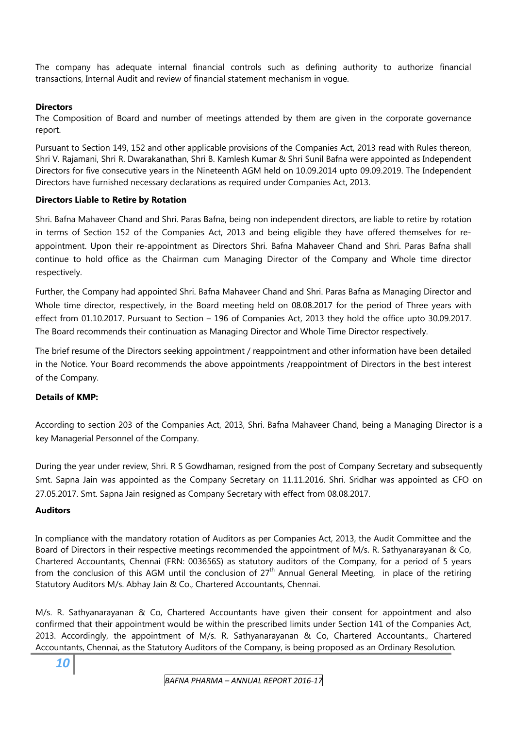The company has adequate internal financial controls such as defining authority to authorize financial transactions, Internal Audit and review of financial statement mechanism in vogue.

**Directors**

The Composition of Board and number of meetings attended by them are given in the corporate governance report.

Pursuant to Section 149, 152 and other applicable provisions of the Companies Act, 2013 read with Rules thereon, Shri V. Rajamani, Shri R. Dwarakanathan, Shri B. Kamlesh Kumar & Shri Sunil Bafna were appointed as Independent Directors for five consecutive years in the Nineteenth AGM held on 10.09.2014 upto 09.09.2019. The Independent Directors have furnished necessary declarations as required under Companies Act, 2013.

**Directors Liable to Retire by Rotation**

Shri. Bafna Mahaveer Chand and Shri. Paras Bafna, being non independent directors, are liable to retire by rotation in terms of Section 152 of the Companies Act, 2013 and being eligible they have offered themselves for re-appointment. Upon their re-appointment as Directors Shri. Bafna Mahaveer Chand and Shri. Paras Bafna shall continue to hold office as the Chairman cum Managing Director of the Company and Whole time director respectively.

Further, the Company had appointed Shri. Bafna Mahaveer Chand and Shri. Paras Bafna as Managing Director and Whole time director, respectively, in the Board meeting held on 08.08.2017 for the period of Three years with effect from 01.10.2017. Pursuant to Section – 196 of Companies Act, 2013 they hold the office upto 30.09.2017. The Board recommends their continuation as Managing Director and Whole Time Director respectively.

The brief resume of the Directors seeking appointment / reappointment and other information have been detailed in the Notice. Your Board recommends the above appointments /reappointment of Directors in the best interest of the Company.

**Details of KMP:**

According to section 203 of the Companies Act, 2013, Shri. Bafna Mahaveer Chand, being a Managing Director is a key Managerial Personnel of the Company.

During the year under review, Shri. R S Gowdhaman, resigned from the post of Company Secretary and subsequently Smt. Sapna Jain was appointed as the Company Secretary on 11.11.2016. Shri. Sridhar was appointed as CFO on 27.05.2017. Smt. Sapna Jain resigned as Company Secretary with effect from 08.08.2017.

**Auditors**

In compliance with the mandatory rotation of Auditors as per Companies Act, 2013, the Audit Committee and the Board of Directors in their respective meetings recommended the appointment of M/s. R. Sathyanarayanan & Co, Chartered Accountants, Chennai (FRN: 003656S) as statutory auditors of the Company, for a period of 5 years from the conclusion of this AGM until the conclusion of 27th Annual General Meeting, in place of the retiring Statutory Auditors M/s. Abhay Jain & Co., Chartered Accountants, Chennai.

M/s. R. Sathyanarayanan & Co, Chartered Accountants have given their consent for appointment and also confirmed that their appointment would be within the prescribed limits under Section 141 of the Companies Act, 2013. Accordingly, the appointment of M/s. R. Sathyanarayanan & Co, Chartered Accountants., Chartered Accountants, Chennai, as the Statutory Auditors of the Company, is being proposed as an Ordinary Resolution.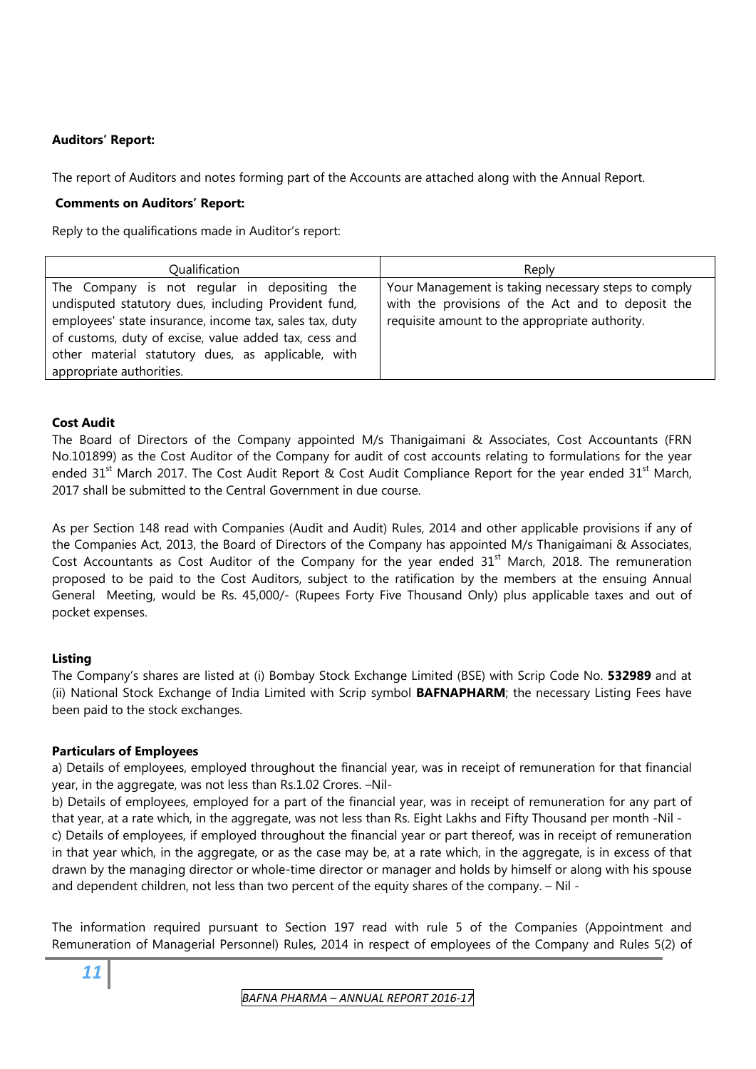**Auditors' Report:**

The report of Auditors and notes forming part of the Accounts are attached along with the Annual Report.

**Comments on Auditors' Report:**

Reply to the qualifications made in Auditor's report:

| Qualification | Reply |
|---|---|
| The Company is not regular in depositing the undisputed statutory dues, including Provident fund, employees' state insurance, income tax, sales tax, duty of customs, duty of excise, value added tax, cess and other material statutory dues, as applicable, with appropriate authorities. | Your Management is taking necessary steps to comply with the provisions of the Act and to deposit the requisite amount to the appropriate authority. |

**Cost Audit**

The Board of Directors of the Company appointed M/s Thanigaimani & Associates, Cost Accountants (FRN No.101899) as the Cost Auditor of the Company for audit of cost accounts relating to formulations for the year ended 31st March 2017. The Cost Audit Report & Cost Audit Compliance Report for the year ended 31st March, 2017 shall be submitted to the Central Government in due course.

As per Section 148 read with Companies (Audit and Audit) Rules, 2014 and other applicable provisions if any of the Companies Act, 2013, the Board of Directors of the Company has appointed M/s Thanigaimani & Associates, Cost Accountants as Cost Auditor of the Company for the year ended 31st March, 2018. The remuneration proposed to be paid to the Cost Auditors, subject to the ratification by the members at the ensuing Annual General Meeting, would be Rs. 45,000/- (Rupees Forty Five Thousand Only) plus applicable taxes and out of pocket expenses.

**Listing**

The Company's shares are listed at (i) Bombay Stock Exchange Limited (BSE) with Scrip Code No. **532989** and at (ii) National Stock Exchange of India Limited with Scrip symbol **BAFNAPHARM**; the necessary Listing Fees have been paid to the stock exchanges.

**Particulars of Employees**

a) Details of employees, employed throughout the financial year, was in receipt of remuneration for that financial year, in the aggregate, was not less than Rs.1.02 Crores. –Nil-

b) Details of employees, employed for a part of the financial year, was in receipt of remuneration for any part of that year, at a rate which, in the aggregate, was not less than Rs. Eight Lakhs and Fifty Thousand per month -Nil -

c) Details of employees, if employed throughout the financial year or part thereof, was in receipt of remuneration in that year which, in the aggregate, or as the case may be, at a rate which, in the aggregate, is in excess of that drawn by the managing director or whole-time director or manager and holds by himself or along with his spouse and dependent children, not less than two percent of the equity shares of the company. – Nil -

The information required pursuant to Section 197 read with rule 5 of the Companies (Appointment and Remuneration of Managerial Personnel) Rules, 2014 in respect of employees of the Company and Rules 5(2) of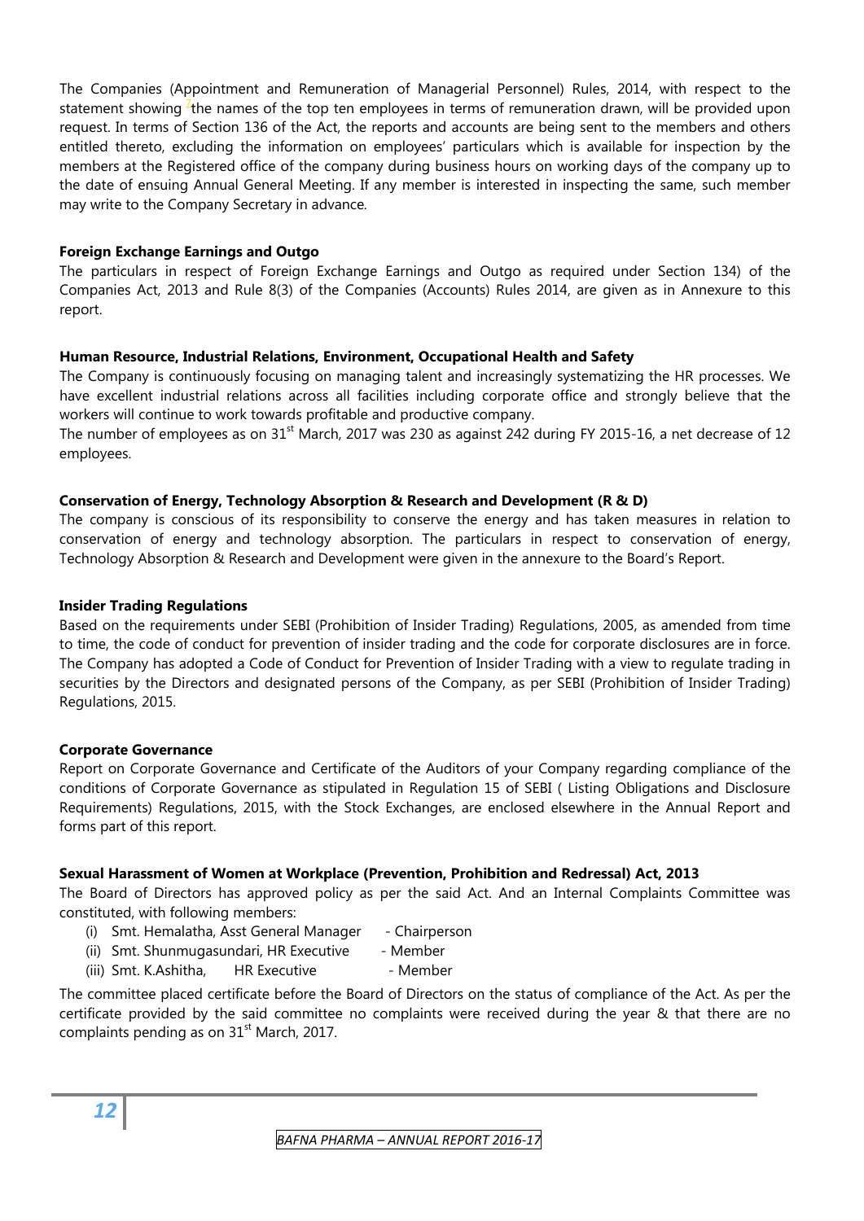The Companies (Appointment and Remuneration of Managerial Personnel) Rules, 2014, with respect to the statement showing the names of the top ten employees in terms of remuneration drawn, will be provided upon request. In terms of Section 136 of the Act, the reports and accounts are being sent to the members and others entitled thereto, excluding the information on employees' particulars which is available for inspection by the members at the Registered office of the company during business hours on working days of the company up to the date of ensuing Annual General Meeting. If any member is interested in inspecting the same, such member may write to the Company Secretary in advance.

**Foreign Exchange Earnings and Outgo**

The particulars in respect of Foreign Exchange Earnings and Outgo as required under Section 134) of the Companies Act, 2013 and Rule 8(3) of the Companies (Accounts) Rules 2014, are given as in Annexure to this report.

**Human Resource, Industrial Relations, Environment, Occupational Health and Safety**

The Company is continuously focusing on managing talent and increasingly systematizing the HR processes. We have excellent industrial relations across all facilities including corporate office and strongly believe that the workers will continue to work towards profitable and productive company.

The number of employees as on 31st March, 2017 was 230 as against 242 during FY 2015-16, a net decrease of 12 employees.

**Conservation of Energy, Technology Absorption & Research and Development (R & D)**

The company is conscious of its responsibility to conserve the energy and has taken measures in relation to conservation of energy and technology absorption. The particulars in respect to conservation of energy, Technology Absorption & Research and Development were given in the annexure to the Board's Report.

**Insider Trading Regulations**

Based on the requirements under SEBI (Prohibition of Insider Trading) Regulations, 2005, as amended from time to time, the code of conduct for prevention of insider trading and the code for corporate disclosures are in force. The Company has adopted a Code of Conduct for Prevention of Insider Trading with a view to regulate trading in securities by the Directors and designated persons of the Company, as per SEBI (Prohibition of Insider Trading) Regulations, 2015.

**Corporate Governance**

Report on Corporate Governance and Certificate of the Auditors of your Company regarding compliance of the conditions of Corporate Governance as stipulated in Regulation 15 of SEBI ( Listing Obligations and Disclosure Requirements) Regulations, 2015, with the Stock Exchanges, are enclosed elsewhere in the Annual Report and forms part of this report.

**Sexual Harassment of Women at Workplace (Prevention, Prohibition and Redressal) Act, 2013**

The Board of Directors has approved policy as per the said Act. And an Internal Complaints Committee was constituted, with following members:

(i) Smt. Hemalatha, Asst General Manager - Chairperson
(ii) Smt. Shunmugasundari, HR Executive - Member
(iii) Smt. K.Ashitha, HR Executive - Member

The committee placed certificate before the Board of Directors on the status of compliance of the Act. As per the certificate provided by the said committee no complaints were received during the year & that there are no complaints pending as on 31st March, 2017.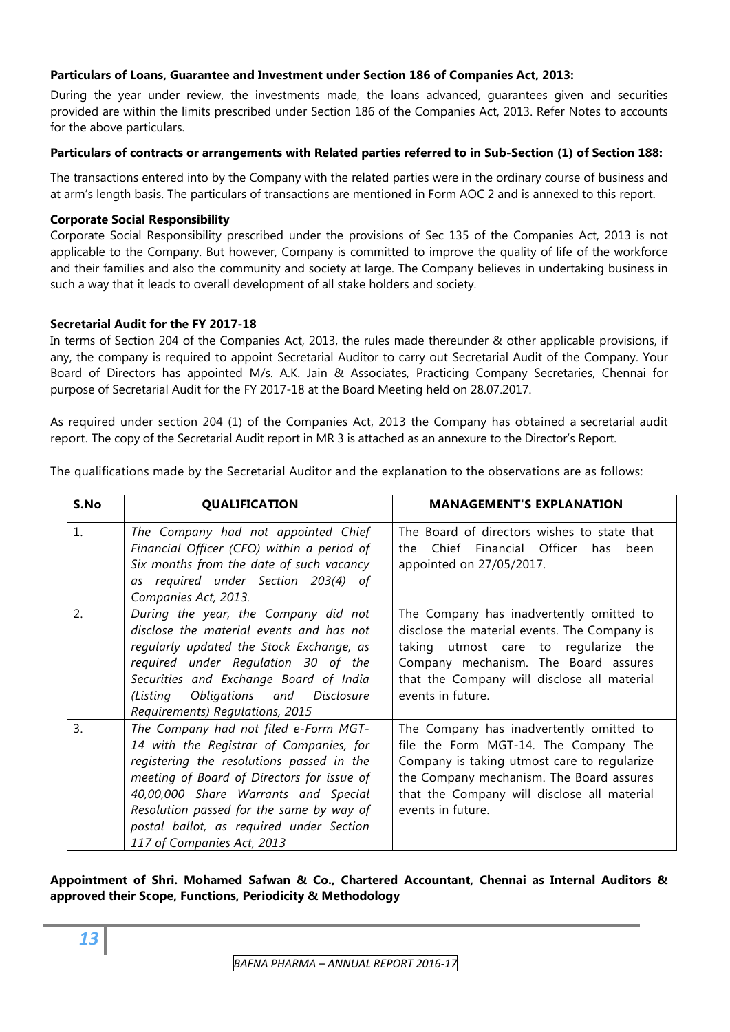**Particulars of Loans, Guarantee and Investment under Section 186 of Companies Act, 2013:**

During the year under review, the investments made, the loans advanced, guarantees given and securities provided are within the limits prescribed under Section 186 of the Companies Act, 2013. Refer Notes to accounts for the above particulars.

**Particulars of contracts or arrangements with Related parties referred to in Sub-Section (1) of Section 188:**

The transactions entered into by the Company with the related parties were in the ordinary course of business and at arm's length basis. The particulars of transactions are mentioned in Form AOC 2 and is annexed to this report.

**Corporate Social Responsibility**

Corporate Social Responsibility prescribed under the provisions of Sec 135 of the Companies Act, 2013 is not applicable to the Company. But however, Company is committed to improve the quality of life of the workforce and their families and also the community and society at large. The Company believes in undertaking business in such a way that it leads to overall development of all stake holders and society.

**Secretarial Audit for the FY 2017-18**

In terms of Section 204 of the Companies Act, 2013, the rules made thereunder & other applicable provisions, if any, the company is required to appoint Secretarial Auditor to carry out Secretarial Audit of the Company. Your Board of Directors has appointed M/s. A.K. Jain & Associates, Practicing Company Secretaries, Chennai for purpose of Secretarial Audit for the FY 2017-18 at the Board Meeting held on 28.07.2017.

As required under section 204 (1) of the Companies Act, 2013 the Company has obtained a secretarial audit report. The copy of the Secretarial Audit report in MR 3 is attached as an annexure to the Director's Report.

The qualifications made by the Secretarial Auditor and the explanation to the observations are as follows:

| S.No | QUALIFICATION | MANAGEMENT'S EXPLANATION |
|---|---|---|
| 1. | *The Company had not appointed Chief Financial Officer (CFO) within a period of Six months from the date of such vacancy as required under Section 203(4) of Companies Act, 2013.* | The Board of directors wishes to state that the Chief Financial Officer has been appointed on 27/05/2017. |
| 2. | *During the year, the Company did not disclose the material events and has not regularly updated the Stock Exchange, as required under Regulation 30 of the Securities and Exchange Board of India (Listing Obligations and Disclosure Requirements) Regulations, 2015* | The Company has inadvertently omitted to disclose the material events. The Company is taking utmost care to regularize the Company mechanism. The Board assures that the Company will disclose all material events in future. |
| 3. | *The Company had not filed e-Form MGT-14 with the Registrar of Companies, for registering the resolutions passed in the meeting of Board of Directors for issue of 40,00,000 Share Warrants and Special Resolution passed for the same by way of postal ballot, as required under Section 117 of Companies Act, 2013* | The Company has inadvertently omitted to file the Form MGT-14. The Company The Company is taking utmost care to regularize the Company mechanism. The Board assures that the Company will disclose all material events in future. |

**Appointment of Shri. Mohamed Safwan & Co., Chartered Accountant, Chennai as Internal Auditors & approved their Scope, Functions, Periodicity & Methodology**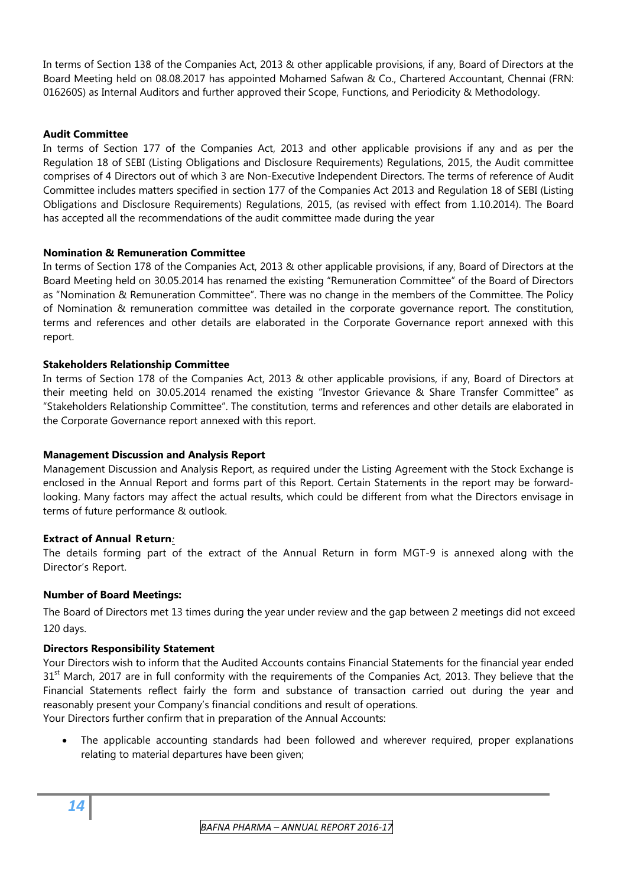In terms of Section 138 of the Companies Act, 2013 & other applicable provisions, if any, Board of Directors at the Board Meeting held on 08.08.2017 has appointed Mohamed Safwan & Co., Chartered Accountant, Chennai (FRN: 016260S) as Internal Auditors and further approved their Scope, Functions, and Periodicity & Methodology.

**Audit Committee**

In terms of Section 177 of the Companies Act, 2013 and other applicable provisions if any and as per the Regulation 18 of SEBI (Listing Obligations and Disclosure Requirements) Regulations, 2015, the Audit committee comprises of 4 Directors out of which 3 are Non-Executive Independent Directors. The terms of reference of Audit Committee includes matters specified in section 177 of the Companies Act 2013 and Regulation 18 of SEBI (Listing Obligations and Disclosure Requirements) Regulations, 2015, (as revised with effect from 1.10.2014). The Board has accepted all the recommendations of the audit committee made during the year

**Nomination & Remuneration Committee**

In terms of Section 178 of the Companies Act, 2013 & other applicable provisions, if any, Board of Directors at the Board Meeting held on 30.05.2014 has renamed the existing "Remuneration Committee" of the Board of Directors as "Nomination & Remuneration Committee". There was no change in the members of the Committee. The Policy of Nomination & remuneration committee was detailed in the corporate governance report. The constitution, terms and references and other details are elaborated in the Corporate Governance report annexed with this report.

**Stakeholders Relationship Committee**

In terms of Section 178 of the Companies Act, 2013 & other applicable provisions, if any, Board of Directors at their meeting held on 30.05.2014 renamed the existing "Investor Grievance & Share Transfer Committee" as "Stakeholders Relationship Committee". The constitution, terms and references and other details are elaborated in the Corporate Governance report annexed with this report.

**Management Discussion and Analysis Report**

Management Discussion and Analysis Report, as required under the Listing Agreement with the Stock Exchange is enclosed in the Annual Report and forms part of this Report. Certain Statements in the report may be forward-looking. Many factors may affect the actual results, which could be different from what the Directors envisage in terms of future performance & outlook.

**Extract of Annual Return**:

The details forming part of the extract of the Annual Return in form MGT-9 is annexed along with the Director's Report.

**Number of Board Meetings:**

The Board of Directors met 13 times during the year under review and the gap between 2 meetings did not exceed 120 days.

**Directors Responsibility Statement**

Your Directors wish to inform that the Audited Accounts contains Financial Statements for the financial year ended 31st March, 2017 are in full conformity with the requirements of the Companies Act, 2013. They believe that the Financial Statements reflect fairly the form and substance of transaction carried out during the year and reasonably present your Company's financial conditions and result of operations.

Your Directors further confirm that in preparation of the Annual Accounts:

- The applicable accounting standards had been followed and wherever required, proper explanations relating to material departures have been given;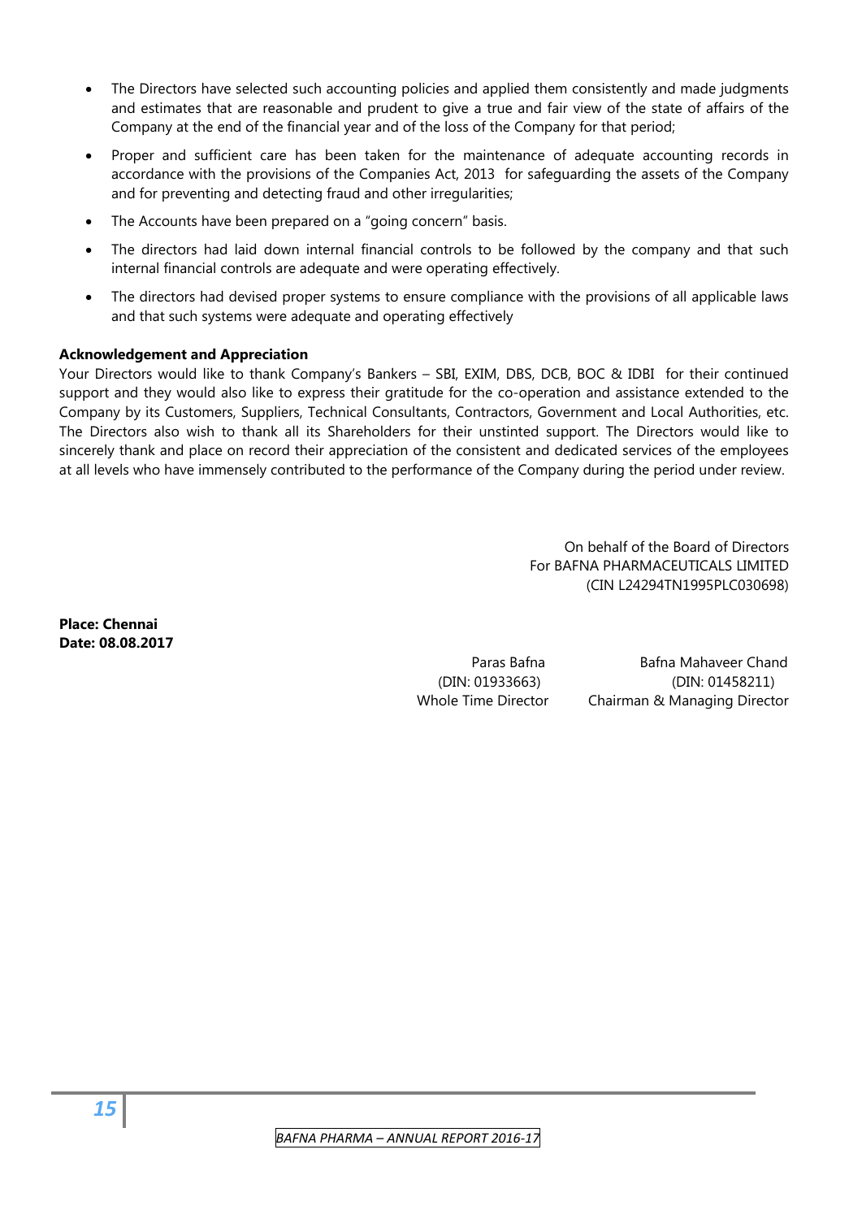- The Directors have selected such accounting policies and applied them consistently and made judgments and estimates that are reasonable and prudent to give a true and fair view of the state of affairs of the Company at the end of the financial year and of the loss of the Company for that period;
- Proper and sufficient care has been taken for the maintenance of adequate accounting records in accordance with the provisions of the Companies Act, 2013 for safeguarding the assets of the Company and for preventing and detecting fraud and other irregularities;
- The Accounts have been prepared on a "going concern" basis.
- The directors had laid down internal financial controls to be followed by the company and that such internal financial controls are adequate and were operating effectively.
- The directors had devised proper systems to ensure compliance with the provisions of all applicable laws and that such systems were adequate and operating effectively

**Acknowledgement and Appreciation**

Your Directors would like to thank Company's Bankers – SBI, EXIM, DBS, DCB, BOC & IDBI for their continued support and they would also like to express their gratitude for the co-operation and assistance extended to the Company by its Customers, Suppliers, Technical Consultants, Contractors, Government and Local Authorities, etc. The Directors also wish to thank all its Shareholders for their unstinted support. The Directors would like to sincerely thank and place on record their appreciation of the consistent and dedicated services of the employees at all levels who have immensely contributed to the performance of the Company during the period under review.

On behalf of the Board of Directors
For BAFNA PHARMACEUTICALS LIMITED
(CIN L24294TN1995PLC030698)

**Place: Chennai**
**Date: 08.08.2017**

Paras Bafna
(DIN: 01933663)
Whole Time Director

Bafna Mahaveer Chand
(DIN: 01458211)
Chairman & Managing Director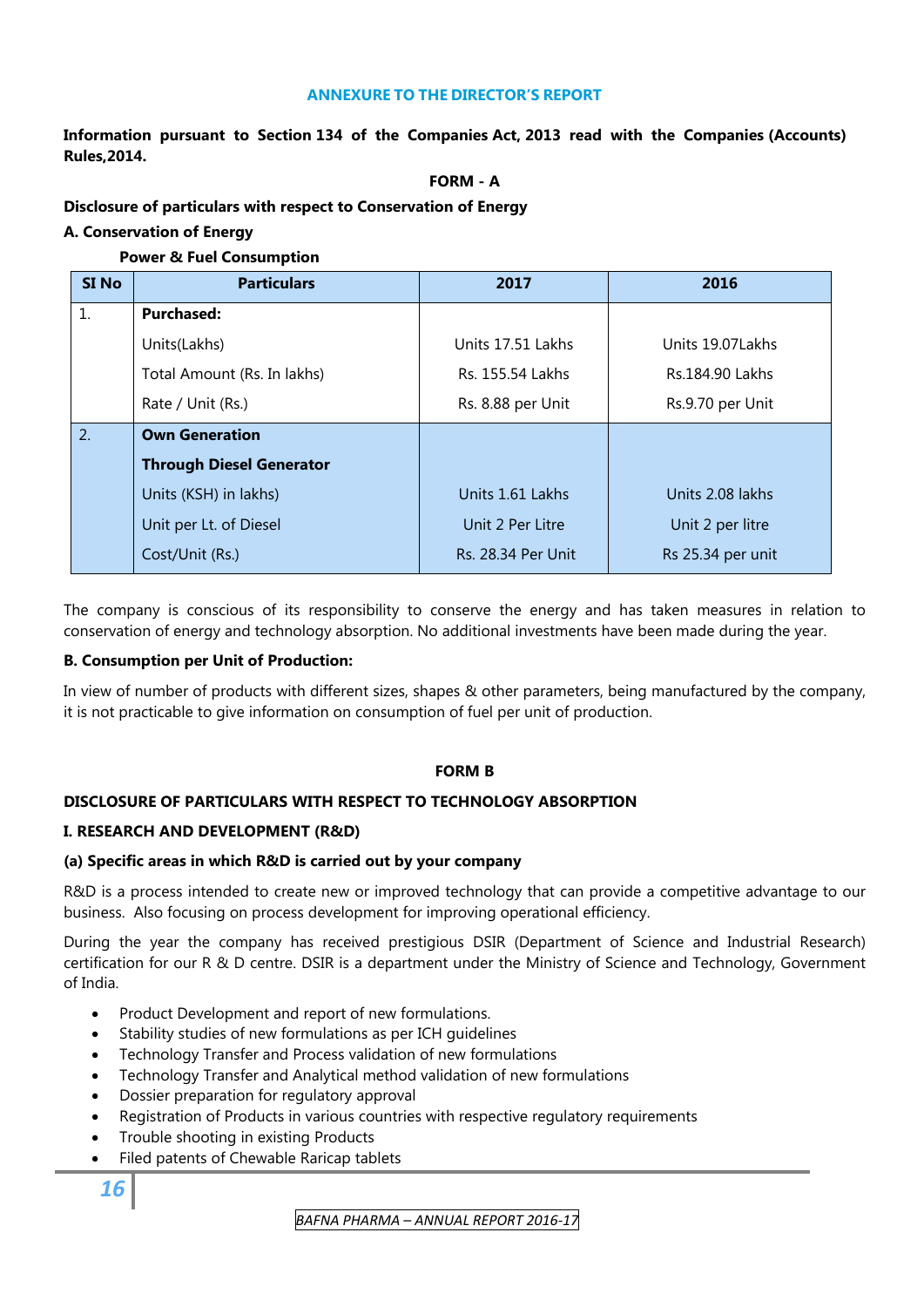### ANNEXURE TO THE DIRECTOR'S REPORT

**Information pursuant to Section 134 of the Companies Act, 2013 read with the Companies (Accounts) Rules,2014.**

**FORM - A**

**Disclosure of particulars with respect to Conservation of Energy**

**A. Conservation of Energy**

**Power & Fuel Consumption**

| SI No | Particulars | 2017 | 2016 |
|---|---|---|---|
| 1. | **Purchased:** | | |
| | Units(Lakhs) | Units 17.51 Lakhs | Units 19.07Lakhs |
| | Total Amount (Rs. In lakhs) | Rs. 155.54 Lakhs | Rs.184.90 Lakhs |
| | Rate / Unit (Rs.) | Rs. 8.88 per Unit | Rs.9.70 per Unit |
| 2. | **Own Generation** | | |
| | **Through Diesel Generator** | | |
| | Units (KSH) in lakhs) | Units 1.61 Lakhs | Units 2.08 lakhs |
| | Unit per Lt. of Diesel | Unit 2 Per Litre | Unit 2 per litre |
| | Cost/Unit (Rs.) | Rs. 28.34 Per Unit | Rs 25.34 per unit |

The company is conscious of its responsibility to conserve the energy and has taken measures in relation to conservation of energy and technology absorption. No additional investments have been made during the year.

**B. Consumption per Unit of Production:**

In view of number of products with different sizes, shapes & other parameters, being manufactured by the company, it is not practicable to give information on consumption of fuel per unit of production.

**FORM B**

**DISCLOSURE OF PARTICULARS WITH RESPECT TO TECHNOLOGY ABSORPTION**

**I. RESEARCH AND DEVELOPMENT (R&D)**

**(a) Specific areas in which R&D is carried out by your company**

R&D is a process intended to create new or improved technology that can provide a competitive advantage to our business. Also focusing on process development for improving operational efficiency.

During the year the company has received prestigious DSIR (Department of Science and Industrial Research) certification for our R & D centre. DSIR is a department under the Ministry of Science and Technology, Government of India.

- Product Development and report of new formulations.
- Stability studies of new formulations as per ICH guidelines
- Technology Transfer and Process validation of new formulations
- Technology Transfer and Analytical method validation of new formulations
- Dossier preparation for regulatory approval
- Registration of Products in various countries with respective regulatory requirements
- Trouble shooting in existing Products
- Filed patents of Chewable Raricap tablets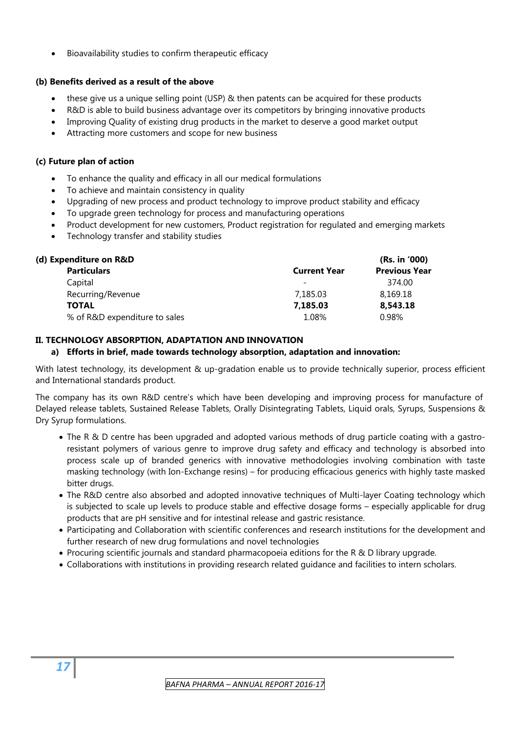- Bioavailability studies to confirm therapeutic efficacy

**(b) Benefits derived as a result of the above**

- these give us a unique selling point (USP) & then patents can be acquired for these products
- R&D is able to build business advantage over its competitors by bringing innovative products
- Improving Quality of existing drug products in the market to deserve a good market output
- Attracting more customers and scope for new business

**(c) Future plan of action**

- To enhance the quality and efficacy in all our medical formulations
- To achieve and maintain consistency in quality
- Upgrading of new process and product technology to improve product stability and efficacy
- To upgrade green technology for process and manufacturing operations
- Product development for new customers, Product registration for regulated and emerging markets
- Technology transfer and stability studies

**(d) Expenditure on R&D**

(Rs. in '000)

| **Particulars** | **Current Year** | **Previous Year** |
|---|---|---|
| Capital | - | 374.00 |
| Recurring/Revenue | 7,185.03 | 8,169.18 |
| **TOTAL** | **7,185.03** | **8,543.18** |
| % of R&D expenditure to sales | 1.08% | 0.98% |

**II. TECHNOLOGY ABSORPTION, ADAPTATION AND INNOVATION**

**a) Efforts in brief, made towards technology absorption, adaptation and innovation:**

With latest technology, its development & up-gradation enable us to provide technically superior, process efficient and International standards product.

The company has its own R&D centre's which have been developing and improving process for manufacture of Delayed release tablets, Sustained Release Tablets, Orally Disintegrating Tablets, Liquid orals, Syrups, Suspensions & Dry Syrup formulations.

- The R & D centre has been upgraded and adopted various methods of drug particle coating with a gastro-resistant polymers of various genre to improve drug safety and efficacy and technology is absorbed into process scale up of branded generics with innovative methodologies involving combination with taste masking technology (with Ion-Exchange resins) – for producing efficacious generics with highly taste masked bitter drugs.
- The R&D centre also absorbed and adopted innovative techniques of Multi-layer Coating technology which is subjected to scale up levels to produce stable and effective dosage forms – especially applicable for drug products that are pH sensitive and for intestinal release and gastric resistance.
- Participating and Collaboration with scientific conferences and research institutions for the development and further research of new drug formulations and novel technologies
- Procuring scientific journals and standard pharmacopoeia editions for the R & D library upgrade.
- Collaborations with institutions in providing research related guidance and facilities to intern scholars.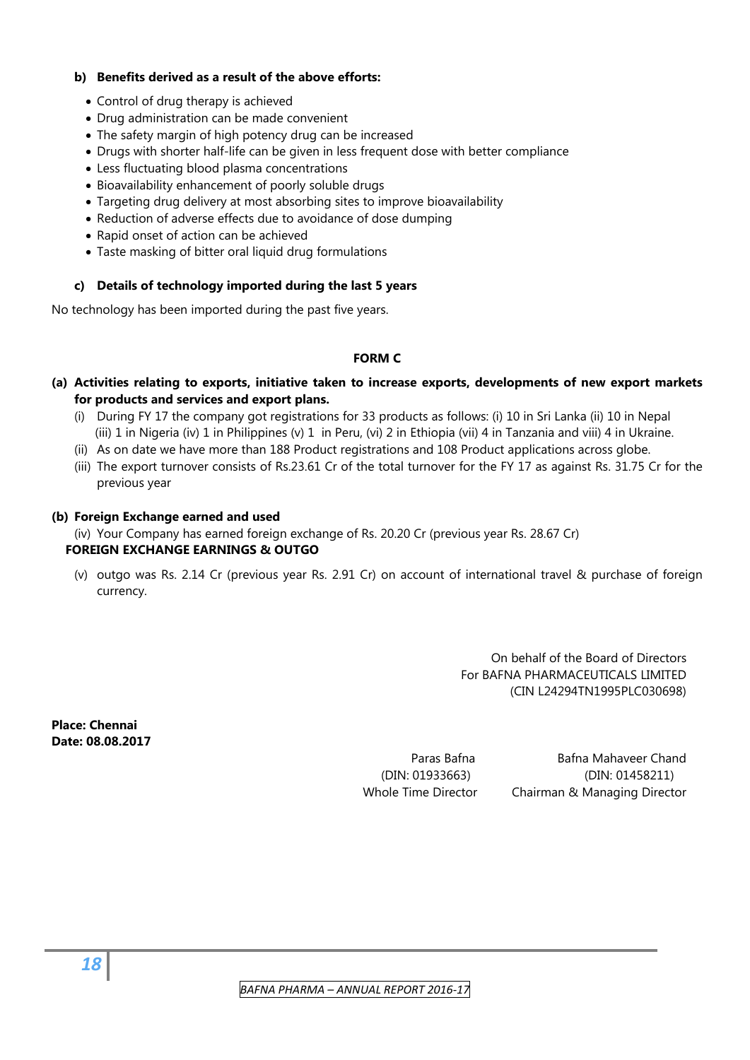**b) Benefits derived as a result of the above efforts:**

- Control of drug therapy is achieved
- Drug administration can be made convenient
- The safety margin of high potency drug can be increased
- Drugs with shorter half-life can be given in less frequent dose with better compliance
- Less fluctuating blood plasma concentrations
- Bioavailability enhancement of poorly soluble drugs
- Targeting drug delivery at most absorbing sites to improve bioavailability
- Reduction of adverse effects due to avoidance of dose dumping
- Rapid onset of action can be achieved
- Taste masking of bitter oral liquid drug formulations

**c) Details of technology imported during the last 5 years**

No technology has been imported during the past five years.

**FORM C**

**(a) Activities relating to exports, initiative taken to increase exports, developments of new export markets for products and services and export plans.**

(i) During FY 17 the company got registrations for 33 products as follows: (i) 10 in Sri Lanka (ii) 10 in Nepal (iii) 1 in Nigeria (iv) 1 in Philippines (v) 1 in Peru, (vi) 2 in Ethiopia (vii) 4 in Tanzania and viii) 4 in Ukraine.

(ii) As on date we have more than 188 Product registrations and 108 Product applications across globe.

(iii) The export turnover consists of Rs.23.61 Cr of the total turnover for the FY 17 as against Rs. 31.75 Cr for the previous year

**(b) Foreign Exchange earned and used**

(iv) Your Company has earned foreign exchange of Rs. 20.20 Cr (previous year Rs. 28.67 Cr)

**FOREIGN EXCHANGE EARNINGS & OUTGO**

(v) outgo was Rs. 2.14 Cr (previous year Rs. 2.91 Cr) on account of international travel & purchase of foreign currency.

On behalf of the Board of Directors
For BAFNA PHARMACEUTICALS LIMITED
(CIN L24294TN1995PLC030698)

**Place: Chennai**
**Date: 08.08.2017**

Paras Bafna
(DIN: 01933663)
Whole Time Director

Bafna Mahaveer Chand
(DIN: 01458211)
Chairman & Managing Director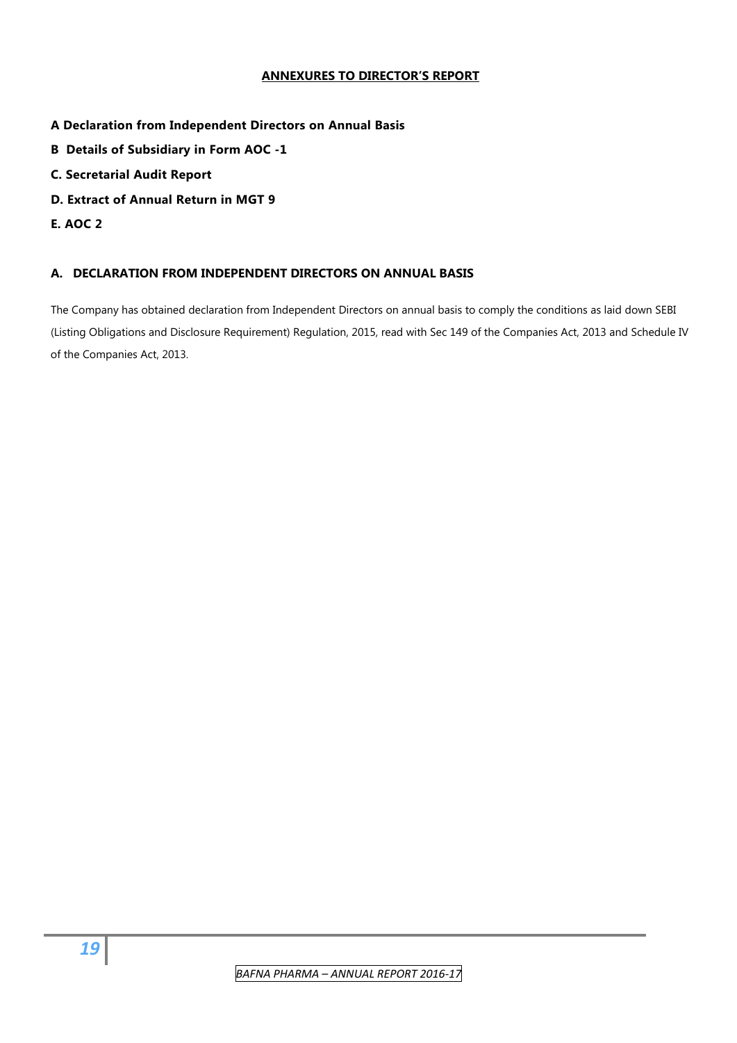# ANNEXURES TO DIRECTOR'S REPORT

**A Declaration from Independent Directors on Annual Basis**

**B Details of Subsidiary in Form AOC -1**

**C. Secretarial Audit Report**

**D. Extract of Annual Return in MGT 9**

**E. AOC 2**

## A. DECLARATION FROM INDEPENDENT DIRECTORS ON ANNUAL BASIS

The Company has obtained declaration from Independent Directors on annual basis to comply the conditions as laid down SEBI (Listing Obligations and Disclosure Requirement) Regulation, 2015, read with Sec 149 of the Companies Act, 2013 and Schedule IV of the Companies Act, 2013.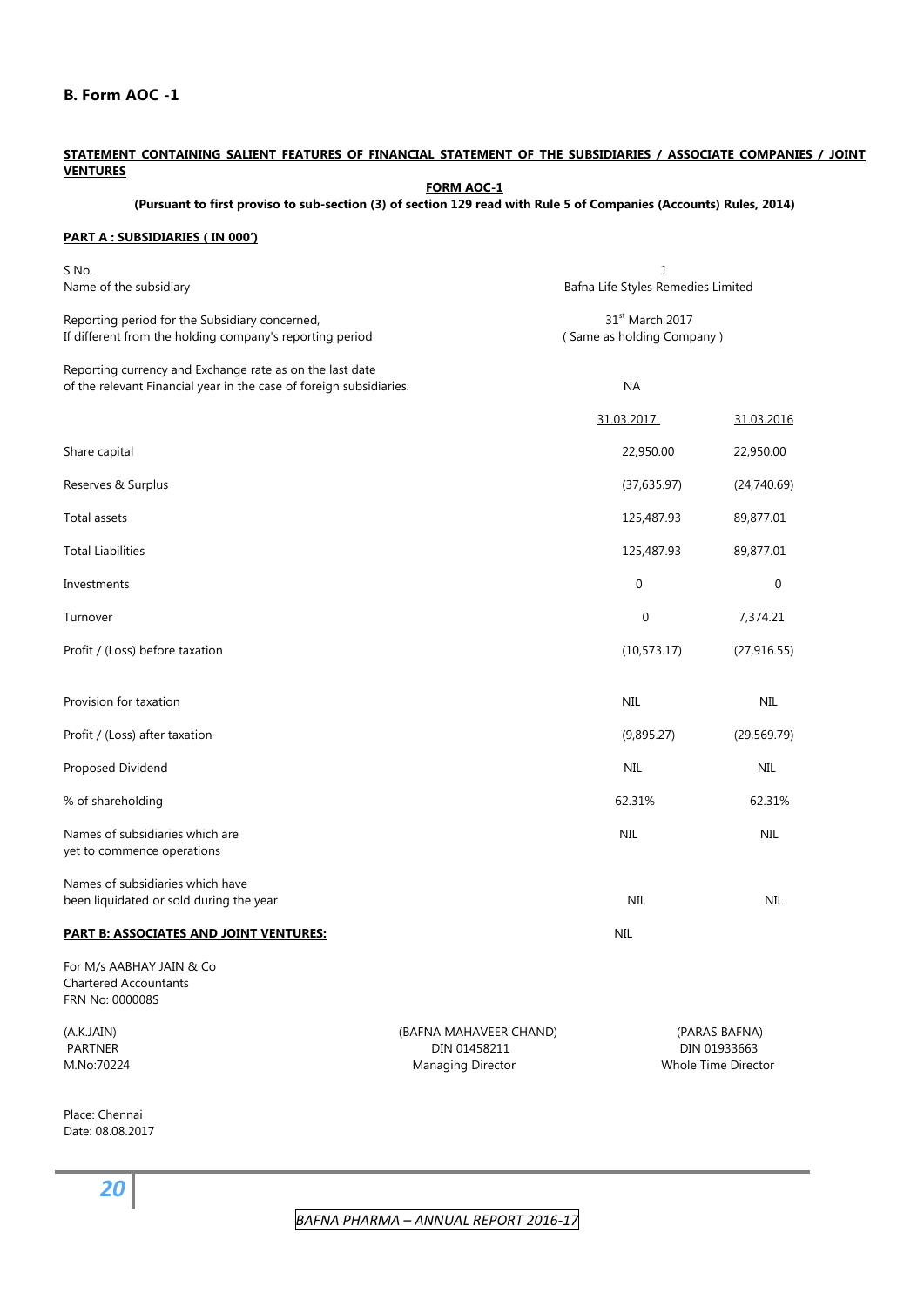## B. Form AOC -1

**STATEMENT CONTAINING SALIENT FEATURES OF FINANCIAL STATEMENT OF THE SUBSIDIARIES / ASSOCIATE COMPANIES / JOINT VENTURES**

**FORM AOC-1**

**(Pursuant to first proviso to sub-section (3) of section 129 read with Rule 5 of Companies (Accounts) Rules, 2014)**

**PART A : SUBSIDIARIES ( IN 000')**

| | | |
|---|---|---|
| S No.<br>Name of the subsidiary | 1<br>Bafna Life Styles Remedies Limited | |
| Reporting period for the Subsidiary concerned,<br>If different from the holding company's reporting period | 31st March 2017<br>( Same as holding Company ) | |
| Reporting currency and Exchange rate as on the last date of the relevant Financial year in the case of foreign subsidiaries. | NA | |
| | 31.03.2017 | 31.03.2016 |
| Share capital | 22,950.00 | 22,950.00 |
| Reserves & Surplus | (37,635.97) | (24,740.69) |
| Total assets | 125,487.93 | 89,877.01 |
| Total Liabilities | 125,487.93 | 89,877.01 |
| Investments | 0 | 0 |
| Turnover | 0 | 7,374.21 |
| Profit / (Loss) before taxation | (10,573.17) | (27,916.55) |
| Provision for taxation | NIL | NIL |
| Profit / (Loss) after taxation | (9,895.27) | (29,569.79) |
| Proposed Dividend | NIL | NIL |
| % of shareholding | 62.31% | 62.31% |
| Names of subsidiaries which are yet to commence operations | NIL | NIL |
| Names of subsidiaries which have been liquidated or sold during the year | NIL | NIL |

**PART B: ASSOCIATES AND JOINT VENTURES:** NIL

For M/s AABHAY JAIN & Co
Chartered Accountants
FRN No: 000008S

| | | |
|---|---|---|
| (A.K.JAIN)<br>PARTNER<br>M.No:70224 | (BAFNA MAHAVEER CHAND)<br>DIN 01458211<br>Managing Director | (PARAS BAFNA)<br>DIN 01933663<br>Whole Time Director |

Place: Chennai
Date: 08.08.2017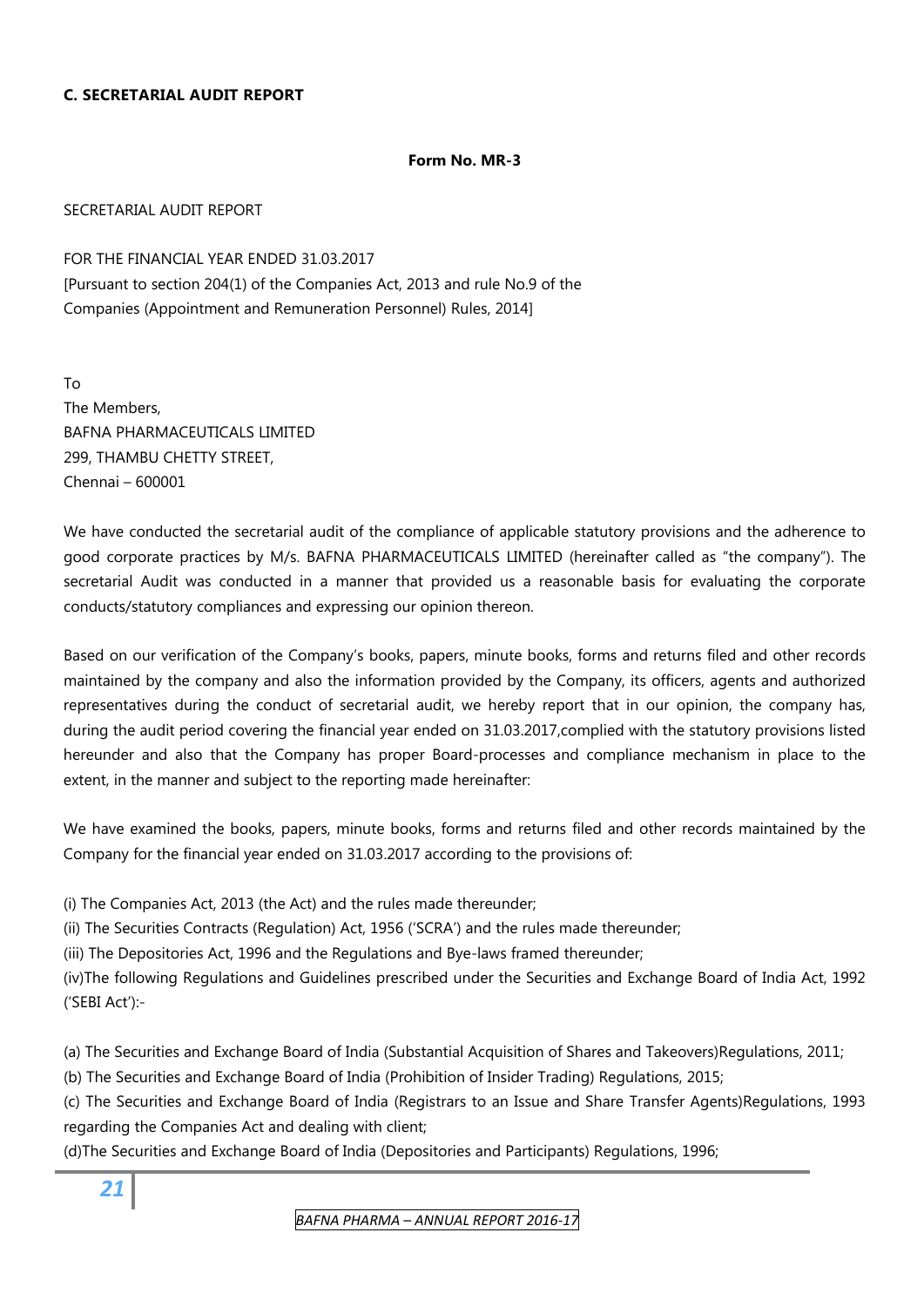### C. SECRETARIAL AUDIT REPORT

**Form No. MR-3**

SECRETARIAL AUDIT REPORT

FOR THE FINANCIAL YEAR ENDED 31.03.2017
[Pursuant to section 204(1) of the Companies Act, 2013 and rule No.9 of the Companies (Appointment and Remuneration Personnel) Rules, 2014]

To
The Members,
BAFNA PHARMACEUTICALS LIMITED
299, THAMBU CHETTY STREET,
Chennai – 600001

We have conducted the secretarial audit of the compliance of applicable statutory provisions and the adherence to good corporate practices by M/s. BAFNA PHARMACEUTICALS LIMITED (hereinafter called as "the company"). The secretarial Audit was conducted in a manner that provided us a reasonable basis for evaluating the corporate conducts/statutory compliances and expressing our opinion thereon.

Based on our verification of the Company's books, papers, minute books, forms and returns filed and other records maintained by the company and also the information provided by the Company, its officers, agents and authorized representatives during the conduct of secretarial audit, we hereby report that in our opinion, the company has, during the audit period covering the financial year ended on 31.03.2017,complied with the statutory provisions listed hereunder and also that the Company has proper Board-processes and compliance mechanism in place to the extent, in the manner and subject to the reporting made hereinafter:

We have examined the books, papers, minute books, forms and returns filed and other records maintained by the Company for the financial year ended on 31.03.2017 according to the provisions of:

(i) The Companies Act, 2013 (the Act) and the rules made thereunder;
(ii) The Securities Contracts (Regulation) Act, 1956 ('SCRA') and the rules made thereunder;
(iii) The Depositories Act, 1996 and the Regulations and Bye-laws framed thereunder;
(iv)The following Regulations and Guidelines prescribed under the Securities and Exchange Board of India Act, 1992 ('SEBI Act'):-

(a) The Securities and Exchange Board of India (Substantial Acquisition of Shares and Takeovers)Regulations, 2011;
(b) The Securities and Exchange Board of India (Prohibition of Insider Trading) Regulations, 2015;
(c) The Securities and Exchange Board of India (Registrars to an Issue and Share Transfer Agents)Regulations, 1993 regarding the Companies Act and dealing with client;
(d)The Securities and Exchange Board of India (Depositories and Participants) Regulations, 1996;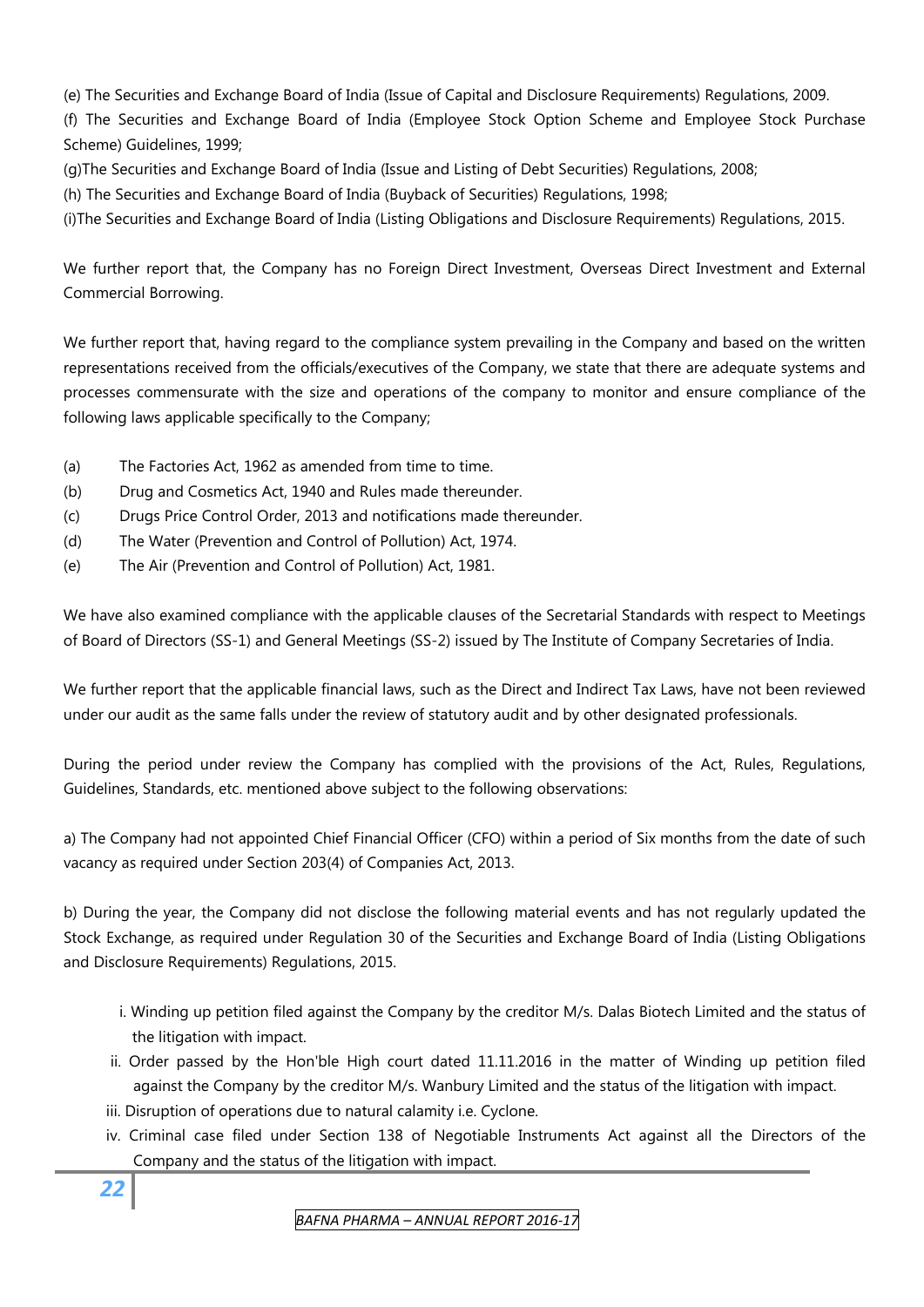(e) The Securities and Exchange Board of India (Issue of Capital and Disclosure Requirements) Regulations, 2009.

(f) The Securities and Exchange Board of India (Employee Stock Option Scheme and Employee Stock Purchase Scheme) Guidelines, 1999;

(g)The Securities and Exchange Board of India (Issue and Listing of Debt Securities) Regulations, 2008;

(h) The Securities and Exchange Board of India (Buyback of Securities) Regulations, 1998;

(i)The Securities and Exchange Board of India (Listing Obligations and Disclosure Requirements) Regulations, 2015.

We further report that, the Company has no Foreign Direct Investment, Overseas Direct Investment and External Commercial Borrowing.

We further report that, having regard to the compliance system prevailing in the Company and based on the written representations received from the officials/executives of the Company, we state that there are adequate systems and processes commensurate with the size and operations of the company to monitor and ensure compliance of the following laws applicable specifically to the Company;

(a) The Factories Act, 1962 as amended from time to time.

(b) Drug and Cosmetics Act, 1940 and Rules made thereunder.

(c) Drugs Price Control Order, 2013 and notifications made thereunder.

(d) The Water (Prevention and Control of Pollution) Act, 1974.

(e) The Air (Prevention and Control of Pollution) Act, 1981.

We have also examined compliance with the applicable clauses of the Secretarial Standards with respect to Meetings of Board of Directors (SS-1) and General Meetings (SS-2) issued by The Institute of Company Secretaries of India.

We further report that the applicable financial laws, such as the Direct and Indirect Tax Laws, have not been reviewed under our audit as the same falls under the review of statutory audit and by other designated professionals.

During the period under review the Company has complied with the provisions of the Act, Rules, Regulations, Guidelines, Standards, etc. mentioned above subject to the following observations:

a) The Company had not appointed Chief Financial Officer (CFO) within a period of Six months from the date of such vacancy as required under Section 203(4) of Companies Act, 2013.

b) During the year, the Company did not disclose the following material events and has not regularly updated the Stock Exchange, as required under Regulation 30 of the Securities and Exchange Board of India (Listing Obligations and Disclosure Requirements) Regulations, 2015.

i. Winding up petition filed against the Company by the creditor M/s. Dalas Biotech Limited and the status of the litigation with impact.

ii. Order passed by the Hon'ble High court dated 11.11.2016 in the matter of Winding up petition filed against the Company by the creditor M/s. Wanbury Limited and the status of the litigation with impact.

iii. Disruption of operations due to natural calamity i.e. Cyclone.

iv. Criminal case filed under Section 138 of Negotiable Instruments Act against all the Directors of the Company and the status of the litigation with impact.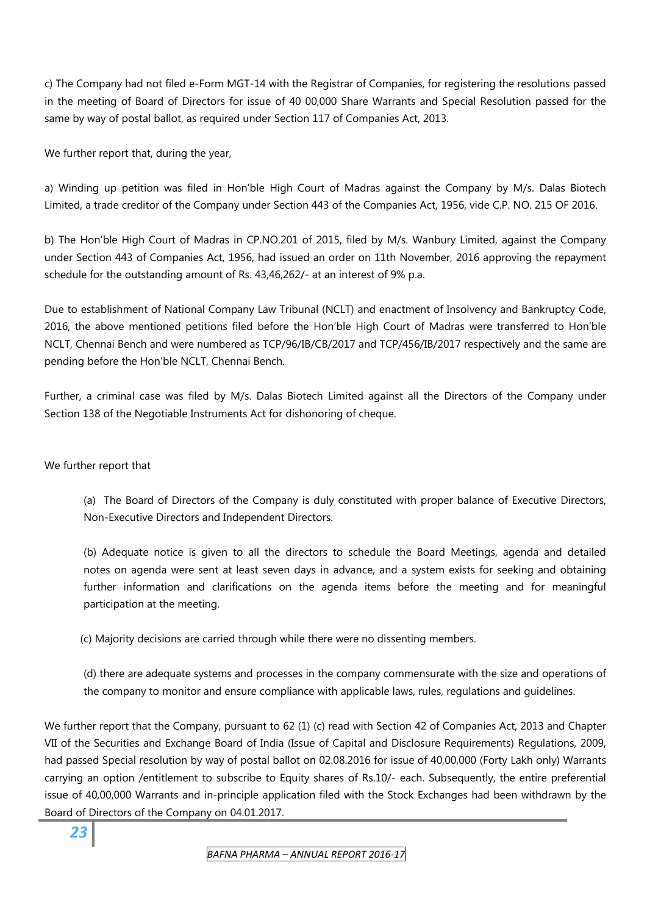c) The Company had not filed e-Form MGT-14 with the Registrar of Companies, for registering the resolutions passed in the meeting of Board of Directors for issue of 40 00,000 Share Warrants and Special Resolution passed for the same by way of postal ballot, as required under Section 117 of Companies Act, 2013.

We further report that, during the year,

a) Winding up petition was filed in Hon'ble High Court of Madras against the Company by M/s. Dalas Biotech Limited, a trade creditor of the Company under Section 443 of the Companies Act, 1956, vide C.P. NO. 215 OF 2016.

b) The Hon'ble High Court of Madras in CP.NO.201 of 2015, filed by M/s. Wanbury Limited, against the Company under Section 443 of Companies Act, 1956, had issued an order on 11th November, 2016 approving the repayment schedule for the outstanding amount of Rs. 43,46,262/- at an interest of 9% p.a.

Due to establishment of National Company Law Tribunal (NCLT) and enactment of Insolvency and Bankruptcy Code, 2016, the above mentioned petitions filed before the Hon'ble High Court of Madras were transferred to Hon'ble NCLT, Chennai Bench and were numbered as TCP/96/IB/CB/2017 and TCP/456/IB/2017 respectively and the same are pending before the Hon'ble NCLT, Chennai Bench.

Further, a criminal case was filed by M/s. Dalas Biotech Limited against all the Directors of the Company under Section 138 of the Negotiable Instruments Act for dishonoring of cheque.

We further report that

(a) The Board of Directors of the Company is duly constituted with proper balance of Executive Directors, Non-Executive Directors and Independent Directors.

(b) Adequate notice is given to all the directors to schedule the Board Meetings, agenda and detailed notes on agenda were sent at least seven days in advance, and a system exists for seeking and obtaining further information and clarifications on the agenda items before the meeting and for meaningful participation at the meeting.

(c) Majority decisions are carried through while there were no dissenting members.

(d) there are adequate systems and processes in the company commensurate with the size and operations of the company to monitor and ensure compliance with applicable laws, rules, regulations and guidelines.

We further report that the Company, pursuant to 62 (1) (c) read with Section 42 of Companies Act, 2013 and Chapter VII of the Securities and Exchange Board of India (Issue of Capital and Disclosure Requirements) Regulations, 2009, had passed Special resolution by way of postal ballot on 02.08.2016 for issue of 40,00,000 (Forty Lakh only) Warrants carrying an option /entitlement to subscribe to Equity shares of Rs.10/- each. Subsequently, the entire preferential issue of 40,00,000 Warrants and in-principle application filed with the Stock Exchanges had been withdrawn by the Board of Directors of the Company on 04.01.2017.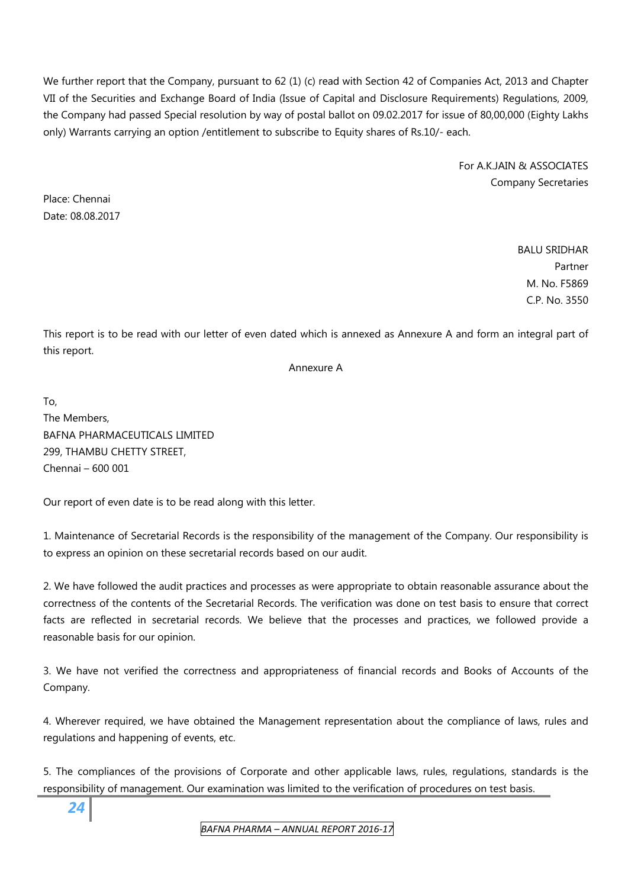We further report that the Company, pursuant to 62 (1) (c) read with Section 42 of Companies Act, 2013 and Chapter VII of the Securities and Exchange Board of India (Issue of Capital and Disclosure Requirements) Regulations, 2009, the Company had passed Special resolution by way of postal ballot on 09.02.2017 for issue of 80,00,000 (Eighty Lakhs only) Warrants carrying an option /entitlement to subscribe to Equity shares of Rs.10/- each.

For A.K.JAIN & ASSOCIATES
Company Secretaries

Place: Chennai
Date: 08.08.2017

BALU SRIDHAR
Partner
M. No. F5869
C.P. No. 3550

This report is to be read with our letter of even dated which is annexed as Annexure A and form an integral part of this report.

Annexure A

To,
The Members,
BAFNA PHARMACEUTICALS LIMITED
299, THAMBU CHETTY STREET,
Chennai – 600 001

Our report of even date is to be read along with this letter.

1. Maintenance of Secretarial Records is the responsibility of the management of the Company. Our responsibility is to express an opinion on these secretarial records based on our audit.

2. We have followed the audit practices and processes as were appropriate to obtain reasonable assurance about the correctness of the contents of the Secretarial Records. The verification was done on test basis to ensure that correct facts are reflected in secretarial records. We believe that the processes and practices, we followed provide a reasonable basis for our opinion.

3. We have not verified the correctness and appropriateness of financial records and Books of Accounts of the Company.

4. Wherever required, we have obtained the Management representation about the compliance of laws, rules and regulations and happening of events, etc.

5. The compliances of the provisions of Corporate and other applicable laws, rules, regulations, standards is the responsibility of management. Our examination was limited to the verification of procedures on test basis.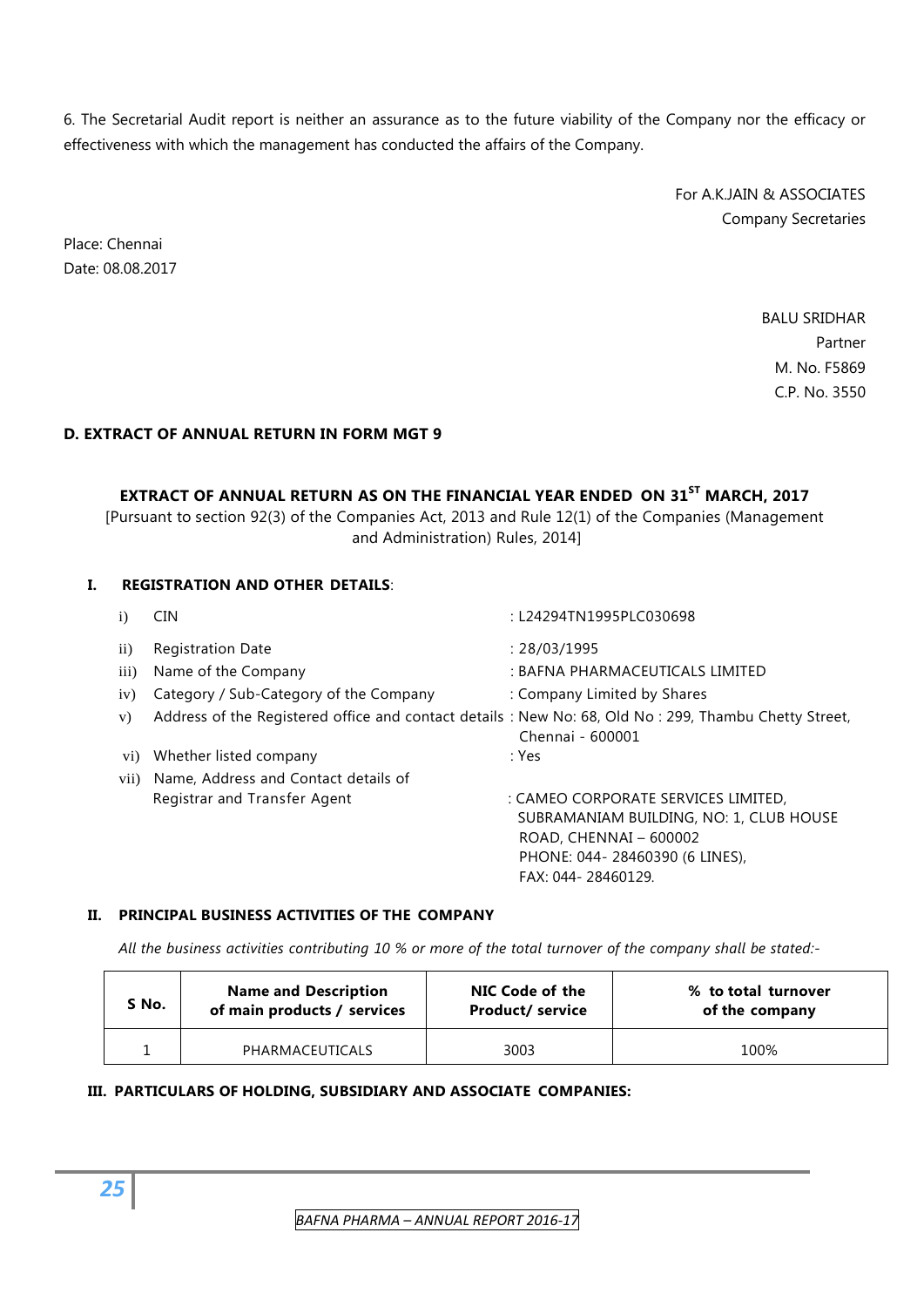6. The Secretarial Audit report is neither an assurance as to the future viability of the Company nor the efficacy or effectiveness with which the management has conducted the affairs of the Company.

For A.K.JAIN & ASSOCIATES
Company Secretaries

Place: Chennai
Date: 08.08.2017

BALU SRIDHAR
Partner
M. No. F5869
C.P. No. 3550

## D. EXTRACT OF ANNUAL RETURN IN FORM MGT 9

### EXTRACT OF ANNUAL RETURN AS ON THE FINANCIAL YEAR ENDED ON 31ST MARCH, 2017

[Pursuant to section 92(3) of the Companies Act, 2013 and Rule 12(1) of the Companies (Management and Administration) Rules, 2014]

### I. REGISTRATION AND OTHER DETAILS:

| | | |
|---|---|---|
| i) | CIN | : L24294TN1995PLC030698 |
| ii) | Registration Date | : 28/03/1995 |
| iii) | Name of the Company | : BAFNA PHARMACEUTICALS LIMITED |
| iv) | Category / Sub-Category of the Company | : Company Limited by Shares |
| v) | Address of the Registered office and contact details | : New No: 68, Old No : 299, Thambu Chetty Street, Chennai - 600001 |
| vi) | Whether listed company | : Yes |
| vii) | Name, Address and Contact details of Registrar and Transfer Agent | : CAMEO CORPORATE SERVICES LIMITED, SUBRAMANIAM BUILDING, NO: 1, CLUB HOUSE ROAD, CHENNAI – 600002 PHONE: 044- 28460390 (6 LINES), FAX: 044- 28460129. |

### II. PRINCIPAL BUSINESS ACTIVITIES OF THE COMPANY

*All the business activities contributing 10 % or more of the total turnover of the company shall be stated:-*

| S No. | Name and Description of main products / services | NIC Code of the Product/ service | % to total turnover of the company |
|---|---|---|---|
| 1 | PHARMACEUTICALS | 3003 | 100% |

### III. PARTICULARS OF HOLDING, SUBSIDIARY AND ASSOCIATE COMPANIES: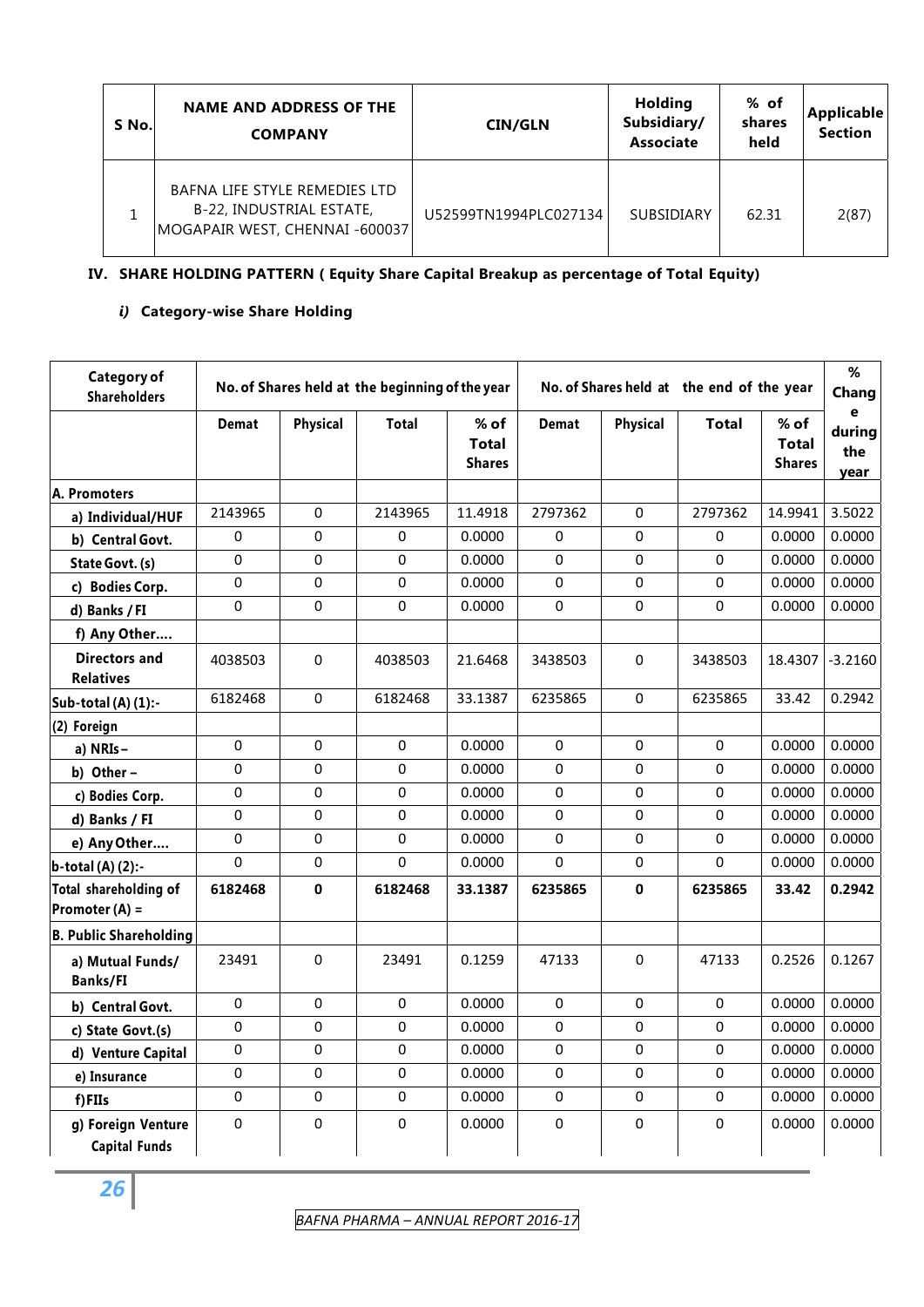| S No. | NAME AND ADDRESS OF THE COMPANY | CIN/GLN | Holding Subsidiary/ Associate | % of shares held | Applicable Section |
|---|---|---|---|---|---|
| 1 | BAFNA LIFE STYLE REMEDIES LTD B-22, INDUSTRIAL ESTATE, MOGAPAIR WEST, CHENNAI -600037 | U52599TN1994PLC027134 | SUBSIDIARY | 62.31 | 2(87) |

**IV. SHARE HOLDING PATTERN ( Equity Share Capital Breakup as percentage of Total Equity)**

***i) Category-wise Share Holding***

| Category of Shareholders | No. of Shares held at the beginning of the year | | | | No. of Shares held at the end of the year | | | | % Change during the year |
|---|---|---|---|---|---|---|---|---|---|
| | Demat | Physical | Total | % of Total Shares | Demat | Physical | Total | % of Total Shares | |
| A. Promoters | | | | | | | | | |
| a) Individual/HUF | 2143965 | 0 | 2143965 | 11.4918 | 2797362 | 0 | 2797362 | 14.9941 | 3.5022 |
| b) Central Govt. | 0 | 0 | 0 | 0.0000 | 0 | 0 | 0 | 0.0000 | 0.0000 |
| State Govt. (s) | 0 | 0 | 0 | 0.0000 | 0 | 0 | 0 | 0.0000 | 0.0000 |
| c) Bodies Corp. | 0 | 0 | 0 | 0.0000 | 0 | 0 | 0 | 0.0000 | 0.0000 |
| d) Banks / FI | 0 | 0 | 0 | 0.0000 | 0 | 0 | 0 | 0.0000 | 0.0000 |
| f) Any Other.... | | | | | | | | | |
| Directors and Relatives | 4038503 | 0 | 4038503 | 21.6468 | 3438503 | 0 | 3438503 | 18.4307 | -3.2160 |
| Sub-total (A) (1):- | 6182468 | 0 | 6182468 | 33.1387 | 6235865 | 0 | 6235865 | 33.42 | 0.2942 |
| (2) Foreign | | | | | | | | | |
| a) NRIs – | 0 | 0 | 0 | 0.0000 | 0 | 0 | 0 | 0.0000 | 0.0000 |
| b) Other – | 0 | 0 | 0 | 0.0000 | 0 | 0 | 0 | 0.0000 | 0.0000 |
| c) Bodies Corp. | 0 | 0 | 0 | 0.0000 | 0 | 0 | 0 | 0.0000 | 0.0000 |
| d) Banks / FI | 0 | 0 | 0 | 0.0000 | 0 | 0 | 0 | 0.0000 | 0.0000 |
| e) Any Other.... | 0 | 0 | 0 | 0.0000 | 0 | 0 | 0 | 0.0000 | 0.0000 |
| b-total (A) (2):- | 0 | 0 | 0 | 0.0000 | 0 | 0 | 0 | 0.0000 | 0.0000 |
| **Total shareholding of Promoter (A) =** | **6182468** | **0** | **6182468** | **33.1387** | **6235865** | **0** | **6235865** | **33.42** | **0.2942** |
| B. Public Shareholding | | | | | | | | | |
| a) Mutual Funds/ Banks/FI | 23491 | 0 | 23491 | 0.1259 | 47133 | 0 | 47133 | 0.2526 | 0.1267 |
| b) Central Govt. | 0 | 0 | 0 | 0.0000 | 0 | 0 | 0 | 0.0000 | 0.0000 |
| c) State Govt.(s) | 0 | 0 | 0 | 0.0000 | 0 | 0 | 0 | 0.0000 | 0.0000 |
| d) Venture Capital | 0 | 0 | 0 | 0.0000 | 0 | 0 | 0 | 0.0000 | 0.0000 |
| e) Insurance | 0 | 0 | 0 | 0.0000 | 0 | 0 | 0 | 0.0000 | 0.0000 |
| f) FIIs | 0 | 0 | 0 | 0.0000 | 0 | 0 | 0 | 0.0000 | 0.0000 |
| g) Foreign Venture Capital Funds | 0 | 0 | 0 | 0.0000 | 0 | 0 | 0 | 0.0000 | 0.0000 |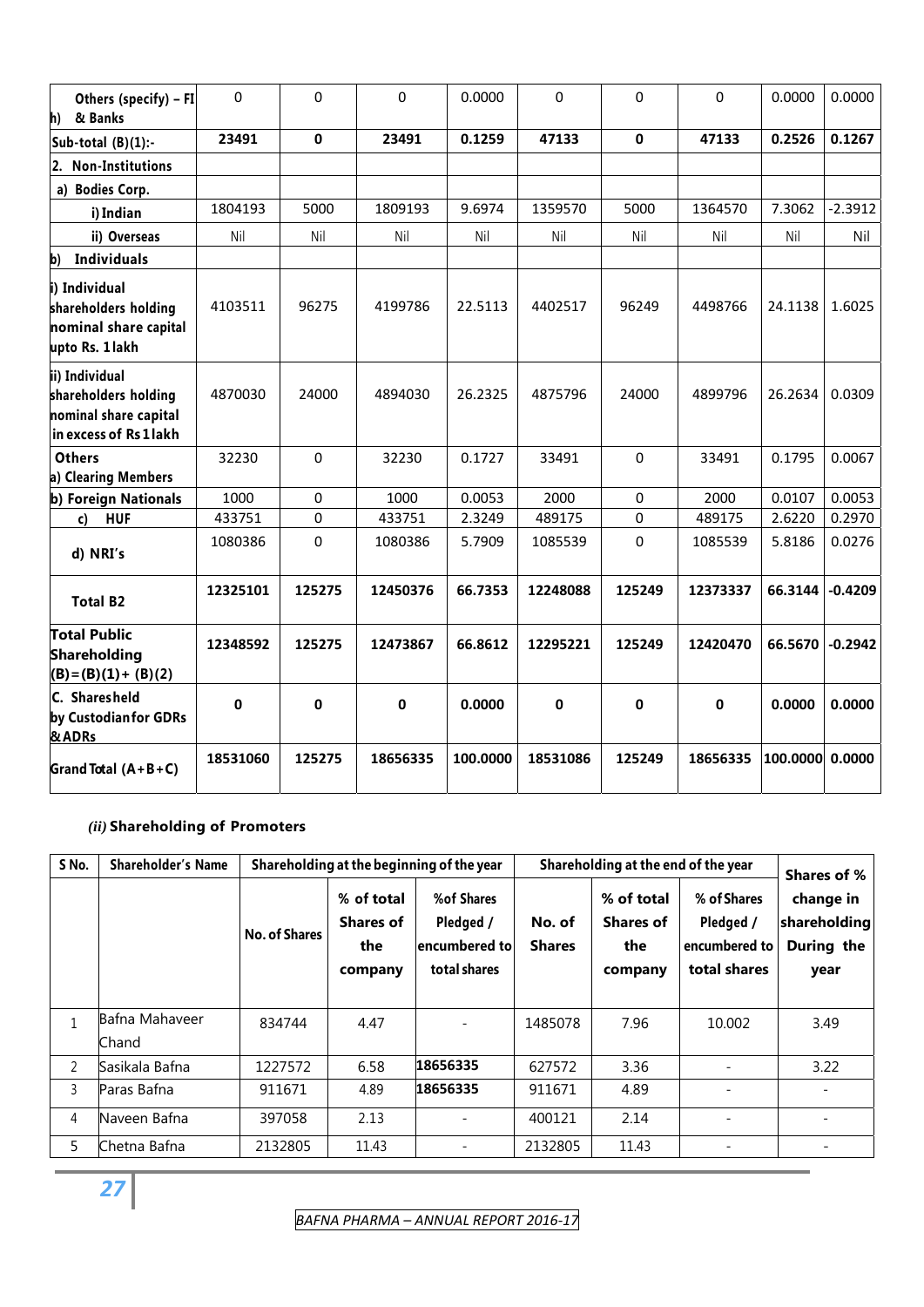| Others (specify) – FI h) & Banks | 0 | 0 | 0 | 0.0000 | 0 | 0 | 0 | 0.0000 | 0.0000 |
|---|---|---|---|---|---|---|---|---|---|
| **Sub-total (B)(1):-** | **23491** | **0** | **23491** | **0.1259** | **47133** | **0** | **47133** | **0.2526** | **0.1267** |
| **2. Non-Institutions** | | | | | | | | | |
| **a) Bodies Corp.** | | | | | | | | | |
| **i) Indian** | 1804193 | 5000 | 1809193 | 9.6974 | 1359570 | 5000 | 1364570 | 7.3062 | -2.3912 |
| **ii) Overseas** | Nil | Nil | Nil | Nil | Nil | Nil | Nil | Nil | Nil |
| **b) Individuals** | | | | | | | | | |
| **i) Individual shareholders holding nominal share capital upto Rs. 1 lakh** | 4103511 | 96275 | 4199786 | 22.5113 | 4402517 | 96249 | 4498766 | 24.1138 | 1.6025 |
| **ii) Individual shareholders holding nominal share capital in excess of Rs 1 lakh** | 4870030 | 24000 | 4894030 | 26.2325 | 4875796 | 24000 | 4899796 | 26.2634 | 0.0309 |
| **Others a) Clearing Members** | 32230 | 0 | 32230 | 0.1727 | 33491 | 0 | 33491 | 0.1795 | 0.0067 |
| **b) Foreign Nationals** | 1000 | 0 | 1000 | 0.0053 | 2000 | 0 | 2000 | 0.0107 | 0.0053 |
| **c) HUF** | 433751 | 0 | 433751 | 2.3249 | 489175 | 0 | 489175 | 2.6220 | 0.2970 |
| **d) NRI's** | 1080386 | 0 | 1080386 | 5.7909 | 1085539 | 0 | 1085539 | 5.8186 | 0.0276 |
| **Total B2** | **12325101** | **125275** | **12450376** | **66.7353** | **12248088** | **125249** | **12373337** | **66.3144** | **-0.4209** |
| **Total Public Shareholding (B)=(B)(1)+ (B)(2)** | **12348592** | **125275** | **12473867** | **66.8612** | **12295221** | **125249** | **12420470** | **66.5670** | **-0.2942** |
| **C. Shares held by Custodian for GDRs & ADRs** | **0** | **0** | **0** | **0.0000** | **0** | **0** | **0** | **0.0000** | **0.0000** |
| **Grand Total (A+B+C)** | **18531060** | **125275** | **18656335** | **100.0000** | **18531086** | **125249** | **18656335** | **100.0000** | **0.0000** |

### *(ii)* Shareholding of Promoters

| S No. | Shareholder's Name | Shareholding at the beginning of the year | | | Shareholding at the end of the year | | | Shares of % change in shareholding During the year |
|---|---|---|---|---|---|---|---|---|
| | | No. of Shares | % of total Shares of the company | %of Shares Pledged / encumbered to total shares | No. of Shares | % of total Shares of the company | % of Shares Pledged / encumbered to total shares | |
| 1 | Bafna Mahaveer Chand | 834744 | 4.47 | - | 1485078 | 7.96 | 10.002 | 3.49 |
| 2 | Sasikala Bafna | 1227572 | 6.58 | **18656335** | 627572 | 3.36 | - | 3.22 |
| 3 | Paras Bafna | 911671 | 4.89 | **18656335** | 911671 | 4.89 | - | - |
| 4 | Naveen Bafna | 397058 | 2.13 | - | 400121 | 2.14 | - | - |
| 5 | Chetna Bafna | 2132805 | 11.43 | - | 2132805 | 11.43 | - | - |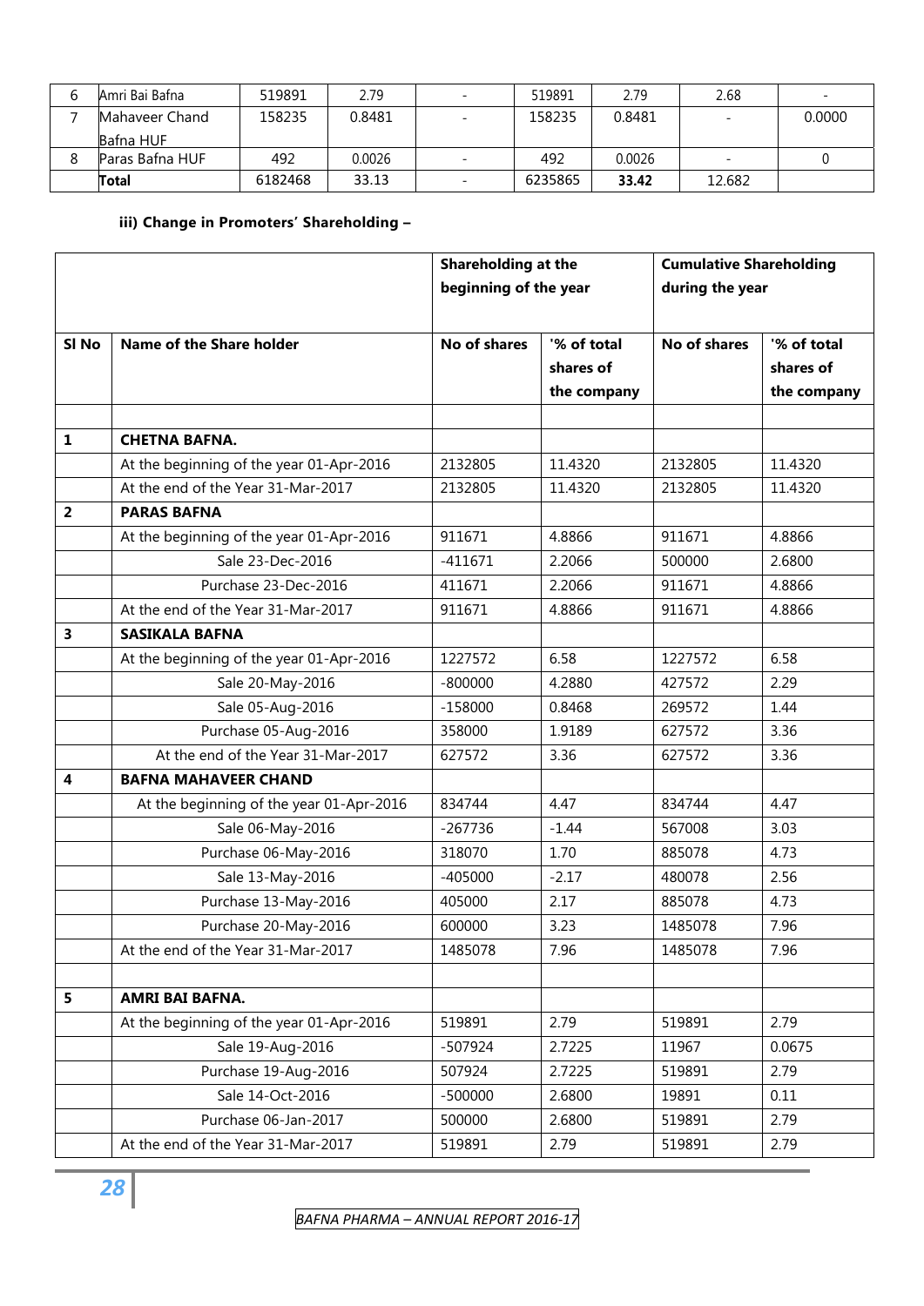| 6 | Amri Bai Bafna | 519891 | 2.79 | - | 519891 | 2.79 | 2.68 | - |
|---|---|---|---|---|---|---|---|---|
| 7 | Mahaveer Chand Bafna HUF | 158235 | 0.8481 | - | 158235 | 0.8481 | - | 0.0000 |
| 8 | Paras Bafna HUF | 492 | 0.0026 | - | 492 | 0.0026 | - | 0 |
| | **Total** | 6182468 | 33.13 | - | 6235865 | **33.42** | 12.682 | |

**iii) Change in Promoters' Shareholding –**

| | | **Shareholding at the beginning of the year** | | **Cumulative Shareholding during the year** | |
|---|---|---|---|---|---|
| **Sl No** | **Name of the Share holder** | **No of shares** | **'% of total shares of the company** | **No of shares** | **'% of total shares of the company** |
| | | | | | |
| **1** | **CHETNA BAFNA.** | | | | |
| | At the beginning of the year 01-Apr-2016 | 2132805 | 11.4320 | 2132805 | 11.4320 |
| | At the end of the Year 31-Mar-2017 | 2132805 | 11.4320 | 2132805 | 11.4320 |
| **2** | **PARAS BAFNA** | | | | |
| | At the beginning of the year 01-Apr-2016 | 911671 | 4.8866 | 911671 | 4.8866 |
| | Sale 23-Dec-2016 | -411671 | 2.2066 | 500000 | 2.6800 |
| | Purchase 23-Dec-2016 | 411671 | 2.2066 | 911671 | 4.8866 |
| | At the end of the Year 31-Mar-2017 | 911671 | 4.8866 | 911671 | 4.8866 |
| **3** | **SASIKALA BAFNA** | | | | |
| | At the beginning of the year 01-Apr-2016 | 1227572 | 6.58 | 1227572 | 6.58 |
| | Sale 20-May-2016 | -800000 | 4.2880 | 427572 | 2.29 |
| | Sale 05-Aug-2016 | -158000 | 0.8468 | 269572 | 1.44 |
| | Purchase 05-Aug-2016 | 358000 | 1.9189 | 627572 | 3.36 |
| | At the end of the Year 31-Mar-2017 | 627572 | 3.36 | 627572 | 3.36 |
| **4** | **BAFNA MAHAVEER CHAND** | | | | |
| | At the beginning of the year 01-Apr-2016 | 834744 | 4.47 | 834744 | 4.47 |
| | Sale 06-May-2016 | -267736 | -1.44 | 567008 | 3.03 |
| | Purchase 06-May-2016 | 318070 | 1.70 | 885078 | 4.73 |
| | Sale 13-May-2016 | -405000 | -2.17 | 480078 | 2.56 |
| | Purchase 13-May-2016 | 405000 | 2.17 | 885078 | 4.73 |
| | Purchase 20-May-2016 | 600000 | 3.23 | 1485078 | 7.96 |
| | At the end of the Year 31-Mar-2017 | 1485078 | 7.96 | 1485078 | 7.96 |
| | | | | | |
| **5** | **AMRI BAI BAFNA.** | | | | |
| | At the beginning of the year 01-Apr-2016 | 519891 | 2.79 | 519891 | 2.79 |
| | Sale 19-Aug-2016 | -507924 | 2.7225 | 11967 | 0.0675 |
| | Purchase 19-Aug-2016 | 507924 | 2.7225 | 519891 | 2.79 |
| | Sale 14-Oct-2016 | -500000 | 2.6800 | 19891 | 0.11 |
| | Purchase 06-Jan-2017 | 500000 | 2.6800 | 519891 | 2.79 |
| | At the end of the Year 31-Mar-2017 | 519891 | 2.79 | 519891 | 2.79 |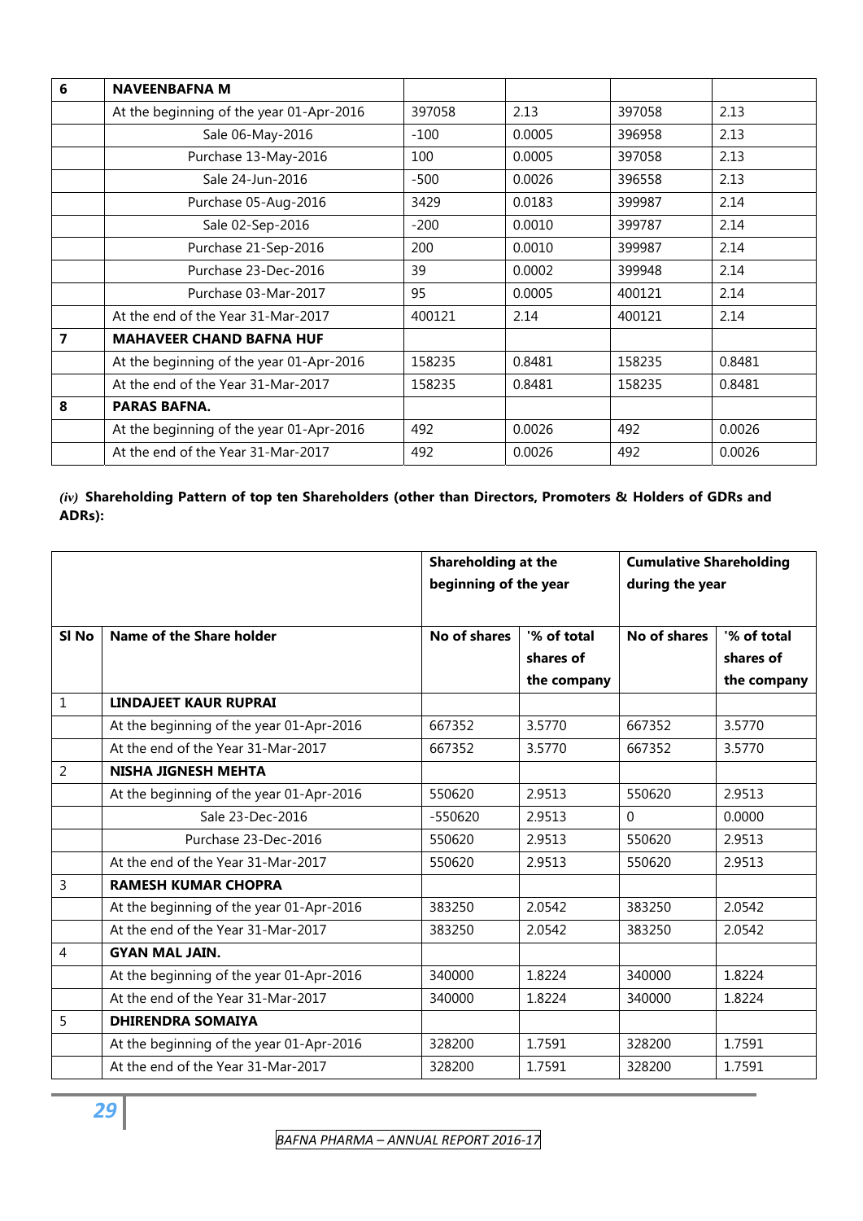| 6 | **NAVEENBAFNA M** | | | | |
|---|---|---|---|---|---|
| | At the beginning of the year 01-Apr-2016 | 397058 | 2.13 | 397058 | 2.13 |
| | Sale 06-May-2016 | -100 | 0.0005 | 396958 | 2.13 |
| | Purchase 13-May-2016 | 100 | 0.0005 | 397058 | 2.13 |
| | Sale 24-Jun-2016 | -500 | 0.0026 | 396558 | 2.13 |
| | Purchase 05-Aug-2016 | 3429 | 0.0183 | 399987 | 2.14 |
| | Sale 02-Sep-2016 | -200 | 0.0010 | 399787 | 2.14 |
| | Purchase 21-Sep-2016 | 200 | 0.0010 | 399987 | 2.14 |
| | Purchase 23-Dec-2016 | 39 | 0.0002 | 399948 | 2.14 |
| | Purchase 03-Mar-2017 | 95 | 0.0005 | 400121 | 2.14 |
| | At the end of the Year 31-Mar-2017 | 400121 | 2.14 | 400121 | 2.14 |
| 7 | **MAHAVEER CHAND BAFNA HUF** | | | | |
| | At the beginning of the year 01-Apr-2016 | 158235 | 0.8481 | 158235 | 0.8481 |
| | At the end of the Year 31-Mar-2017 | 158235 | 0.8481 | 158235 | 0.8481 |
| 8 | **PARAS BAFNA.** | | | | |
| | At the beginning of the year 01-Apr-2016 | 492 | 0.0026 | 492 | 0.0026 |
| | At the end of the Year 31-Mar-2017 | 492 | 0.0026 | 492 | 0.0026 |

***(iv)*** **Shareholding Pattern of top ten Shareholders (other than Directors, Promoters & Holders of GDRs and ADRs):**

| | | **Shareholding at the beginning of the year** | | **Cumulative Shareholding during the year** | |
|---|---|---|---|---|---|
| **Sl No** | **Name of the Share holder** | **No of shares** | **'% of total shares of the company** | **No of shares** | **'% of total shares of the company** |
| 1 | **LINDAJEET KAUR RUPRAI** | | | | |
| | At the beginning of the year 01-Apr-2016 | 667352 | 3.5770 | 667352 | 3.5770 |
| | At the end of the Year 31-Mar-2017 | 667352 | 3.5770 | 667352 | 3.5770 |
| 2 | **NISHA JIGNESH MEHTA** | | | | |
| | At the beginning of the year 01-Apr-2016 | 550620 | 2.9513 | 550620 | 2.9513 |
| | Sale 23-Dec-2016 | -550620 | 2.9513 | 0 | 0.0000 |
| | Purchase 23-Dec-2016 | 550620 | 2.9513 | 550620 | 2.9513 |
| | At the end of the Year 31-Mar-2017 | 550620 | 2.9513 | 550620 | 2.9513 |
| 3 | **RAMESH KUMAR CHOPRA** | | | | |
| | At the beginning of the year 01-Apr-2016 | 383250 | 2.0542 | 383250 | 2.0542 |
| | At the end of the Year 31-Mar-2017 | 383250 | 2.0542 | 383250 | 2.0542 |
| 4 | **GYAN MAL JAIN.** | | | | |
| | At the beginning of the year 01-Apr-2016 | 340000 | 1.8224 | 340000 | 1.8224 |
| | At the end of the Year 31-Mar-2017 | 340000 | 1.8224 | 340000 | 1.8224 |
| 5 | **DHIRENDRA SOMAIYA** | | | | |
| | At the beginning of the year 01-Apr-2016 | 328200 | 1.7591 | 328200 | 1.7591 |
| | At the end of the Year 31-Mar-2017 | 328200 | 1.7591 | 328200 | 1.7591 |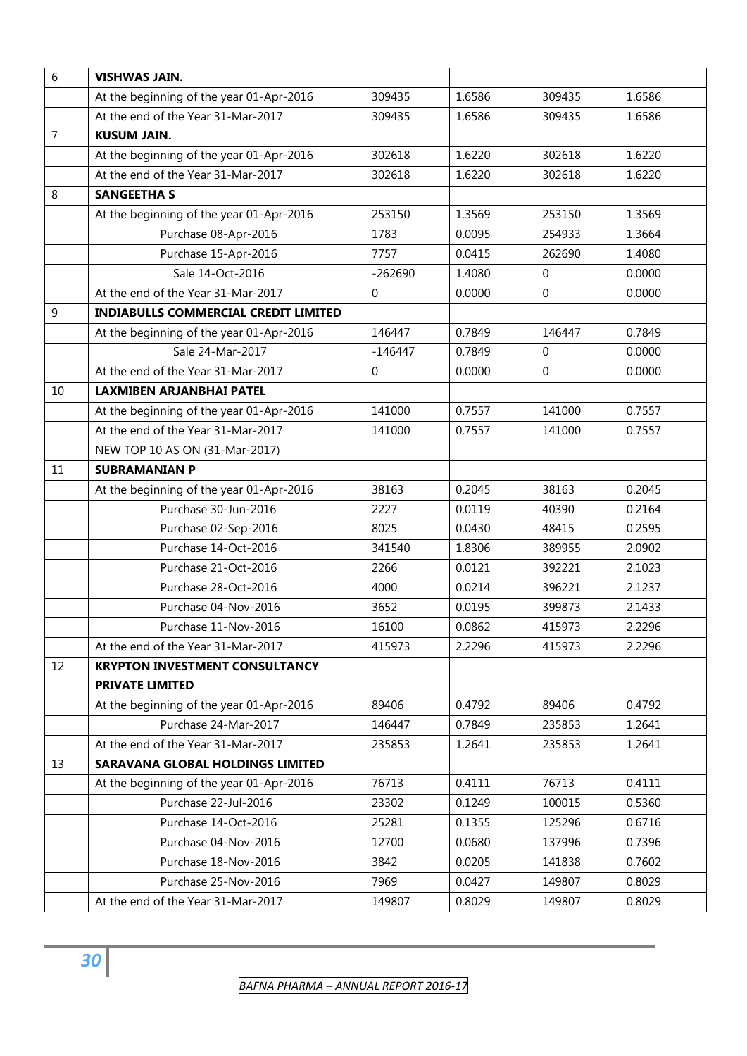| 6 | **VISHWAS JAIN.** | | | | |
|---|---|---|---|---|---|
| | At the beginning of the year 01-Apr-2016 | 309435 | 1.6586 | 309435 | 1.6586 |
| | At the end of the Year 31-Mar-2017 | 309435 | 1.6586 | 309435 | 1.6586 |
| 7 | **KUSUM JAIN.** | | | | |
| | At the beginning of the year 01-Apr-2016 | 302618 | 1.6220 | 302618 | 1.6220 |
| | At the end of the Year 31-Mar-2017 | 302618 | 1.6220 | 302618 | 1.6220 |
| 8 | **SANGEETHA S** | | | | |
| | At the beginning of the year 01-Apr-2016 | 253150 | 1.3569 | 253150 | 1.3569 |
| | Purchase 08-Apr-2016 | 1783 | 0.0095 | 254933 | 1.3664 |
| | Purchase 15-Apr-2016 | 7757 | 0.0415 | 262690 | 1.4080 |
| | Sale 14-Oct-2016 | -262690 | 1.4080 | 0 | 0.0000 |
| | At the end of the Year 31-Mar-2017 | 0 | 0.0000 | 0 | 0.0000 |
| 9 | **INDIABULLS COMMERCIAL CREDIT LIMITED** | | | | |
| | At the beginning of the year 01-Apr-2016 | 146447 | 0.7849 | 146447 | 0.7849 |
| | Sale 24-Mar-2017 | -146447 | 0.7849 | 0 | 0.0000 |
| | At the end of the Year 31-Mar-2017 | 0 | 0.0000 | 0 | 0.0000 |
| 10 | **LAXMIBEN ARJANBHAI PATEL** | | | | |
| | At the beginning of the year 01-Apr-2016 | 141000 | 0.7557 | 141000 | 0.7557 |
| | At the end of the Year 31-Mar-2017 | 141000 | 0.7557 | 141000 | 0.7557 |
| | NEW TOP 10 AS ON (31-Mar-2017) | | | | |
| 11 | **SUBRAMANIAN P** | | | | |
| | At the beginning of the year 01-Apr-2016 | 38163 | 0.2045 | 38163 | 0.2045 |
| | Purchase 30-Jun-2016 | 2227 | 0.0119 | 40390 | 0.2164 |
| | Purchase 02-Sep-2016 | 8025 | 0.0430 | 48415 | 0.2595 |
| | Purchase 14-Oct-2016 | 341540 | 1.8306 | 389955 | 2.0902 |
| | Purchase 21-Oct-2016 | 2266 | 0.0121 | 392221 | 2.1023 |
| | Purchase 28-Oct-2016 | 4000 | 0.0214 | 396221 | 2.1237 |
| | Purchase 04-Nov-2016 | 3652 | 0.0195 | 399873 | 2.1433 |
| | Purchase 11-Nov-2016 | 16100 | 0.0862 | 415973 | 2.2296 |
| | At the end of the Year 31-Mar-2017 | 415973 | 2.2296 | 415973 | 2.2296 |
| 12 | **KRYPTON INVESTMENT CONSULTANCY PRIVATE LIMITED** | | | | |
| | At the beginning of the year 01-Apr-2016 | 89406 | 0.4792 | 89406 | 0.4792 |
| | Purchase 24-Mar-2017 | 146447 | 0.7849 | 235853 | 1.2641 |
| | At the end of the Year 31-Mar-2017 | 235853 | 1.2641 | 235853 | 1.2641 |
| 13 | **SARAVANA GLOBAL HOLDINGS LIMITED** | | | | |
| | At the beginning of the year 01-Apr-2016 | 76713 | 0.4111 | 76713 | 0.4111 |
| | Purchase 22-Jul-2016 | 23302 | 0.1249 | 100015 | 0.5360 |
| | Purchase 14-Oct-2016 | 25281 | 0.1355 | 125296 | 0.6716 |
| | Purchase 04-Nov-2016 | 12700 | 0.0680 | 137996 | 0.7396 |
| | Purchase 18-Nov-2016 | 3842 | 0.0205 | 141838 | 0.7602 |
| | Purchase 25-Nov-2016 | 7969 | 0.0427 | 149807 | 0.8029 |
| | At the end of the Year 31-Mar-2017 | 149807 | 0.8029 | 149807 | 0.8029 |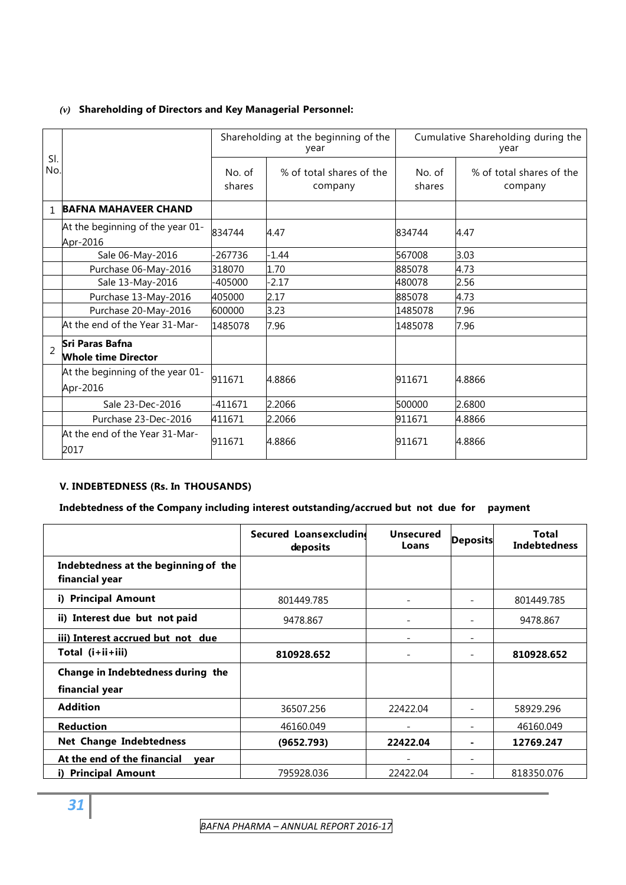### *(v)* **Shareholding of Directors and Key Managerial Personnel:**

| Sl. No. | | Shareholding at the beginning of the year | | Cumulative Shareholding during the year | |
|---|---|---|---|---|---|
| | | No. of shares | % of total shares of the company | No. of shares | % of total shares of the company |
| 1 | **BAFNA MAHAVEER CHAND** | | | | |
| | At the beginning of the year 01-Apr-2016 | 834744 | 4.47 | 834744 | 4.47 |
| | Sale 06-May-2016 | -267736 | -1.44 | 567008 | 3.03 |
| | Purchase 06-May-2016 | 318070 | 1.70 | 885078 | 4.73 |
| | Sale 13-May-2016 | -405000 | -2.17 | 480078 | 2.56 |
| | Purchase 13-May-2016 | 405000 | 2.17 | 885078 | 4.73 |
| | Purchase 20-May-2016 | 600000 | 3.23 | 1485078 | 7.96 |
| | At the end of the Year 31-Mar- | 1485078 | 7.96 | 1485078 | 7.96 |
| 2 | **Sri Paras Bafna Whole time Director** | | | | |
| | At the beginning of the year 01-Apr-2016 | 911671 | 4.8866 | 911671 | 4.8866 |
| | Sale 23-Dec-2016 | -411671 | 2.2066 | 500000 | 2.6800 |
| | Purchase 23-Dec-2016 | 411671 | 2.2066 | 911671 | 4.8866 |
| | At the end of the Year 31-Mar-2017 | 911671 | 4.8866 | 911671 | 4.8866 |

### V. INDEBTEDNESS (Rs. In THOUSANDS)

**Indebtedness of the Company including interest outstanding/accrued but not due for payment**

| | Secured Loans excluding deposits | Unsecured Loans | Deposits | Total Indebtedness |
|---|---|---|---|---|
| **Indebtedness at the beginning of the financial year** | | | | |
| **i) Principal Amount** | 801449.785 | - | - | 801449.785 |
| **ii) Interest due but not paid** | 9478.867 | - | - | 9478.867 |
| **iii) Interest accrued but not due** | | - | - | |
| **Total (i+ii+iii)** | **810928.652** | - | - | **810928.652** |
| **Change in Indebtedness during the financial year** | | | | |
| **Addition** | 36507.256 | 22422.04 | - | 58929.296 |
| **Reduction** | 46160.049 | - | - | 46160.049 |
| **Net Change Indebtedness** | **(9652.793)** | **22422.04** | **-** | **12769.247** |
| **At the end of the financial year** | | - | - | |
| **i) Principal Amount** | 795928.036 | 22422.04 | - | 818350.076 |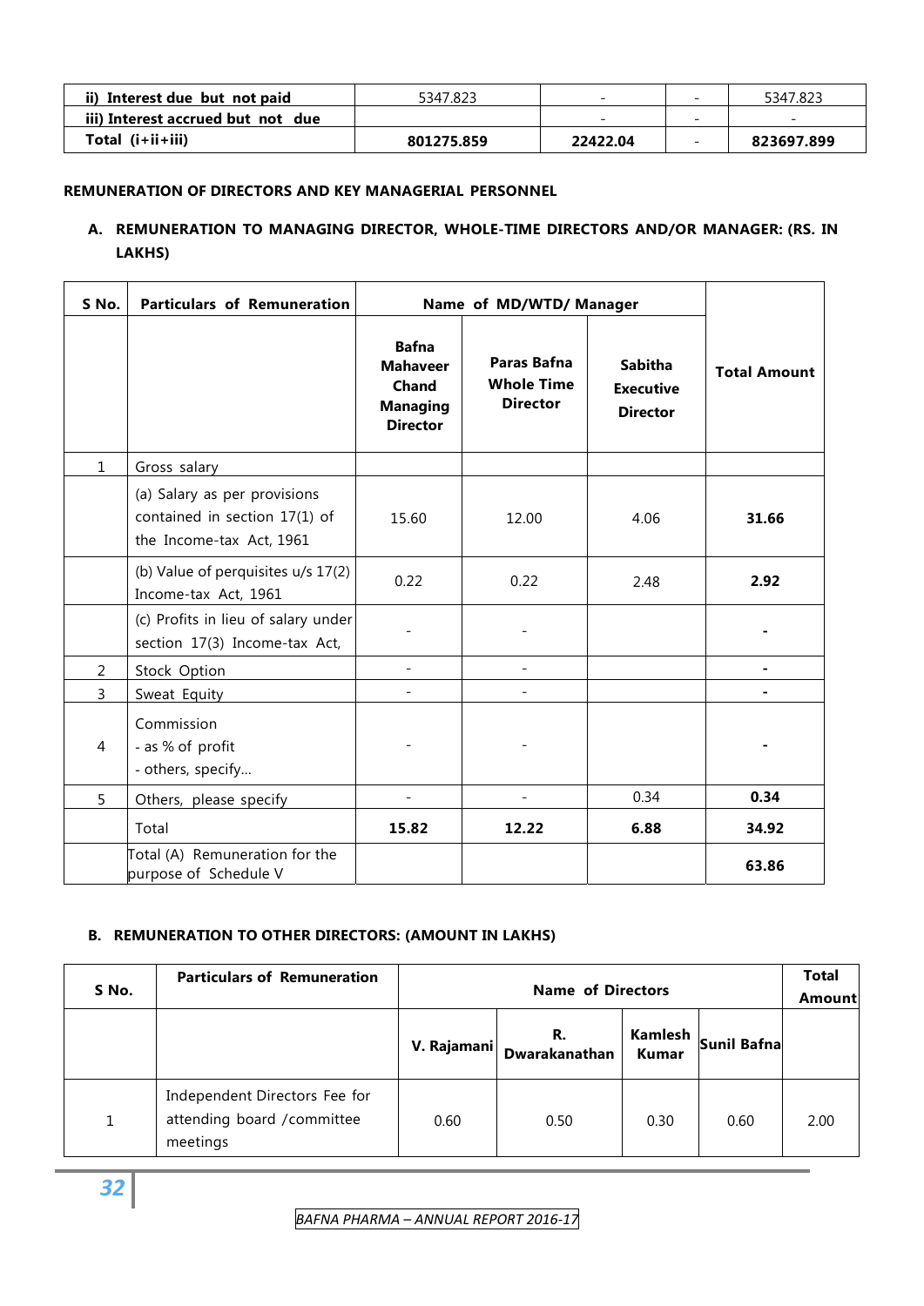| ii) Interest due but not paid | 5347.823 | - | - | 5347.823 |
|---|---|---|---|---|
| iii) Interest accrued but not due | | - | - | - |
| **Total (i+ii+iii)** | **801275.859** | **22422.04** | - | **823697.899** |

**REMUNERATION OF DIRECTORS AND KEY MANAGERIAL PERSONNEL**

**A. REMUNERATION TO MANAGING DIRECTOR, WHOLE-TIME DIRECTORS AND/OR MANAGER: (RS. IN LAKHS)**

| S No. | Particulars of Remuneration | Name of MD/WTD/ Manager | | | Total Amount |
|---|---|---|---|---|---|
| | | **Bafna Mahaveer Chand Managing Director** | **Paras Bafna Whole Time Director** | **Sabitha Executive Director** | |
| 1 | Gross salary | | | | |
| | (a) Salary as per provisions contained in section 17(1) of the Income-tax Act, 1961 | 15.60 | 12.00 | 4.06 | **31.66** |
| | (b) Value of perquisites u/s 17(2) Income-tax Act, 1961 | 0.22 | 0.22 | 2.48 | **2.92** |
| | (c) Profits in lieu of salary under section 17(3) Income-tax Act, | - | - | | **-** |
| 2 | Stock Option | - | - | | **-** |
| 3 | Sweat Equity | - | - | | **-** |
| 4 | Commission<br>- as % of profit<br>- others, specify... | - | - | | **-** |
| 5 | Others, please specify | - | - | 0.34 | **0.34** |
| | Total | **15.82** | **12.22** | **6.88** | **34.92** |
| | Total (A) Remuneration for the purpose of Schedule V | | | | **63.86** |

**B. REMUNERATION TO OTHER DIRECTORS: (AMOUNT IN LAKHS)**

| S No. | Particulars of Remuneration | Name of Directors | | | | Total Amount |
|---|---|---|---|---|---|---|
| | | **V. Rajamani** | **R. Dwarakanathan** | **Kamlesh Kumar** | **Sunil Bafna** | |
| 1 | Independent Directors Fee for attending board /committee meetings | 0.60 | 0.50 | 0.30 | 0.60 | 2.00 |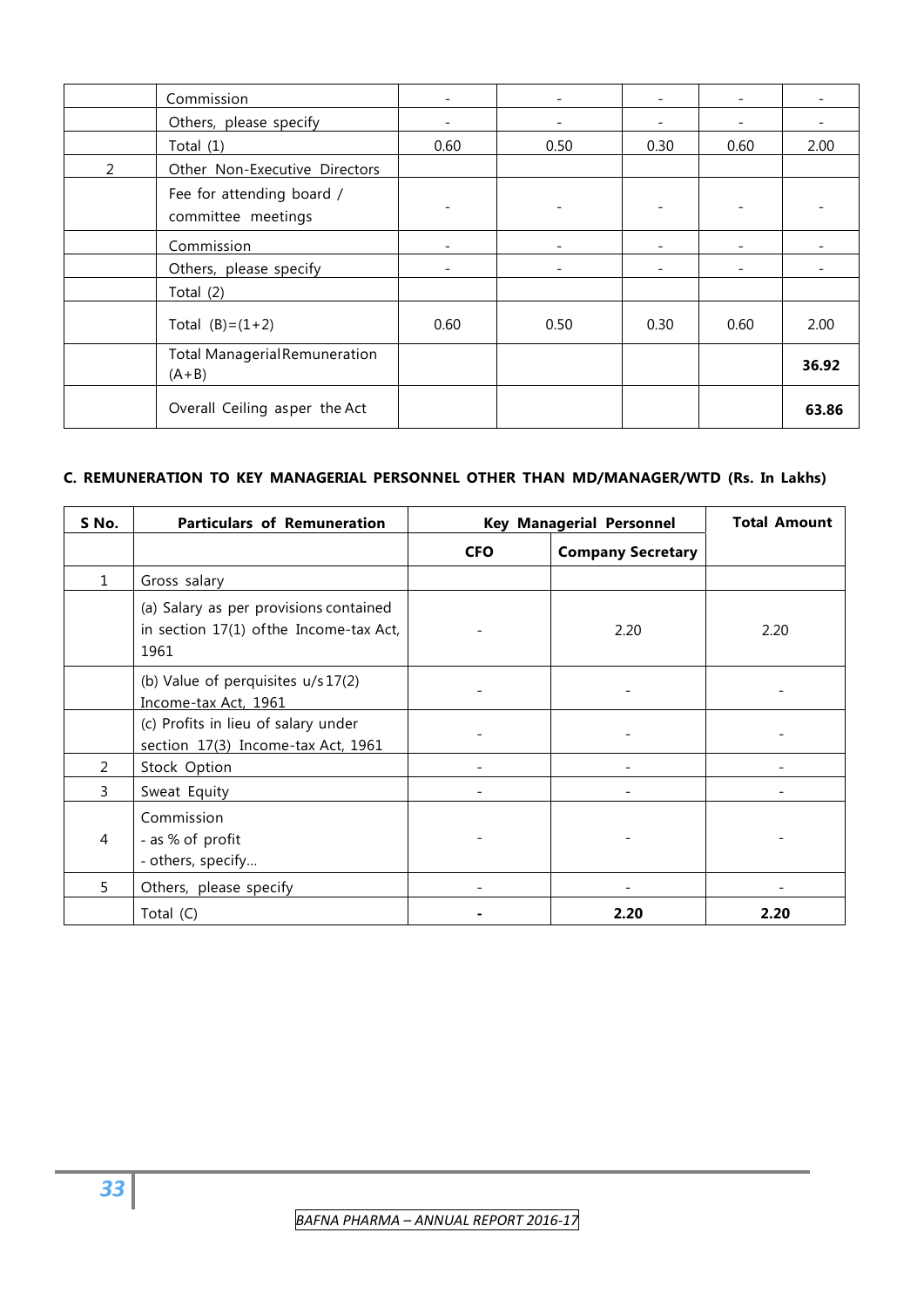| | Commission | - | - | - | - | - |
|---|---|---|---|---|---|---|
| | Others, please specify | - | - | - | - | - |
| | Total (1) | 0.60 | 0.50 | 0.30 | 0.60 | 2.00 |
| 2 | Other Non-Executive Directors | | | | | |
| | Fee for attending board / committee meetings | - | - | - | - | - |
| | Commission | - | - | - | - | - |
| | Others, please specify | - | - | - | - | - |
| | Total (2) | | | | | |
| | Total (B)=(1+2) | 0.60 | 0.50 | 0.30 | 0.60 | 2.00 |
| | Total Managerial Remuneration (A+B) | | | | | **36.92** |
| | Overall Ceiling as per the Act | | | | | **63.86** |

**C. REMUNERATION TO KEY MANAGERIAL PERSONNEL OTHER THAN MD/MANAGER/WTD (Rs. In Lakhs)**

| S No. | Particulars of Remuneration | Key Managerial Personnel | | Total Amount |
|---|---|---|---|---|
| | | **CFO** | **Company Secretary** | |
| 1 | Gross salary | | | |
| | (a) Salary as per provisions contained in section 17(1) of the Income-tax Act, 1961 | - | 2.20 | 2.20 |
| | (b) Value of perquisites u/s 17(2) Income-tax Act, 1961 | - | - | - |
| | (c) Profits in lieu of salary under section 17(3) Income-tax Act, 1961 | - | - | - |
| 2 | Stock Option | - | - | - |
| 3 | Sweat Equity | - | - | - |
| 4 | Commission<br>- as % of profit<br>- others, specify... | - | - | - |
| 5 | Others, please specify | - | - | - |
| | Total (C) | **-** | **2.20** | **2.20** |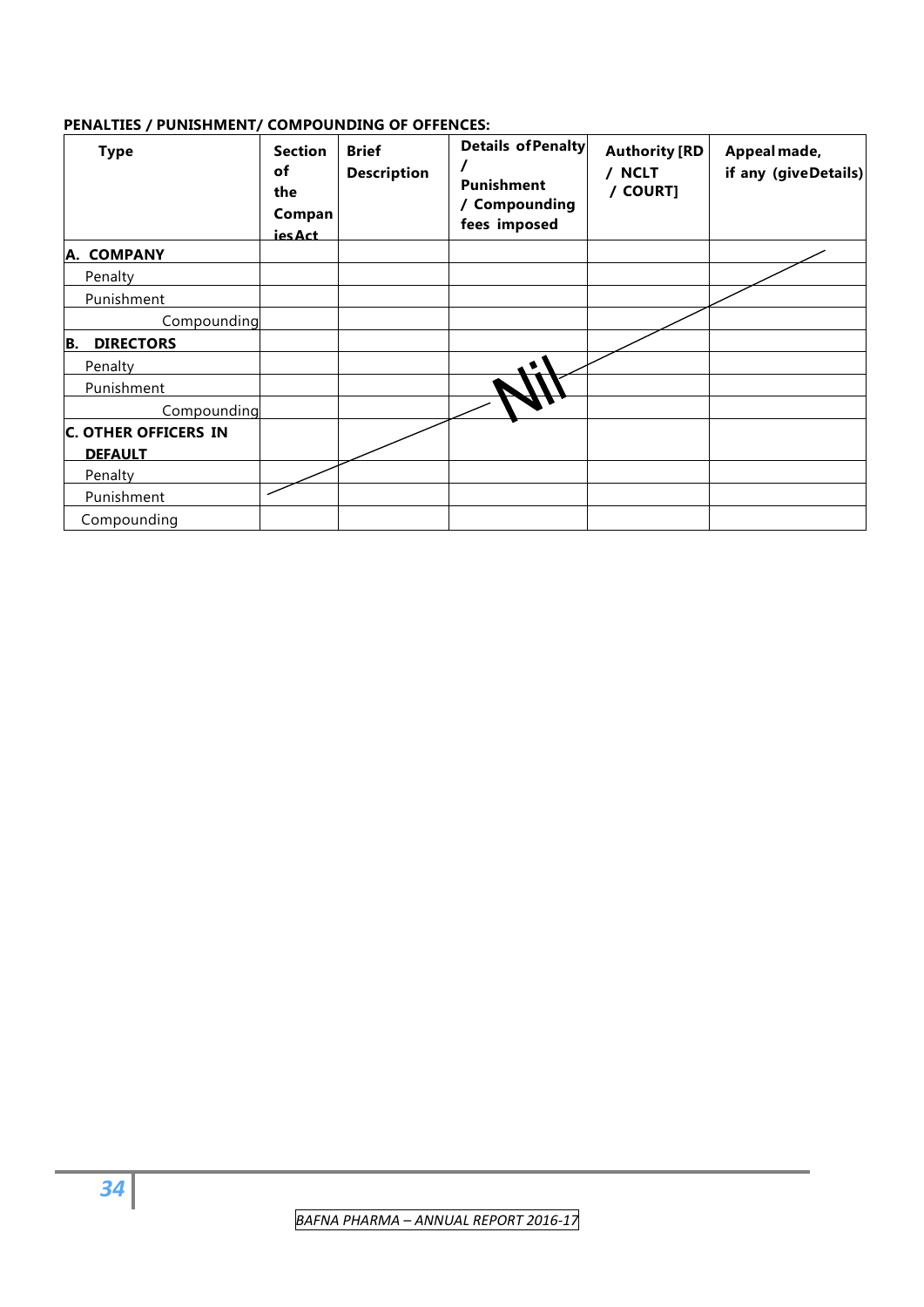**PENALTIES / PUNISHMENT/ COMPOUNDING OF OFFENCES:**

| Type | Section of the Companies Act | Brief Description | Details of Penalty / Punishment / Compounding fees imposed | Authority [RD / NCLT / COURT] | Appeal made, if any (give Details) |
|---|---|---|---|---|---|
| **A. COMPANY** | | | | | |
| Penalty | | | | | |
| Punishment | | | | | |
| Compounding | | | | | |
| **B. DIRECTORS** | | | | | |
| Penalty | | | | | |
| Punishment | | | Nil | | |
| Compounding | | | | | |
| **C. OTHER OFFICERS IN DEFAULT** | | | | | |
| Penalty | | | | | |
| Punishment | | | | | |
| Compounding | | | | | |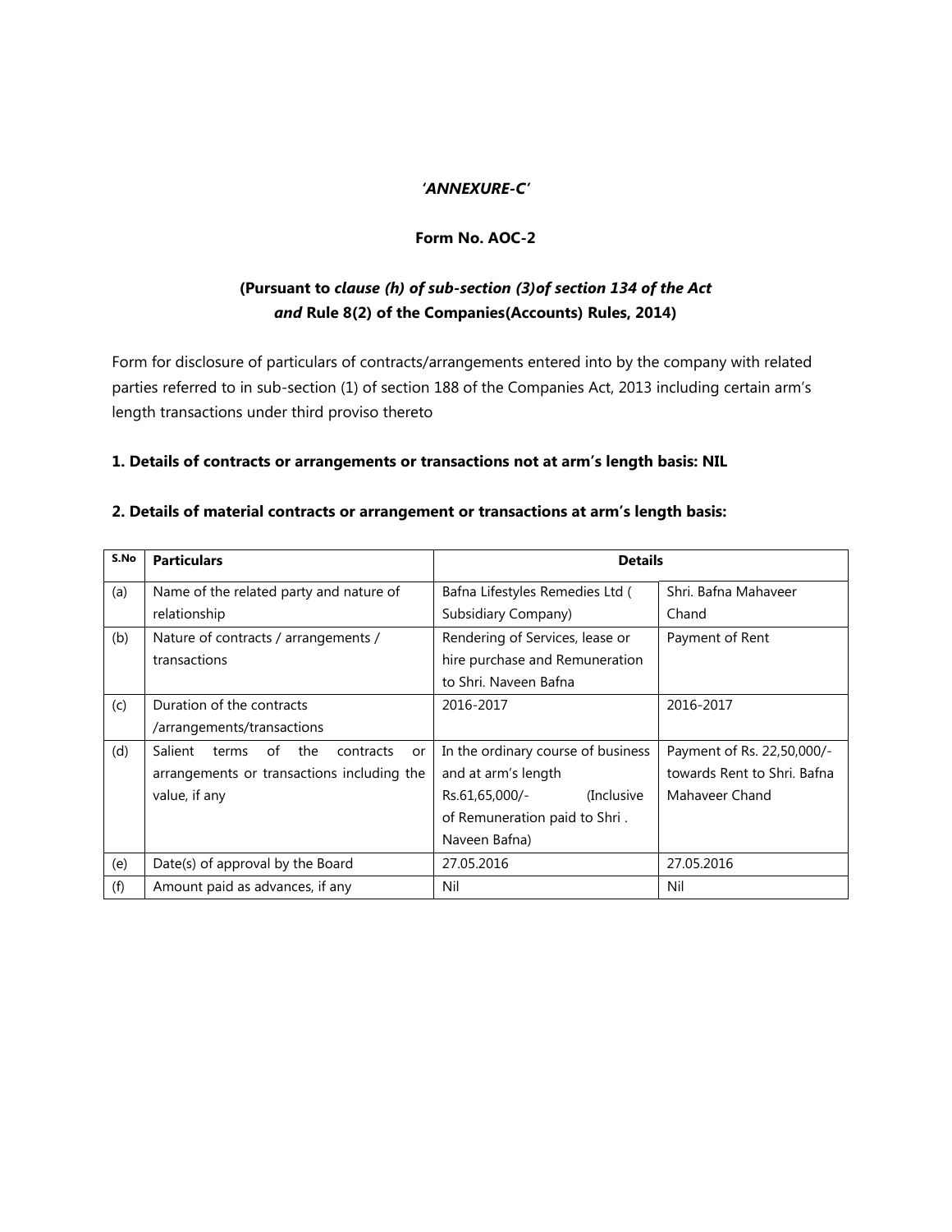***'ANNEXURE-C'***

**Form No. AOC-2**

**(Pursuant to *clause (h) of sub-section (3)of section 134 of the Act and* Rule 8(2) of the Companies(Accounts) Rules, 2014)**

Form for disclosure of particulars of contracts/arrangements entered into by the company with related parties referred to in sub-section (1) of section 188 of the Companies Act, 2013 including certain arm's length transactions under third proviso thereto

**1. Details of contracts or arrangements or transactions not at arm's length basis: NIL**

**2. Details of material contracts or arrangement or transactions at arm's length basis:**

| S.No | Particulars | Details | |
|---|---|---|---|
| (a) | Name of the related party and nature of relationship | Bafna Lifestyles Remedies Ltd ( Subsidiary Company) | Shri. Bafna Mahaveer Chand |
| (b) | Nature of contracts / arrangements / transactions | Rendering of Services, lease or hire purchase and Remuneration to Shri. Naveen Bafna | Payment of Rent |
| (c) | Duration of the contracts /arrangements/transactions | 2016-2017 | 2016-2017 |
| (d) | Salient terms of the contracts or arrangements or transactions including the value, if any | In the ordinary course of business and at arm's length Rs.61,65,000/- (Inclusive of Remuneration paid to Shri . Naveen Bafna) | Payment of Rs. 22,50,000/- towards Rent to Shri. Bafna Mahaveer Chand |
| (e) | Date(s) of approval by the Board | 27.05.2016 | 27.05.2016 |
| (f) | Amount paid as advances, if any | Nil | Nil |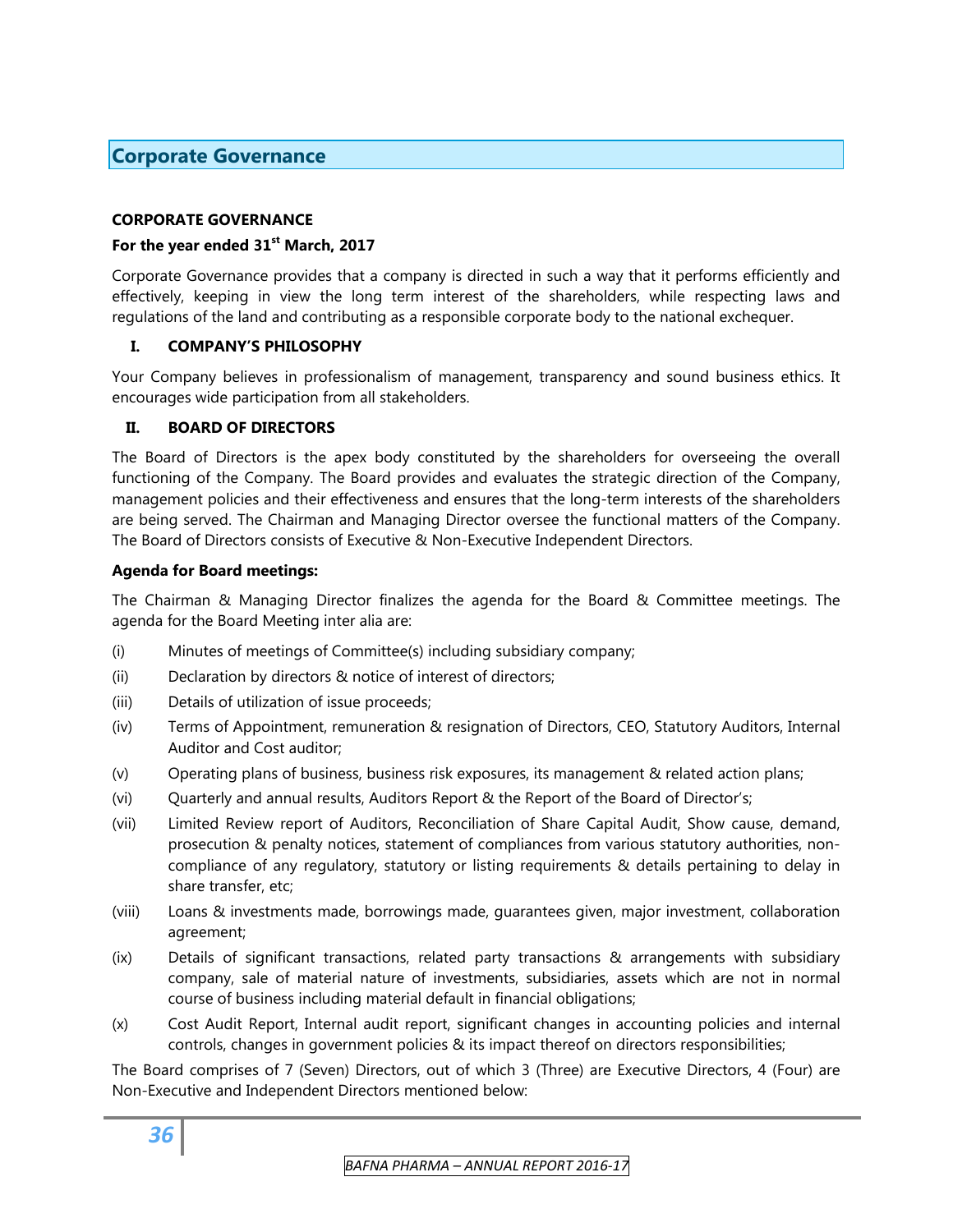# Corporate Governance

**CORPORATE GOVERNANCE**

**For the year ended 31st March, 2017**

Corporate Governance provides that a company is directed in such a way that it performs efficiently and effectively, keeping in view the long term interest of the shareholders, while respecting laws and regulations of the land and contributing as a responsible corporate body to the national exchequer.

## I. COMPANY'S PHILOSOPHY

Your Company believes in professionalism of management, transparency and sound business ethics. It encourages wide participation from all stakeholders.

## II. BOARD OF DIRECTORS

The Board of Directors is the apex body constituted by the shareholders for overseeing the overall functioning of the Company. The Board provides and evaluates the strategic direction of the Company, management policies and their effectiveness and ensures that the long-term interests of the shareholders are being served. The Chairman and Managing Director oversee the functional matters of the Company. The Board of Directors consists of Executive & Non-Executive Independent Directors.

**Agenda for Board meetings:**

The Chairman & Managing Director finalizes the agenda for the Board & Committee meetings. The agenda for the Board Meeting inter alia are:

(i) Minutes of meetings of Committee(s) including subsidiary company;

(ii) Declaration by directors & notice of interest of directors;

(iii) Details of utilization of issue proceeds;

(iv) Terms of Appointment, remuneration & resignation of Directors, CEO, Statutory Auditors, Internal Auditor and Cost auditor;

(v) Operating plans of business, business risk exposures, its management & related action plans;

(vi) Quarterly and annual results, Auditors Report & the Report of the Board of Director's;

(vii) Limited Review report of Auditors, Reconciliation of Share Capital Audit, Show cause, demand, prosecution & penalty notices, statement of compliances from various statutory authorities, non-compliance of any regulatory, statutory or listing requirements & details pertaining to delay in share transfer, etc;

(viii) Loans & investments made, borrowings made, guarantees given, major investment, collaboration agreement;

(ix) Details of significant transactions, related party transactions & arrangements with subsidiary company, sale of material nature of investments, subsidiaries, assets which are not in normal course of business including material default in financial obligations;

(x) Cost Audit Report, Internal audit report, significant changes in accounting policies and internal controls, changes in government policies & its impact thereof on directors responsibilities;

The Board comprises of 7 (Seven) Directors, out of which 3 (Three) are Executive Directors, 4 (Four) are Non-Executive and Independent Directors mentioned below: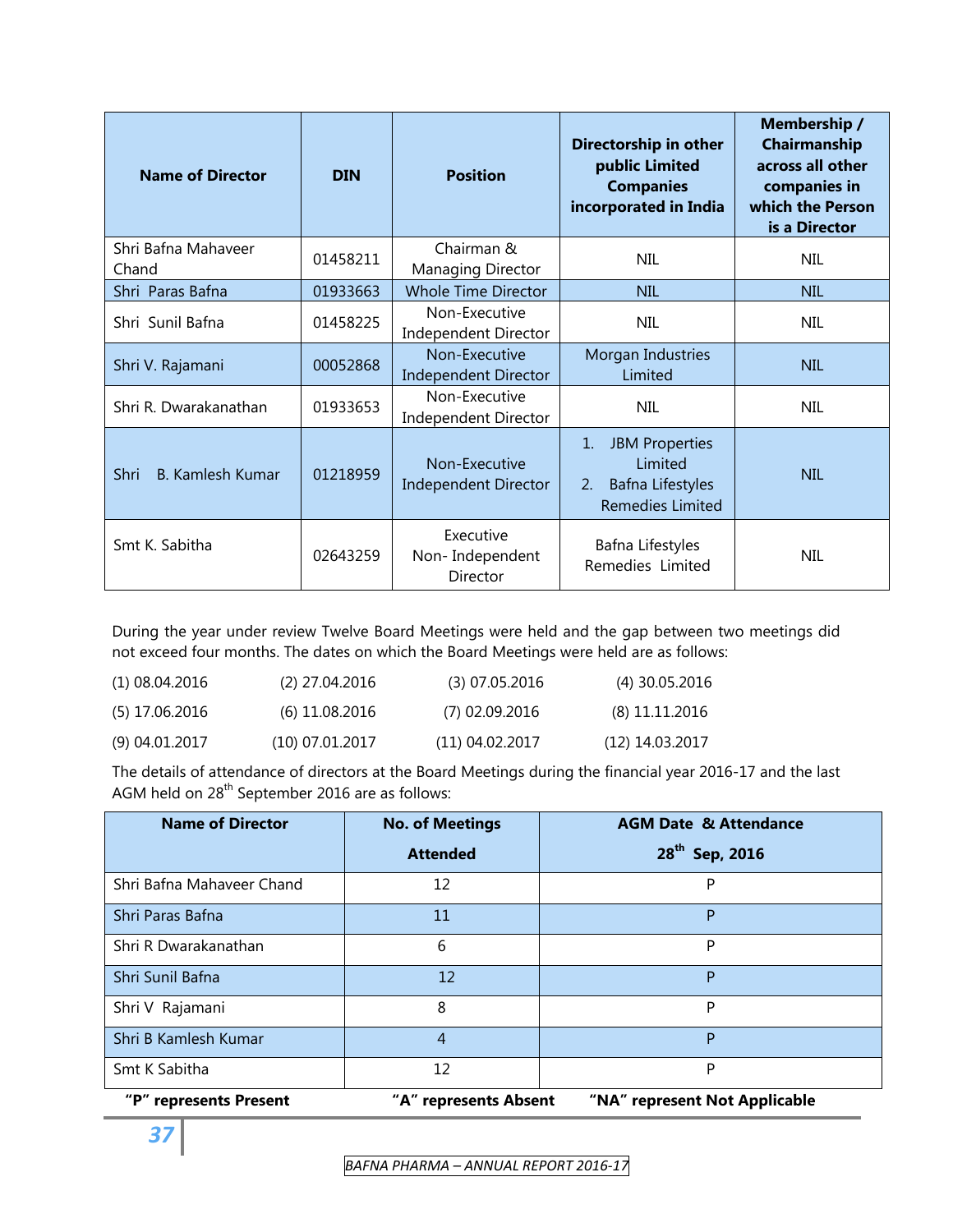| Name of Director | DIN | Position | Directorship in other public Limited Companies incorporated in India | Membership / Chairmanship across all other companies in which the Person is a Director |
|---|---|---|---|---|
| Shri Bafna Mahaveer Chand | 01458211 | Chairman & Managing Director | NIL | NIL |
| Shri Paras Bafna | 01933663 | Whole Time Director | NIL | NIL |
| Shri Sunil Bafna | 01458225 | Non-Executive Independent Director | NIL | NIL |
| Shri V. Rajamani | 00052868 | Non-Executive Independent Director | Morgan Industries Limited | NIL |
| Shri R. Dwarakanathan | 01933653 | Non-Executive Independent Director | NIL | NIL |
| Shri B. Kamlesh Kumar | 01218959 | Non-Executive Independent Director | 1. JBM Properties Limited 2. Bafna Lifestyles Remedies Limited | NIL |
| Smt K. Sabitha | 02643259 | Executive Non- Independent Director | Bafna Lifestyles Remedies Limited | NIL |

During the year under review Twelve Board Meetings were held and the gap between two meetings did not exceed four months. The dates on which the Board Meetings were held are as follows:

| | | | |
|---|---|---|---|
| (1) 08.04.2016 | (2) 27.04.2016 | (3) 07.05.2016 | (4) 30.05.2016 |
| (5) 17.06.2016 | (6) 11.08.2016 | (7) 02.09.2016 | (8) 11.11.2016 |
| (9) 04.01.2017 | (10) 07.01.2017 | (11) 04.02.2017 | (12) 14.03.2017 |

The details of attendance of directors at the Board Meetings during the financial year 2016-17 and the last AGM held on 28th September 2016 are as follows:

| Name of Director | No. of Meetings Attended | AGM Date & Attendance 28th Sep, 2016 |
|---|---|---|
| Shri Bafna Mahaveer Chand | 12 | P |
| Shri Paras Bafna | 11 | P |
| Shri R Dwarakanathan | 6 | P |
| Shri Sunil Bafna | 12 | P |
| Shri V Rajamani | 8 | P |
| Shri B Kamlesh Kumar | 4 | P |
| Smt K Sabitha | 12 | P |

**"P" represents Present** **"A" represents Absent** **"NA" represent Not Applicable**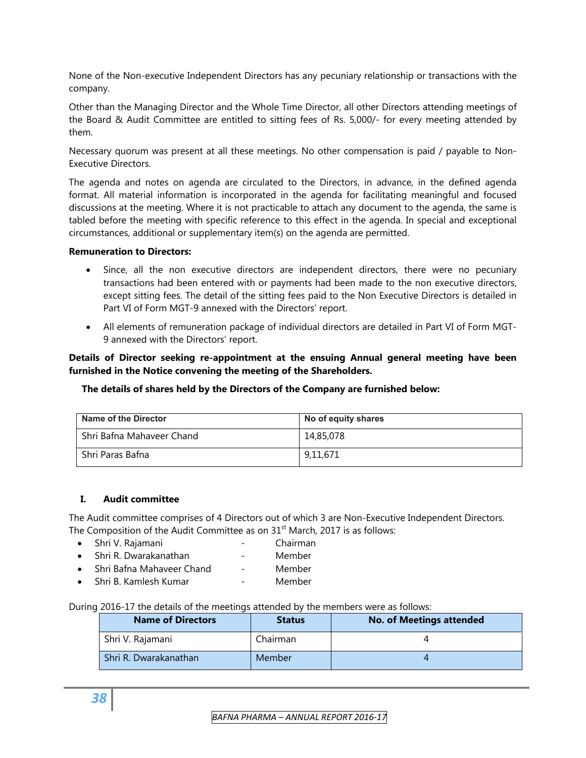None of the Non-executive Independent Directors has any pecuniary relationship or transactions with the company.

Other than the Managing Director and the Whole Time Director, all other Directors attending meetings of the Board & Audit Committee are entitled to sitting fees of Rs. 5,000/- for every meeting attended by them.

Necessary quorum was present at all these meetings. No other compensation is paid / payable to Non-Executive Directors.

The agenda and notes on agenda are circulated to the Directors, in advance, in the defined agenda format. All material information is incorporated in the agenda for facilitating meaningful and focused discussions at the meeting. Where it is not practicable to attach any document to the agenda, the same is tabled before the meeting with specific reference to this effect in the agenda. In special and exceptional circumstances, additional or supplementary item(s) on the agenda are permitted.

**Remuneration to Directors:**

- Since, all the non executive directors are independent directors, there were no pecuniary transactions had been entered with or payments had been made to the non executive directors, except sitting fees. The detail of the sitting fees paid to the Non Executive Directors is detailed in Part VI of Form MGT-9 annexed with the Directors' report.
- All elements of remuneration package of individual directors are detailed in Part VI of Form MGT-9 annexed with the Directors' report.

**Details of Director seeking re-appointment at the ensuing Annual general meeting have been furnished in the Notice convening the meeting of the Shareholders.**

**The details of shares held by the Directors of the Company are furnished below:**

| Name of the Director | No of equity shares |
|---|---|
| Shri Bafna Mahaveer Chand | 14,85,078 |
| Shri Paras Bafna | 9,11,671 |

## I. Audit committee

The Audit committee comprises of 4 Directors out of which 3 are Non-Executive Independent Directors. The Composition of the Audit Committee as on 31st March, 2017 is as follows:

- Shri V. Rajamani - Chairman
- Shri R. Dwarakanathan - Member
- Shri Bafna Mahaveer Chand - Member
- Shri B. Kamlesh Kumar - Member

During 2016-17 the details of the meetings attended by the members were as follows:

| Name of Directors | Status | No. of Meetings attended |
|---|---|---|
| Shri V. Rajamani | Chairman | 4 |
| Shri R. Dwarakanathan | Member | 4 |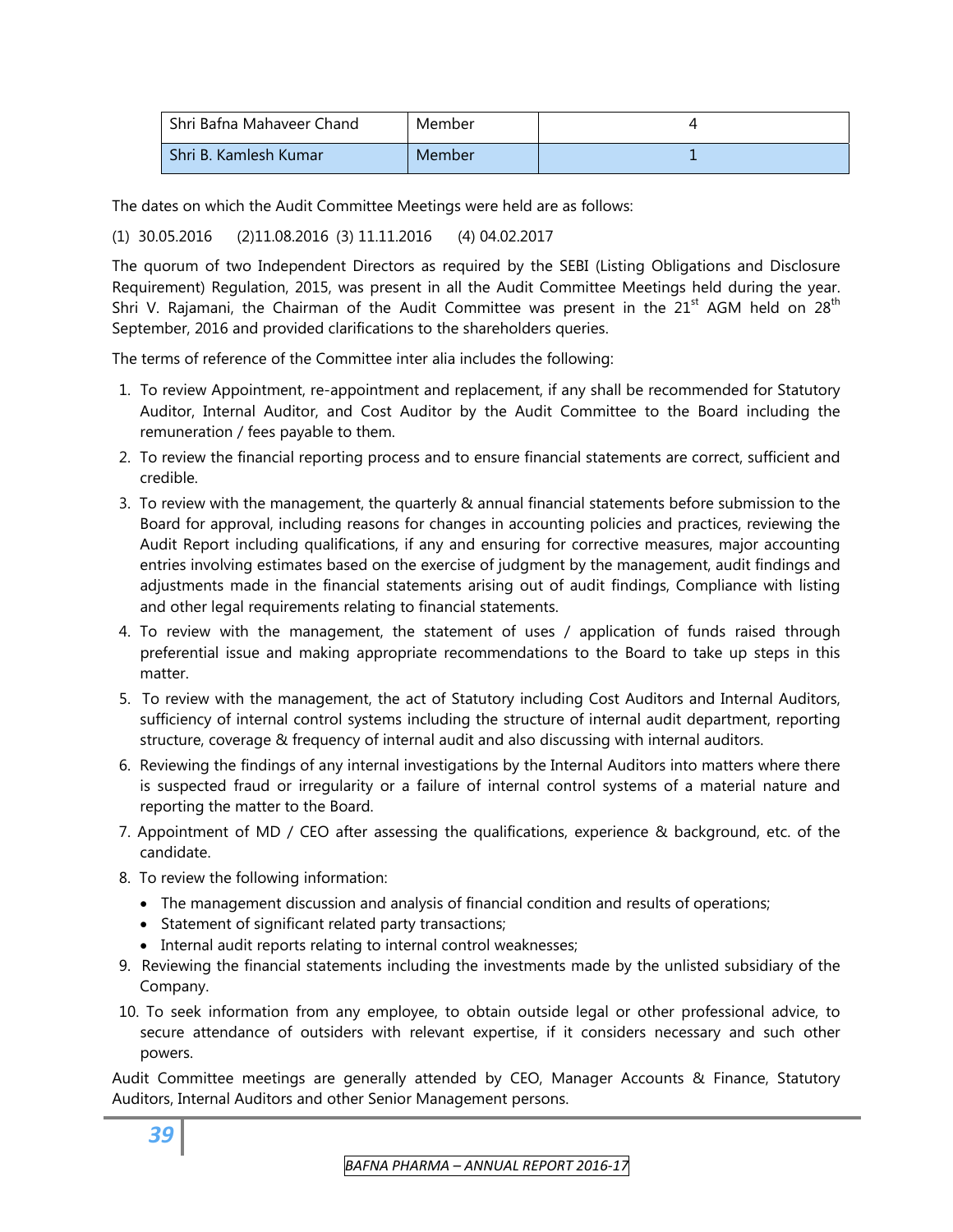| Shri Bafna Mahaveer Chand | Member | 4 |
|---|---|---|
| Shri B. Kamlesh Kumar | Member | 1 |

The dates on which the Audit Committee Meetings were held are as follows:

(1) 30.05.2016 (2)11.08.2016 (3) 11.11.2016 (4) 04.02.2017

The quorum of two Independent Directors as required by the SEBI (Listing Obligations and Disclosure Requirement) Regulation, 2015, was present in all the Audit Committee Meetings held during the year. Shri V. Rajamani, the Chairman of the Audit Committee was present in the 21st AGM held on 28th September, 2016 and provided clarifications to the shareholders queries.

The terms of reference of the Committee inter alia includes the following:

1. To review Appointment, re-appointment and replacement, if any shall be recommended for Statutory Auditor, Internal Auditor, and Cost Auditor by the Audit Committee to the Board including the remuneration / fees payable to them.
2. To review the financial reporting process and to ensure financial statements are correct, sufficient and credible.
3. To review with the management, the quarterly & annual financial statements before submission to the Board for approval, including reasons for changes in accounting policies and practices, reviewing the Audit Report including qualifications, if any and ensuring for corrective measures, major accounting entries involving estimates based on the exercise of judgment by the management, audit findings and adjustments made in the financial statements arising out of audit findings, Compliance with listing and other legal requirements relating to financial statements.
4. To review with the management, the statement of uses / application of funds raised through preferential issue and making appropriate recommendations to the Board to take up steps in this matter.
5. To review with the management, the act of Statutory including Cost Auditors and Internal Auditors, sufficiency of internal control systems including the structure of internal audit department, reporting structure, coverage & frequency of internal audit and also discussing with internal auditors.
6. Reviewing the findings of any internal investigations by the Internal Auditors into matters where there is suspected fraud or irregularity or a failure of internal control systems of a material nature and reporting the matter to the Board.
7. Appointment of MD / CEO after assessing the qualifications, experience & background, etc. of the candidate.
8. To review the following information:
   - The management discussion and analysis of financial condition and results of operations;
   - Statement of significant related party transactions;
   - Internal audit reports relating to internal control weaknesses;
9. Reviewing the financial statements including the investments made by the unlisted subsidiary of the Company.
10. To seek information from any employee, to obtain outside legal or other professional advice, to secure attendance of outsiders with relevant expertise, if it considers necessary and such other powers.

Audit Committee meetings are generally attended by CEO, Manager Accounts & Finance, Statutory Auditors, Internal Auditors and other Senior Management persons.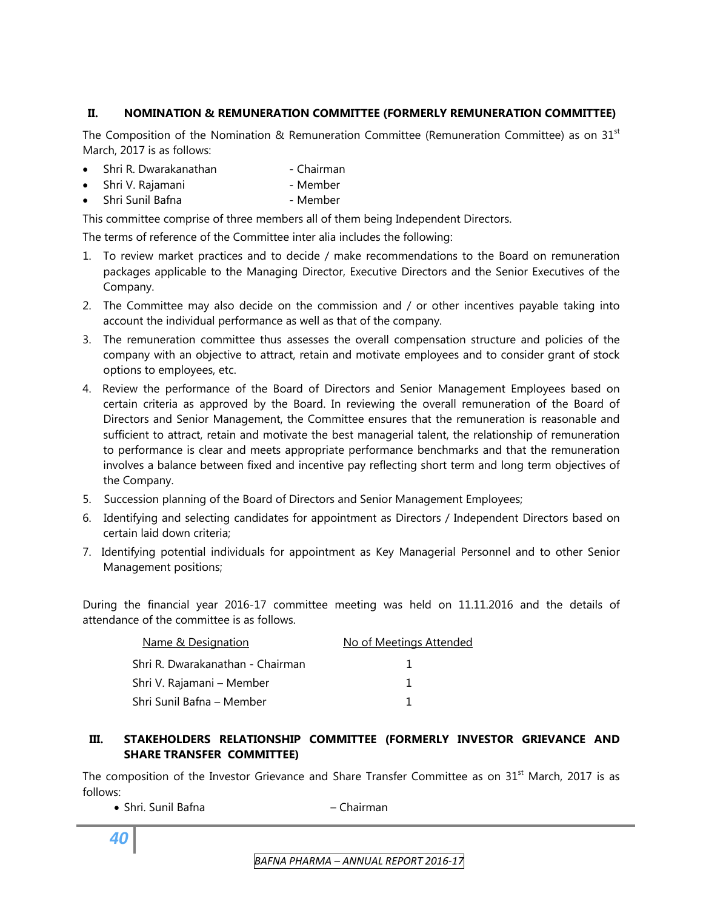## II. NOMINATION & REMUNERATION COMMITTEE (FORMERLY REMUNERATION COMMITTEE)

The Composition of the Nomination & Remuneration Committee (Remuneration Committee) as on 31st March, 2017 is as follows:

- Shri R. Dwarakanathan - Chairman
- Shri V. Rajamani - Member
- Shri Sunil Bafna - Member

This committee comprise of three members all of them being Independent Directors.

The terms of reference of the Committee inter alia includes the following:

1. To review market practices and to decide / make recommendations to the Board on remuneration packages applicable to the Managing Director, Executive Directors and the Senior Executives of the Company.
2. The Committee may also decide on the commission and / or other incentives payable taking into account the individual performance as well as that of the company.
3. The remuneration committee thus assesses the overall compensation structure and policies of the company with an objective to attract, retain and motivate employees and to consider grant of stock options to employees, etc.
4. Review the performance of the Board of Directors and Senior Management Employees based on certain criteria as approved by the Board. In reviewing the overall remuneration of the Board of Directors and Senior Management, the Committee ensures that the remuneration is reasonable and sufficient to attract, retain and motivate the best managerial talent, the relationship of remuneration to performance is clear and meets appropriate performance benchmarks and that the remuneration involves a balance between fixed and incentive pay reflecting short term and long term objectives of the Company.
5. Succession planning of the Board of Directors and Senior Management Employees;
6. Identifying and selecting candidates for appointment as Directors / Independent Directors based on certain laid down criteria;
7. Identifying potential individuals for appointment as Key Managerial Personnel and to other Senior Management positions;

During the financial year 2016-17 committee meeting was held on 11.11.2016 and the details of attendance of the committee is as follows.

| Name & Designation | No of Meetings Attended |
|---|---|
| Shri R. Dwarakanathan - Chairman | 1 |
| Shri V. Rajamani – Member | 1 |
| Shri Sunil Bafna – Member | 1 |

## III. STAKEHOLDERS RELATIONSHIP COMMITTEE (FORMERLY INVESTOR GRIEVANCE AND SHARE TRANSFER COMMITTEE)

The composition of the Investor Grievance and Share Transfer Committee as on 31st March, 2017 is as follows:

- Shri. Sunil Bafna – Chairman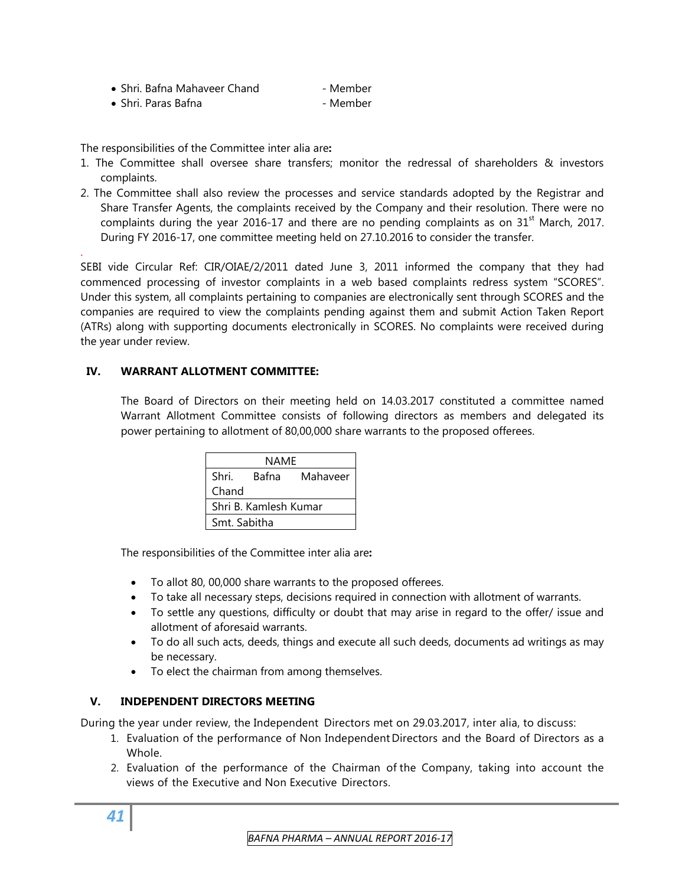- Shri. Bafna Mahaveer Chand - Member
- Shri. Paras Bafna - Member

The responsibilities of the Committee inter alia are**:**

1. The Committee shall oversee share transfers; monitor the redressal of shareholders & investors complaints.
2. The Committee shall also review the processes and service standards adopted by the Registrar and Share Transfer Agents, the complaints received by the Company and their resolution. There were no complaints during the year 2016-17 and there are no pending complaints as on 31st March, 2017. During FY 2016-17, one committee meeting held on 27.10.2016 to consider the transfer.

SEBI vide Circular Ref: CIR/OIAE/2/2011 dated June 3, 2011 informed the company that they had commenced processing of investor complaints in a web based complaints redress system "SCORES". Under this system, all complaints pertaining to companies are electronically sent through SCORES and the companies are required to view the complaints pending against them and submit Action Taken Report (ATRs) along with supporting documents electronically in SCORES. No complaints were received during the year under review.

## IV. WARRANT ALLOTMENT COMMITTEE:

The Board of Directors on their meeting held on 14.03.2017 constituted a committee named Warrant Allotment Committee consists of following directors as members and delegated its power pertaining to allotment of 80,00,000 share warrants to the proposed offerees.

| NAME |
|---|
| Shri. Bafna Mahaveer Chand |
| Shri B. Kamlesh Kumar |
| Smt. Sabitha |

The responsibilities of the Committee inter alia are**:**

- To allot 80, 00,000 share warrants to the proposed offerees.
- To take all necessary steps, decisions required in connection with allotment of warrants.
- To settle any questions, difficulty or doubt that may arise in regard to the offer/ issue and allotment of aforesaid warrants.
- To do all such acts, deeds, things and execute all such deeds, documents ad writings as may be necessary.
- To elect the chairman from among themselves.

## V. INDEPENDENT DIRECTORS MEETING

During the year under review, the Independent Directors met on 29.03.2017, inter alia, to discuss:

1. Evaluation of the performance of Non Independent Directors and the Board of Directors as a Whole.
2. Evaluation of the performance of the Chairman of the Company, taking into account the views of the Executive and Non Executive Directors.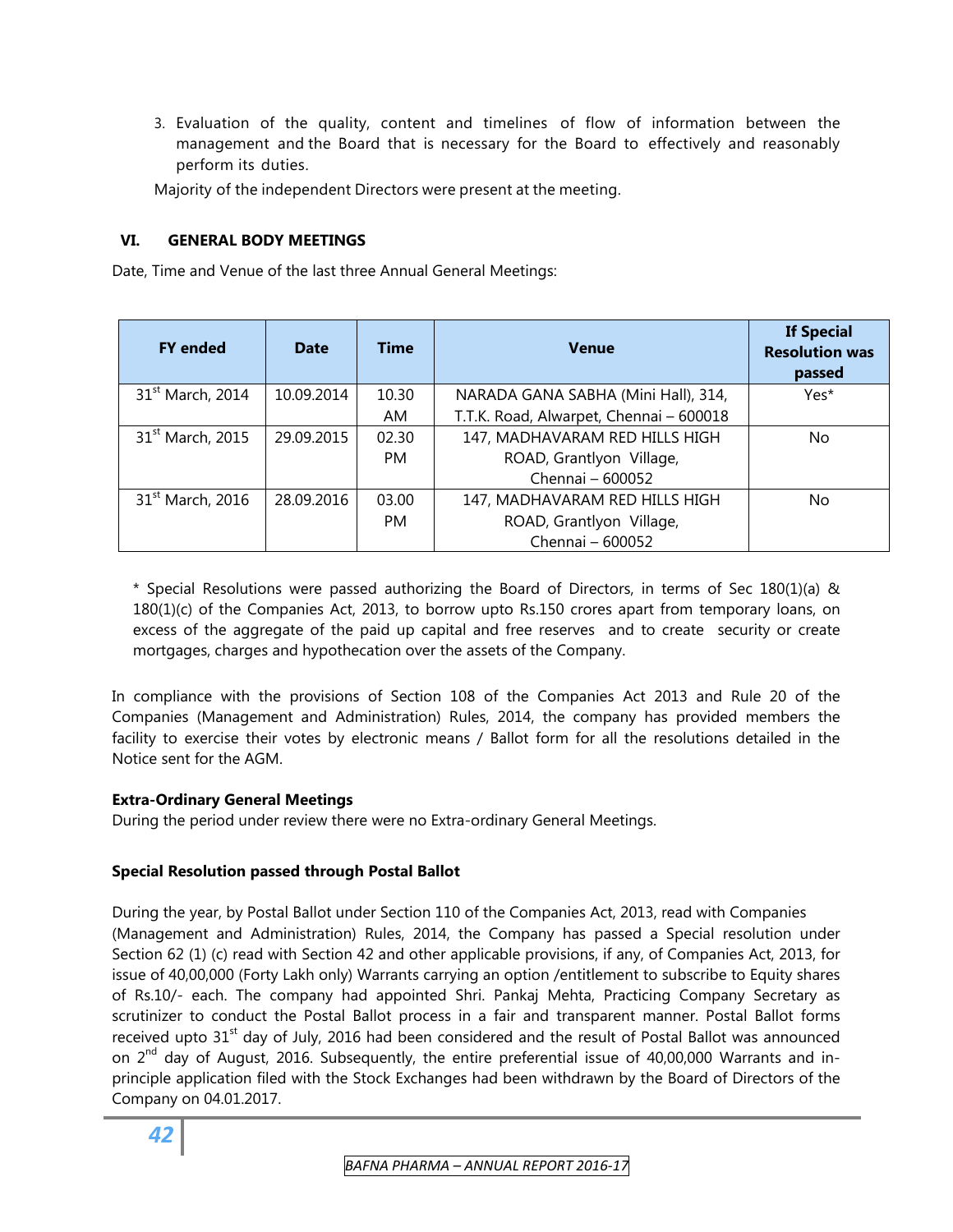3. Evaluation of the quality, content and timelines of flow of information between the management and the Board that is necessary for the Board to effectively and reasonably perform its duties.

Majority of the independent Directors were present at the meeting.

## VI. GENERAL BODY MEETINGS

Date, Time and Venue of the last three Annual General Meetings:

| FY ended | Date | Time | Venue | If Special Resolution was passed |
|---|---|---|---|---|
| 31st March, 2014 | 10.09.2014 | 10.30 AM | NARADA GANA SABHA (Mini Hall), 314, T.T.K. Road, Alwarpet, Chennai – 600018 | Yes* |
| 31st March, 2015 | 29.09.2015 | 02.30 PM | 147, MADHAVARAM RED HILLS HIGH ROAD, Grantlyon Village, Chennai – 600052 | No |
| 31st March, 2016 | 28.09.2016 | 03.00 PM | 147, MADHAVARAM RED HILLS HIGH ROAD, Grantlyon Village, Chennai – 600052 | No |

\* Special Resolutions were passed authorizing the Board of Directors, in terms of Sec 180(1)(a) & 180(1)(c) of the Companies Act, 2013, to borrow upto Rs.150 crores apart from temporary loans, on excess of the aggregate of the paid up capital and free reserves and to create security or create mortgages, charges and hypothecation over the assets of the Company.

In compliance with the provisions of Section 108 of the Companies Act 2013 and Rule 20 of the Companies (Management and Administration) Rules, 2014, the company has provided members the facility to exercise their votes by electronic means / Ballot form for all the resolutions detailed in the Notice sent for the AGM.

**Extra-Ordinary General Meetings**

During the period under review there were no Extra-ordinary General Meetings.

**Special Resolution passed through Postal Ballot**

During the year, by Postal Ballot under Section 110 of the Companies Act, 2013, read with Companies (Management and Administration) Rules, 2014, the Company has passed a Special resolution under Section 62 (1) (c) read with Section 42 and other applicable provisions, if any, of Companies Act, 2013, for issue of 40,00,000 (Forty Lakh only) Warrants carrying an option /entitlement to subscribe to Equity shares of Rs.10/- each. The company had appointed Shri. Pankaj Mehta, Practicing Company Secretary as scrutinizer to conduct the Postal Ballot process in a fair and transparent manner. Postal Ballot forms received upto 31st day of July, 2016 had been considered and the result of Postal Ballot was announced on 2nd day of August, 2016. Subsequently, the entire preferential issue of 40,00,000 Warrants and in-principle application filed with the Stock Exchanges had been withdrawn by the Board of Directors of the Company on 04.01.2017.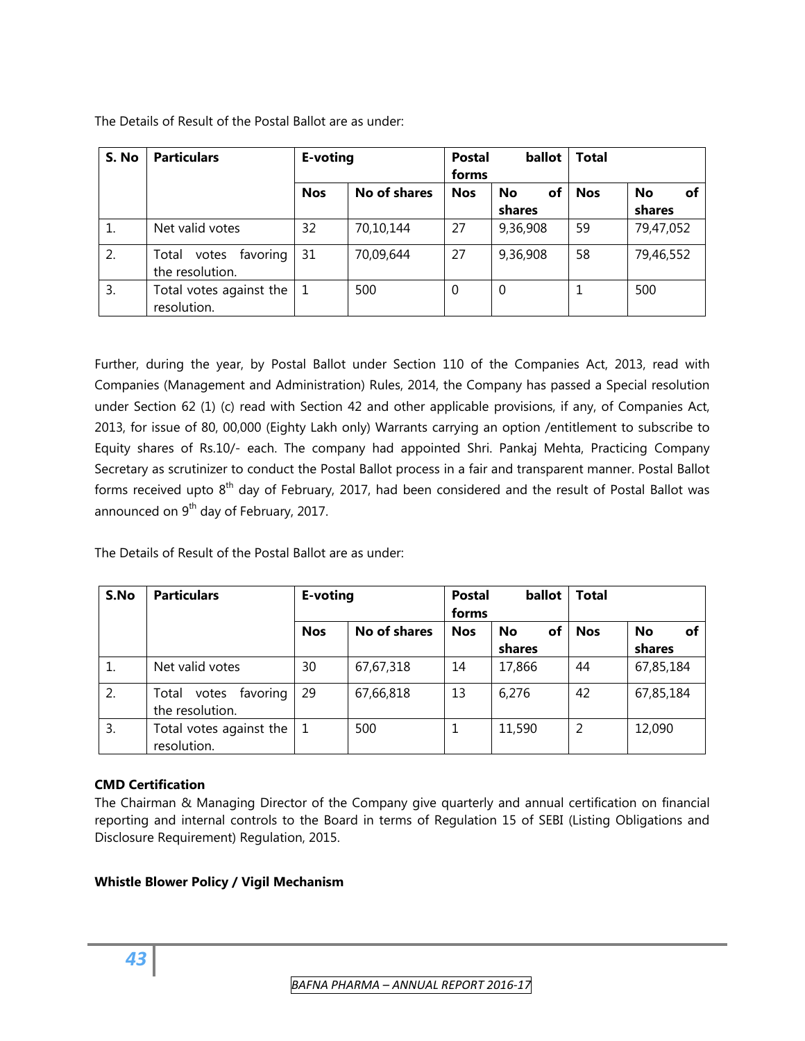The Details of Result of the Postal Ballot are as under:

| S. No | Particulars | E-voting | | Postal ballot forms | | Total | |
|---|---|---|---|---|---|---|---|
| | | Nos | No of shares | Nos | No of shares | Nos | No of shares |
| 1. | Net valid votes | 32 | 70,10,144 | 27 | 9,36,908 | 59 | 79,47,052 |
| 2. | Total votes favoring the resolution. | 31 | 70,09,644 | 27 | 9,36,908 | 58 | 79,46,552 |
| 3. | Total votes against the resolution. | 1 | 500 | 0 | 0 | 1 | 500 |

Further, during the year, by Postal Ballot under Section 110 of the Companies Act, 2013, read with Companies (Management and Administration) Rules, 2014, the Company has passed a Special resolution under Section 62 (1) (c) read with Section 42 and other applicable provisions, if any, of Companies Act, 2013, for issue of 80, 00,000 (Eighty Lakh only) Warrants carrying an option /entitlement to subscribe to Equity shares of Rs.10/- each. The company had appointed Shri. Pankaj Mehta, Practicing Company Secretary as scrutinizer to conduct the Postal Ballot process in a fair and transparent manner. Postal Ballot forms received upto 8th day of February, 2017, had been considered and the result of Postal Ballot was announced on 9th day of February, 2017.

The Details of Result of the Postal Ballot are as under:

| S.No | Particulars | E-voting | | Postal ballot forms | | Total | |
|---|---|---|---|---|---|---|---|
| | | Nos | No of shares | Nos | No of shares | Nos | No of shares |
| 1. | Net valid votes | 30 | 67,67,318 | 14 | 17,866 | 44 | 67,85,184 |
| 2. | Total votes favoring the resolution. | 29 | 67,66,818 | 13 | 6,276 | 42 | 67,85,184 |
| 3. | Total votes against the resolution. | 1 | 500 | 1 | 11,590 | 2 | 12,090 |

**CMD Certification**

The Chairman & Managing Director of the Company give quarterly and annual certification on financial reporting and internal controls to the Board in terms of Regulation 15 of SEBI (Listing Obligations and Disclosure Requirement) Regulation, 2015.

**Whistle Blower Policy / Vigil Mechanism**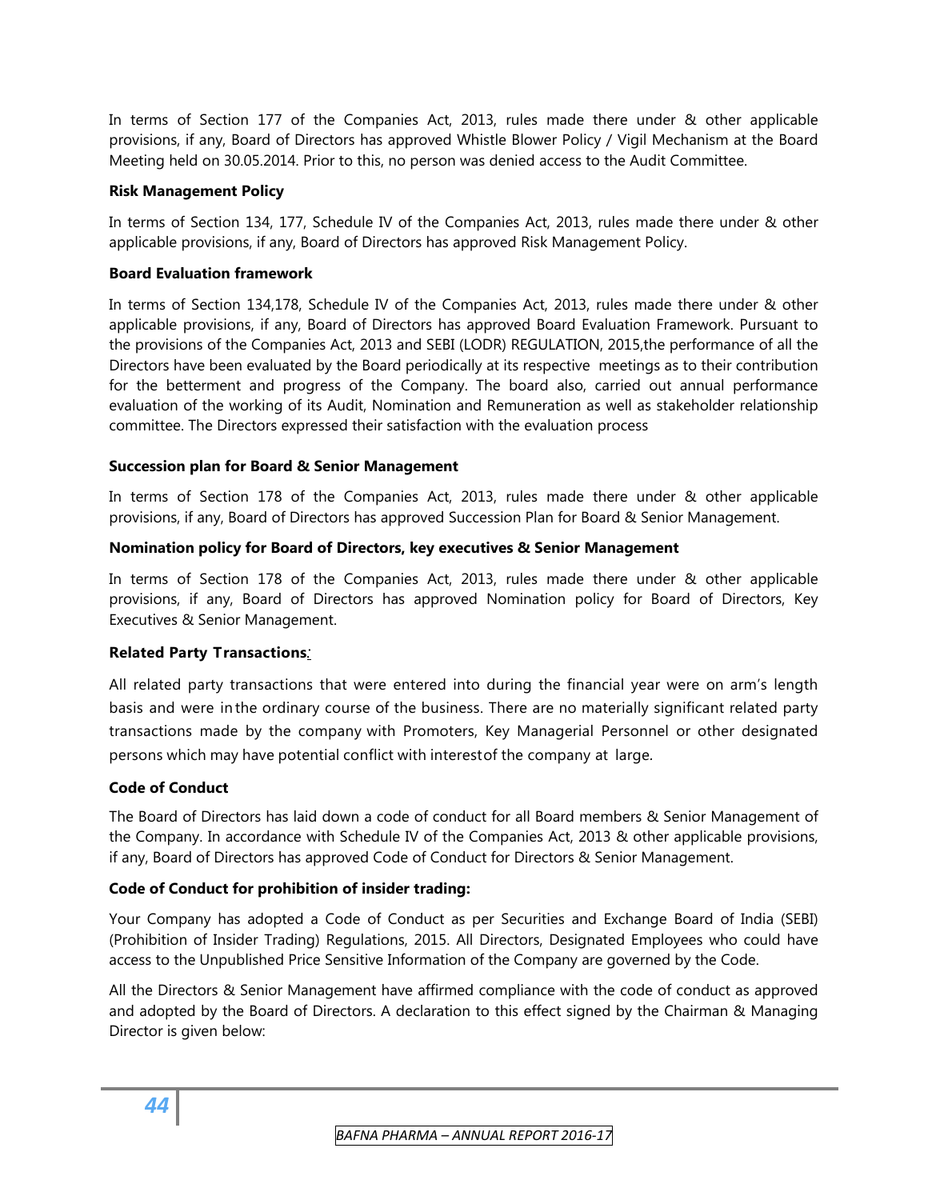In terms of Section 177 of the Companies Act, 2013, rules made there under & other applicable provisions, if any, Board of Directors has approved Whistle Blower Policy / Vigil Mechanism at the Board Meeting held on 30.05.2014. Prior to this, no person was denied access to the Audit Committee.

**Risk Management Policy**

In terms of Section 134, 177, Schedule IV of the Companies Act, 2013, rules made there under & other applicable provisions, if any, Board of Directors has approved Risk Management Policy.

**Board Evaluation framework**

In terms of Section 134,178, Schedule IV of the Companies Act, 2013, rules made there under & other applicable provisions, if any, Board of Directors has approved Board Evaluation Framework. Pursuant to the provisions of the Companies Act, 2013 and SEBI (LODR) REGULATION, 2015,the performance of all the Directors have been evaluated by the Board periodically at its respective meetings as to their contribution for the betterment and progress of the Company. The board also, carried out annual performance evaluation of the working of its Audit, Nomination and Remuneration as well as stakeholder relationship committee. The Directors expressed their satisfaction with the evaluation process

**Succession plan for Board & Senior Management**

In terms of Section 178 of the Companies Act, 2013, rules made there under & other applicable provisions, if any, Board of Directors has approved Succession Plan for Board & Senior Management.

**Nomination policy for Board of Directors, key executives & Senior Management**

In terms of Section 178 of the Companies Act, 2013, rules made there under & other applicable provisions, if any, Board of Directors has approved Nomination policy for Board of Directors, Key Executives & Senior Management.

**Related Party Transactions**:

All related party transactions that were entered into during the financial year were on arm's length basis and were in the ordinary course of the business. There are no materially significant related party transactions made by the company with Promoters, Key Managerial Personnel or other designated persons which may have potential conflict with interestof the company at large.

**Code of Conduct**

The Board of Directors has laid down a code of conduct for all Board members & Senior Management of the Company. In accordance with Schedule IV of the Companies Act, 2013 & other applicable provisions, if any, Board of Directors has approved Code of Conduct for Directors & Senior Management.

**Code of Conduct for prohibition of insider trading:**

Your Company has adopted a Code of Conduct as per Securities and Exchange Board of India (SEBI) (Prohibition of Insider Trading) Regulations, 2015. All Directors, Designated Employees who could have access to the Unpublished Price Sensitive Information of the Company are governed by the Code.

All the Directors & Senior Management have affirmed compliance with the code of conduct as approved and adopted by the Board of Directors. A declaration to this effect signed by the Chairman & Managing Director is given below: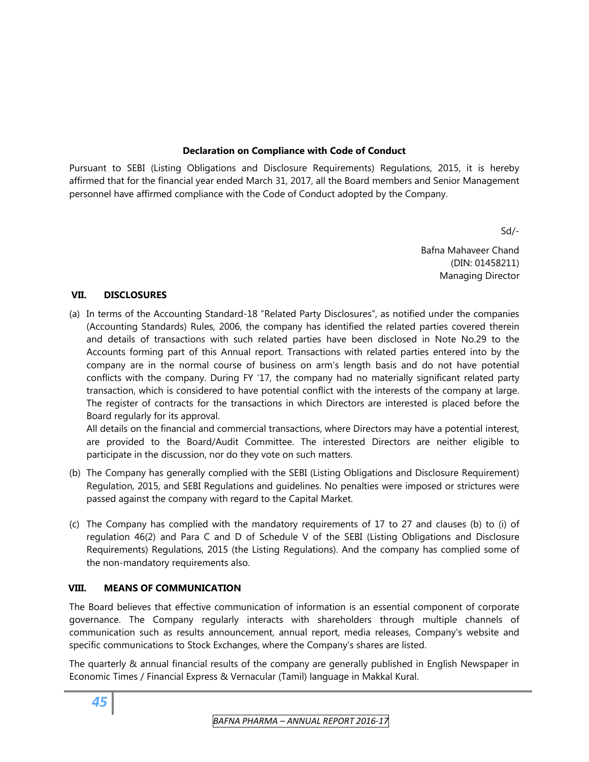**Declaration on Compliance with Code of Conduct**

Pursuant to SEBI (Listing Obligations and Disclosure Requirements) Regulations, 2015, it is hereby affirmed that for the financial year ended March 31, 2017, all the Board members and Senior Management personnel have affirmed compliance with the Code of Conduct adopted by the Company.

Sd/-

Bafna Mahaveer Chand
(DIN: 01458211)
Managing Director

## VII. DISCLOSURES

(a) In terms of the Accounting Standard-18 "Related Party Disclosures", as notified under the companies (Accounting Standards) Rules, 2006, the company has identified the related parties covered therein and details of transactions with such related parties have been disclosed in Note No.29 to the Accounts forming part of this Annual report. Transactions with related parties entered into by the company are in the normal course of business on arm's length basis and do not have potential conflicts with the company. During FY '17, the company had no materially significant related party transaction, which is considered to have potential conflict with the interests of the company at large. The register of contracts for the transactions in which Directors are interested is placed before the Board regularly for its approval.
All details on the financial and commercial transactions, where Directors may have a potential interest, are provided to the Board/Audit Committee. The interested Directors are neither eligible to participate in the discussion, nor do they vote on such matters.

(b) The Company has generally complied with the SEBI (Listing Obligations and Disclosure Requirement) Regulation, 2015, and SEBI Regulations and guidelines. No penalties were imposed or strictures were passed against the company with regard to the Capital Market.

(c) The Company has complied with the mandatory requirements of 17 to 27 and clauses (b) to (i) of regulation 46(2) and Para C and D of Schedule V of the SEBI (Listing Obligations and Disclosure Requirements) Regulations, 2015 (the Listing Regulations). And the company has complied some of the non-mandatory requirements also.

## VIII. MEANS OF COMMUNICATION

The Board believes that effective communication of information is an essential component of corporate governance. The Company regularly interacts with shareholders through multiple channels of communication such as results announcement, annual report, media releases, Company's website and specific communications to Stock Exchanges, where the Company's shares are listed.

The quarterly & annual financial results of the company are generally published in English Newspaper in Economic Times / Financial Express & Vernacular (Tamil) language in Makkal Kural.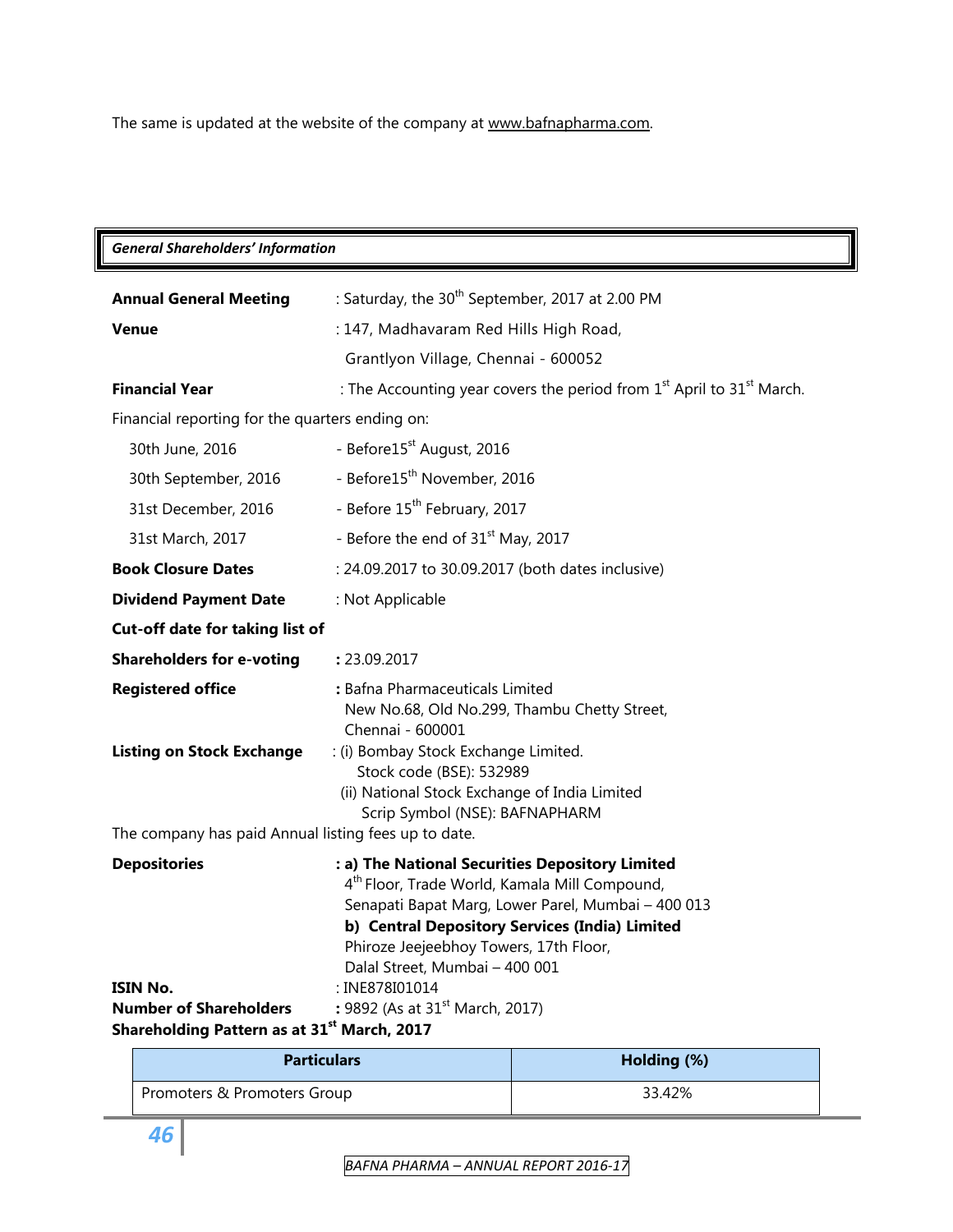The same is updated at the website of the company at www.bafnapharma.com.

## *General Shareholders' Information*

**Annual General Meeting** : Saturday, the 30th September, 2017 at 2.00 PM

**Venue** : 147, Madhavaram Red Hills High Road, Grantlyon Village, Chennai - 600052

**Financial Year** : The Accounting year covers the period from 1st April to 31st March.

Financial reporting for the quarters ending on:

| | |
|---|---|
| 30th June, 2016 | - Before15st August, 2016 |
| 30th September, 2016 | - Before15th November, 2016 |
| 31st December, 2016 | - Before 15th February, 2017 |
| 31st March, 2017 | - Before the end of 31st May, 2017 |

**Book Closure Dates** : 24.09.2017 to 30.09.2017 (both dates inclusive)

**Dividend Payment Date** : Not Applicable

**Cut-off date for taking list of Shareholders for e-voting** : 23.09.2017

**Registered office** : Bafna Pharmaceuticals Limited
New No.68, Old No.299, Thambu Chetty Street,
Chennai - 600001

**Listing on Stock Exchange** : (i) Bombay Stock Exchange Limited.
Stock code (BSE): 532989
(ii) National Stock Exchange of India Limited
Scrip Symbol (NSE): BAFNAPHARM

The company has paid Annual listing fees up to date.

**Depositories** : **a) The National Securities Depository Limited**
4th Floor, Trade World, Kamala Mill Compound,
Senapati Bapat Marg, Lower Parel, Mumbai – 400 013
**b) Central Depository Services (India) Limited**
Phiroze Jeejeebhoy Towers, 17th Floor,
Dalal Street, Mumbai – 400 001

**ISIN No.** : INE878I01014

**Number of Shareholders** : 9892 (As at 31st March, 2017)

**Shareholding Pattern as at 31st March, 2017**

| Particulars | Holding (%) |
|---|---|
| Promoters & Promoters Group | 33.42% |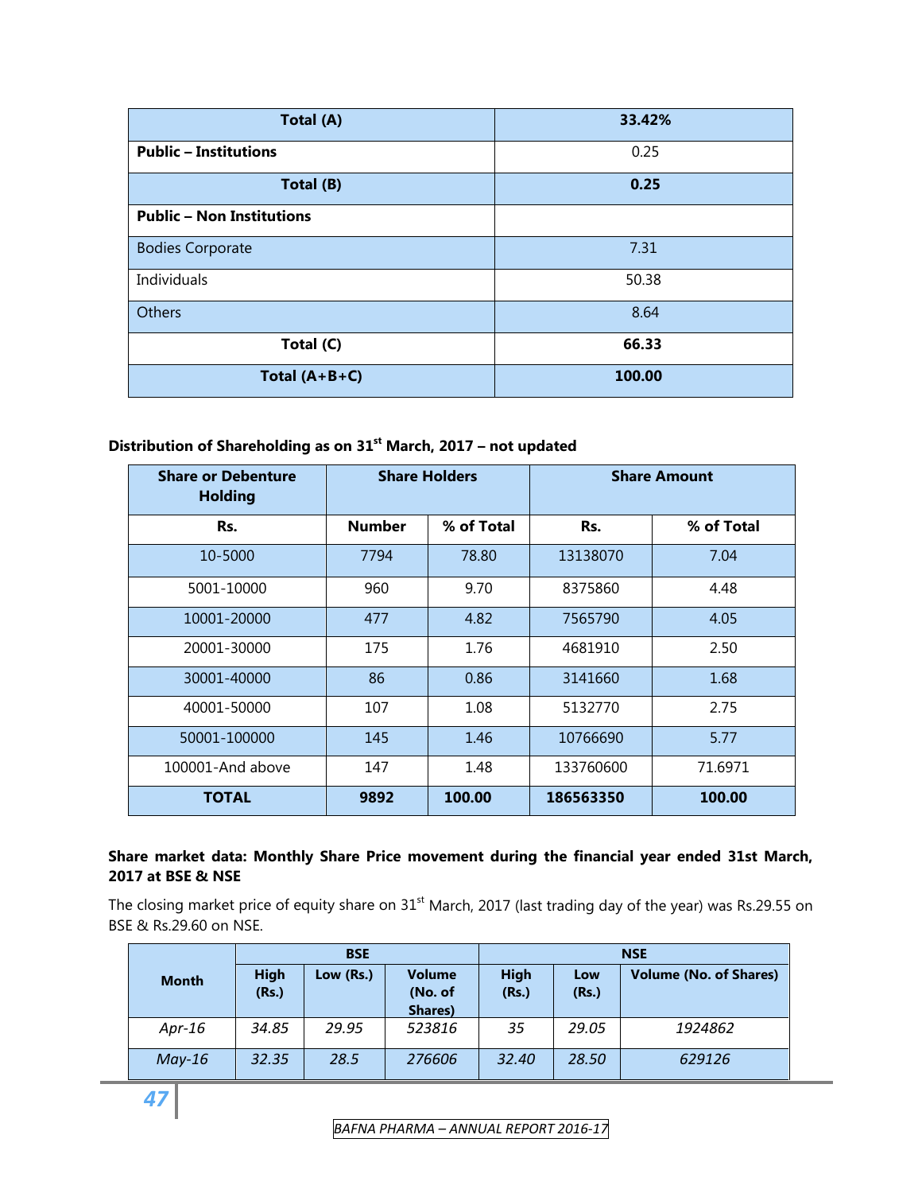| Total (A) | 33.42% |
|---|---|
| **Public – Institutions** | 0.25 |
| **Total (B)** | **0.25** |
| **Public – Non Institutions** | |
| Bodies Corporate | 7.31 |
| Individuals | 50.38 |
| Others | 8.64 |
| **Total (C)** | **66.33** |
| **Total (A+B+C)** | **100.00** |

**Distribution of Shareholding as on 31st March, 2017 – not updated**

| Share or Debenture Holding | Share Holders | | Share Amount | |
|---|---|---|---|---|
| Rs. | Number | % of Total | Rs. | % of Total |
| 10-5000 | 7794 | 78.80 | 13138070 | 7.04 |
| 5001-10000 | 960 | 9.70 | 8375860 | 4.48 |
| 10001-20000 | 477 | 4.82 | 7565790 | 4.05 |
| 20001-30000 | 175 | 1.76 | 4681910 | 2.50 |
| 30001-40000 | 86 | 0.86 | 3141660 | 1.68 |
| 40001-50000 | 107 | 1.08 | 5132770 | 2.75 |
| 50001-100000 | 145 | 1.46 | 10766690 | 5.77 |
| 100001-And above | 147 | 1.48 | 133760600 | 71.6971 |
| **TOTAL** | **9892** | **100.00** | **186563350** | **100.00** |

**Share market data: Monthly Share Price movement during the financial year ended 31st March, 2017 at BSE & NSE**

The closing market price of equity share on 31st March, 2017 (last trading day of the year) was Rs.29.55 on BSE & Rs.29.60 on NSE.

| Month | BSE | | | NSE | | |
|---|---|---|---|---|---|---|
| | High (Rs.) | Low (Rs.) | Volume (No. of Shares) | High (Rs.) | Low (Rs.) | Volume (No. of Shares) |
| *Apr-16* | *34.85* | *29.95* | *523816* | *35* | *29.05* | *1924862* |
| *May-16* | *32.35* | *28.5* | *276606* | *32.40* | *28.50* | *629126* |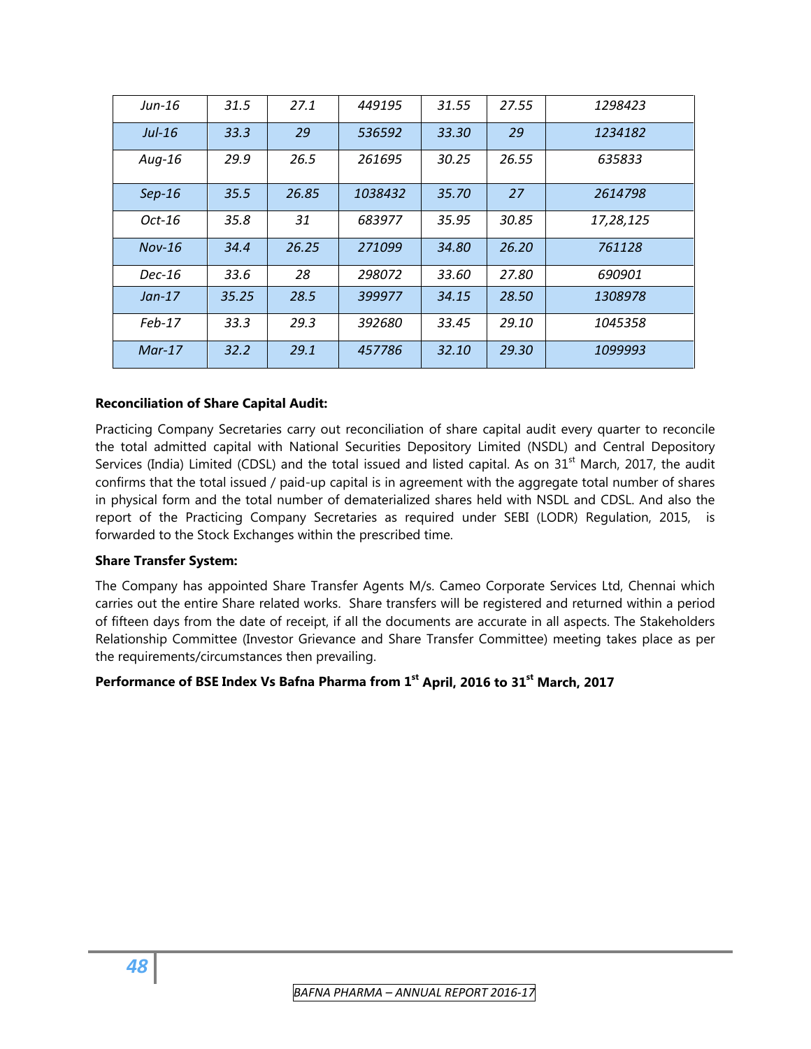| | | | | | | |
|---|---|---|---|---|---|---|
| *Jun-16* | *31.5* | *27.1* | *449195* | *31.55* | *27.55* | *1298423* |
| *Jul-16* | *33.3* | *29* | *536592* | *33.30* | *29* | *1234182* |
| *Aug-16* | *29.9* | *26.5* | *261695* | *30.25* | *26.55* | *635833* |
| *Sep-16* | *35.5* | *26.85* | *1038432* | *35.70* | *27* | *2614798* |
| *Oct-16* | *35.8* | *31* | *683977* | *35.95* | *30.85* | *17,28,125* |
| *Nov-16* | *34.4* | *26.25* | *271099* | *34.80* | *26.20* | *761128* |
| *Dec-16* | *33.6* | *28* | *298072* | *33.60* | *27.80* | *690901* |
| *Jan-17* | *35.25* | *28.5* | *399977* | *34.15* | *28.50* | *1308978* |
| *Feb-17* | *33.3* | *29.3* | *392680* | *33.45* | *29.10* | *1045358* |
| *Mar-17* | *32.2* | *29.1* | *457786* | *32.10* | *29.30* | *1099993* |

**Reconciliation of Share Capital Audit:**

Practicing Company Secretaries carry out reconciliation of share capital audit every quarter to reconcile the total admitted capital with National Securities Depository Limited (NSDL) and Central Depository Services (India) Limited (CDSL) and the total issued and listed capital. As on 31st March, 2017, the audit confirms that the total issued / paid-up capital is in agreement with the aggregate total number of shares in physical form and the total number of dematerialized shares held with NSDL and CDSL. And also the report of the Practicing Company Secretaries as required under SEBI (LODR) Regulation, 2015, is forwarded to the Stock Exchanges within the prescribed time.

**Share Transfer System:**

The Company has appointed Share Transfer Agents M/s. Cameo Corporate Services Ltd, Chennai which carries out the entire Share related works. Share transfers will be registered and returned within a period of fifteen days from the date of receipt, if all the documents are accurate in all aspects. The Stakeholders Relationship Committee (Investor Grievance and Share Transfer Committee) meeting takes place as per the requirements/circumstances then prevailing.

**Performance of BSE Index Vs Bafna Pharma from 1st April, 2016 to 31st March, 2017**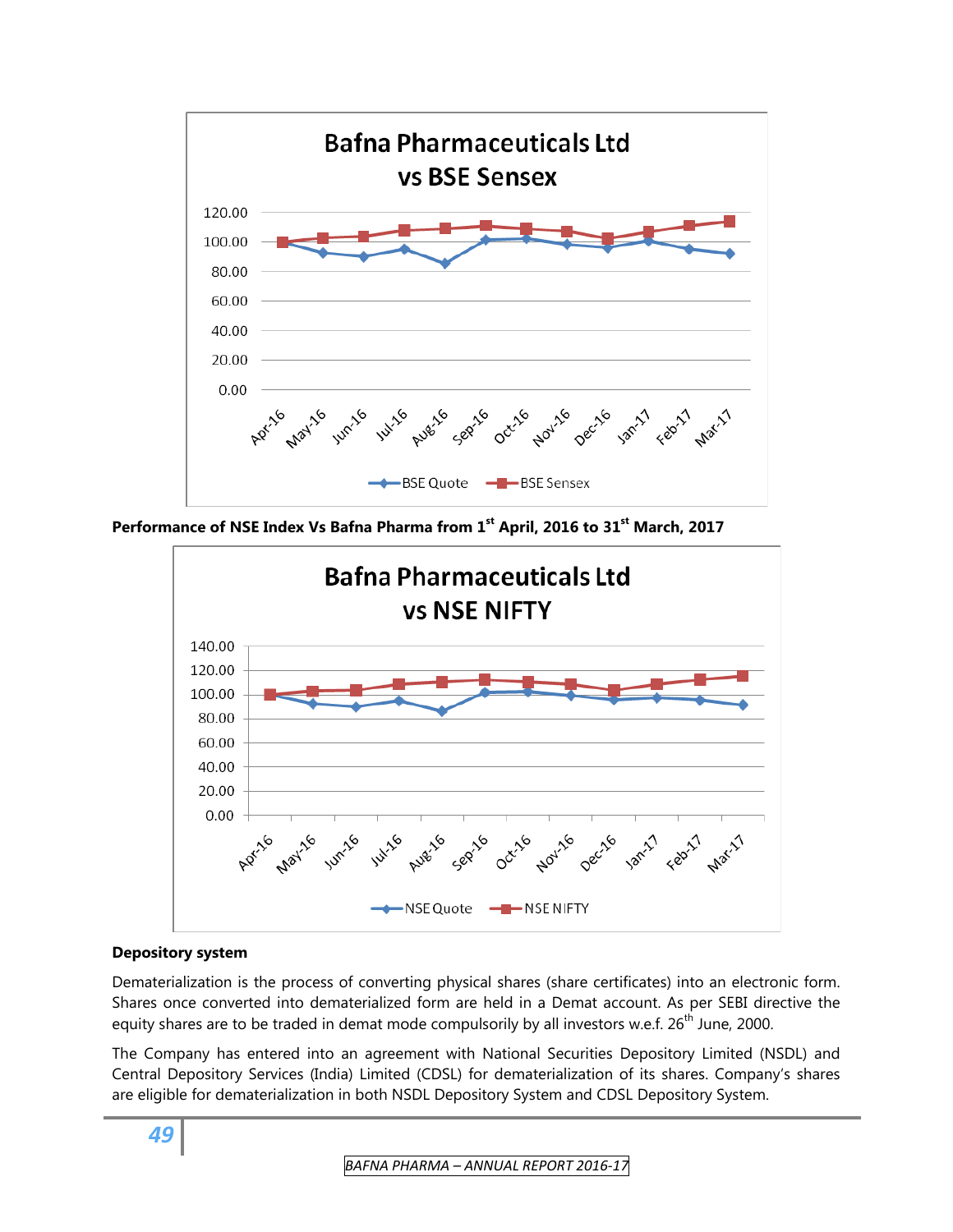**Performance of NSE Index Vs Bafna Pharma from 1st April, 2016 to 31st March, 2017**

**Depository system**

Dematerialization is the process of converting physical shares (share certificates) into an electronic form. Shares once converted into dematerialized form are held in a Demat account. As per SEBI directive the equity shares are to be traded in demat mode compulsorily by all investors w.e.f. 26th June, 2000.

The Company has entered into an agreement with National Securities Depository Limited (NSDL) and Central Depository Services (India) Limited (CDSL) for dematerialization of its shares. Company's shares are eligible for dematerialization in both NSDL Depository System and CDSL Depository System.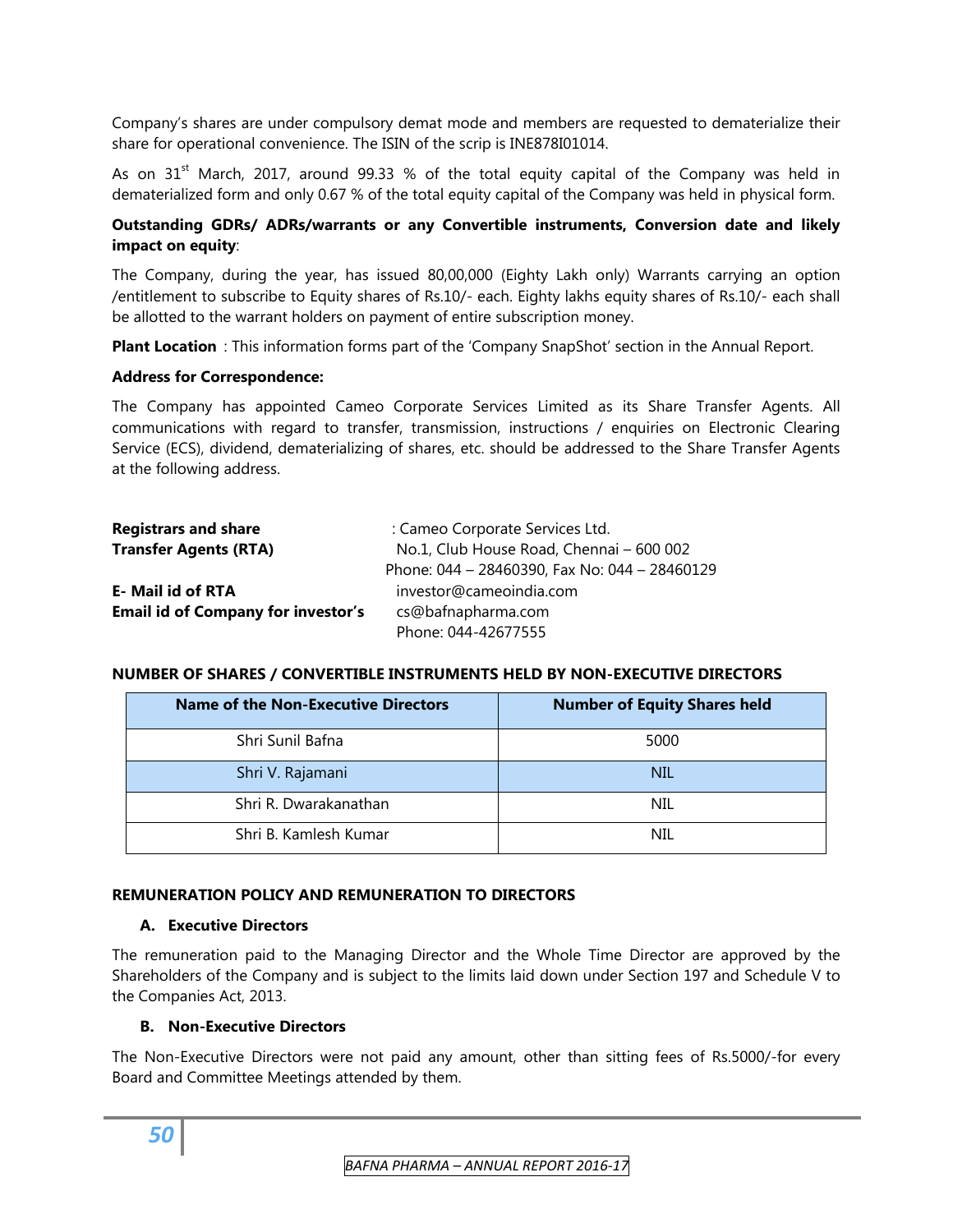Company's shares are under compulsory demat mode and members are requested to dematerialize their share for operational convenience. The ISIN of the scrip is INE878I01014.

As on 31st March, 2017, around 99.33 % of the total equity capital of the Company was held in dematerialized form and only 0.67 % of the total equity capital of the Company was held in physical form.

**Outstanding GDRs/ ADRs/warrants or any Convertible instruments, Conversion date and likely impact on equity**:

The Company, during the year, has issued 80,00,000 (Eighty Lakh only) Warrants carrying an option /entitlement to subscribe to Equity shares of Rs.10/- each. Eighty lakhs equity shares of Rs.10/- each shall be allotted to the warrant holders on payment of entire subscription money.

**Plant Location** : This information forms part of the 'Company SnapShot' section in the Annual Report.

**Address for Correspondence:**

The Company has appointed Cameo Corporate Services Limited as its Share Transfer Agents. All communications with regard to transfer, transmission, instructions / enquiries on Electronic Clearing Service (ECS), dividend, dematerializing of shares, etc. should be addressed to the Share Transfer Agents at the following address.

**Registrars and share Transfer Agents (RTA)** : Cameo Corporate Services Ltd.
No.1, Club House Road, Chennai – 600 002
Phone: 044 – 28460390, Fax No: 044 – 28460129

**E- Mail id of RTA** investor@cameoindia.com

**Email id of Company for investor's** cs@bafnapharma.com
Phone: 044-42677555

**NUMBER OF SHARES / CONVERTIBLE INSTRUMENTS HELD BY NON-EXECUTIVE DIRECTORS**

| Name of the Non-Executive Directors | Number of Equity Shares held |
|---|---|
| Shri Sunil Bafna | 5000 |
| Shri V. Rajamani | NIL |
| Shri R. Dwarakanathan | NIL |
| Shri B. Kamlesh Kumar | NIL |

**REMUNERATION POLICY AND REMUNERATION TO DIRECTORS**

**A. Executive Directors**

The remuneration paid to the Managing Director and the Whole Time Director are approved by the Shareholders of the Company and is subject to the limits laid down under Section 197 and Schedule V to the Companies Act, 2013.

**B. Non-Executive Directors**

The Non-Executive Directors were not paid any amount, other than sitting fees of Rs.5000/-for every Board and Committee Meetings attended by them.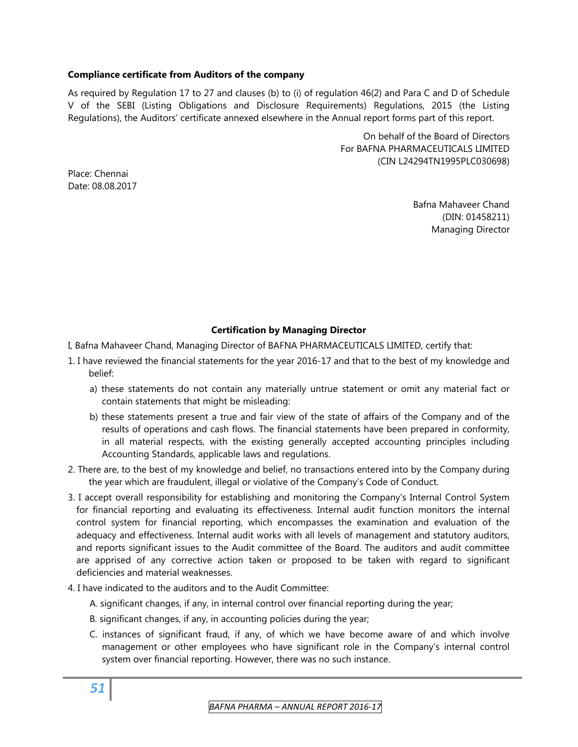**Compliance certificate from Auditors of the company**

As required by Regulation 17 to 27 and clauses (b) to (i) of regulation 46(2) and Para C and D of Schedule V of the SEBI (Listing Obligations and Disclosure Requirements) Regulations, 2015 (the Listing Regulations), the Auditors' certificate annexed elsewhere in the Annual report forms part of this report.

On behalf of the Board of Directors
For BAFNA PHARMACEUTICALS LIMITED
(CIN L24294TN1995PLC030698)

Place: Chennai
Date: 08.08.2017

Bafna Mahaveer Chand
(DIN: 01458211)
Managing Director

**Certification by Managing Director**

I, Bafna Mahaveer Chand, Managing Director of BAFNA PHARMACEUTICALS LIMITED, certify that:

1. I have reviewed the financial statements for the year 2016-17 and that to the best of my knowledge and belief:
   a) these statements do not contain any materially untrue statement or omit any material fact or contain statements that might be misleading:
   b) these statements present a true and fair view of the state of affairs of the Company and of the results of operations and cash flows. The financial statements have been prepared in conformity, in all material respects, with the existing generally accepted accounting principles including Accounting Standards, applicable laws and regulations.
2. There are, to the best of my knowledge and belief, no transactions entered into by the Company during the year which are fraudulent, illegal or violative of the Company's Code of Conduct.
3. I accept overall responsibility for establishing and monitoring the Company's Internal Control System for financial reporting and evaluating its effectiveness. Internal audit function monitors the internal control system for financial reporting, which encompasses the examination and evaluation of the adequacy and effectiveness. Internal audit works with all levels of management and statutory auditors, and reports significant issues to the Audit committee of the Board. The auditors and audit committee are apprised of any corrective action taken or proposed to be taken with regard to significant deficiencies and material weaknesses.
4. I have indicated to the auditors and to the Audit Committee:
   A. significant changes, if any, in internal control over financial reporting during the year;
   B. significant changes, if any, in accounting policies during the year;
   C. instances of significant fraud, if any, of which we have become aware of and which involve management or other employees who have significant role in the Company's internal control system over financial reporting. However, there was no such instance.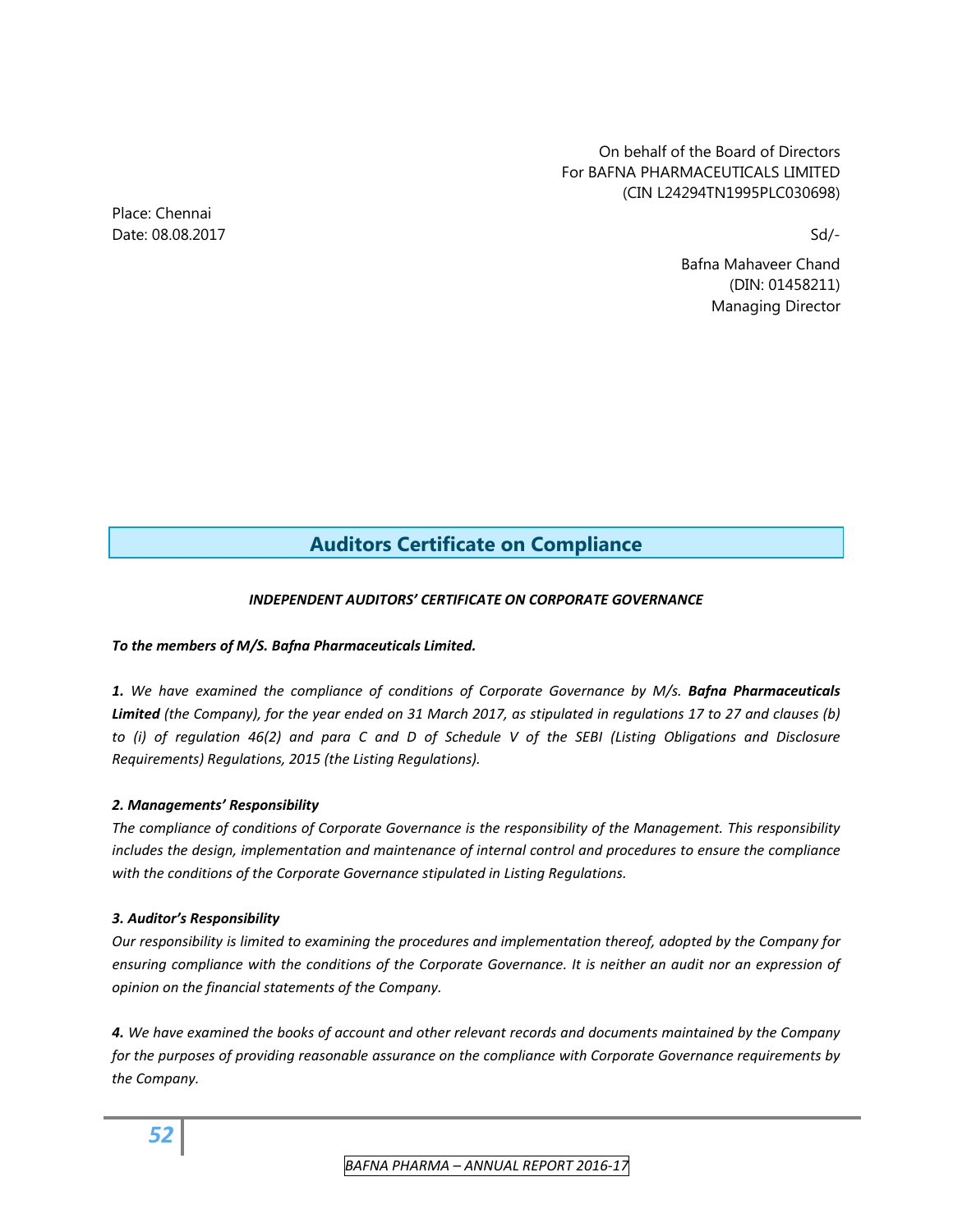On behalf of the Board of Directors
For BAFNA PHARMACEUTICALS LIMITED
(CIN L24294TN1995PLC030698)

Place: Chennai
Date: 08.08.2017

Sd/-

Bafna Mahaveer Chand
(DIN: 01458211)
Managing Director

## Auditors Certificate on Compliance

***INDEPENDENT AUDITORS' CERTIFICATE ON CORPORATE GOVERNANCE***

***To the members of M/S. Bafna Pharmaceuticals Limited.***

***1.*** *We have examined the compliance of conditions of Corporate Governance by M/s.* ***Bafna Pharmaceuticals Limited*** *(the Company), for the year ended on 31 March 2017, as stipulated in regulations 17 to 27 and clauses (b) to (i) of regulation 46(2) and para C and D of Schedule V of the SEBI (Listing Obligations and Disclosure Requirements) Regulations, 2015 (the Listing Regulations).*

***2. Managements' Responsibility***

*The compliance of conditions of Corporate Governance is the responsibility of the Management. This responsibility includes the design, implementation and maintenance of internal control and procedures to ensure the compliance with the conditions of the Corporate Governance stipulated in Listing Regulations.*

***3. Auditor's Responsibility***

*Our responsibility is limited to examining the procedures and implementation thereof, adopted by the Company for ensuring compliance with the conditions of the Corporate Governance. It is neither an audit nor an expression of opinion on the financial statements of the Company.*

***4.*** *We have examined the books of account and other relevant records and documents maintained by the Company for the purposes of providing reasonable assurance on the compliance with Corporate Governance requirements by the Company.*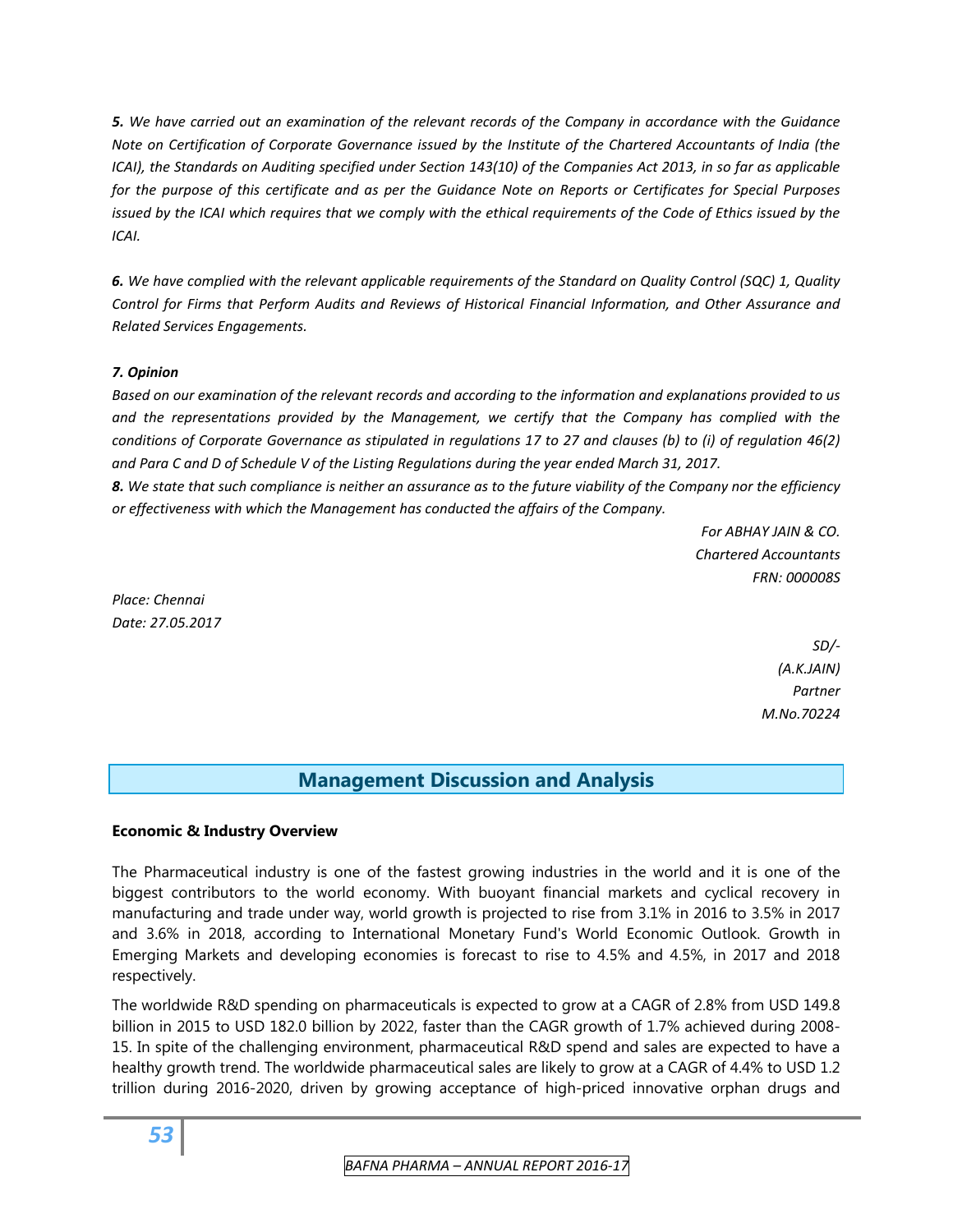*__5.__ We have carried out an examination of the relevant records of the Company in accordance with the Guidance Note on Certification of Corporate Governance issued by the Institute of the Chartered Accountants of India (the ICAI), the Standards on Auditing specified under Section 143(10) of the Companies Act 2013, in so far as applicable for the purpose of this certificate and as per the Guidance Note on Reports or Certificates for Special Purposes issued by the ICAI which requires that we comply with the ethical requirements of the Code of Ethics issued by the ICAI.*

*__6.__ We have complied with the relevant applicable requirements of the Standard on Quality Control (SQC) 1, Quality Control for Firms that Perform Audits and Reviews of Historical Financial Information, and Other Assurance and Related Services Engagements.*

***7. Opinion***

*Based on our examination of the relevant records and according to the information and explanations provided to us and the representations provided by the Management, we certify that the Company has complied with the conditions of Corporate Governance as stipulated in regulations 17 to 27 and clauses (b) to (i) of regulation 46(2) and Para C and D of Schedule V of the Listing Regulations during the year ended March 31, 2017.*

*__8.__ We state that such compliance is neither an assurance as to the future viability of the Company nor the efficiency or effectiveness with which the Management has conducted the affairs of the Company.*

*For ABHAY JAIN & CO.*
*Chartered Accountants*
*FRN: 000008S*

*Place: Chennai*
*Date: 27.05.2017*

*SD/-*
*(A.K.JAIN)*
*Partner*
*M.No.70224*

## Management Discussion and Analysis

**Economic & Industry Overview**

The Pharmaceutical industry is one of the fastest growing industries in the world and it is one of the biggest contributors to the world economy. With buoyant financial markets and cyclical recovery in manufacturing and trade under way, world growth is projected to rise from 3.1% in 2016 to 3.5% in 2017 and 3.6% in 2018, according to International Monetary Fund's World Economic Outlook. Growth in Emerging Markets and developing economies is forecast to rise to 4.5% and 4.5%, in 2017 and 2018 respectively.

The worldwide R&D spending on pharmaceuticals is expected to grow at a CAGR of 2.8% from USD 149.8 billion in 2015 to USD 182.0 billion by 2022, faster than the CAGR growth of 1.7% achieved during 2008-15. In spite of the challenging environment, pharmaceutical R&D spend and sales are expected to have a healthy growth trend. The worldwide pharmaceutical sales are likely to grow at a CAGR of 4.4% to USD 1.2 trillion during 2016-2020, driven by growing acceptance of high-priced innovative orphan drugs and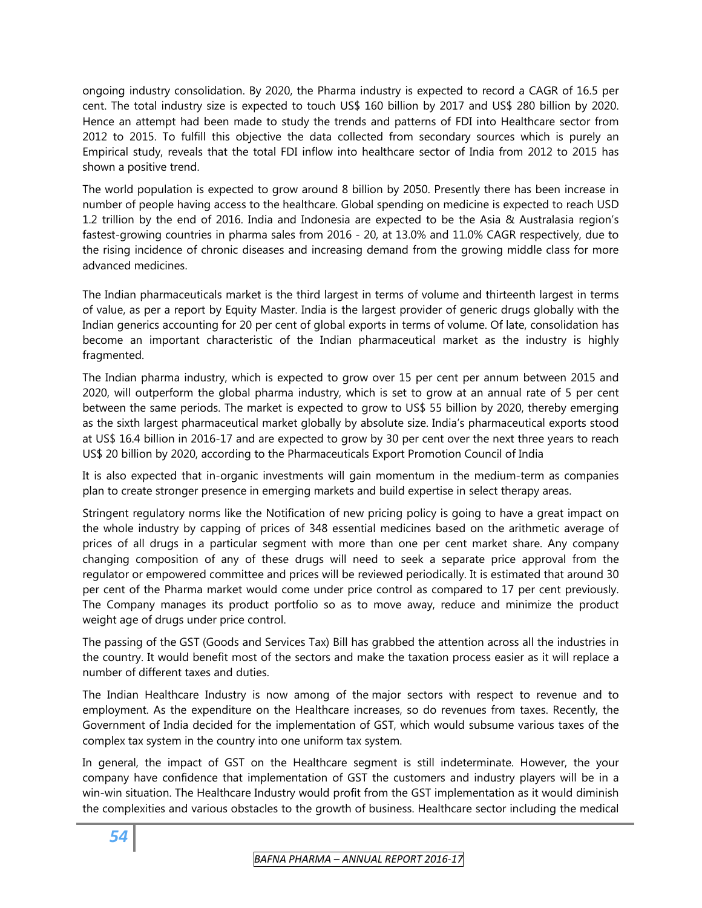ongoing industry consolidation. By 2020, the Pharma industry is expected to record a CAGR of 16.5 per cent. The total industry size is expected to touch US$ 160 billion by 2017 and US$ 280 billion by 2020. Hence an attempt had been made to study the trends and patterns of FDI into Healthcare sector from 2012 to 2015. To fulfill this objective the data collected from secondary sources which is purely an Empirical study, reveals that the total FDI inflow into healthcare sector of India from 2012 to 2015 has shown a positive trend.

The world population is expected to grow around 8 billion by 2050. Presently there has been increase in number of people having access to the healthcare. Global spending on medicine is expected to reach USD 1.2 trillion by the end of 2016. India and Indonesia are expected to be the Asia & Australasia region's fastest-growing countries in pharma sales from 2016 - 20, at 13.0% and 11.0% CAGR respectively, due to the rising incidence of chronic diseases and increasing demand from the growing middle class for more advanced medicines.

The Indian pharmaceuticals market is the third largest in terms of volume and thirteenth largest in terms of value, as per a report by Equity Master. India is the largest provider of generic drugs globally with the Indian generics accounting for 20 per cent of global exports in terms of volume. Of late, consolidation has become an important characteristic of the Indian pharmaceutical market as the industry is highly fragmented.

The Indian pharma industry, which is expected to grow over 15 per cent per annum between 2015 and 2020, will outperform the global pharma industry, which is set to grow at an annual rate of 5 per cent between the same periods. The market is expected to grow to US$ 55 billion by 2020, thereby emerging as the sixth largest pharmaceutical market globally by absolute size. India's pharmaceutical exports stood at US$ 16.4 billion in 2016-17 and are expected to grow by 30 per cent over the next three years to reach US$ 20 billion by 2020, according to the Pharmaceuticals Export Promotion Council of India

It is also expected that in-organic investments will gain momentum in the medium-term as companies plan to create stronger presence in emerging markets and build expertise in select therapy areas.

Stringent regulatory norms like the Notification of new pricing policy is going to have a great impact on the whole industry by capping of prices of 348 essential medicines based on the arithmetic average of prices of all drugs in a particular segment with more than one per cent market share. Any company changing composition of any of these drugs will need to seek a separate price approval from the regulator or empowered committee and prices will be reviewed periodically. It is estimated that around 30 per cent of the Pharma market would come under price control as compared to 17 per cent previously. The Company manages its product portfolio so as to move away, reduce and minimize the product weight age of drugs under price control.

The passing of the GST (Goods and Services Tax) Bill has grabbed the attention across all the industries in the country. It would benefit most of the sectors and make the taxation process easier as it will replace a number of different taxes and duties.

The Indian Healthcare Industry is now among of the major sectors with respect to revenue and to employment. As the expenditure on the Healthcare increases, so do revenues from taxes. Recently, the Government of India decided for the implementation of GST, which would subsume various taxes of the complex tax system in the country into one uniform tax system.

In general, the impact of GST on the Healthcare segment is still indeterminate. However, the your company have confidence that implementation of GST the customers and industry players will be in a win-win situation. The Healthcare Industry would profit from the GST implementation as it would diminish the complexities and various obstacles to the growth of business. Healthcare sector including the medical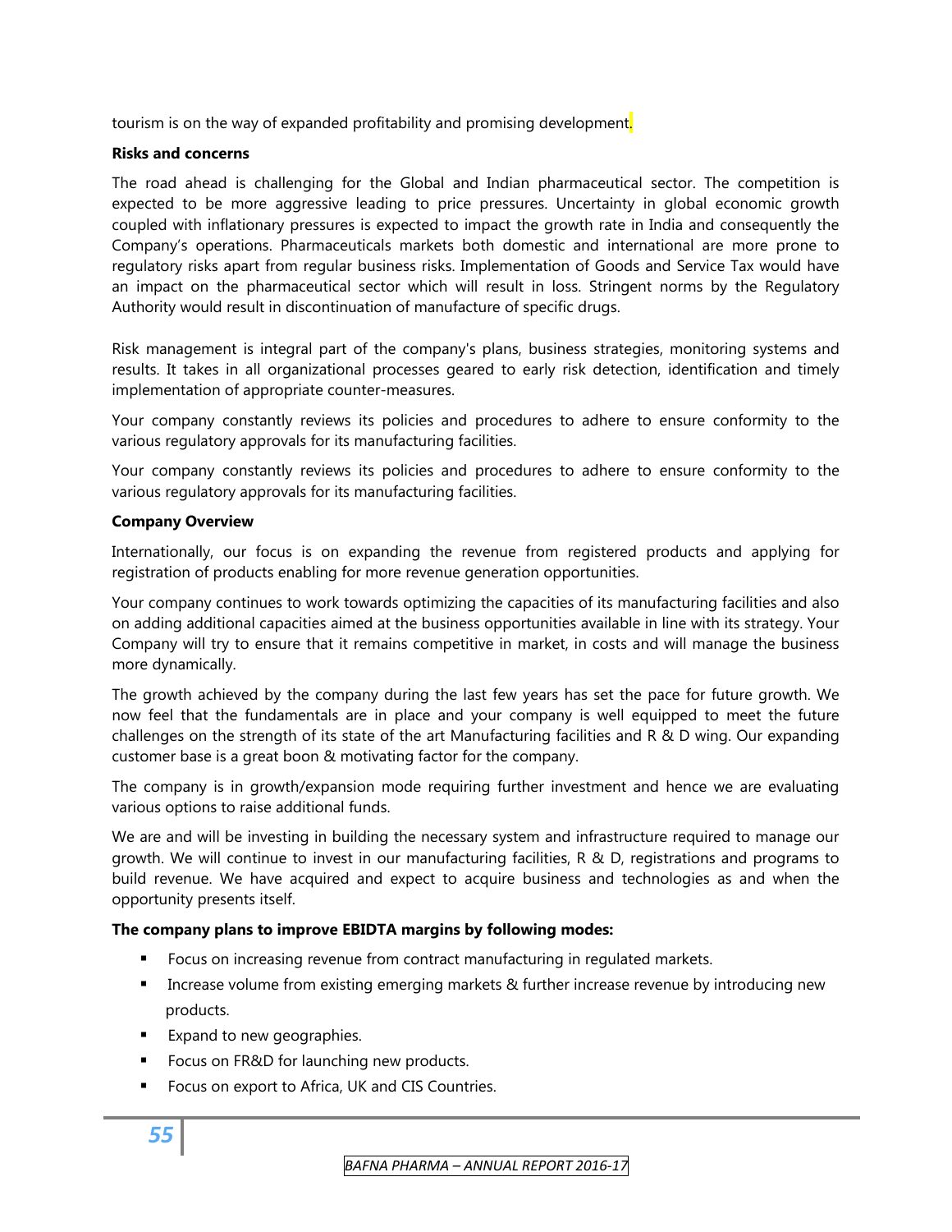tourism is on the way of expanded profitability and promising development.

**Risks and concerns**

The road ahead is challenging for the Global and Indian pharmaceutical sector. The competition is expected to be more aggressive leading to price pressures. Uncertainty in global economic growth coupled with inflationary pressures is expected to impact the growth rate in India and consequently the Company's operations. Pharmaceuticals markets both domestic and international are more prone to regulatory risks apart from regular business risks. Implementation of Goods and Service Tax would have an impact on the pharmaceutical sector which will result in loss. Stringent norms by the Regulatory Authority would result in discontinuation of manufacture of specific drugs.

Risk management is integral part of the company's plans, business strategies, monitoring systems and results. It takes in all organizational processes geared to early risk detection, identification and timely implementation of appropriate counter-measures.

Your company constantly reviews its policies and procedures to adhere to ensure conformity to the various regulatory approvals for its manufacturing facilities.

Your company constantly reviews its policies and procedures to adhere to ensure conformity to the various regulatory approvals for its manufacturing facilities.

**Company Overview**

Internationally, our focus is on expanding the revenue from registered products and applying for registration of products enabling for more revenue generation opportunities.

Your company continues to work towards optimizing the capacities of its manufacturing facilities and also on adding additional capacities aimed at the business opportunities available in line with its strategy. Your Company will try to ensure that it remains competitive in market, in costs and will manage the business more dynamically.

The growth achieved by the company during the last few years has set the pace for future growth. We now feel that the fundamentals are in place and your company is well equipped to meet the future challenges on the strength of its state of the art Manufacturing facilities and R & D wing. Our expanding customer base is a great boon & motivating factor for the company.

The company is in growth/expansion mode requiring further investment and hence we are evaluating various options to raise additional funds.

We are and will be investing in building the necessary system and infrastructure required to manage our growth. We will continue to invest in our manufacturing facilities, R & D, registrations and programs to build revenue. We have acquired and expect to acquire business and technologies as and when the opportunity presents itself.

**The company plans to improve EBIDTA margins by following modes:**

- Focus on increasing revenue from contract manufacturing in regulated markets.
- Increase volume from existing emerging markets & further increase revenue by introducing new products.
- Expand to new geographies.
- Focus on FR&D for launching new products.
- Focus on export to Africa, UK and CIS Countries.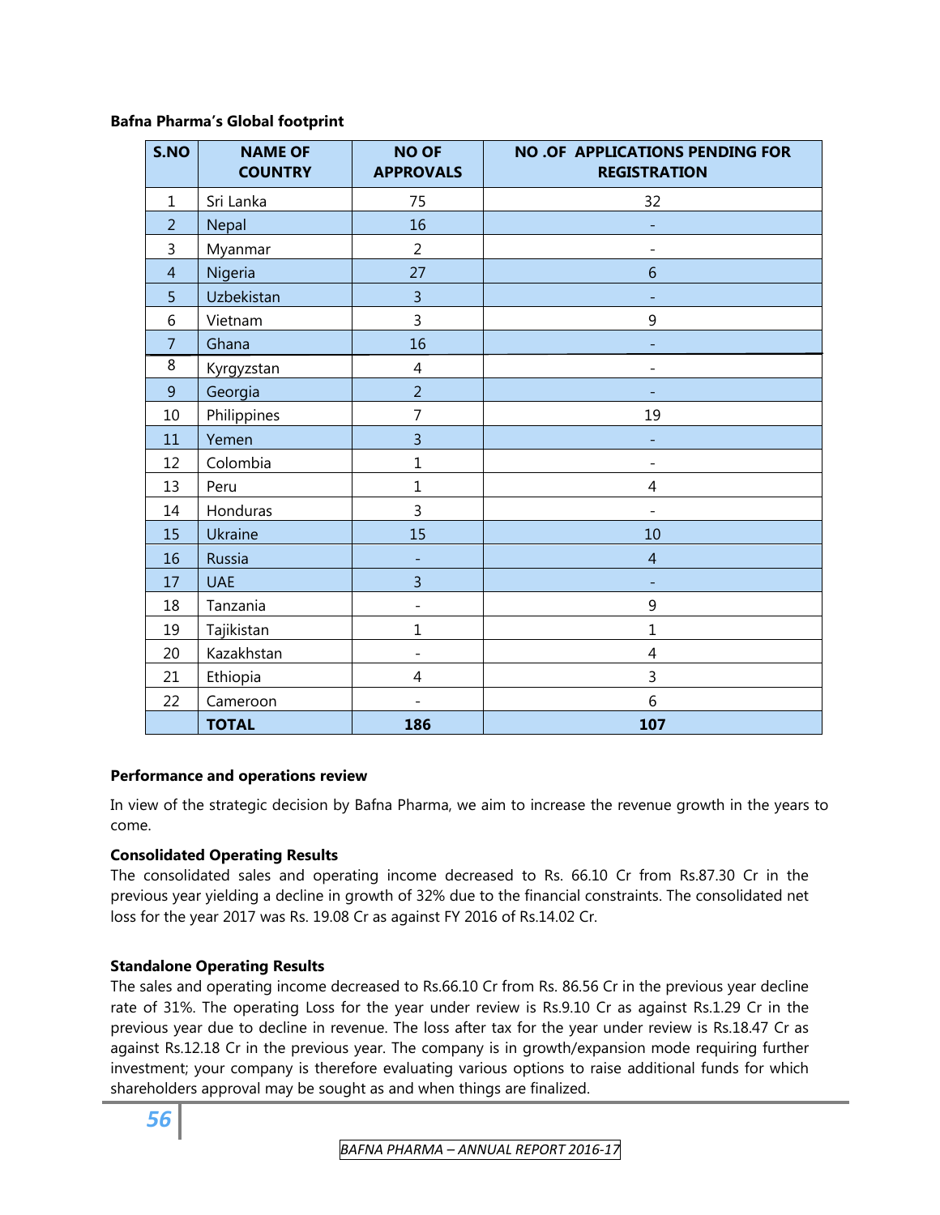**Bafna Pharma's Global footprint**

| S.NO | NAME OF COUNTRY | NO OF APPROVALS | NO .OF APPLICATIONS PENDING FOR REGISTRATION |
|---|---|---|---|
| 1 | Sri Lanka | 75 | 32 |
| 2 | Nepal | 16 | - |
| 3 | Myanmar | 2 | - |
| 4 | Nigeria | 27 | 6 |
| 5 | Uzbekistan | 3 | - |
| 6 | Vietnam | 3 | 9 |
| 7 | Ghana | 16 | - |
| 8 | Kyrgyzstan | 4 | - |
| 9 | Georgia | 2 | - |
| 10 | Philippines | 7 | 19 |
| 11 | Yemen | 3 | - |
| 12 | Colombia | 1 | - |
| 13 | Peru | 1 | 4 |
| 14 | Honduras | 3 | - |
| 15 | Ukraine | 15 | 10 |
| 16 | Russia | - | 4 |
| 17 | UAE | 3 | - |
| 18 | Tanzania | - | 9 |
| 19 | Tajikistan | 1 | 1 |
| 20 | Kazakhstan | - | 4 |
| 21 | Ethiopia | 4 | 3 |
| 22 | Cameroon | - | 6 |
| | **TOTAL** | **186** | **107** |

**Performance and operations review**

In view of the strategic decision by Bafna Pharma, we aim to increase the revenue growth in the years to come.

**Consolidated Operating Results**

The consolidated sales and operating income decreased to Rs. 66.10 Cr from Rs.87.30 Cr in the previous year yielding a decline in growth of 32% due to the financial constraints. The consolidated net loss for the year 2017 was Rs. 19.08 Cr as against FY 2016 of Rs.14.02 Cr.

**Standalone Operating Results**

The sales and operating income decreased to Rs.66.10 Cr from Rs. 86.56 Cr in the previous year decline rate of 31%. The operating Loss for the year under review is Rs.9.10 Cr as against Rs.1.29 Cr in the previous year due to decline in revenue. The loss after tax for the year under review is Rs.18.47 Cr as against Rs.12.18 Cr in the previous year. The company is in growth/expansion mode requiring further investment; your company is therefore evaluating various options to raise additional funds for which shareholders approval may be sought as and when things are finalized.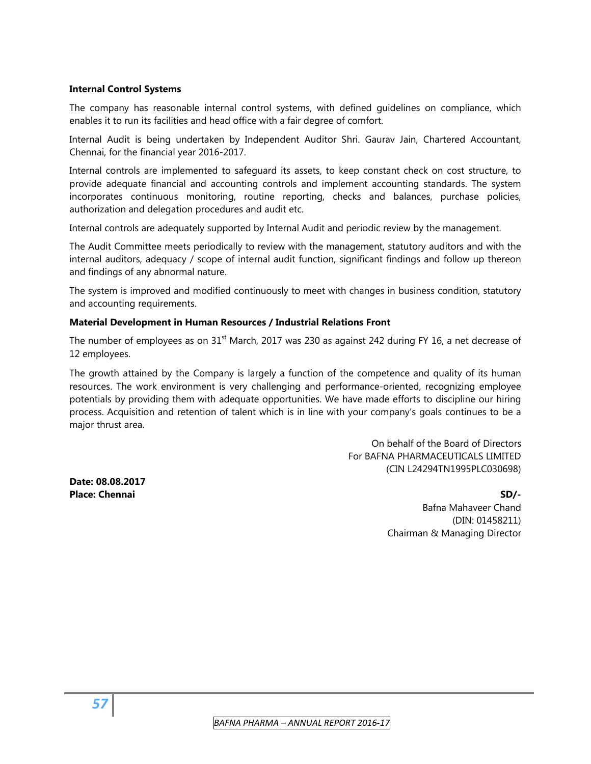**Internal Control Systems**

The company has reasonable internal control systems, with defined guidelines on compliance, which enables it to run its facilities and head office with a fair degree of comfort.

Internal Audit is being undertaken by Independent Auditor Shri. Gaurav Jain, Chartered Accountant, Chennai, for the financial year 2016-2017.

Internal controls are implemented to safeguard its assets, to keep constant check on cost structure, to provide adequate financial and accounting controls and implement accounting standards. The system incorporates continuous monitoring, routine reporting, checks and balances, purchase policies, authorization and delegation procedures and audit etc.

Internal controls are adequately supported by Internal Audit and periodic review by the management.

The Audit Committee meets periodically to review with the management, statutory auditors and with the internal auditors, adequacy / scope of internal audit function, significant findings and follow up thereon and findings of any abnormal nature.

The system is improved and modified continuously to meet with changes in business condition, statutory and accounting requirements.

**Material Development in Human Resources / Industrial Relations Front**

The number of employees as on 31st March, 2017 was 230 as against 242 during FY 16, a net decrease of 12 employees.

The growth attained by the Company is largely a function of the competence and quality of its human resources. The work environment is very challenging and performance-oriented, recognizing employee potentials by providing them with adequate opportunities. We have made efforts to discipline our hiring process. Acquisition and retention of talent which is in line with your company's goals continues to be a major thrust area.

On behalf of the Board of Directors
For BAFNA PHARMACEUTICALS LIMITED
(CIN L24294TN1995PLC030698)

**Date: 08.08.2017**
**Place: Chennai**

**SD/-**
Bafna Mahaveer Chand
(DIN: 01458211)
Chairman & Managing Director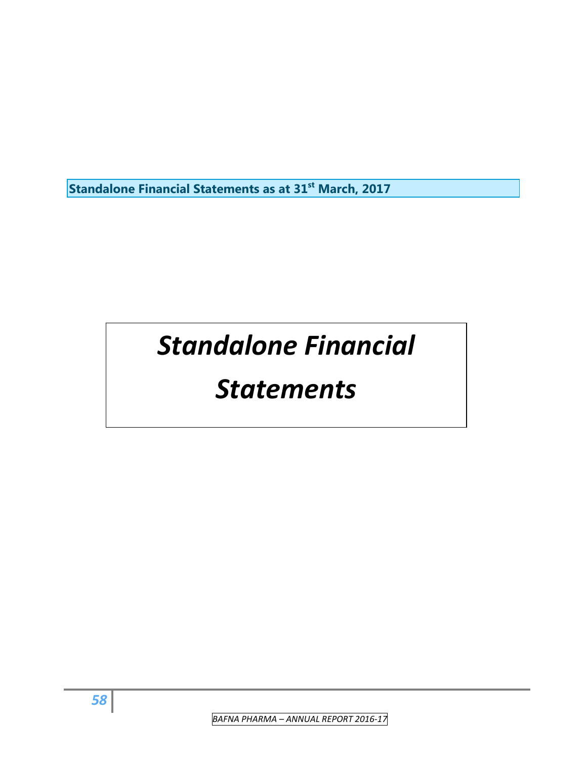**Standalone Financial Statements as at 31st March, 2017**

# *Standalone Financial Statements*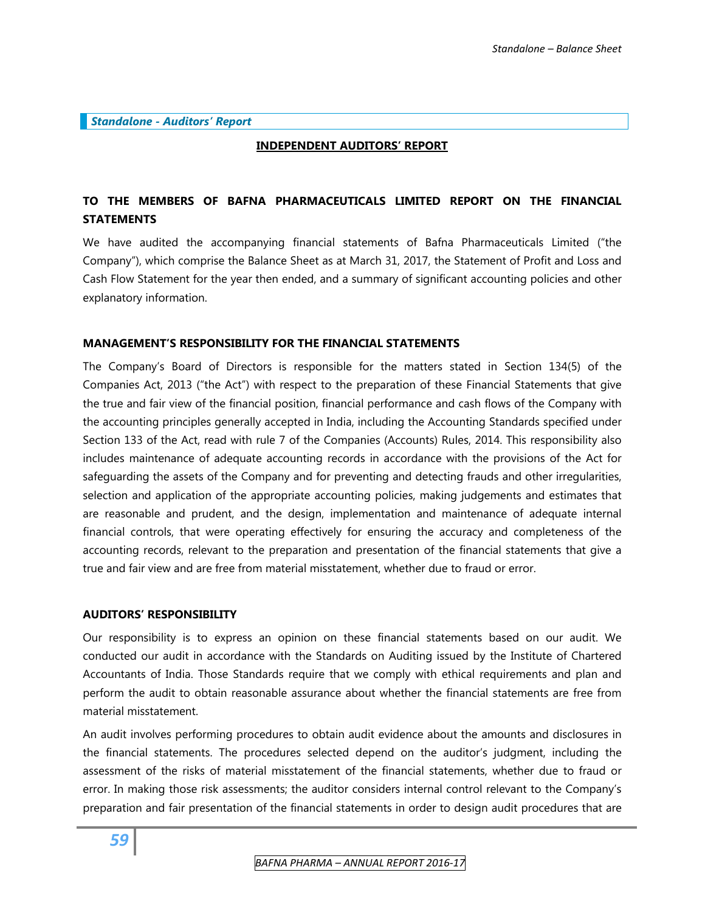## Standalone - Auditors' Report

### INDEPENDENT AUDITORS' REPORT

### TO THE MEMBERS OF BAFNA PHARMACEUTICALS LIMITED REPORT ON THE FINANCIAL STATEMENTS

We have audited the accompanying financial statements of Bafna Pharmaceuticals Limited ("the Company"), which comprise the Balance Sheet as at March 31, 2017, the Statement of Profit and Loss and Cash Flow Statement for the year then ended, and a summary of significant accounting policies and other explanatory information.

### MANAGEMENT'S RESPONSIBILITY FOR THE FINANCIAL STATEMENTS

The Company's Board of Directors is responsible for the matters stated in Section 134(5) of the Companies Act, 2013 ("the Act") with respect to the preparation of these Financial Statements that give the true and fair view of the financial position, financial performance and cash flows of the Company with the accounting principles generally accepted in India, including the Accounting Standards specified under Section 133 of the Act, read with rule 7 of the Companies (Accounts) Rules, 2014. This responsibility also includes maintenance of adequate accounting records in accordance with the provisions of the Act for safeguarding the assets of the Company and for preventing and detecting frauds and other irregularities, selection and application of the appropriate accounting policies, making judgements and estimates that are reasonable and prudent, and the design, implementation and maintenance of adequate internal financial controls, that were operating effectively for ensuring the accuracy and completeness of the accounting records, relevant to the preparation and presentation of the financial statements that give a true and fair view and are free from material misstatement, whether due to fraud or error.

### AUDITORS' RESPONSIBILITY

Our responsibility is to express an opinion on these financial statements based on our audit. We conducted our audit in accordance with the Standards on Auditing issued by the Institute of Chartered Accountants of India. Those Standards require that we comply with ethical requirements and plan and perform the audit to obtain reasonable assurance about whether the financial statements are free from material misstatement.

An audit involves performing procedures to obtain audit evidence about the amounts and disclosures in the financial statements. The procedures selected depend on the auditor's judgment, including the assessment of the risks of material misstatement of the financial statements, whether due to fraud or error. In making those risk assessments; the auditor considers internal control relevant to the Company's preparation and fair presentation of the financial statements in order to design audit procedures that are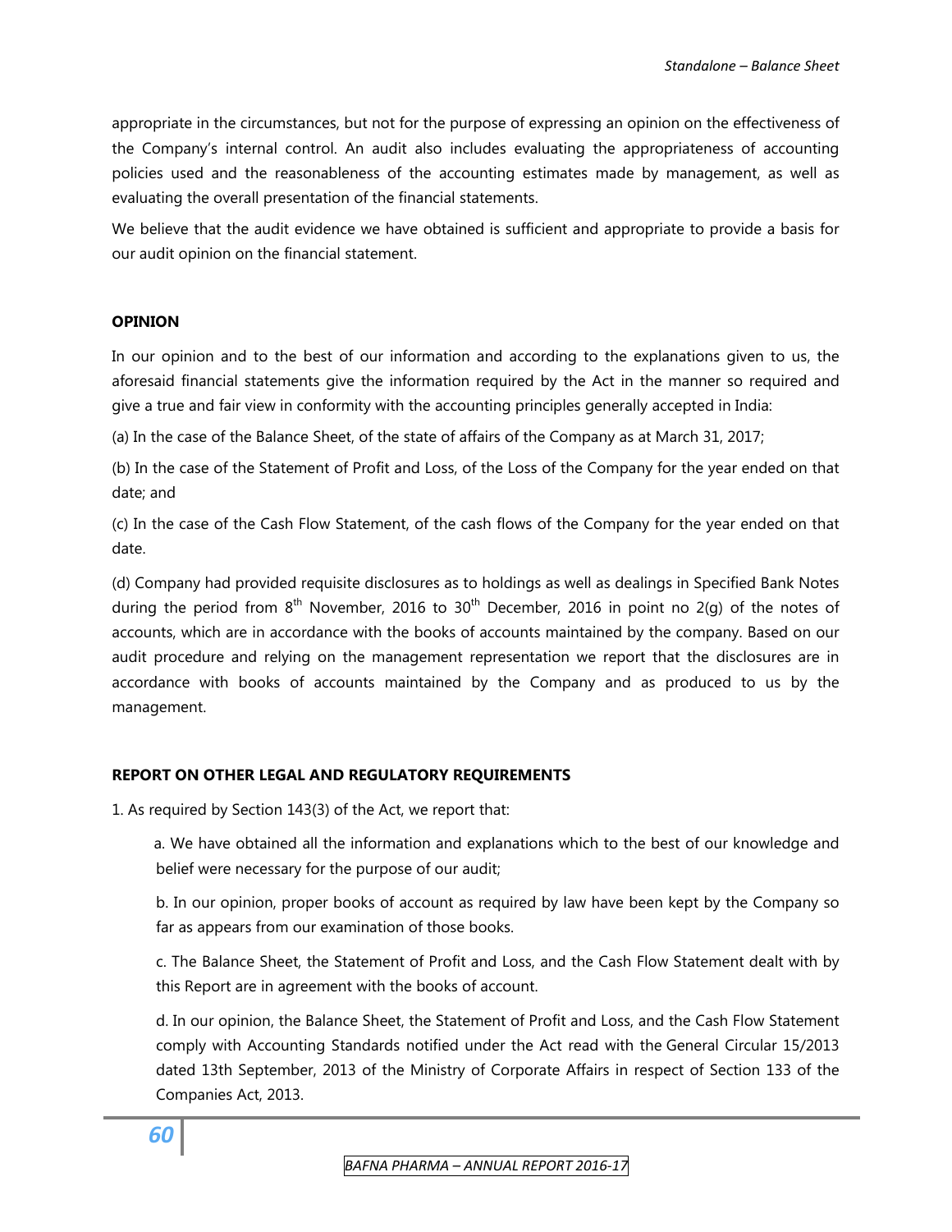appropriate in the circumstances, but not for the purpose of expressing an opinion on the effectiveness of the Company's internal control. An audit also includes evaluating the appropriateness of accounting policies used and the reasonableness of the accounting estimates made by management, as well as evaluating the overall presentation of the financial statements.

We believe that the audit evidence we have obtained is sufficient and appropriate to provide a basis for our audit opinion on the financial statement.

## OPINION

In our opinion and to the best of our information and according to the explanations given to us, the aforesaid financial statements give the information required by the Act in the manner so required and give a true and fair view in conformity with the accounting principles generally accepted in India:

(a) In the case of the Balance Sheet, of the state of affairs of the Company as at March 31, 2017;

(b) In the case of the Statement of Profit and Loss, of the Loss of the Company for the year ended on that date; and

(c) In the case of the Cash Flow Statement, of the cash flows of the Company for the year ended on that date.

(d) Company had provided requisite disclosures as to holdings as well as dealings in Specified Bank Notes during the period from 8th November, 2016 to 30th December, 2016 in point no 2(g) of the notes of accounts, which are in accordance with the books of accounts maintained by the company. Based on our audit procedure and relying on the management representation we report that the disclosures are in accordance with books of accounts maintained by the Company and as produced to us by the management.

## REPORT ON OTHER LEGAL AND REGULATORY REQUIREMENTS

1. As required by Section 143(3) of the Act, we report that:

   a. We have obtained all the information and explanations which to the best of our knowledge and belief were necessary for the purpose of our audit;

   b. In our opinion, proper books of account as required by law have been kept by the Company so far as appears from our examination of those books.

   c. The Balance Sheet, the Statement of Profit and Loss, and the Cash Flow Statement dealt with by this Report are in agreement with the books of account.

   d. In our opinion, the Balance Sheet, the Statement of Profit and Loss, and the Cash Flow Statement comply with Accounting Standards notified under the Act read with the General Circular 15/2013 dated 13th September, 2013 of the Ministry of Corporate Affairs in respect of Section 133 of the Companies Act, 2013.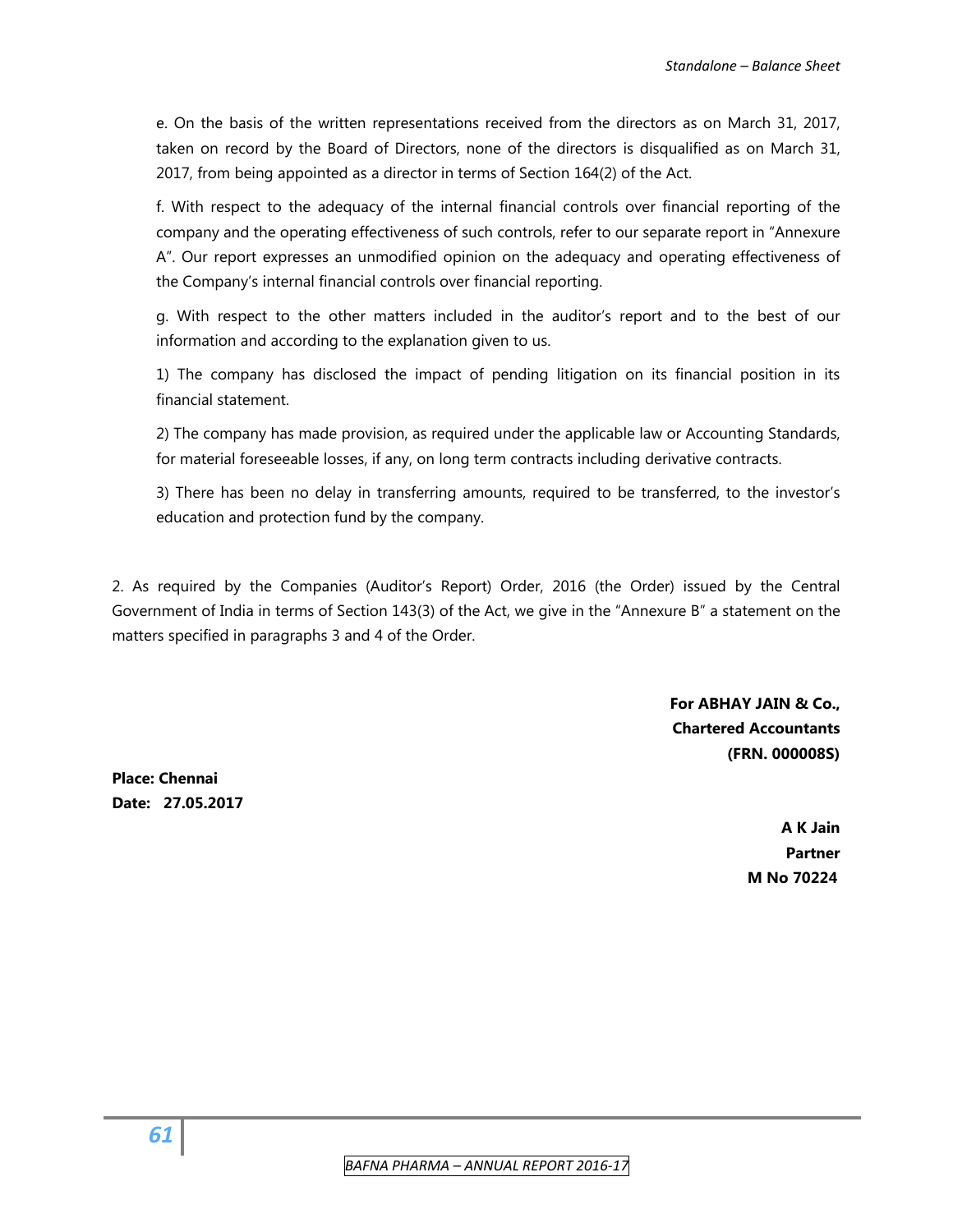e. On the basis of the written representations received from the directors as on March 31, 2017, taken on record by the Board of Directors, none of the directors is disqualified as on March 31, 2017, from being appointed as a director in terms of Section 164(2) of the Act.

f. With respect to the adequacy of the internal financial controls over financial reporting of the company and the operating effectiveness of such controls, refer to our separate report in "Annexure A". Our report expresses an unmodified opinion on the adequacy and operating effectiveness of the Company's internal financial controls over financial reporting.

g. With respect to the other matters included in the auditor's report and to the best of our information and according to the explanation given to us.

1) The company has disclosed the impact of pending litigation on its financial position in its financial statement.

2) The company has made provision, as required under the applicable law or Accounting Standards, for material foreseeable losses, if any, on long term contracts including derivative contracts.

3) There has been no delay in transferring amounts, required to be transferred, to the investor's education and protection fund by the company.

2. As required by the Companies (Auditor's Report) Order, 2016 (the Order) issued by the Central Government of India in terms of Section 143(3) of the Act, we give in the "Annexure B" a statement on the matters specified in paragraphs 3 and 4 of the Order.

**For ABHAY JAIN & Co.,**
**Chartered Accountants**
**(FRN. 000008S)**

**Place: Chennai**
**Date: 27.05.2017**

**A K Jain**
**Partner**
**M No 70224**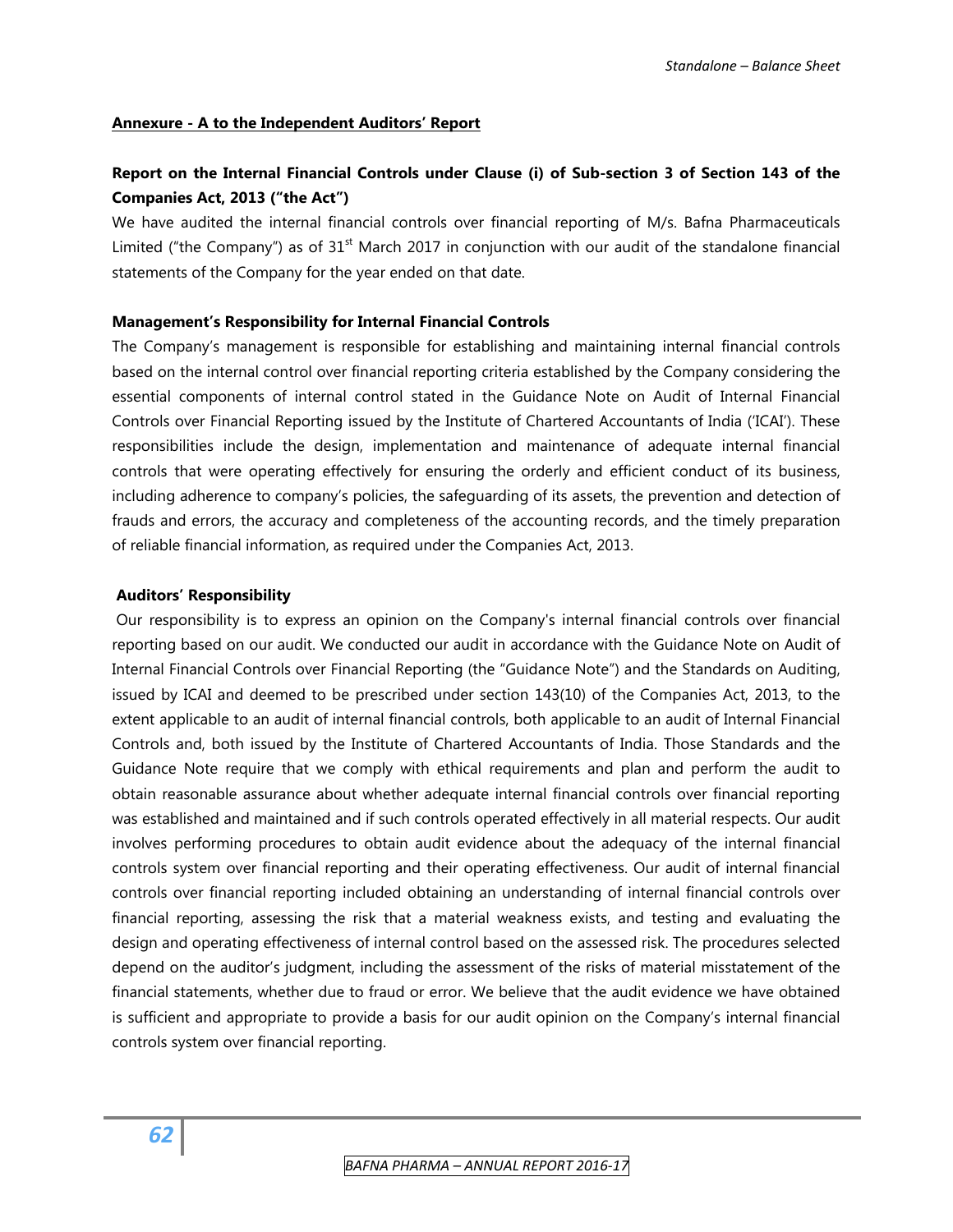**Annexure - A to the Independent Auditors' Report**

## Report on the Internal Financial Controls under Clause (i) of Sub-section 3 of Section 143 of the Companies Act, 2013 ("the Act")

We have audited the internal financial controls over financial reporting of M/s. Bafna Pharmaceuticals Limited ("the Company") as of 31st March 2017 in conjunction with our audit of the standalone financial statements of the Company for the year ended on that date.

### Management's Responsibility for Internal Financial Controls

The Company's management is responsible for establishing and maintaining internal financial controls based on the internal control over financial reporting criteria established by the Company considering the essential components of internal control stated in the Guidance Note on Audit of Internal Financial Controls over Financial Reporting issued by the Institute of Chartered Accountants of India ('ICAI'). These responsibilities include the design, implementation and maintenance of adequate internal financial controls that were operating effectively for ensuring the orderly and efficient conduct of its business, including adherence to company's policies, the safeguarding of its assets, the prevention and detection of frauds and errors, the accuracy and completeness of the accounting records, and the timely preparation of reliable financial information, as required under the Companies Act, 2013.

### Auditors' Responsibility

Our responsibility is to express an opinion on the Company's internal financial controls over financial reporting based on our audit. We conducted our audit in accordance with the Guidance Note on Audit of Internal Financial Controls over Financial Reporting (the "Guidance Note") and the Standards on Auditing, issued by ICAI and deemed to be prescribed under section 143(10) of the Companies Act, 2013, to the extent applicable to an audit of internal financial controls, both applicable to an audit of Internal Financial Controls and, both issued by the Institute of Chartered Accountants of India. Those Standards and the Guidance Note require that we comply with ethical requirements and plan and perform the audit to obtain reasonable assurance about whether adequate internal financial controls over financial reporting was established and maintained and if such controls operated effectively in all material respects. Our audit involves performing procedures to obtain audit evidence about the adequacy of the internal financial controls system over financial reporting and their operating effectiveness. Our audit of internal financial controls over financial reporting included obtaining an understanding of internal financial controls over financial reporting, assessing the risk that a material weakness exists, and testing and evaluating the design and operating effectiveness of internal control based on the assessed risk. The procedures selected depend on the auditor's judgment, including the assessment of the risks of material misstatement of the financial statements, whether due to fraud or error. We believe that the audit evidence we have obtained is sufficient and appropriate to provide a basis for our audit opinion on the Company's internal financial controls system over financial reporting.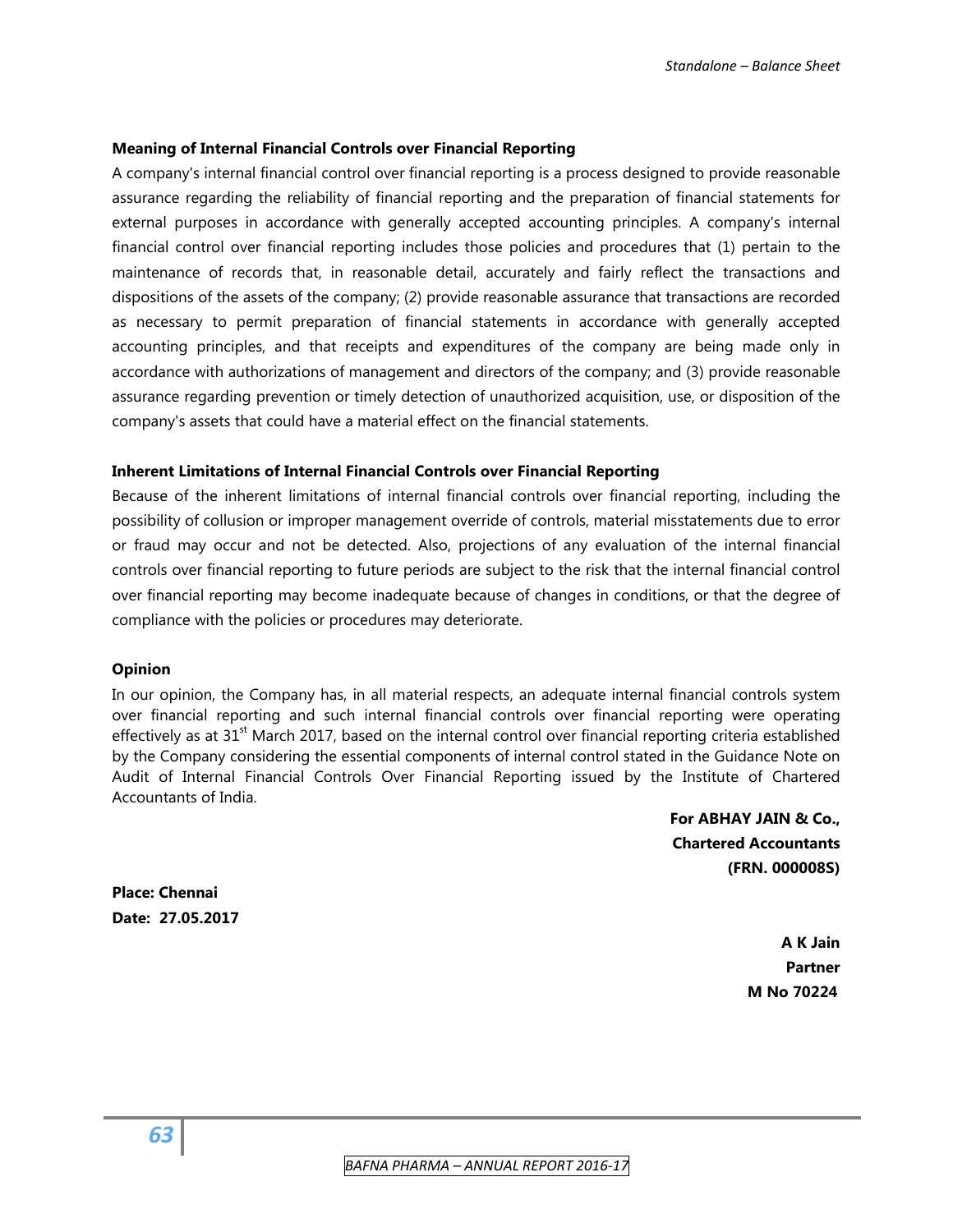**Meaning of Internal Financial Controls over Financial Reporting**

A company's internal financial control over financial reporting is a process designed to provide reasonable assurance regarding the reliability of financial reporting and the preparation of financial statements for external purposes in accordance with generally accepted accounting principles. A company's internal financial control over financial reporting includes those policies and procedures that (1) pertain to the maintenance of records that, in reasonable detail, accurately and fairly reflect the transactions and dispositions of the assets of the company; (2) provide reasonable assurance that transactions are recorded as necessary to permit preparation of financial statements in accordance with generally accepted accounting principles, and that receipts and expenditures of the company are being made only in accordance with authorizations of management and directors of the company; and (3) provide reasonable assurance regarding prevention or timely detection of unauthorized acquisition, use, or disposition of the company's assets that could have a material effect on the financial statements.

**Inherent Limitations of Internal Financial Controls over Financial Reporting**

Because of the inherent limitations of internal financial controls over financial reporting, including the possibility of collusion or improper management override of controls, material misstatements due to error or fraud may occur and not be detected. Also, projections of any evaluation of the internal financial controls over financial reporting to future periods are subject to the risk that the internal financial control over financial reporting may become inadequate because of changes in conditions, or that the degree of compliance with the policies or procedures may deteriorate.

**Opinion**

In our opinion, the Company has, in all material respects, an adequate internal financial controls system over financial reporting and such internal financial controls over financial reporting were operating effectively as at 31st March 2017, based on the internal control over financial reporting criteria established by the Company considering the essential components of internal control stated in the Guidance Note on Audit of Internal Financial Controls Over Financial Reporting issued by the Institute of Chartered Accountants of India.

**For ABHAY JAIN & Co.,**
**Chartered Accountants**
**(FRN. 000008S)**

**Place: Chennai**
**Date: 27.05.2017**

**A K Jain**
**Partner**
**M No 70224**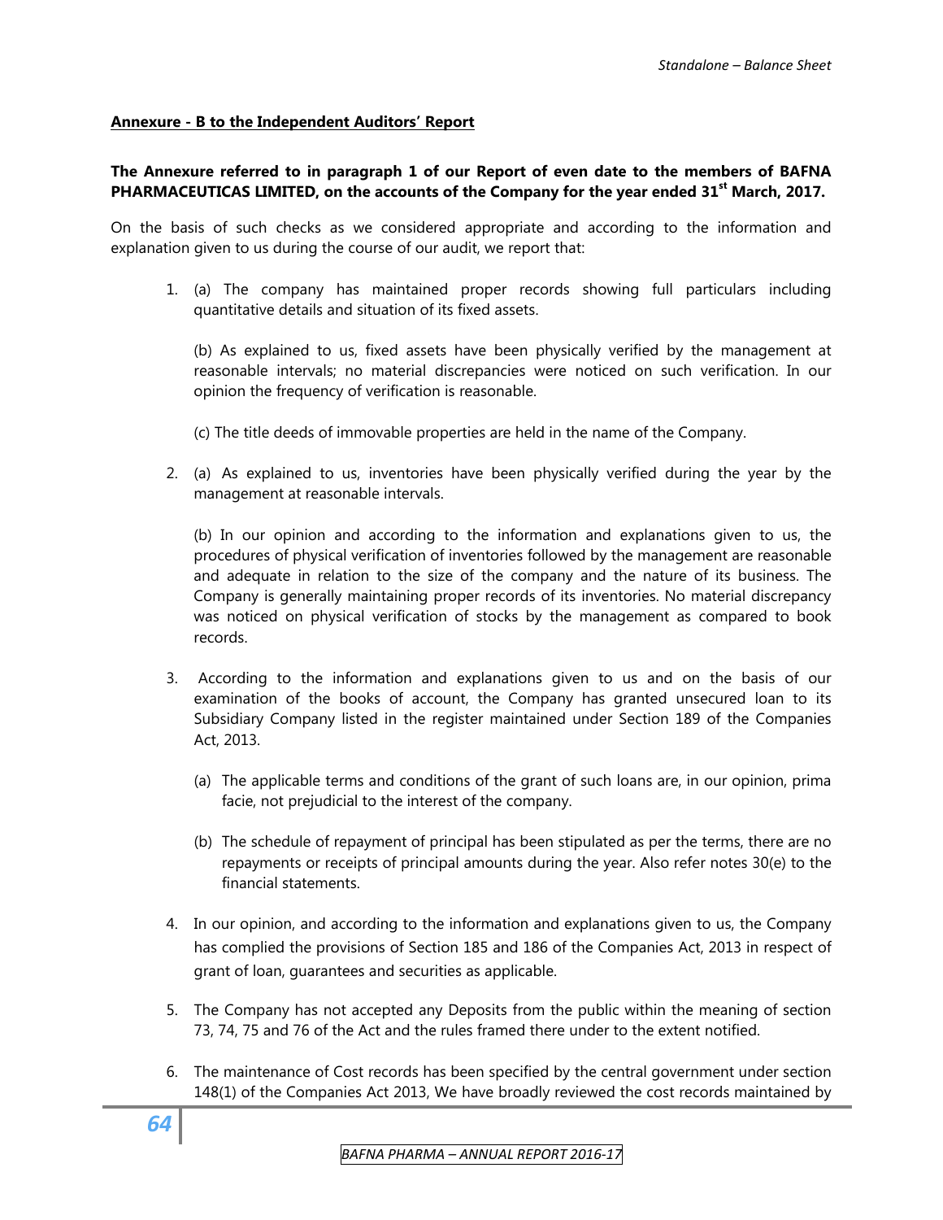## Annexure - B to the Independent Auditors' Report

**The Annexure referred to in paragraph 1 of our Report of even date to the members of BAFNA PHARMACEUTICAS LIMITED, on the accounts of the Company for the year ended 31st March, 2017.**

On the basis of such checks as we considered appropriate and according to the information and explanation given to us during the course of our audit, we report that:

1. (a) The company has maintained proper records showing full particulars including quantitative details and situation of its fixed assets.

   (b) As explained to us, fixed assets have been physically verified by the management at reasonable intervals; no material discrepancies were noticed on such verification. In our opinion the frequency of verification is reasonable.

   (c) The title deeds of immovable properties are held in the name of the Company.

2. (a) As explained to us, inventories have been physically verified during the year by the management at reasonable intervals.

   (b) In our opinion and according to the information and explanations given to us, the procedures of physical verification of inventories followed by the management are reasonable and adequate in relation to the size of the company and the nature of its business. The Company is generally maintaining proper records of its inventories. No material discrepancy was noticed on physical verification of stocks by the management as compared to book records.

3. According to the information and explanations given to us and on the basis of our examination of the books of account, the Company has granted unsecured loan to its Subsidiary Company listed in the register maintained under Section 189 of the Companies Act, 2013.

   (a) The applicable terms and conditions of the grant of such loans are, in our opinion, prima facie, not prejudicial to the interest of the company.

   (b) The schedule of repayment of principal has been stipulated as per the terms, there are no repayments or receipts of principal amounts during the year. Also refer notes 30(e) to the financial statements.

4. In our opinion, and according to the information and explanations given to us, the Company has complied the provisions of Section 185 and 186 of the Companies Act, 2013 in respect of grant of loan, guarantees and securities as applicable.

5. The Company has not accepted any Deposits from the public within the meaning of section 73, 74, 75 and 76 of the Act and the rules framed there under to the extent notified.

6. The maintenance of Cost records has been specified by the central government under section 148(1) of the Companies Act 2013, We have broadly reviewed the cost records maintained by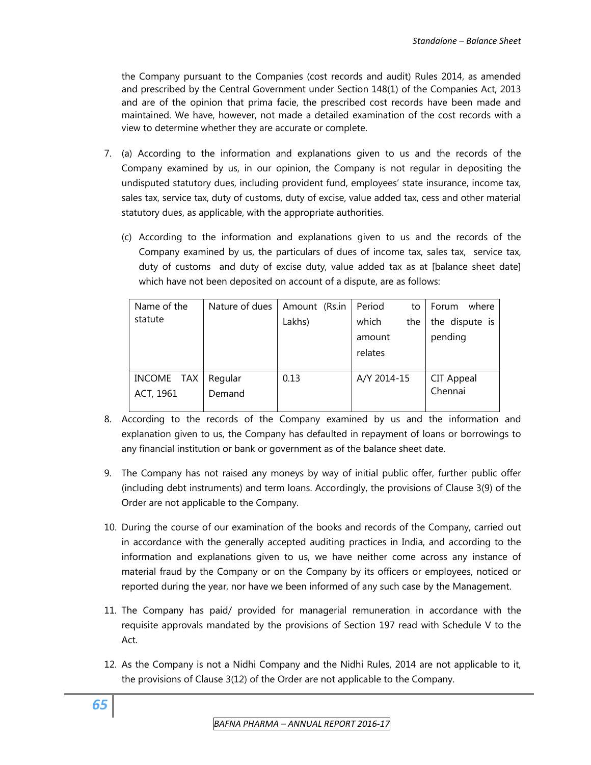the Company pursuant to the Companies (cost records and audit) Rules 2014, as amended and prescribed by the Central Government under Section 148(1) of the Companies Act, 2013 and are of the opinion that prima facie, the prescribed cost records have been made and maintained. We have, however, not made a detailed examination of the cost records with a view to determine whether they are accurate or complete.

7. (a) According to the information and explanations given to us and the records of the Company examined by us, in our opinion, the Company is not regular in depositing the undisputed statutory dues, including provident fund, employees' state insurance, income tax, sales tax, service tax, duty of customs, duty of excise, value added tax, cess and other material statutory dues, as applicable, with the appropriate authorities.

   (c) According to the information and explanations given to us and the records of the Company examined by us, the particulars of dues of income tax, sales tax, service tax, duty of customs and duty of excise duty, value added tax as at [balance sheet date] which have not been deposited on account of a dispute, are as follows:

| Name of the statute | Nature of dues | Amount (Rs.in Lakhs) | Period to which the amount relates | Forum where the dispute is pending |
|---|---|---|---|---|
| INCOME TAX ACT, 1961 | Regular Demand | 0.13 | A/Y 2014-15 | CIT Appeal Chennai |

8. According to the records of the Company examined by us and the information and explanation given to us, the Company has defaulted in repayment of loans or borrowings to any financial institution or bank or government as of the balance sheet date.

9. The Company has not raised any moneys by way of initial public offer, further public offer (including debt instruments) and term loans. Accordingly, the provisions of Clause 3(9) of the Order are not applicable to the Company.

10. During the course of our examination of the books and records of the Company, carried out in accordance with the generally accepted auditing practices in India, and according to the information and explanations given to us, we have neither come across any instance of material fraud by the Company or on the Company by its officers or employees, noticed or reported during the year, nor have we been informed of any such case by the Management.

11. The Company has paid/ provided for managerial remuneration in accordance with the requisite approvals mandated by the provisions of Section 197 read with Schedule V to the Act.

12. As the Company is not a Nidhi Company and the Nidhi Rules, 2014 are not applicable to it, the provisions of Clause 3(12) of the Order are not applicable to the Company.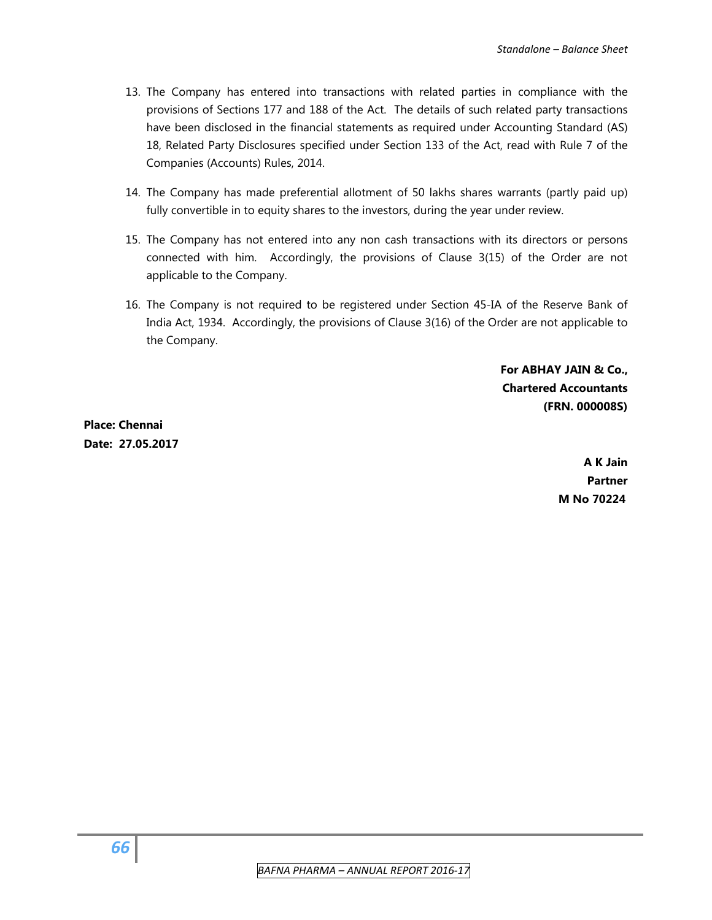13. The Company has entered into transactions with related parties in compliance with the provisions of Sections 177 and 188 of the Act. The details of such related party transactions have been disclosed in the financial statements as required under Accounting Standard (AS) 18, Related Party Disclosures specified under Section 133 of the Act, read with Rule 7 of the Companies (Accounts) Rules, 2014.

14. The Company has made preferential allotment of 50 lakhs shares warrants (partly paid up) fully convertible in to equity shares to the investors, during the year under review.

15. The Company has not entered into any non cash transactions with its directors or persons connected with him. Accordingly, the provisions of Clause 3(15) of the Order are not applicable to the Company.

16. The Company is not required to be registered under Section 45-IA of the Reserve Bank of India Act, 1934. Accordingly, the provisions of Clause 3(16) of the Order are not applicable to the Company.

**For ABHAY JAIN & Co.,**
**Chartered Accountants**
**(FRN. 000008S)**

**Place: Chennai**
**Date: 27.05.2017**

**A K Jain**
**Partner**
**M No 70224**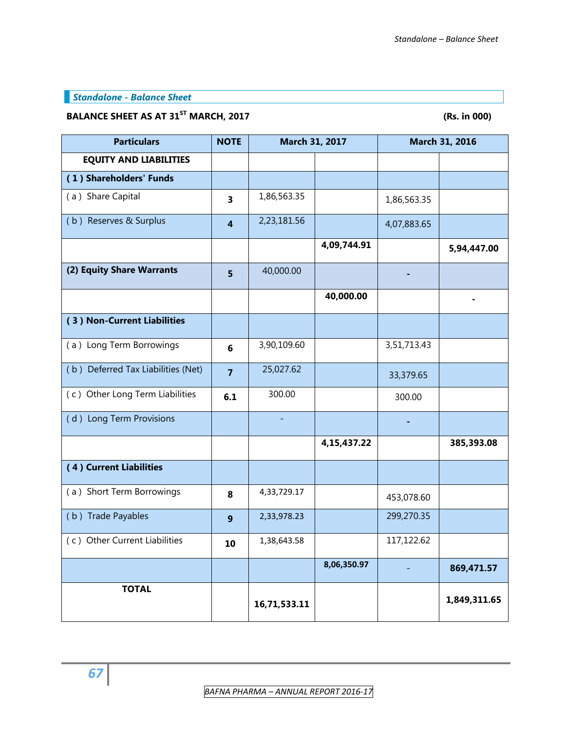## Standalone - Balance Sheet

**BALANCE SHEET AS AT 31[ST] MARCH, 2017** **(Rs. in 000)**

| Particulars | NOTE | March 31, 2017 | | March 31, 2016 | |
|---|---|---|---|---|---|
| **EQUITY AND LIABILITIES** | | | | | |
| **( 1 ) Shareholders' Funds** | | | | | |
| ( a ) Share Capital | **3** | 1,86,563.35 | | 1,86,563.35 | |
| ( b ) Reserves & Surplus | **4** | 2,23,181.56 | | 4,07,883.65 | |
| | | | **4,09,744.91** | | **5,94,447.00** |
| **(2) Equity Share Warrants** | **5** | 40,000.00 | | **-** | |
| | | | **40,000.00** | | **-** |
| **( 3 ) Non-Current Liabilities** | | | | | |
| ( a ) Long Term Borrowings | **6** | 3,90,109.60 | | 3,51,713.43 | |
| ( b ) Deferred Tax Liabilities (Net) | **7** | 25,027.62 | | 33,379.65 | |
| ( c ) Other Long Term Liabilities | **6.1** | 300.00 | | 300.00 | |
| ( d ) Long Term Provisions | | - | | **-** | |
| | | | **4,15,437.22** | | **385,393.08** |
| **( 4 ) Current Liabilities** | | | | | |
| ( a ) Short Term Borrowings | **8** | 4,33,729.17 | | 453,078.60 | |
| ( b ) Trade Payables | **9** | 2,33,978.23 | | 299,270.35 | |
| ( c ) Other Current Liabilities | **10** | 1,38,643.58 | | 117,122.62 | |
| | | | **8,06,350.97** | - | **869,471.57** |
| **TOTAL** | | **16,71,533.11** | | | **1,849,311.65** |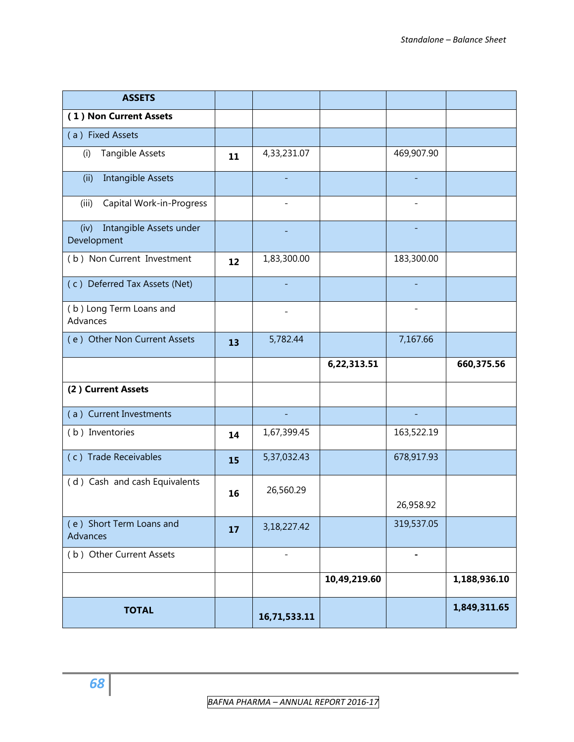| ASSETS | | | | | |
|---|---|---|---|---|---|
| **( 1 ) Non Current Assets** | | | | | |
| ( a ) Fixed Assets | | | | | |
| (i) Tangible Assets | **11** | 4,33,231.07 | | 469,907.90 | |
| (ii) Intangible Assets | | - | | - | |
| (iii) Capital Work-in-Progress | | - | | - | |
| (iv) Intangible Assets under Development | | - | | - | |
| ( b ) Non Current Investment | **12** | 1,83,300.00 | | 183,300.00 | |
| ( c ) Deferred Tax Assets (Net) | | - | | - | |
| ( b ) Long Term Loans and Advances | | - | | - | |
| ( e ) Other Non Current Assets | **13** | 5,782.44 | | 7,167.66 | |
| | | | **6,22,313.51** | | **660,375.56** |
| **(2 ) Current Assets** | | | | | |
| ( a ) Current Investments | | - | | - | |
| ( b ) Inventories | **14** | 1,67,399.45 | | 163,522.19 | |
| ( c ) Trade Receivables | **15** | 5,37,032.43 | | 678,917.93 | |
| ( d ) Cash and cash Equivalents | **16** | 26,560.29 | | 26,958.92 | |
| ( e ) Short Term Loans and Advances | **17** | 3,18,227.42 | | 319,537.05 | |
| ( b ) Other Current Assets | | - | | **-** | |
| | | | **10,49,219.60** | | **1,188,936.10** |
| **TOTAL** | | **16,71,533.11** | | | **1,849,311.65** |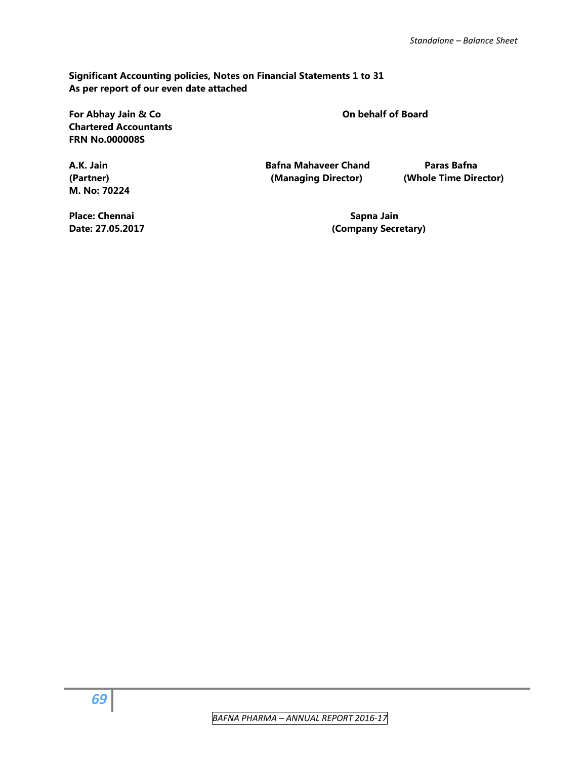**Significant Accounting policies, Notes on Financial Statements 1 to 31**
**As per report of our even date attached**

| | | |
|---|---|---|
| **For Abhay Jain & Co** | **On behalf of Board** | |
| **Chartered Accountants** | | |
| **FRN No.000008S** | | |
| **A.K. Jain** | **Bafna Mahaveer Chand** | **Paras Bafna** |
| **(Partner)** | **(Managing Director)** | **(Whole Time Director)** |
| **M. No: 70224** | | |
| **Place: Chennai** | **Sapna Jain** | |
| **Date: 27.05.2017** | **(Company Secretary)** | |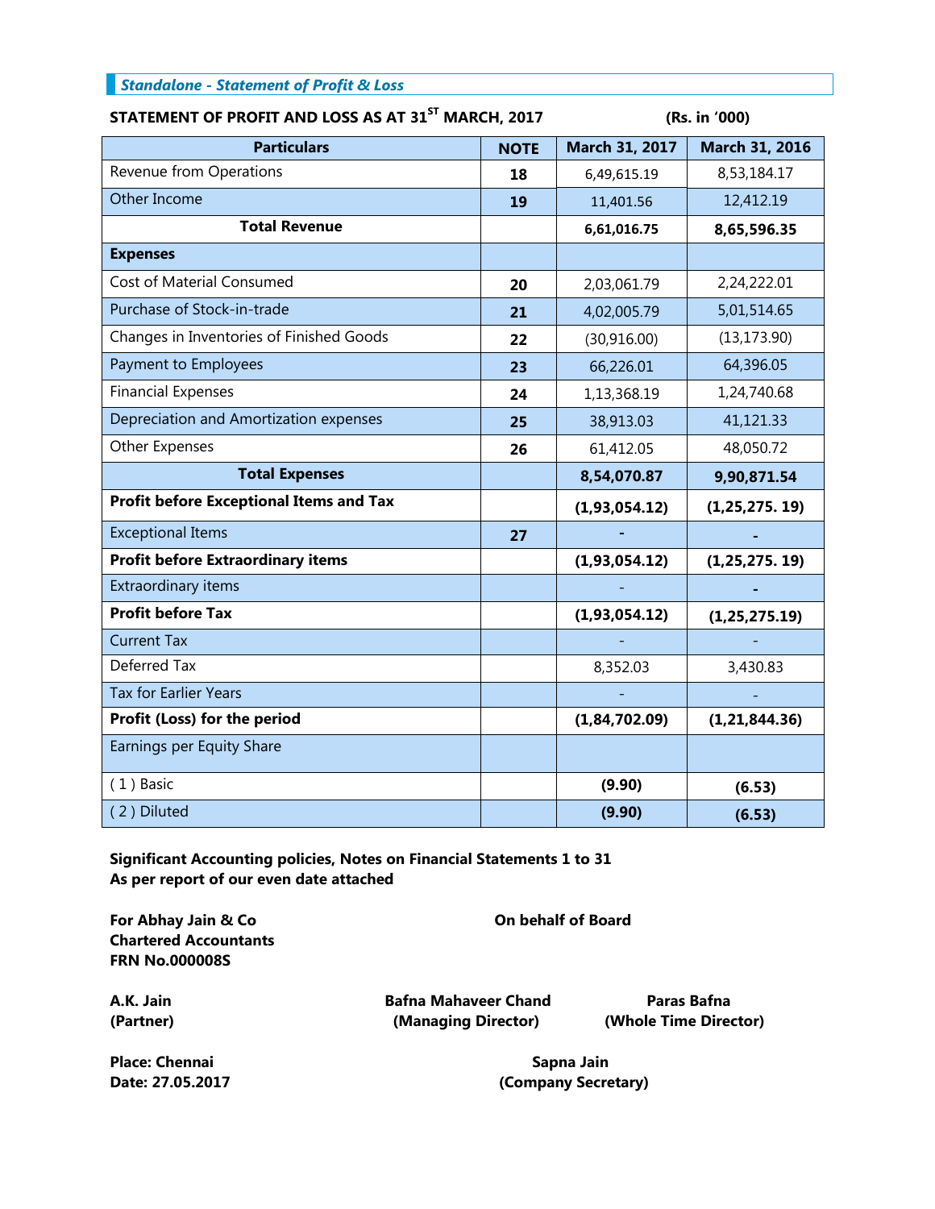*Standalone - Statement of Profit & Loss*

**STATEMENT OF PROFIT AND LOSS AS AT 31[ST] MARCH, 2017** **(Rs. in '000)**

| Particulars | NOTE | March 31, 2017 | March 31, 2016 |
|---|---|---|---|
| Revenue from Operations | **18** | 6,49,615.19 | 8,53,184.17 |
| Other Income | **19** | 11,401.56 | 12,412.19 |
| **Total Revenue** | | **6,61,016.75** | **8,65,596.35** |
| **Expenses** | | | |
| Cost of Material Consumed | **20** | 2,03,061.79 | 2,24,222.01 |
| Purchase of Stock-in-trade | **21** | 4,02,005.79 | 5,01,514.65 |
| Changes in Inventories of Finished Goods | **22** | (30,916.00) | (13,173.90) |
| Payment to Employees | **23** | 66,226.01 | 64,396.05 |
| Financial Expenses | **24** | 1,13,368.19 | 1,24,740.68 |
| Depreciation and Amortization expenses | **25** | 38,913.03 | 41,121.33 |
| Other Expenses | **26** | 61,412.05 | 48,050.72 |
| **Total Expenses** | | **8,54,070.87** | **9,90,871.54** |
| **Profit before Exceptional Items and Tax** | | **(1,93,054.12)** | **(1,25,275. 19)** |
| Exceptional Items | **27** | **-** | **-** |
| **Profit before Extraordinary items** | | **(1,93,054.12)** | **(1,25,275. 19)** |
| Extraordinary items | | - | **-** |
| **Profit before Tax** | | **(1,93,054.12)** | **(1,25,275.19)** |
| Current Tax | | - | - |
| Deferred Tax | | 8,352.03 | 3,430.83 |
| Tax for Earlier Years | | - | - |
| **Profit (Loss) for the period** | | **(1,84,702.09)** | **(1,21,844.36)** |
| Earnings per Equity Share | | | |
| ( 1 ) Basic | | **(9.90)** | **(6.53)** |
| ( 2 ) Diluted | | **(9.90)** | **(6.53)** |

**Significant Accounting policies, Notes on Financial Statements 1 to 31**
**As per report of our even date attached**

**For Abhay Jain & Co**
**Chartered Accountants**
**FRN No.000008S**

**On behalf of Board**

**A.K. Jain**
**(Partner)**

**Bafna Mahaveer Chand**
**(Managing Director)**

**Paras Bafna**
**(Whole Time Director)**

**Place: Chennai**
**Date: 27.05.2017**

**Sapna Jain**
**(Company Secretary)**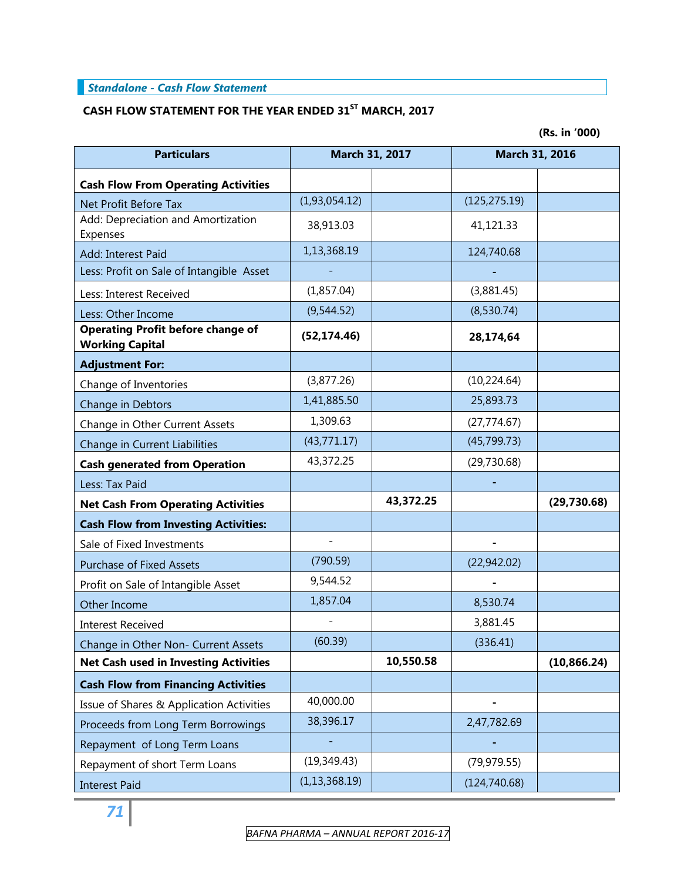**Standalone - Cash Flow Statement**

**CASH FLOW STATEMENT FOR THE YEAR ENDED 31ST MARCH, 2017**

**(Rs. in '000)**

| Particulars | March 31, 2017 | | March 31, 2016 | |
|---|---|---|---|---|
| **Cash Flow From Operating Activities** | | | | |
| Net Profit Before Tax | (1,93,054.12) | | (125,275.19) | |
| Add: Depreciation and Amortization Expenses | 38,913.03 | | 41,121.33 | |
| Add: Interest Paid | 1,13,368.19 | | 124,740.68 | |
| Less: Profit on Sale of Intangible Asset | - | | - | |
| Less: Interest Received | (1,857.04) | | (3,881.45) | |
| Less: Other Income | (9,544.52) | | (8,530.74) | |
| **Operating Profit before change of Working Capital** | **(52,174.46)** | | **28,174,64** | |
| **Adjustment For:** | | | | |
| Change of Inventories | (3,877.26) | | (10,224.64) | |
| Change in Debtors | 1,41,885.50 | | 25,893.73 | |
| Change in Other Current Assets | 1,309.63 | | (27,774.67) | |
| Change in Current Liabilities | (43,771.17) | | (45,799.73) | |
| **Cash generated from Operation** | 43,372.25 | | (29,730.68) | |
| Less: Tax Paid | | | - | |
| **Net Cash From Operating Activities** | | **43,372.25** | | **(29,730.68)** |
| **Cash Flow from Investing Activities:** | | | | |
| Sale of Fixed Investments | - | | - | |
| Purchase of Fixed Assets | (790.59) | | (22,942.02) | |
| Profit on Sale of Intangible Asset | 9,544.52 | | - | |
| Other Income | 1,857.04 | | 8,530.74 | |
| Interest Received | - | | 3,881.45 | |
| Change in Other Non- Current Assets | (60.39) | | (336.41) | |
| **Net Cash used in Investing Activities** | | **10,550.58** | | **(10,866.24)** |
| **Cash Flow from Financing Activities** | | | | |
| Issue of Shares & Application Activities | 40,000.00 | | - | |
| Proceeds from Long Term Borrowings | 38,396.17 | | 2,47,782.69 | |
| Repayment of Long Term Loans | - | | - | |
| Repayment of short Term Loans | (19,349.43) | | (79,979.55) | |
| Interest Paid | (1,13,368.19) | | (124,740.68) | |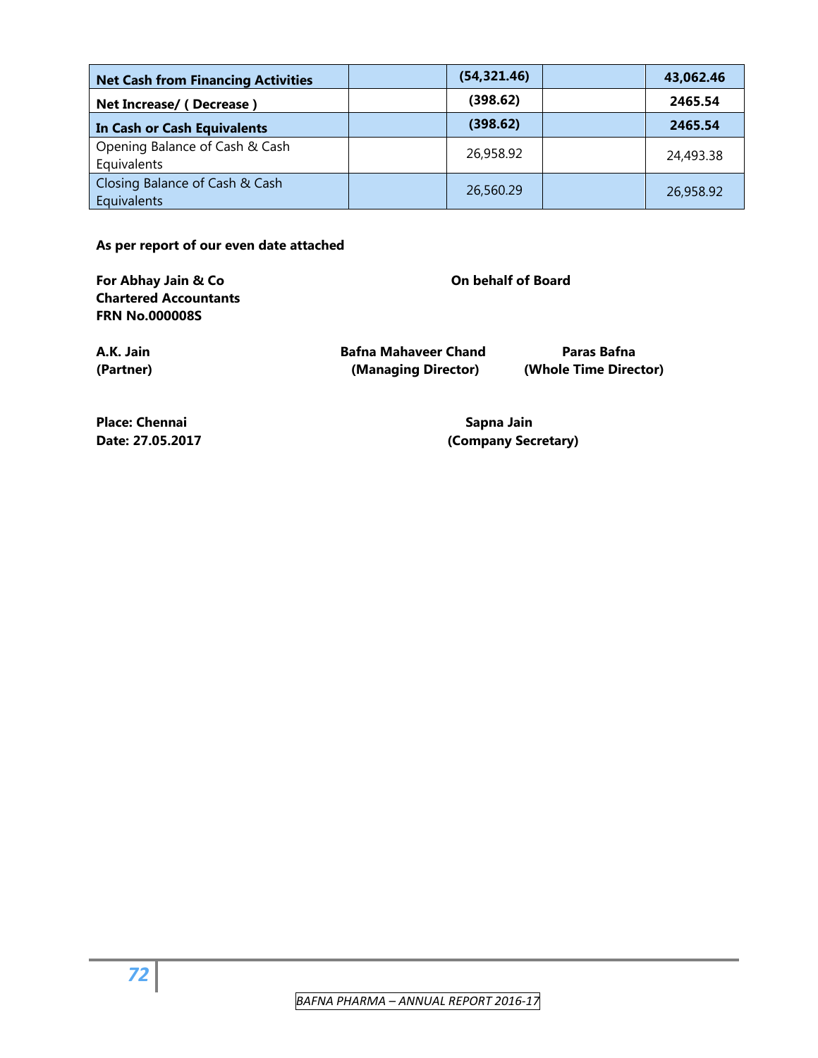| | | | | |
|---|---|---|---|---|
| **Net Cash from Financing Activities** | | **(54,321.46)** | | **43,062.46** |
| **Net Increase/ ( Decrease )** | | **(398.62)** | | **2465.54** |
| **In Cash or Cash Equivalents** | | **(398.62)** | | **2465.54** |
| Opening Balance of Cash & Cash Equivalents | | 26,958.92 | | 24,493.38 |
| Closing Balance of Cash & Cash Equivalents | | 26,560.29 | | 26,958.92 |

**As per report of our even date attached**

**For Abhay Jain & Co**
**Chartered Accountants**
**FRN No.000008S**

**On behalf of Board**

**A.K. Jain**
**(Partner)**

**Bafna Mahaveer Chand**
**(Managing Director)**

**Paras Bafna**
**(Whole Time Director)**

**Place: Chennai**
**Date: 27.05.2017**

**Sapna Jain**
**(Company Secretary)**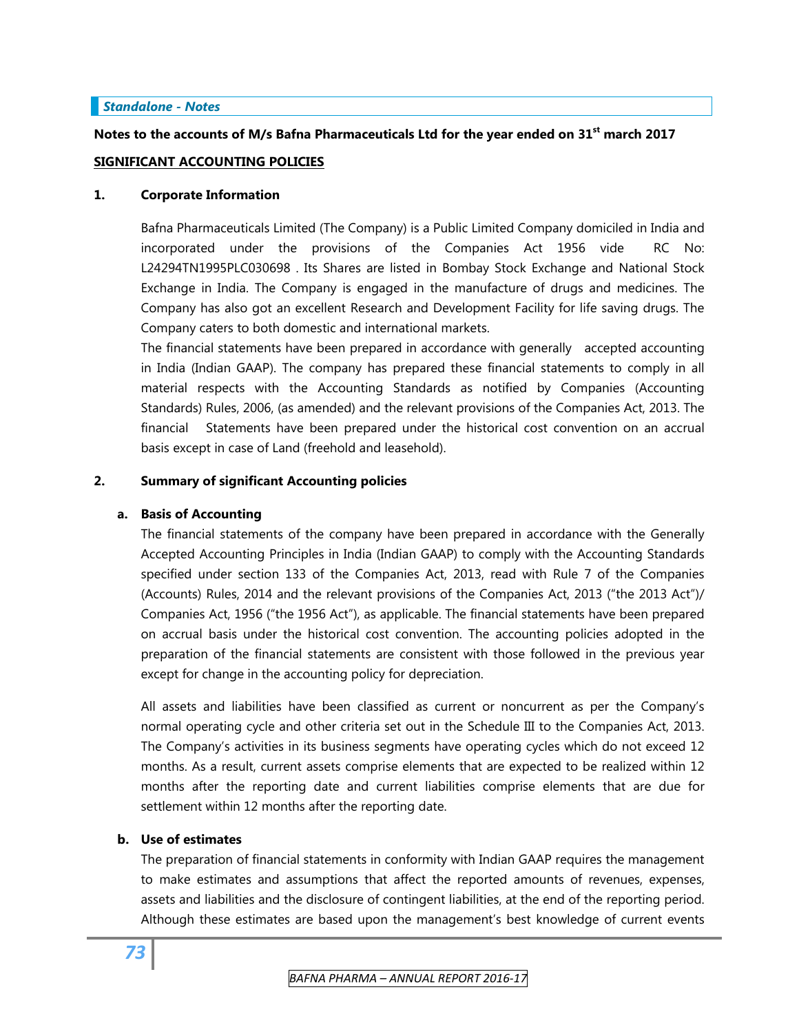*Standalone - Notes*

**Notes to the accounts of M/s Bafna Pharmaceuticals Ltd for the year ended on 31st march 2017**

**SIGNIFICANT ACCOUNTING POLICIES**

**1. Corporate Information**

Bafna Pharmaceuticals Limited (The Company) is a Public Limited Company domiciled in India and incorporated under the provisions of the Companies Act 1956 vide RC No: L24294TN1995PLC030698 . Its Shares are listed in Bombay Stock Exchange and National Stock Exchange in India. The Company is engaged in the manufacture of drugs and medicines. The Company has also got an excellent Research and Development Facility for life saving drugs. The Company caters to both domestic and international markets.

The financial statements have been prepared in accordance with generally accepted accounting in India (Indian GAAP). The company has prepared these financial statements to comply in all material respects with the Accounting Standards as notified by Companies (Accounting Standards) Rules, 2006, (as amended) and the relevant provisions of the Companies Act, 2013. The financial Statements have been prepared under the historical cost convention on an accrual basis except in case of Land (freehold and leasehold).

**2. Summary of significant Accounting policies**

**a. Basis of Accounting**

The financial statements of the company have been prepared in accordance with the Generally Accepted Accounting Principles in India (Indian GAAP) to comply with the Accounting Standards specified under section 133 of the Companies Act, 2013, read with Rule 7 of the Companies (Accounts) Rules, 2014 and the relevant provisions of the Companies Act, 2013 ("the 2013 Act")/ Companies Act, 1956 ("the 1956 Act"), as applicable. The financial statements have been prepared on accrual basis under the historical cost convention. The accounting policies adopted in the preparation of the financial statements are consistent with those followed in the previous year except for change in the accounting policy for depreciation.

All assets and liabilities have been classified as current or noncurrent as per the Company's normal operating cycle and other criteria set out in the Schedule III to the Companies Act, 2013. The Company's activities in its business segments have operating cycles which do not exceed 12 months. As a result, current assets comprise elements that are expected to be realized within 12 months after the reporting date and current liabilities comprise elements that are due for settlement within 12 months after the reporting date.

**b. Use of estimates**

The preparation of financial statements in conformity with Indian GAAP requires the management to make estimates and assumptions that affect the reported amounts of revenues, expenses, assets and liabilities and the disclosure of contingent liabilities, at the end of the reporting period. Although these estimates are based upon the management's best knowledge of current events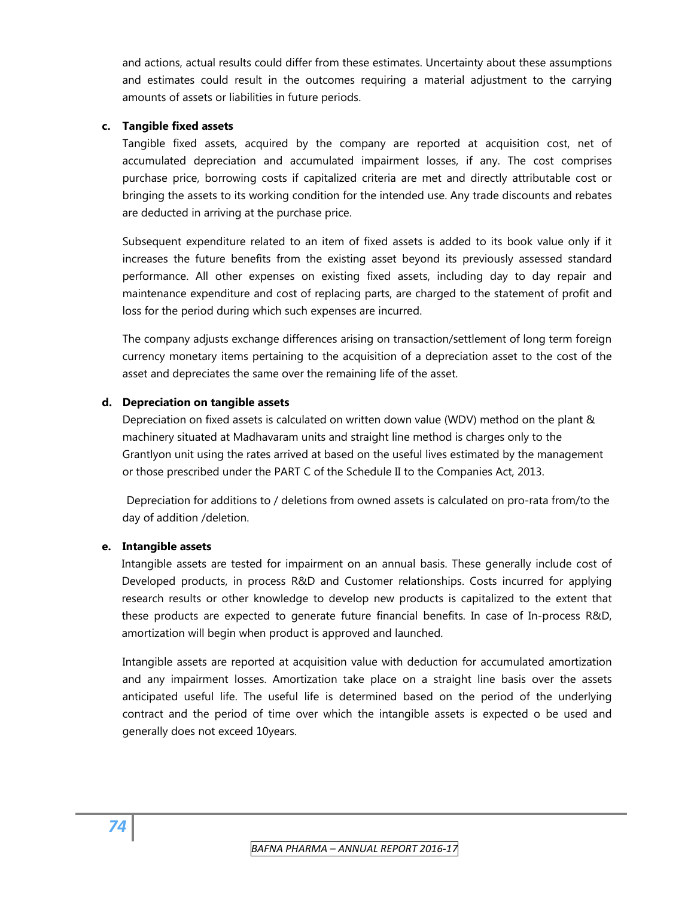and actions, actual results could differ from these estimates. Uncertainty about these assumptions and estimates could result in the outcomes requiring a material adjustment to the carrying amounts of assets or liabilities in future periods.

**c. Tangible fixed assets**

Tangible fixed assets, acquired by the company are reported at acquisition cost, net of accumulated depreciation and accumulated impairment losses, if any. The cost comprises purchase price, borrowing costs if capitalized criteria are met and directly attributable cost or bringing the assets to its working condition for the intended use. Any trade discounts and rebates are deducted in arriving at the purchase price.

Subsequent expenditure related to an item of fixed assets is added to its book value only if it increases the future benefits from the existing asset beyond its previously assessed standard performance. All other expenses on existing fixed assets, including day to day repair and maintenance expenditure and cost of replacing parts, are charged to the statement of profit and loss for the period during which such expenses are incurred.

The company adjusts exchange differences arising on transaction/settlement of long term foreign currency monetary items pertaining to the acquisition of a depreciation asset to the cost of the asset and depreciates the same over the remaining life of the asset.

**d. Depreciation on tangible assets**

Depreciation on fixed assets is calculated on written down value (WDV) method on the plant & machinery situated at Madhavaram units and straight line method is charges only to the Grantlyon unit using the rates arrived at based on the useful lives estimated by the management or those prescribed under the PART C of the Schedule II to the Companies Act, 2013.

Depreciation for additions to / deletions from owned assets is calculated on pro-rata from/to the day of addition /deletion.

**e. Intangible assets**

Intangible assets are tested for impairment on an annual basis. These generally include cost of Developed products, in process R&D and Customer relationships. Costs incurred for applying research results or other knowledge to develop new products is capitalized to the extent that these products are expected to generate future financial benefits. In case of In-process R&D, amortization will begin when product is approved and launched.

Intangible assets are reported at acquisition value with deduction for accumulated amortization and any impairment losses. Amortization take place on a straight line basis over the assets anticipated useful life. The useful life is determined based on the period of the underlying contract and the period of time over which the intangible assets is expected o be used and generally does not exceed 10years.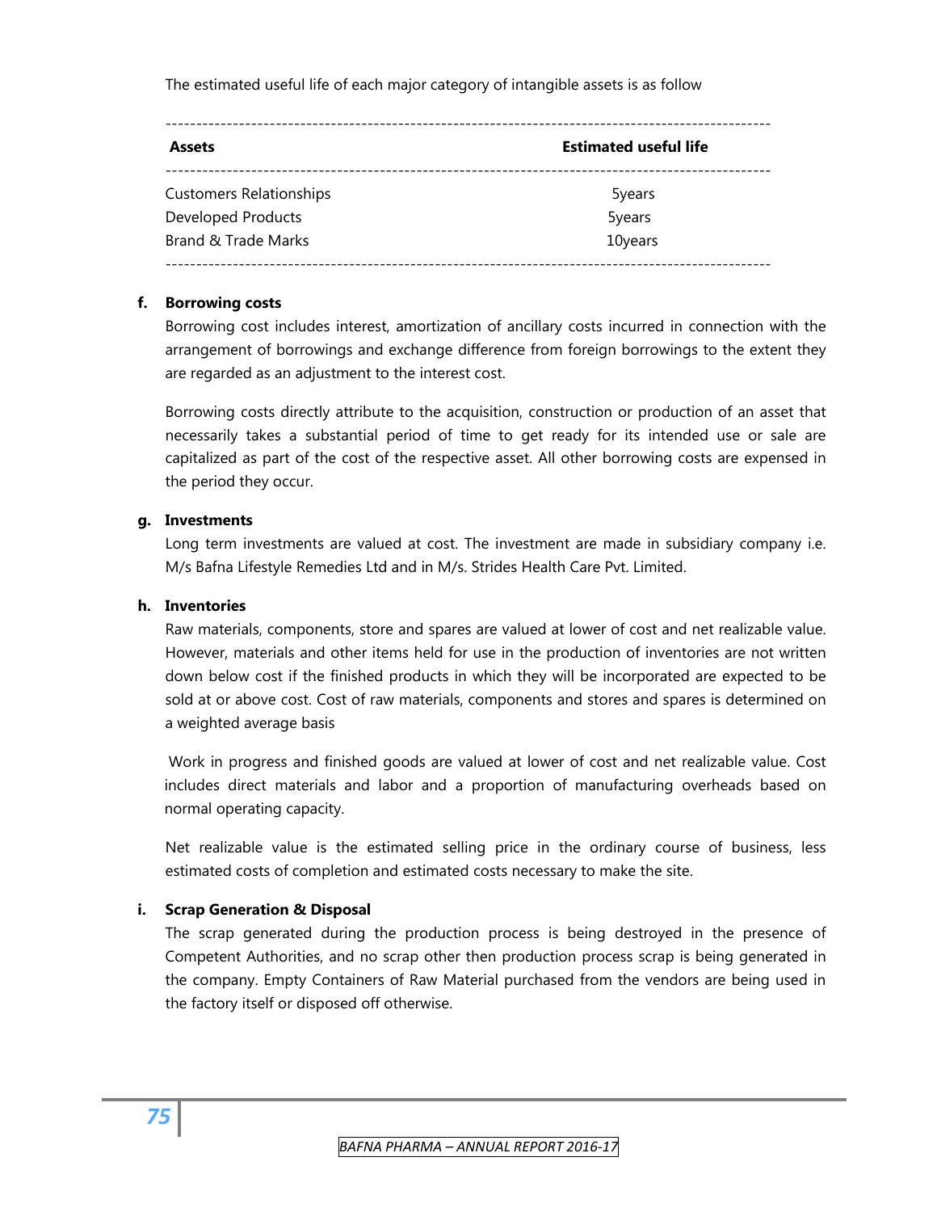The estimated useful life of each major category of intangible assets is as follow

| Assets | Estimated useful life |
|---|---|
| Customers Relationships | 5years |
| Developed Products | 5years |
| Brand & Trade Marks | 10years |

**f. Borrowing costs**

Borrowing cost includes interest, amortization of ancillary costs incurred in connection with the arrangement of borrowings and exchange difference from foreign borrowings to the extent they are regarded as an adjustment to the interest cost.

Borrowing costs directly attribute to the acquisition, construction or production of an asset that necessarily takes a substantial period of time to get ready for its intended use or sale are capitalized as part of the cost of the respective asset. All other borrowing costs are expensed in the period they occur.

**g. Investments**

Long term investments are valued at cost. The investment are made in subsidiary company i.e. M/s Bafna Lifestyle Remedies Ltd and in M/s. Strides Health Care Pvt. Limited.

**h. Inventories**

Raw materials, components, store and spares are valued at lower of cost and net realizable value. However, materials and other items held for use in the production of inventories are not written down below cost if the finished products in which they will be incorporated are expected to be sold at or above cost. Cost of raw materials, components and stores and spares is determined on a weighted average basis

Work in progress and finished goods are valued at lower of cost and net realizable value. Cost includes direct materials and labor and a proportion of manufacturing overheads based on normal operating capacity.

Net realizable value is the estimated selling price in the ordinary course of business, less estimated costs of completion and estimated costs necessary to make the site.

**i. Scrap Generation & Disposal**

The scrap generated during the production process is being destroyed in the presence of Competent Authorities, and no scrap other then production process scrap is being generated in the company. Empty Containers of Raw Material purchased from the vendors are being used in the factory itself or disposed off otherwise.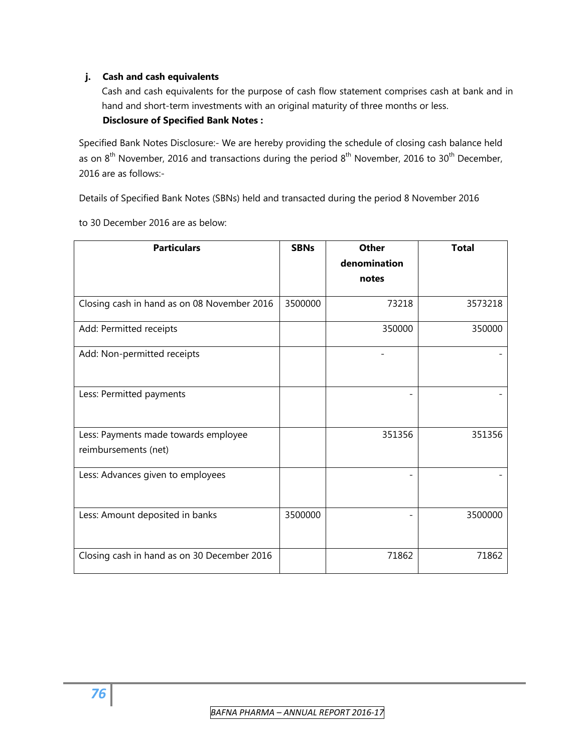**j. Cash and cash equivalents**

Cash and cash equivalents for the purpose of cash flow statement comprises cash at bank and in hand and short-term investments with an original maturity of three months or less.

**Disclosure of Specified Bank Notes :**

Specified Bank Notes Disclosure:- We are hereby providing the schedule of closing cash balance held as on 8th November, 2016 and transactions during the period 8th November, 2016 to 30th December, 2016 are as follows:-

Details of Specified Bank Notes (SBNs) held and transacted during the period 8 November 2016

to 30 December 2016 are as below:

| Particulars | SBNs | Other denomination notes | Total |
|---|---|---|---|
| Closing cash in hand as on 08 November 2016 | 3500000 | 73218 | 3573218 |
| Add: Permitted receipts | | 350000 | 350000 |
| Add: Non-permitted receipts | | - | - |
| Less: Permitted payments | | - | - |
| Less: Payments made towards employee reimbursements (net) | | 351356 | 351356 |
| Less: Advances given to employees | | - | - |
| Less: Amount deposited in banks | 3500000 | - | 3500000 |
| Closing cash in hand as on 30 December 2016 | | 71862 | 71862 |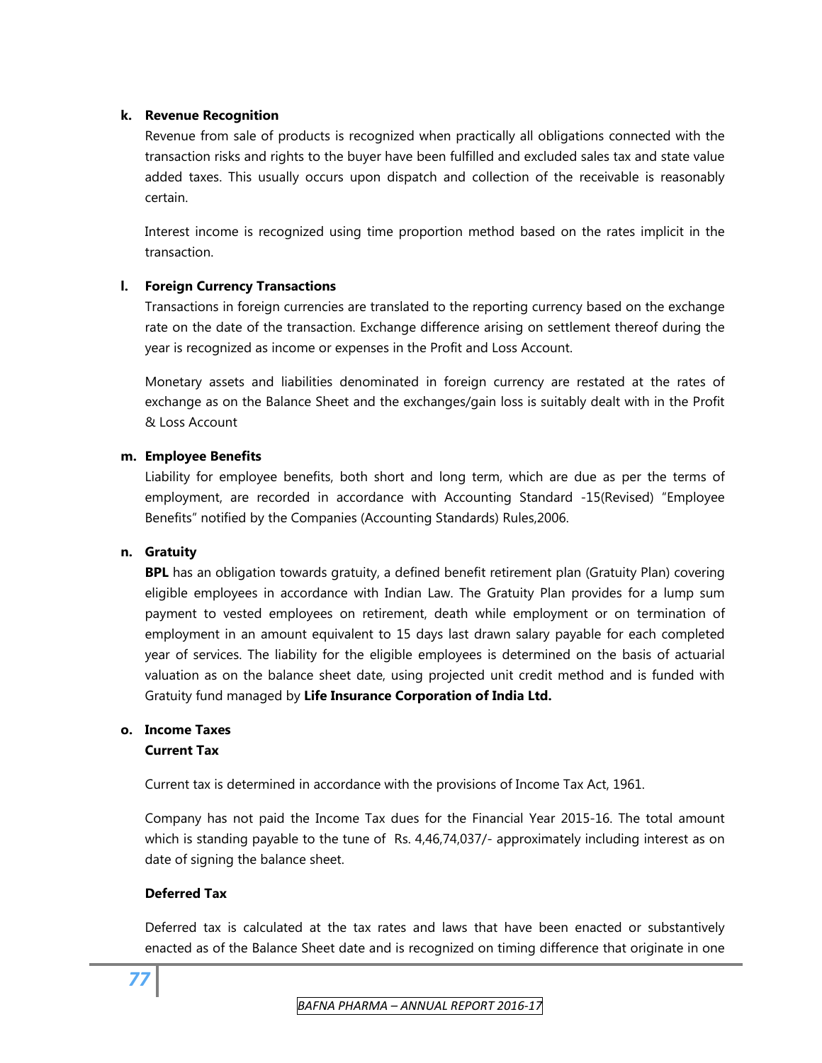**k. Revenue Recognition**

Revenue from sale of products is recognized when practically all obligations connected with the transaction risks and rights to the buyer have been fulfilled and excluded sales tax and state value added taxes. This usually occurs upon dispatch and collection of the receivable is reasonably certain.

Interest income is recognized using time proportion method based on the rates implicit in the transaction.

**l. Foreign Currency Transactions**

Transactions in foreign currencies are translated to the reporting currency based on the exchange rate on the date of the transaction. Exchange difference arising on settlement thereof during the year is recognized as income or expenses in the Profit and Loss Account.

Monetary assets and liabilities denominated in foreign currency are restated at the rates of exchange as on the Balance Sheet and the exchanges/gain loss is suitably dealt with in the Profit & Loss Account

**m. Employee Benefits**

Liability for employee benefits, both short and long term, which are due as per the terms of employment, are recorded in accordance with Accounting Standard -15(Revised) "Employee Benefits" notified by the Companies (Accounting Standards) Rules,2006.

**n. Gratuity**

**BPL** has an obligation towards gratuity, a defined benefit retirement plan (Gratuity Plan) covering eligible employees in accordance with Indian Law. The Gratuity Plan provides for a lump sum payment to vested employees on retirement, death while employment or on termination of employment in an amount equivalent to 15 days last drawn salary payable for each completed year of services. The liability for the eligible employees is determined on the basis of actuarial valuation as on the balance sheet date, using projected unit credit method and is funded with Gratuity fund managed by **Life Insurance Corporation of India Ltd.**

**o. Income Taxes**

**Current Tax**

Current tax is determined in accordance with the provisions of Income Tax Act, 1961.

Company has not paid the Income Tax dues for the Financial Year 2015-16. The total amount which is standing payable to the tune of Rs. 4,46,74,037/- approximately including interest as on date of signing the balance sheet.

**Deferred Tax**

Deferred tax is calculated at the tax rates and laws that have been enacted or substantively enacted as of the Balance Sheet date and is recognized on timing difference that originate in one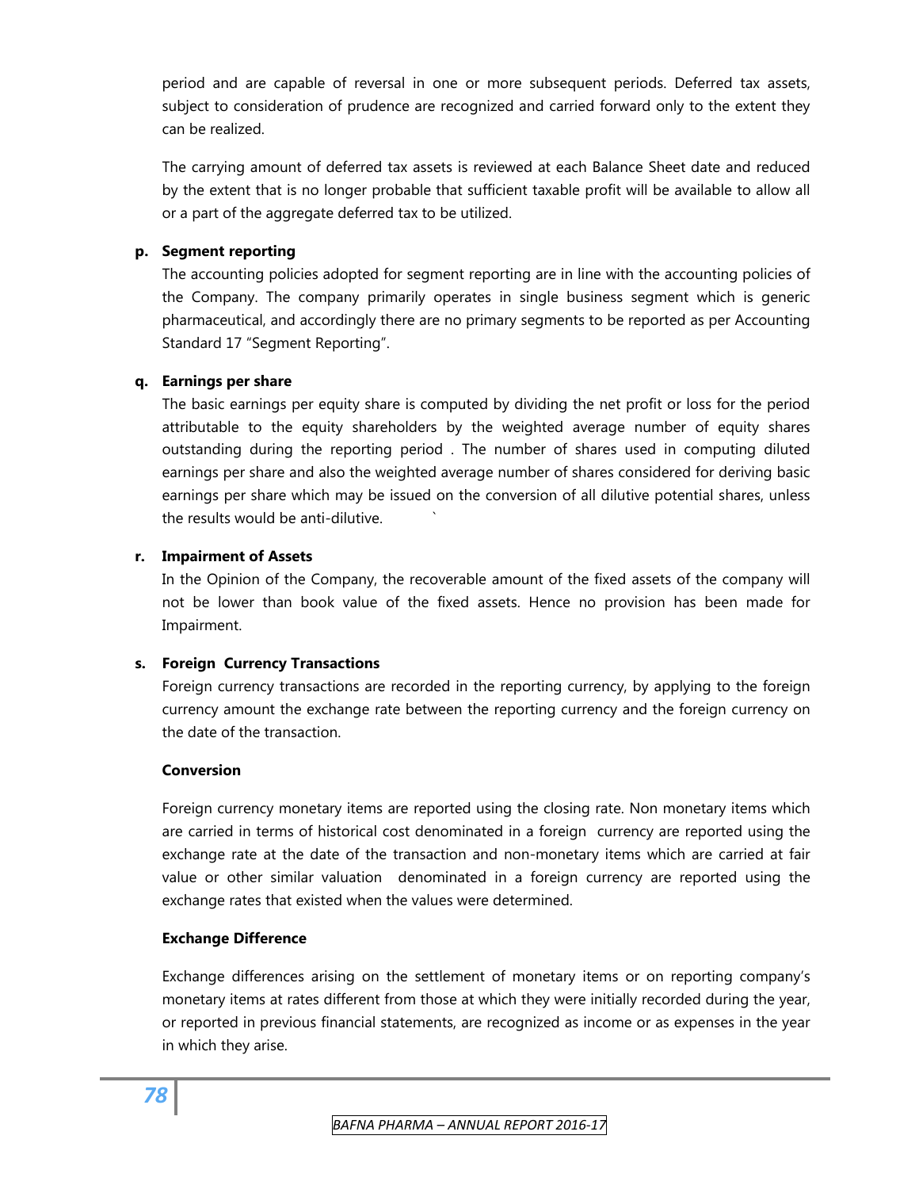period and are capable of reversal in one or more subsequent periods. Deferred tax assets, subject to consideration of prudence are recognized and carried forward only to the extent they can be realized.

The carrying amount of deferred tax assets is reviewed at each Balance Sheet date and reduced by the extent that is no longer probable that sufficient taxable profit will be available to allow all or a part of the aggregate deferred tax to be utilized.

**p. Segment reporting**

The accounting policies adopted for segment reporting are in line with the accounting policies of the Company. The company primarily operates in single business segment which is generic pharmaceutical, and accordingly there are no primary segments to be reported as per Accounting Standard 17 "Segment Reporting".

**q. Earnings per share**

The basic earnings per equity share is computed by dividing the net profit or loss for the period attributable to the equity shareholders by the weighted average number of equity shares outstanding during the reporting period . The number of shares used in computing diluted earnings per share and also the weighted average number of shares considered for deriving basic earnings per share which may be issued on the conversion of all dilutive potential shares, unless the results would be anti-dilutive.

**r. Impairment of Assets**

In the Opinion of the Company, the recoverable amount of the fixed assets of the company will not be lower than book value of the fixed assets. Hence no provision has been made for Impairment.

**s. Foreign Currency Transactions**

Foreign currency transactions are recorded in the reporting currency, by applying to the foreign currency amount the exchange rate between the reporting currency and the foreign currency on the date of the transaction.

**Conversion**

Foreign currency monetary items are reported using the closing rate. Non monetary items which are carried in terms of historical cost denominated in a foreign currency are reported using the exchange rate at the date of the transaction and non-monetary items which are carried at fair value or other similar valuation denominated in a foreign currency are reported using the exchange rates that existed when the values were determined.

**Exchange Difference**

Exchange differences arising on the settlement of monetary items or on reporting company's monetary items at rates different from those at which they were initially recorded during the year, or reported in previous financial statements, are recognized as income or as expenses in the year in which they arise.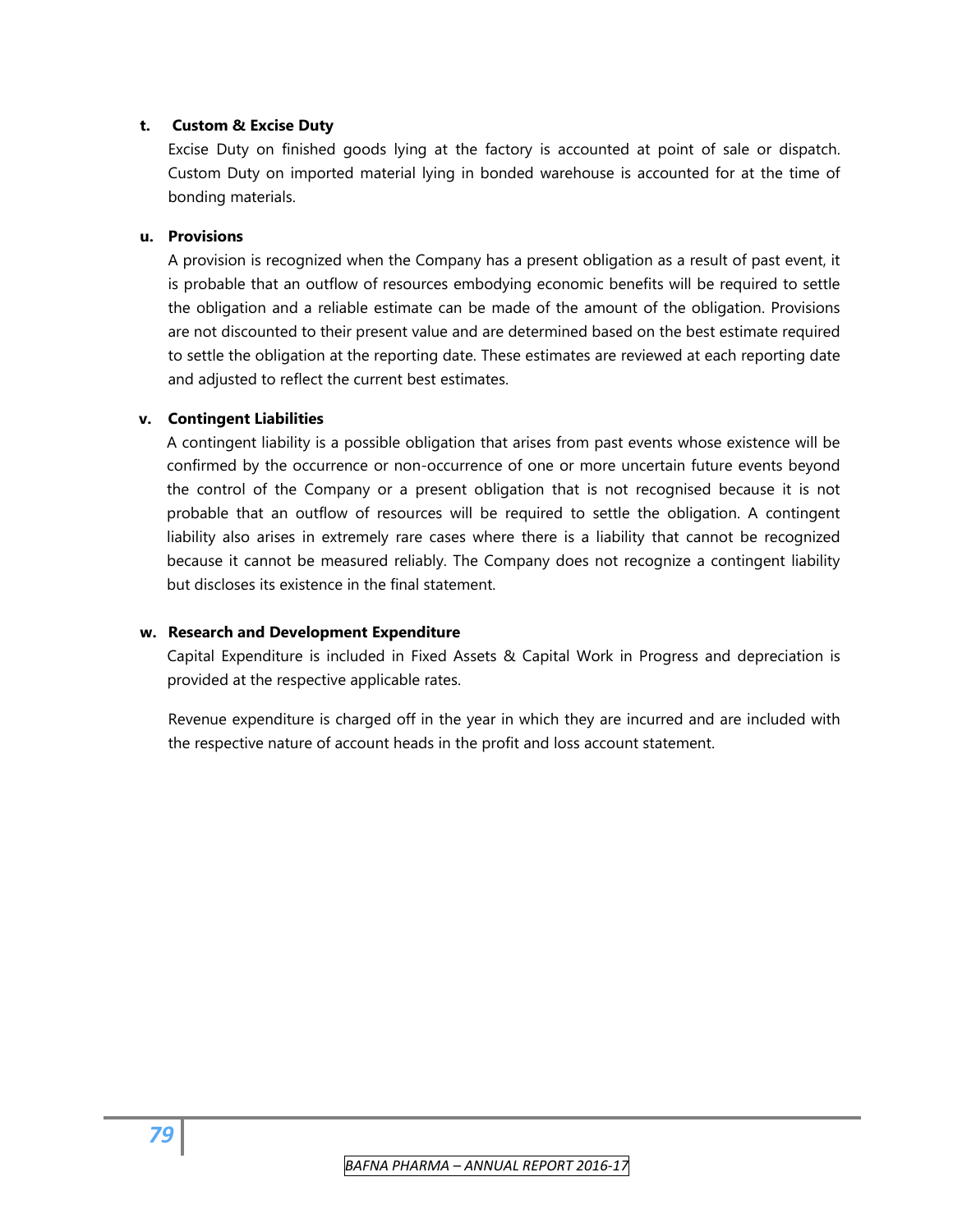**t. Custom & Excise Duty**

Excise Duty on finished goods lying at the factory is accounted at point of sale or dispatch. Custom Duty on imported material lying in bonded warehouse is accounted for at the time of bonding materials.

**u. Provisions**

A provision is recognized when the Company has a present obligation as a result of past event, it is probable that an outflow of resources embodying economic benefits will be required to settle the obligation and a reliable estimate can be made of the amount of the obligation. Provisions are not discounted to their present value and are determined based on the best estimate required to settle the obligation at the reporting date. These estimates are reviewed at each reporting date and adjusted to reflect the current best estimates.

**v. Contingent Liabilities**

A contingent liability is a possible obligation that arises from past events whose existence will be confirmed by the occurrence or non-occurrence of one or more uncertain future events beyond the control of the Company or a present obligation that is not recognised because it is not probable that an outflow of resources will be required to settle the obligation. A contingent liability also arises in extremely rare cases where there is a liability that cannot be recognized because it cannot be measured reliably. The Company does not recognize a contingent liability but discloses its existence in the final statement.

**w. Research and Development Expenditure**

Capital Expenditure is included in Fixed Assets & Capital Work in Progress and depreciation is provided at the respective applicable rates.

Revenue expenditure is charged off in the year in which they are incurred and are included with the respective nature of account heads in the profit and loss account statement.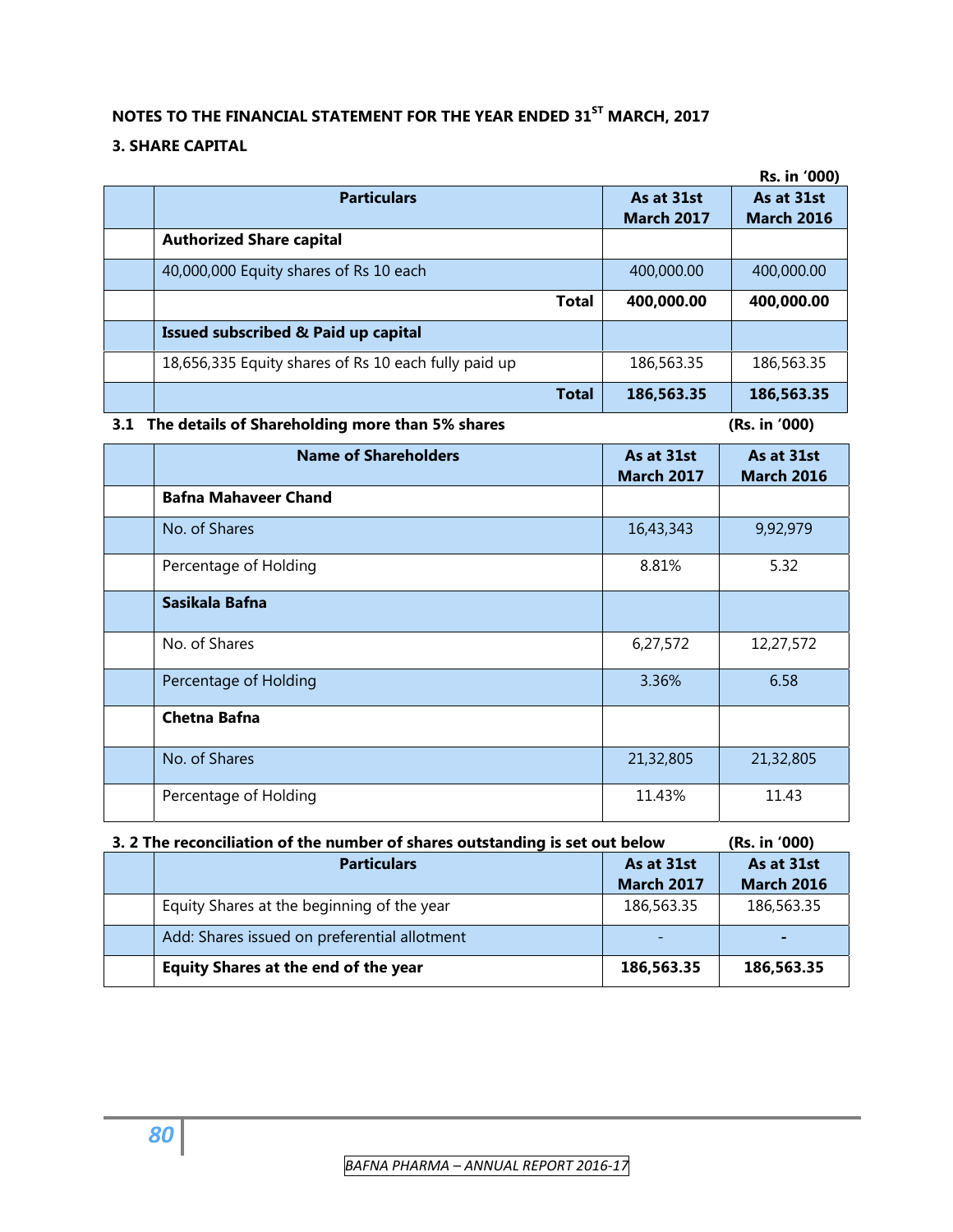**NOTES TO THE FINANCIAL STATEMENT FOR THE YEAR ENDED 31ST MARCH, 2017**

**3. SHARE CAPITAL**

**Rs. in '000)**

| | Particulars | As at 31st March 2017 | As at 31st March 2016 |
|---|---|---|---|
| | **Authorized Share capital** | | |
| | 40,000,000 Equity shares of Rs 10 each | 400,000.00 | 400,000.00 |
| | **Total** | **400,000.00** | **400,000.00** |
| | **Issued subscribed & Paid up capital** | | |
| | 18,656,335 Equity shares of Rs 10 each fully paid up | 186,563.35 | 186,563.35 |
| | **Total** | **186,563.35** | **186,563.35** |

**3.1 The details of Shareholding more than 5% shares** **(Rs. in '000)**

| | Name of Shareholders | As at 31st March 2017 | As at 31st March 2016 |
|---|---|---|---|
| | **Bafna Mahaveer Chand** | | |
| | No. of Shares | 16,43,343 | 9,92,979 |
| | Percentage of Holding | 8.81% | 5.32 |
| | **Sasikala Bafna** | | |
| | No. of Shares | 6,27,572 | 12,27,572 |
| | Percentage of Holding | 3.36% | 6.58 |
| | **Chetna Bafna** | | |
| | No. of Shares | 21,32,805 | 21,32,805 |
| | Percentage of Holding | 11.43% | 11.43 |

**3. 2 The reconciliation of the number of shares outstanding is set out below** **(Rs. in '000)**

| | Particulars | As at 31st March 2017 | As at 31st March 2016 |
|---|---|---|---|
| | Equity Shares at the beginning of the year | 186,563.35 | 186,563.35 |
| | Add: Shares issued on preferential allotment | - | - |
| | **Equity Shares at the end of the year** | **186,563.35** | **186,563.35** |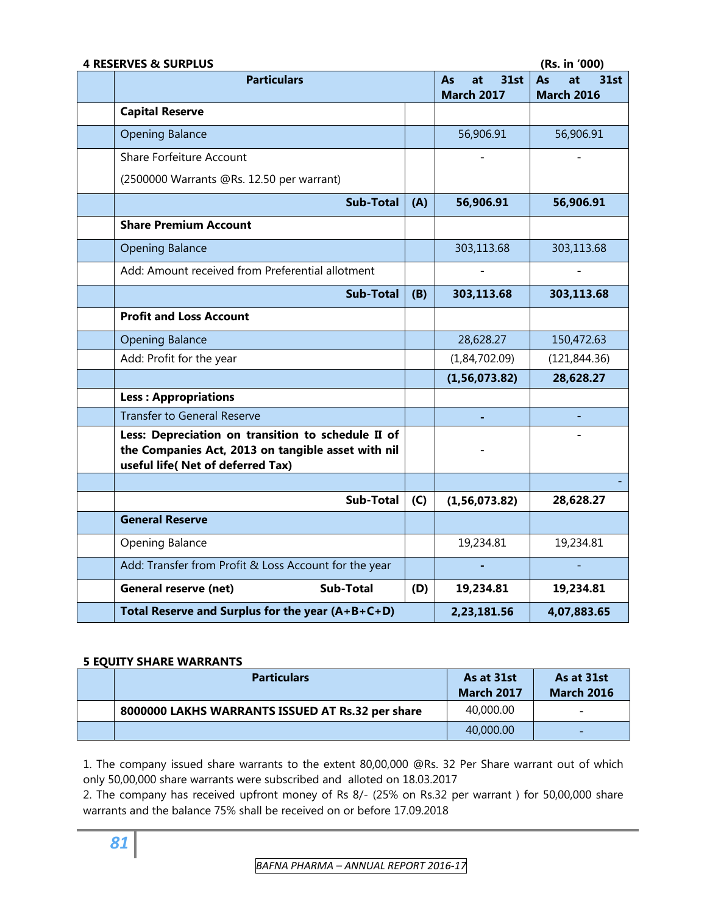### 4 RESERVES & SURPLUS

(Rs. in '000)

| | Particulars | | As at 31st March 2017 | As at 31st March 2016 |
|---|---|---|---|---|
| | **Capital Reserve** | | | |
| | Opening Balance | | 56,906.91 | 56,906.91 |
| | Share Forfeiture Account<br>(2500000 Warrants @Rs. 12.50 per warrant) | | - | - |
| | **Sub-Total** | **(A)** | **56,906.91** | **56,906.91** |
| | **Share Premium Account** | | | |
| | Opening Balance | | 303,113.68 | 303,113.68 |
| | Add: Amount received from Preferential allotment | | - | - |
| | **Sub-Total** | **(B)** | **303,113.68** | **303,113.68** |
| | **Profit and Loss Account** | | | |
| | Opening Balance | | 28,628.27 | 150,472.63 |
| | Add: Profit for the year | | (1,84,702.09) | (121,844.36) |
| | | | **(1,56,073.82)** | **28,628.27** |
| | **Less : Appropriations** | | | |
| | Transfer to General Reserve | | - | - |
| | **Less: Depreciation on transition to schedule II of the Companies Act, 2013 on tangible asset with nil useful life( Net of deferred Tax)** | | - | - |
| | | | | - |
| | **Sub-Total** | **(C)** | **(1,56,073.82)** | **28,628.27** |
| | **General Reserve** | | | |
| | Opening Balance | | 19,234.81 | 19,234.81 |
| | Add: Transfer from Profit & Loss Account for the year | | - | - |
| | **General reserve (net) Sub-Total** | **(D)** | **19,234.81** | **19,234.81** |
| | **Total Reserve and Surplus for the year (A+B+C+D)** | | **2,23,181.56** | **4,07,883.65** |

### 5 EQUITY SHARE WARRANTS

| | Particulars | As at 31st March 2017 | As at 31st March 2016 |
|---|---|---|---|
| | **8000000 LAKHS WARRANTS ISSUED AT Rs.32 per share** | 40,000.00 | - |
| | | 40,000.00 | - |

1. The company issued share warrants to the extent 80,00,000 @Rs. 32 Per Share warrant out of which only 50,00,000 share warrants were subscribed and alloted on 18.03.2017
2. The company has received upfront money of Rs 8/- (25% on Rs.32 per warrant ) for 50,00,000 share warrants and the balance 75% shall be received on or before 17.09.2018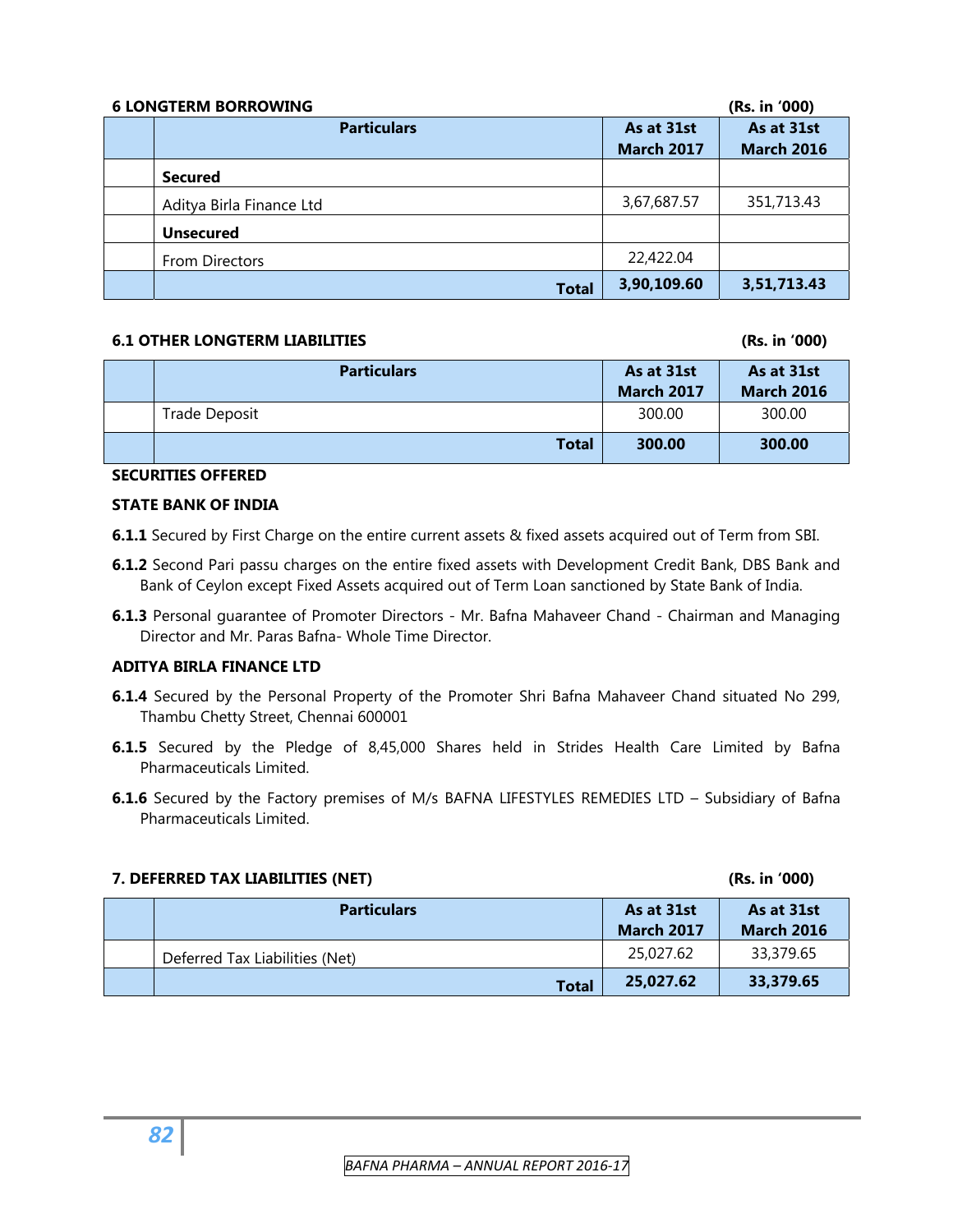### 6 LONGTERM BORROWING

(Rs. in '000)

| | Particulars | As at 31st March 2017 | As at 31st March 2016 |
|---|---|---|---|
| | **Secured** | | |
| | Aditya Birla Finance Ltd | 3,67,687.57 | 351,713.43 |
| | **Unsecured** | | |
| | From Directors | 22,422.04 | |
| | **Total** | **3,90,109.60** | **3,51,713.43** |

### 6.1 OTHER LONGTERM LIABILITIES

(Rs. in '000)

| | Particulars | As at 31st March 2017 | As at 31st March 2016 |
|---|---|---|---|
| | Trade Deposit | 300.00 | 300.00 |
| | **Total** | **300.00** | **300.00** |

**SECURITIES OFFERED**

**STATE BANK OF INDIA**

**6.1.1** Secured by First Charge on the entire current assets & fixed assets acquired out of Term from SBI.

**6.1.2** Second Pari passu charges on the entire fixed assets with Development Credit Bank, DBS Bank and Bank of Ceylon except Fixed Assets acquired out of Term Loan sanctioned by State Bank of India.

**6.1.3** Personal guarantee of Promoter Directors - Mr. Bafna Mahaveer Chand - Chairman and Managing Director and Mr. Paras Bafna- Whole Time Director.

**ADITYA BIRLA FINANCE LTD**

**6.1.4** Secured by the Personal Property of the Promoter Shri Bafna Mahaveer Chand situated No 299, Thambu Chetty Street, Chennai 600001

**6.1.5** Secured by the Pledge of 8,45,000 Shares held in Strides Health Care Limited by Bafna Pharmaceuticals Limited.

**6.1.6** Secured by the Factory premises of M/s BAFNA LIFESTYLES REMEDIES LTD – Subsidiary of Bafna Pharmaceuticals Limited.

### 7. DEFERRED TAX LIABILITIES (NET)

(Rs. in '000)

| | Particulars | As at 31st March 2017 | As at 31st March 2016 |
|---|---|---|---|
| | Deferred Tax Liabilities (Net) | 25,027.62 | 33,379.65 |
| | **Total** | **25,027.62** | **33,379.65** |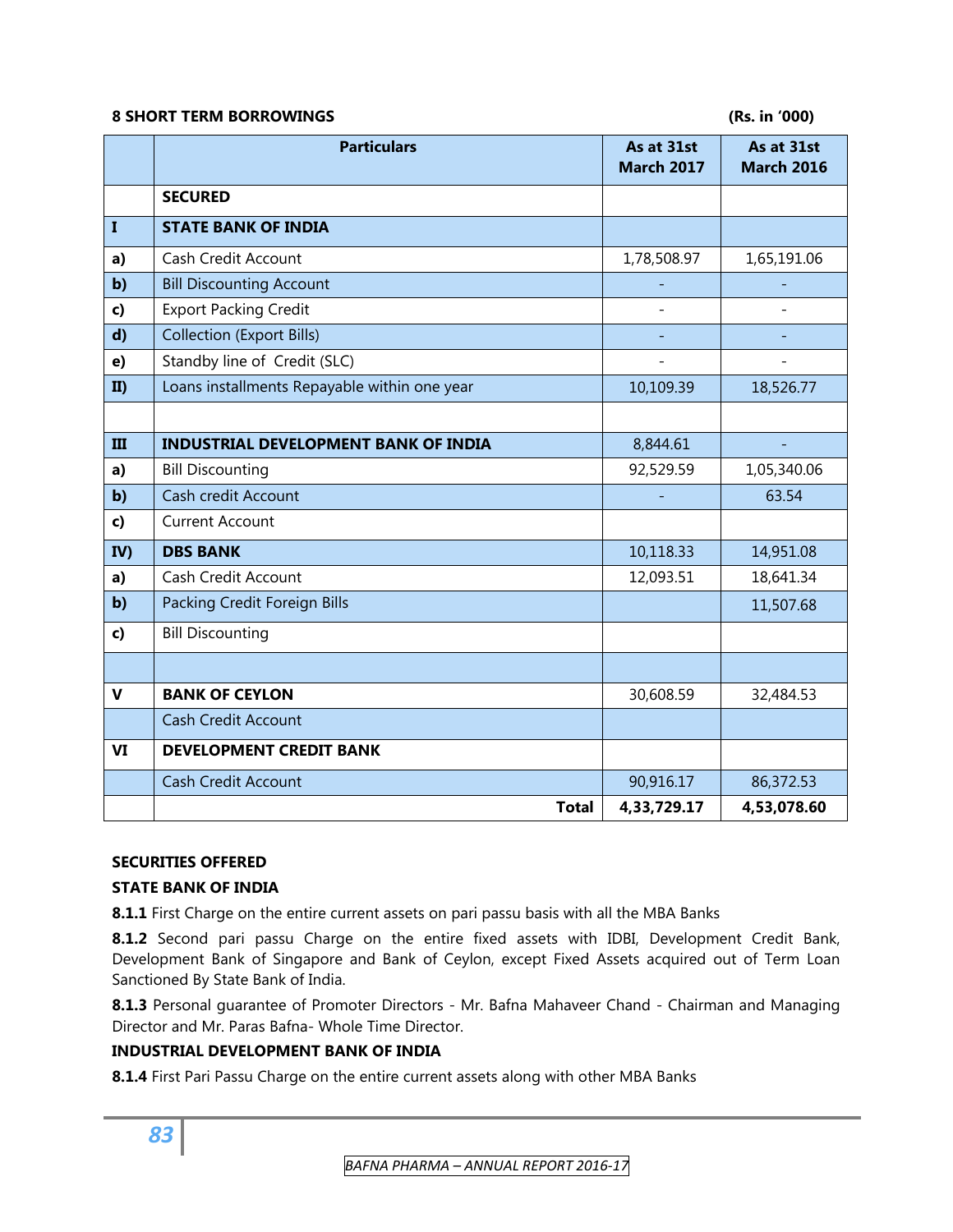**8 SHORT TERM BORROWINGS** **(Rs. in '000)**

| | Particulars | As at 31st March 2017 | As at 31st March 2016 |
|---|---|---|---|
| | **SECURED** | | |
| **I** | **STATE BANK OF INDIA** | | |
| **a)** | Cash Credit Account | 1,78,508.97 | 1,65,191.06 |
| **b)** | Bill Discounting Account | - | - |
| **c)** | Export Packing Credit | - | - |
| **d)** | Collection (Export Bills) | - | - |
| **e)** | Standby line of Credit (SLC) | - | - |
| **II)** | Loans installments Repayable within one year | 10,109.39 | 18,526.77 |
| | | | |
| **III** | **INDUSTRIAL DEVELOPMENT BANK OF INDIA** | 8,844.61 | - |
| **a)** | Bill Discounting | 92,529.59 | 1,05,340.06 |
| **b)** | Cash credit Account | - | 63.54 |
| **c)** | Current Account | | |
| **IV)** | **DBS BANK** | 10,118.33 | 14,951.08 |
| **a)** | Cash Credit Account | 12,093.51 | 18,641.34 |
| **b)** | Packing Credit Foreign Bills | | 11,507.68 |
| **c)** | Bill Discounting | | |
| | | | |
| **V** | **BANK OF CEYLON** | 30,608.59 | 32,484.53 |
| | Cash Credit Account | | |
| **VI** | **DEVELOPMENT CREDIT BANK** | | |
| | Cash Credit Account | 90,916.17 | 86,372.53 |
| | **Total** | **4,33,729.17** | **4,53,078.60** |

**SECURITIES OFFERED**

**STATE BANK OF INDIA**

**8.1.1** First Charge on the entire current assets on pari passu basis with all the MBA Banks

**8.1.2** Second pari passu Charge on the entire fixed assets with IDBI, Development Credit Bank, Development Bank of Singapore and Bank of Ceylon, except Fixed Assets acquired out of Term Loan Sanctioned By State Bank of India.

**8.1.3** Personal guarantee of Promoter Directors - Mr. Bafna Mahaveer Chand - Chairman and Managing Director and Mr. Paras Bafna- Whole Time Director.

**INDUSTRIAL DEVELOPMENT BANK OF INDIA**

**8.1.4** First Pari Passu Charge on the entire current assets along with other MBA Banks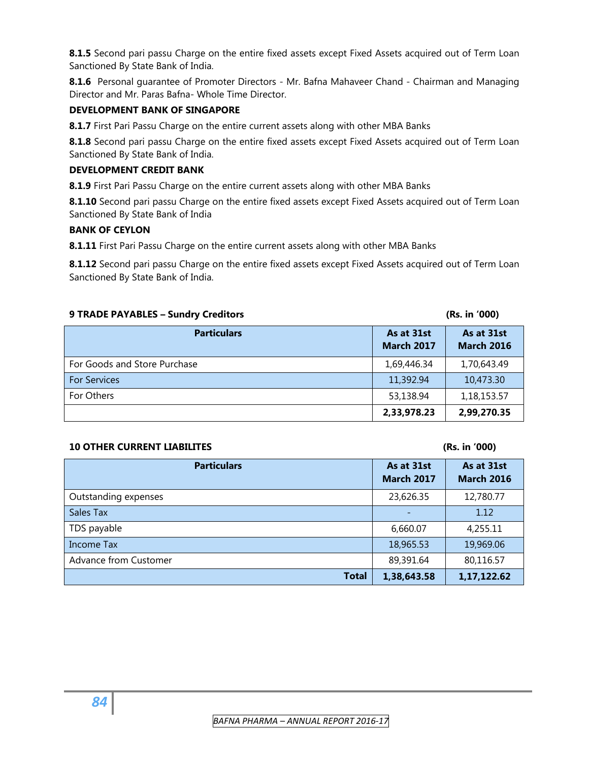**8.1.5** Second pari passu Charge on the entire fixed assets except Fixed Assets acquired out of Term Loan Sanctioned By State Bank of India.

**8.1.6** Personal guarantee of Promoter Directors - Mr. Bafna Mahaveer Chand - Chairman and Managing Director and Mr. Paras Bafna- Whole Time Director.

**DEVELOPMENT BANK OF SINGAPORE**

**8.1.7** First Pari Passu Charge on the entire current assets along with other MBA Banks

**8.1.8** Second pari passu Charge on the entire fixed assets except Fixed Assets acquired out of Term Loan Sanctioned By State Bank of India.

**DEVELOPMENT CREDIT BANK**

**8.1.9** First Pari Passu Charge on the entire current assets along with other MBA Banks

**8.1.10** Second pari passu Charge on the entire fixed assets except Fixed Assets acquired out of Term Loan Sanctioned By State Bank of India

**BANK OF CEYLON**

**8.1.11** First Pari Passu Charge on the entire current assets along with other MBA Banks

**8.1.12** Second pari passu Charge on the entire fixed assets except Fixed Assets acquired out of Term Loan Sanctioned By State Bank of India.

**9 TRADE PAYABLES – Sundry Creditors** **(Rs. in '000)**

| Particulars | As at 31st March 2017 | As at 31st March 2016 |
|---|---|---|
| For Goods and Store Purchase | 1,69,446.34 | 1,70,643.49 |
| For Services | 11,392.94 | 10,473.30 |
| For Others | 53,138.94 | 1,18,153.57 |
| | **2,33,978.23** | **2,99,270.35** |

**10 OTHER CURRENT LIABILITES** **(Rs. in '000)**

| Particulars | As at 31st March 2017 | As at 31st March 2016 |
|---|---|---|
| Outstanding expenses | 23,626.35 | 12,780.77 |
| Sales Tax | - | 1.12 |
| TDS payable | 6,660.07 | 4,255.11 |
| Income Tax | 18,965.53 | 19,969.06 |
| Advance from Customer | 89,391.64 | 80,116.57 |
| **Total** | **1,38,643.58** | **1,17,122.62** |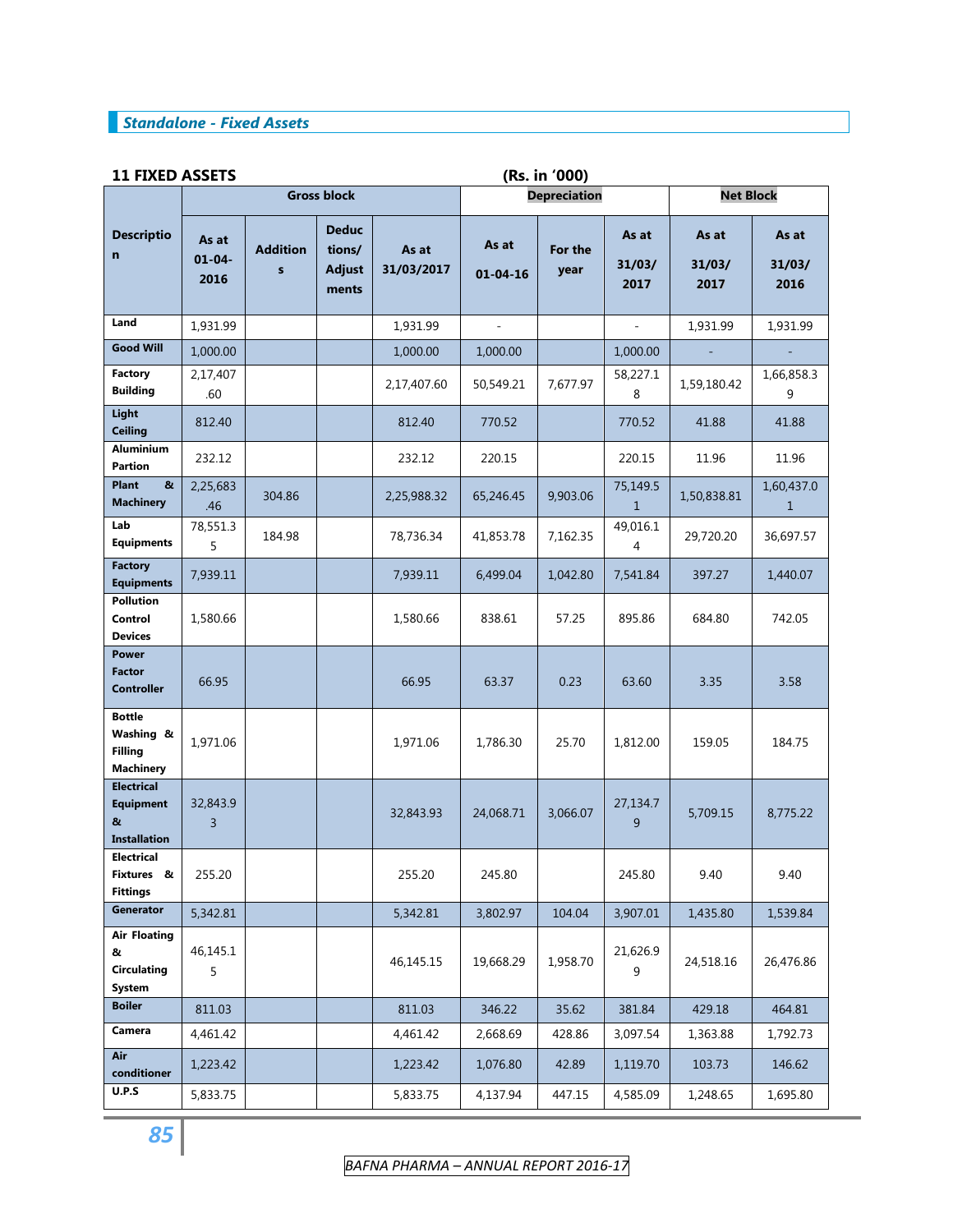## Standalone - Fixed Assets

### 11 FIXED ASSETS

(Rs. in '000)

| Description | Gross block | | | | Depreciation | | | Net Block | |
|---|---|---|---|---|---|---|---|---|---|
| | As at 01-04-2016 | Additions | Deductions/ Adjustments | As at 31/03/2017 | As at 01-04-16 | For the year | As at 31/03/2017 | As at 31/03/2017 | As at 31/03/2016 |
| Land | 1,931.99 | | | 1,931.99 | - | | - | 1,931.99 | 1,931.99 |
| Good Will | 1,000.00 | | | 1,000.00 | 1,000.00 | | 1,000.00 | - | - |
| Factory Building | 2,17,407.60 | | | 2,17,407.60 | 50,549.21 | 7,677.97 | 58,227.18 | 1,59,180.42 | 1,66,858.39 |
| Light Ceiling | 812.40 | | | 812.40 | 770.52 | | 770.52 | 41.88 | 41.88 |
| Aluminium Partion | 232.12 | | | 232.12 | 220.15 | | 220.15 | 11.96 | 11.96 |
| Plant & Machinery | 2,25,683.46 | 304.86 | | 2,25,988.32 | 65,246.45 | 9,903.06 | 75,149.51 | 1,50,838.81 | 1,60,437.01 |
| Lab Equipments | 78,551.35 | 184.98 | | 78,736.34 | 41,853.78 | 7,162.35 | 49,016.14 | 29,720.20 | 36,697.57 |
| Factory Equipments | 7,939.11 | | | 7,939.11 | 6,499.04 | 1,042.80 | 7,541.84 | 397.27 | 1,440.07 |
| Pollution Control Devices | 1,580.66 | | | 1,580.66 | 838.61 | 57.25 | 895.86 | 684.80 | 742.05 |
| Power Factor Controller | 66.95 | | | 66.95 | 63.37 | 0.23 | 63.60 | 3.35 | 3.58 |
| Bottle Washing & Filling Machinery | 1,971.06 | | | 1,971.06 | 1,786.30 | 25.70 | 1,812.00 | 159.05 | 184.75 |
| Electrical Equipment & Installation | 32,843.93 | | | 32,843.93 | 24,068.71 | 3,066.07 | 27,134.79 | 5,709.15 | 8,775.22 |
| Electrical Fixtures & Fittings | 255.20 | | | 255.20 | 245.80 | | 245.80 | 9.40 | 9.40 |
| Generator | 5,342.81 | | | 5,342.81 | 3,802.97 | 104.04 | 3,907.01 | 1,435.80 | 1,539.84 |
| Air Floating & Circulating System | 46,145.15 | | | 46,145.15 | 19,668.29 | 1,958.70 | 21,626.99 | 24,518.16 | 26,476.86 |
| Boiler | 811.03 | | | 811.03 | 346.22 | 35.62 | 381.84 | 429.18 | 464.81 |
| Camera | 4,461.42 | | | 4,461.42 | 2,668.69 | 428.86 | 3,097.54 | 1,363.88 | 1,792.73 |
| Air conditioner | 1,223.42 | | | 1,223.42 | 1,076.80 | 42.89 | 1,119.70 | 103.73 | 146.62 |
| U.P.S | 5,833.75 | | | 5,833.75 | 4,137.94 | 447.15 | 4,585.09 | 1,248.65 | 1,695.80 |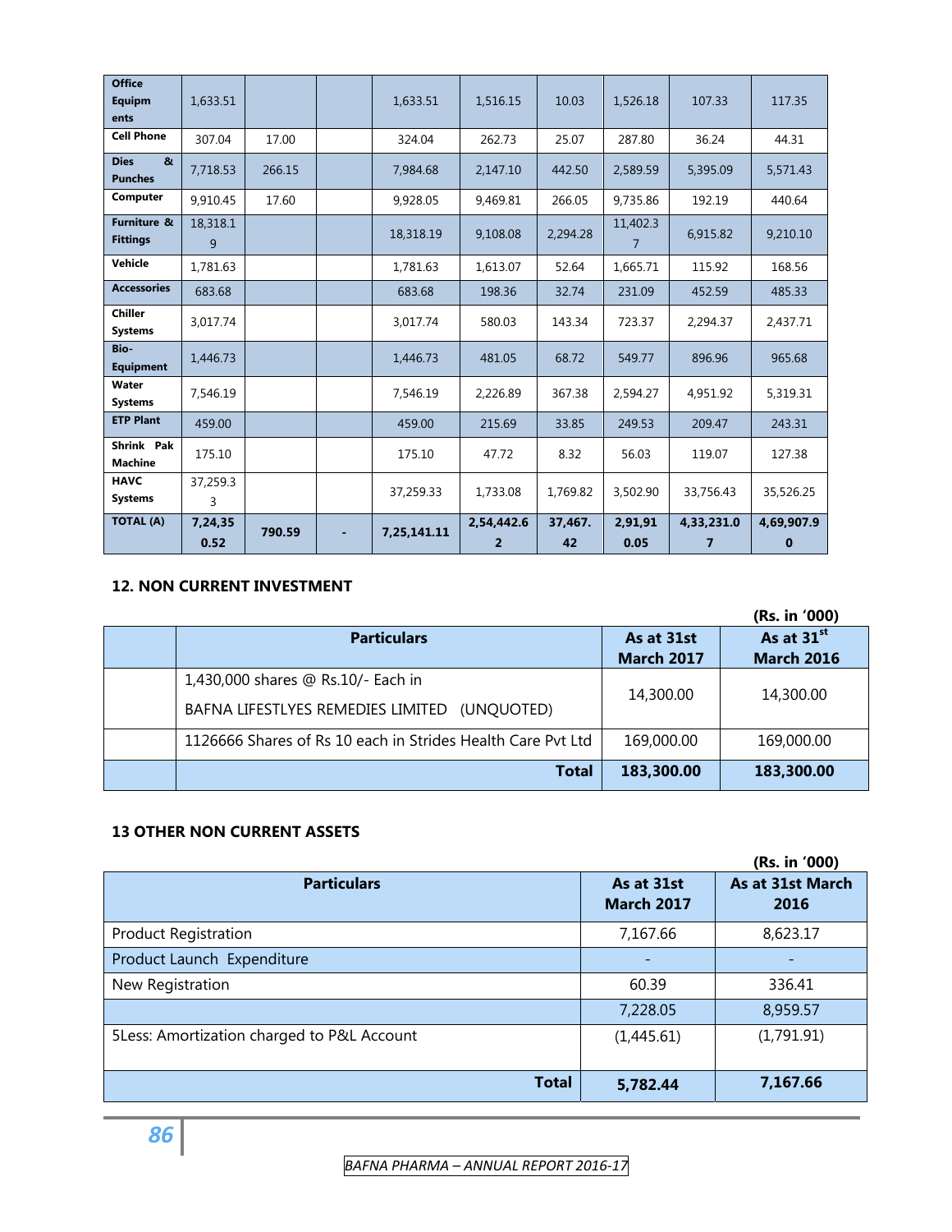| Office Equipments | 1,633.51 | | | 1,633.51 | 1,516.15 | 10.03 | 1,526.18 | 107.33 | 117.35 |
|---|---|---|---|---|---|---|---|---|---|
| Cell Phone | 307.04 | 17.00 | | 324.04 | 262.73 | 25.07 | 287.80 | 36.24 | 44.31 |
| Dies & Punches | 7,718.53 | 266.15 | | 7,984.68 | 2,147.10 | 442.50 | 2,589.59 | 5,395.09 | 5,571.43 |
| Computer | 9,910.45 | 17.60 | | 9,928.05 | 9,469.81 | 266.05 | 9,735.86 | 192.19 | 440.64 |
| Furniture & Fittings | 18,318.19 | | | 18,318.19 | 9,108.08 | 2,294.28 | 11,402.37 | 6,915.82 | 9,210.10 |
| Vehicle | 1,781.63 | | | 1,781.63 | 1,613.07 | 52.64 | 1,665.71 | 115.92 | 168.56 |
| Accessories | 683.68 | | | 683.68 | 198.36 | 32.74 | 231.09 | 452.59 | 485.33 |
| Chiller Systems | 3,017.74 | | | 3,017.74 | 580.03 | 143.34 | 723.37 | 2,294.37 | 2,437.71 |
| Bio-Equipment | 1,446.73 | | | 1,446.73 | 481.05 | 68.72 | 549.77 | 896.96 | 965.68 |
| Water Systems | 7,546.19 | | | 7,546.19 | 2,226.89 | 367.38 | 2,594.27 | 4,951.92 | 5,319.31 |
| ETP Plant | 459.00 | | | 459.00 | 215.69 | 33.85 | 249.53 | 209.47 | 243.31 |
| Shrink Pak Machine | 175.10 | | | 175.10 | 47.72 | 8.32 | 56.03 | 119.07 | 127.38 |
| HAVC Systems | 37,259.33 | | | 37,259.33 | 1,733.08 | 1,769.82 | 3,502.90 | 33,756.43 | 35,526.25 |
| **TOTAL (A)** | **7,24,350.52** | **790.59** | **-** | **7,25,141.11** | **2,54,442.62** | **37,467.42** | **2,91,910.05** | **4,33,231.07** | **4,69,907.90** |

## 12. NON CURRENT INVESTMENT

(Rs. in '000)

| | Particulars | As at 31st March 2017 | As at 31st March 2016 |
|---|---|---|---|
| | 1,430,000 shares @ Rs.10/- Each in BAFNA LIFESTLYES REMEDIES LIMITED (UNQUOTED) | 14,300.00 | 14,300.00 |
| | 1126666 Shares of Rs 10 each in Strides Health Care Pvt Ltd | 169,000.00 | 169,000.00 |
| | **Total** | **183,300.00** | **183,300.00** |

## 13 OTHER NON CURRENT ASSETS

(Rs. in '000)

| Particulars | As at 31st March 2017 | As at 31st March 2016 |
|---|---|---|
| Product Registration | 7,167.66 | 8,623.17 |
| Product Launch Expenditure | - | - |
| New Registration | 60.39 | 336.41 |
| | 7,228.05 | 8,959.57 |
| 5Less: Amortization charged to P&L Account | (1,445.61) | (1,791.91) |
| **Total** | **5,782.44** | **7,167.66** |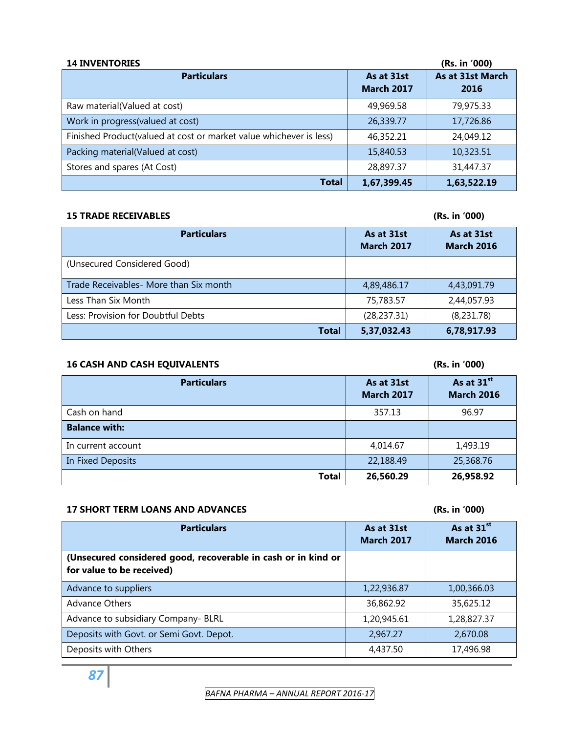**14 INVENTORIES** (Rs. in '000)

| Particulars | As at 31st March 2017 | As at 31st March 2016 |
|---|---|---|
| Raw material(Valued at cost) | 49,969.58 | 79,975.33 |
| Work in progress(valued at cost) | 26,339.77 | 17,726.86 |
| Finished Product(valued at cost or market value whichever is less) | 46,352.21 | 24,049.12 |
| Packing material(Valued at cost) | 15,840.53 | 10,323.51 |
| Stores and spares (At Cost) | 28,897.37 | 31,447.37 |
| **Total** | **1,67,399.45** | **1,63,522.19** |

**15 TRADE RECEIVABLES** (Rs. in '000)

| Particulars | As at 31st March 2017 | As at 31st March 2016 |
|---|---|---|
| (Unsecured Considered Good) | | |
| Trade Receivables- More than Six month | 4,89,486.17 | 4,43,091.79 |
| Less Than Six Month | 75,783.57 | 2,44,057.93 |
| Less: Provision for Doubtful Debts | (28,237.31) | (8,231.78) |
| **Total** | **5,37,032.43** | **6,78,917.93** |

**16 CASH AND CASH EQUIVALENTS** (Rs. in '000)

| Particulars | As at 31st March 2017 | As at 31st March 2016 |
|---|---|---|
| Cash on hand | 357.13 | 96.97 |
| **Balance with:** | | |
| In current account | 4,014.67 | 1,493.19 |
| In Fixed Deposits | 22,188.49 | 25,368.76 |
| **Total** | **26,560.29** | **26,958.92** |

**17 SHORT TERM LOANS AND ADVANCES** (Rs. in '000)

| Particulars | As at 31st March 2017 | As at 31st March 2016 |
|---|---|---|
| **(Unsecured considered good, recoverable in cash or in kind or for value to be received)** | | |
| Advance to suppliers | 1,22,936.87 | 1,00,366.03 |
| Advance Others | 36,862.92 | 35,625.12 |
| Advance to subsidiary Company- BLRL | 1,20,945.61 | 1,28,827.37 |
| Deposits with Govt. or Semi Govt. Depot. | 2,967.27 | 2,670.08 |
| Deposits with Others | 4,437.50 | 17,496.98 |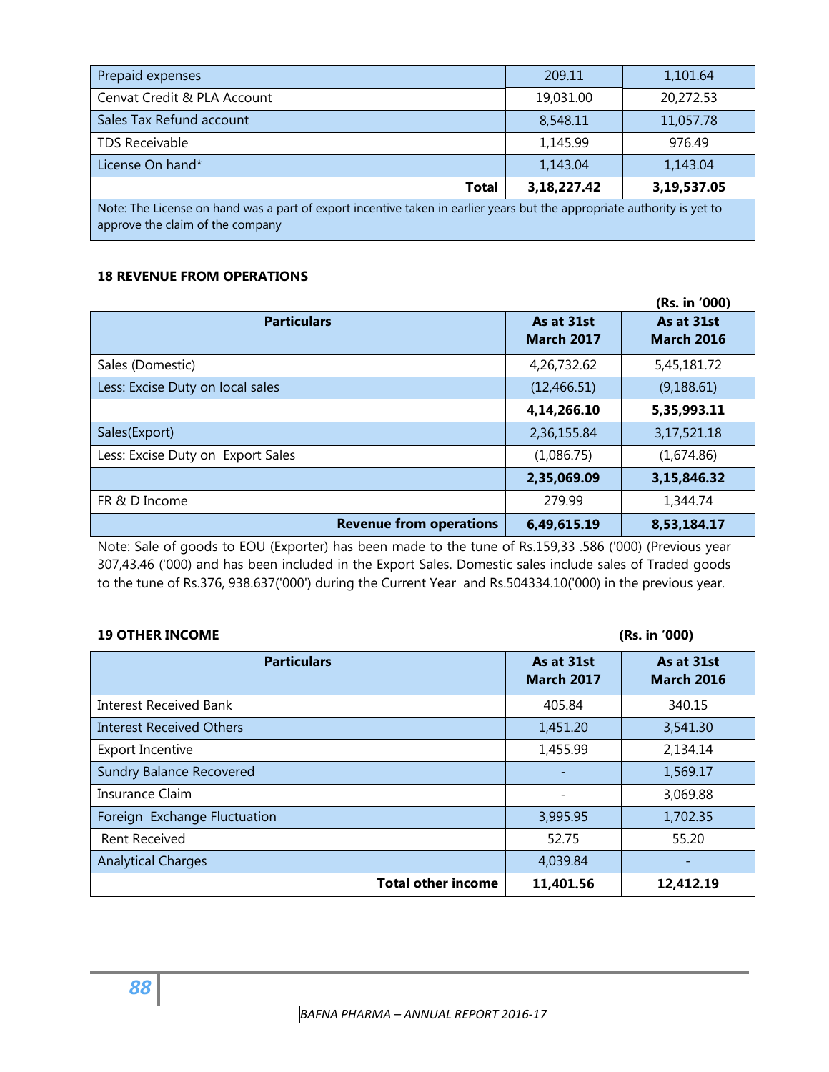| | | |
|---|---|---|
| Prepaid expenses | 209.11 | 1,101.64 |
| Cenvat Credit & PLA Account | 19,031.00 | 20,272.53 |
| Sales Tax Refund account | 8,548.11 | 11,057.78 |
| TDS Receivable | 1,145.99 | 976.49 |
| License On hand* | 1,143.04 | 1,143.04 |
| **Total** | **3,18,227.42** | **3,19,537.05** |

Note: The License on hand was a part of export incentive taken in earlier years but the appropriate authority is yet to approve the claim of the company

### 18 REVENUE FROM OPERATIONS

**(Rs. in '000)**

| Particulars | As at 31st March 2017 | As at 31st March 2016 |
|---|---|---|
| Sales (Domestic) | 4,26,732.62 | 5,45,181.72 |
| Less: Excise Duty on local sales | (12,466.51) | (9,188.61) |
| | **4,14,266.10** | **5,35,993.11** |
| Sales(Export) | 2,36,155.84 | 3,17,521.18 |
| Less: Excise Duty on Export Sales | (1,086.75) | (1,674.86) |
| | **2,35,069.09** | **3,15,846.32** |
| FR & D Income | 279.99 | 1,344.74 |
| **Revenue from operations** | **6,49,615.19** | **8,53,184.17** |

Note: Sale of goods to EOU (Exporter) has been made to the tune of Rs.159,33 .586 ('000) (Previous year 307,43.46 ('000) and has been included in the Export Sales. Domestic sales include sales of Traded goods to the tune of Rs.376, 938.637('000') during the Current Year and Rs.504334.10('000) in the previous year.

### 19 OTHER INCOME

**(Rs. in '000)**

| Particulars | As at 31st March 2017 | As at 31st March 2016 |
|---|---|---|
| Interest Received Bank | 405.84 | 340.15 |
| Interest Received Others | 1,451.20 | 3,541.30 |
| Export Incentive | 1,455.99 | 2,134.14 |
| Sundry Balance Recovered | - | 1,569.17 |
| Insurance Claim | - | 3,069.88 |
| Foreign Exchange Fluctuation | 3,995.95 | 1,702.35 |
| Rent Received | 52.75 | 55.20 |
| Analytical Charges | 4,039.84 | - |
| **Total other income** | **11,401.56** | **12,412.19** |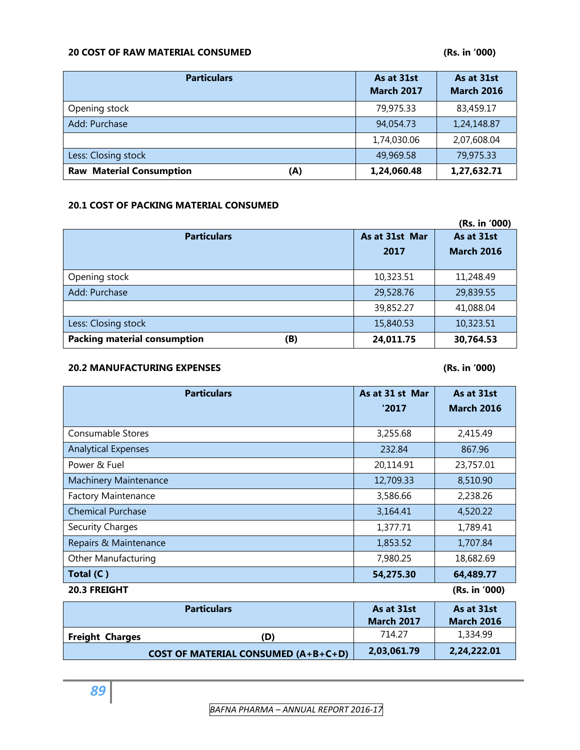### 20 COST OF RAW MATERIAL CONSUMED

**(Rs. in '000)**

| Particulars | | As at 31st March 2017 | As at 31st March 2016 |
|---|---|---|---|
| Opening stock | | 79,975.33 | 83,459.17 |
| Add: Purchase | | 94,054.73 | 1,24,148.87 |
| | | 1,74,030.06 | 2,07,608.04 |
| Less: Closing stock | | 49,969.58 | 79,975.33 |
| **Raw Material Consumption** | **(A)** | **1,24,060.48** | **1,27,632.71** |

### 20.1 COST OF PACKING MATERIAL CONSUMED

**(Rs. in '000)**

| Particulars | | As at 31st Mar 2017 | As at 31st March 2016 |
|---|---|---|---|
| Opening stock | | 10,323.51 | 11,248.49 |
| Add: Purchase | | 29,528.76 | 29,839.55 |
| | | 39,852.27 | 41,088.04 |
| Less: Closing stock | | 15,840.53 | 10,323.51 |
| **Packing material consumption** | **(B)** | **24,011.75** | **30,764.53** |

### 20.2 MANUFACTURING EXPENSES

**(Rs. in '000)**

| Particulars | As at 31 st Mar '2017 | As at 31st March 2016 |
|---|---|---|
| Consumable Stores | 3,255.68 | 2,415.49 |
| Analytical Expenses | 232.84 | 867.96 |
| Power & Fuel | 20,114.91 | 23,757.01 |
| Machinery Maintenance | 12,709.33 | 8,510.90 |
| Factory Maintenance | 3,586.66 | 2,238.26 |
| Chemical Purchase | 3,164.41 | 4,520.22 |
| Security Charges | 1,377.71 | 1,789.41 |
| Repairs & Maintenance | 1,853.52 | 1,707.84 |
| Other Manufacturing | 7,980.25 | 18,682.69 |
| **Total (C )** | **54,275.30** | **64,489.77** |

### 20.3 FREIGHT

**(Rs. in '000)**

| Particulars | | As at 31st March 2017 | As at 31st March 2016 |
|---|---|---|---|
| **Freight Charges** | **(D)** | 714.27 | 1,334.99 |
| **COST OF MATERIAL CONSUMED (A+B+C+D)** | | **2,03,061.79** | **2,24,222.01** |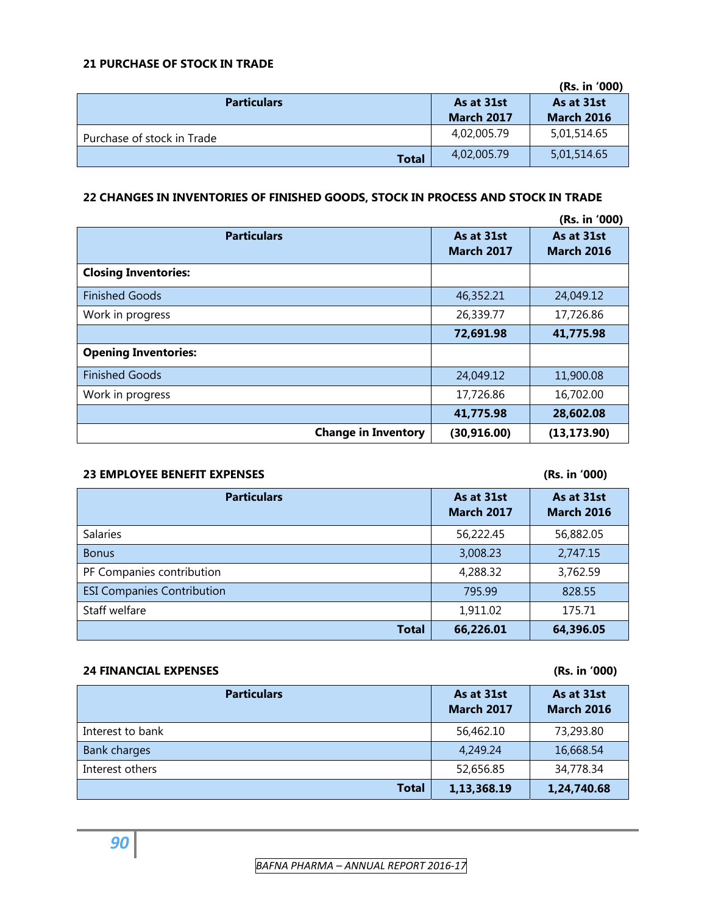### 21 PURCHASE OF STOCK IN TRADE

(Rs. in '000)

| Particulars | As at 31st March 2017 | As at 31st March 2016 |
|---|---|---|
| Purchase of stock in Trade | 4,02,005.79 | 5,01,514.65 |
| **Total** | 4,02,005.79 | 5,01,514.65 |

### 22 CHANGES IN INVENTORIES OF FINISHED GOODS, STOCK IN PROCESS AND STOCK IN TRADE

(Rs. in '000)

| Particulars | As at 31st March 2017 | As at 31st March 2016 |
|---|---|---|
| **Closing Inventories:** | | |
| Finished Goods | 46,352.21 | 24,049.12 |
| Work in progress | 26,339.77 | 17,726.86 |
| | **72,691.98** | **41,775.98** |
| **Opening Inventories:** | | |
| Finished Goods | 24,049.12 | 11,900.08 |
| Work in progress | 17,726.86 | 16,702.00 |
| | **41,775.98** | **28,602.08** |
| **Change in Inventory** | **(30,916.00)** | **(13,173.90)** |

### 23 EMPLOYEE BENEFIT EXPENSES

(Rs. in '000)

| Particulars | As at 31st March 2017 | As at 31st March 2016 |
|---|---|---|
| Salaries | 56,222.45 | 56,882.05 |
| Bonus | 3,008.23 | 2,747.15 |
| PF Companies contribution | 4,288.32 | 3,762.59 |
| ESI Companies Contribution | 795.99 | 828.55 |
| Staff welfare | 1,911.02 | 175.71 |
| **Total** | **66,226.01** | **64,396.05** |

### 24 FINANCIAL EXPENSES

(Rs. in '000)

| Particulars | As at 31st March 2017 | As at 31st March 2016 |
|---|---|---|
| Interest to bank | 56,462.10 | 73,293.80 |
| Bank charges | 4,249.24 | 16,668.54 |
| Interest others | 52,656.85 | 34,778.34 |
| **Total** | **1,13,368.19** | **1,24,740.68** |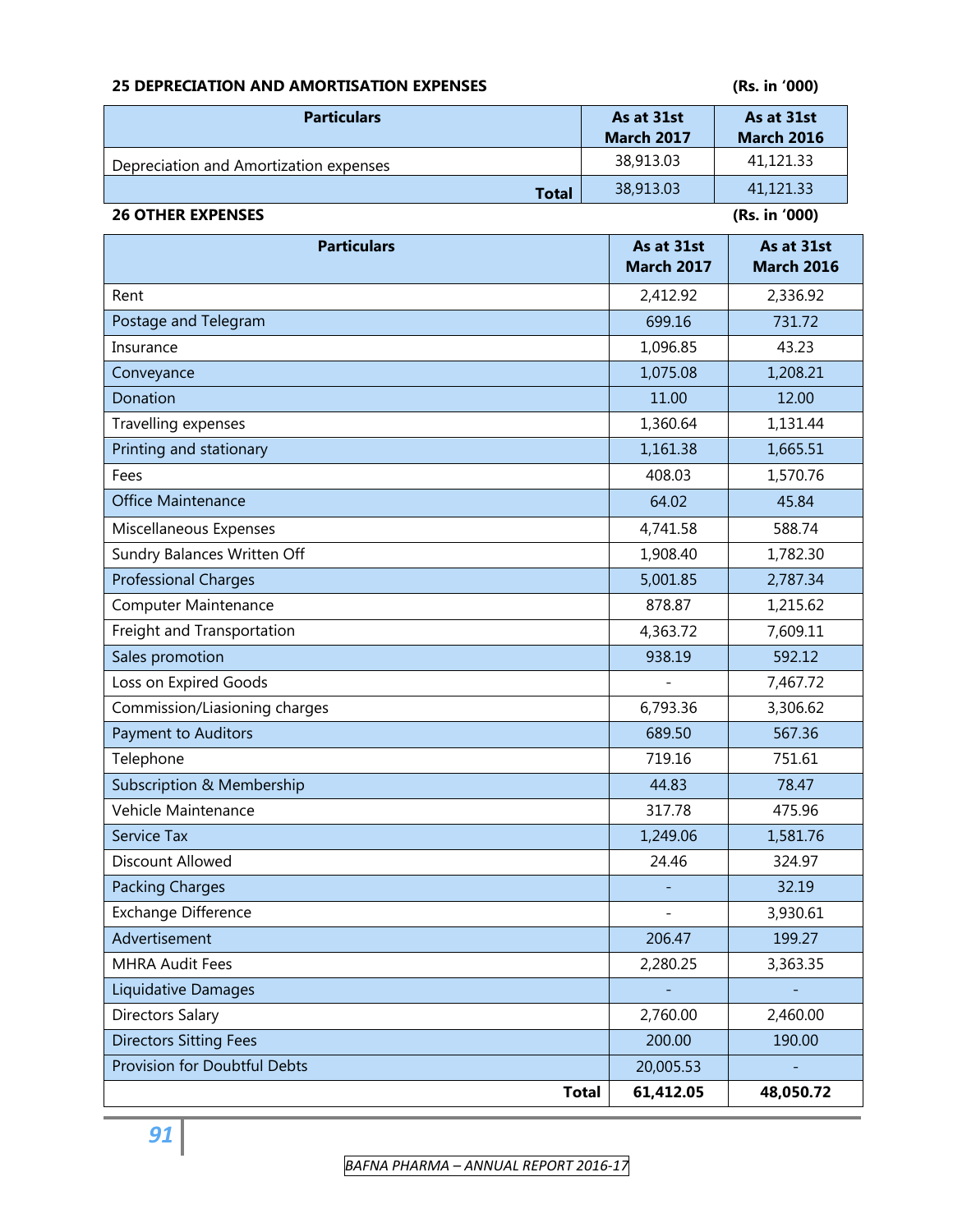**25 DEPRECIATION AND AMORTISATION EXPENSES** **(Rs. in '000)**

| Particulars | As at 31st March 2017 | As at 31st March 2016 |
|---|---|---|
| Depreciation and Amortization expenses | 38,913.03 | 41,121.33 |
| **Total** | 38,913.03 | 41,121.33 |

**26 OTHER EXPENSES** **(Rs. in '000)**

| Particulars | As at 31st March 2017 | As at 31st March 2016 |
|---|---|---|
| Rent | 2,412.92 | 2,336.92 |
| Postage and Telegram | 699.16 | 731.72 |
| Insurance | 1,096.85 | 43.23 |
| Conveyance | 1,075.08 | 1,208.21 |
| Donation | 11.00 | 12.00 |
| Travelling expenses | 1,360.64 | 1,131.44 |
| Printing and stationary | 1,161.38 | 1,665.51 |
| Fees | 408.03 | 1,570.76 |
| Office Maintenance | 64.02 | 45.84 |
| Miscellaneous Expenses | 4,741.58 | 588.74 |
| Sundry Balances Written Off | 1,908.40 | 1,782.30 |
| Professional Charges | 5,001.85 | 2,787.34 |
| Computer Maintenance | 878.87 | 1,215.62 |
| Freight and Transportation | 4,363.72 | 7,609.11 |
| Sales promotion | 938.19 | 592.12 |
| Loss on Expired Goods | - | 7,467.72 |
| Commission/Liasioning charges | 6,793.36 | 3,306.62 |
| Payment to Auditors | 689.50 | 567.36 |
| Telephone | 719.16 | 751.61 |
| Subscription & Membership | 44.83 | 78.47 |
| Vehicle Maintenance | 317.78 | 475.96 |
| Service Tax | 1,249.06 | 1,581.76 |
| Discount Allowed | 24.46 | 324.97 |
| Packing Charges | - | 32.19 |
| Exchange Difference | - | 3,930.61 |
| Advertisement | 206.47 | 199.27 |
| MHRA Audit Fees | 2,280.25 | 3,363.35 |
| Liquidative Damages | - | - |
| Directors Salary | 2,760.00 | 2,460.00 |
| Directors Sitting Fees | 200.00 | 190.00 |
| Provision for Doubtful Debts | 20,005.53 | - |
| **Total** | **61,412.05** | **48,050.72** |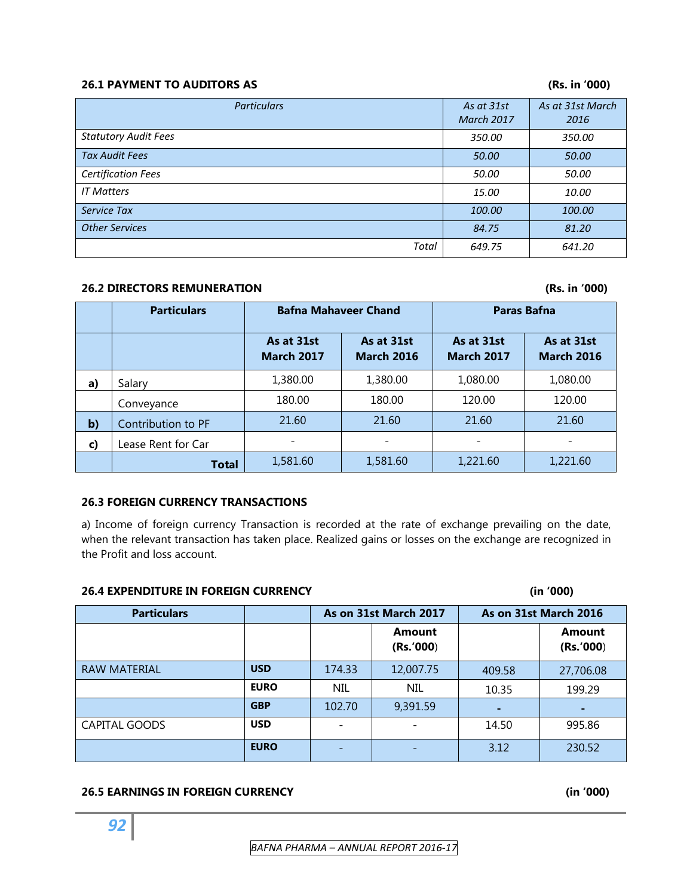### 26.1 PAYMENT TO AUDITORS AS (Rs. in '000)

| *Particulars* | *As at 31st March 2017* | *As at 31st March 2016* |
|---|---|---|
| *Statutory Audit Fees* | *350.00* | *350.00* |
| *Tax Audit Fees* | *50.00* | *50.00* |
| *Certification Fees* | *50.00* | *50.00* |
| *IT Matters* | *15.00* | *10.00* |
| *Service Tax* | *100.00* | *100.00* |
| *Other Services* | *84.75* | *81.20* |
| *Total* | *649.75* | *641.20* |

### 26.2 DIRECTORS REMUNERATION (Rs. in '000)

| | **Particulars** | **Bafna Mahaveer Chand** | | **Paras Bafna** | |
|---|---|---|---|---|---|
| | | **As at 31st March 2017** | **As at 31st March 2016** | **As at 31st March 2017** | **As at 31st March 2016** |
| **a)** | Salary | 1,380.00 | 1,380.00 | 1,080.00 | 1,080.00 |
| | Conveyance | 180.00 | 180.00 | 120.00 | 120.00 |
| **b)** | Contribution to PF | 21.60 | 21.60 | 21.60 | 21.60 |
| **c)** | Lease Rent for Car | - | - | - | - |
| | **Total** | 1,581.60 | 1,581.60 | 1,221.60 | 1,221.60 |

### 26.3 FOREIGN CURRENCY TRANSACTIONS

a) Income of foreign currency Transaction is recorded at the rate of exchange prevailing on the date, when the relevant transaction has taken place. Realized gains or losses on the exchange are recognized in the Profit and loss account.

### 26.4 EXPENDITURE IN FOREIGN CURRENCY (in '000)

| **Particulars** | | **As on 31st March 2017** | | **As on 31st March 2016** | |
|---|---|---|---|---|---|
| | | | **Amount (Rs.'000)** | | **Amount (Rs.'000)** |
| RAW MATERIAL | **USD** | 174.33 | 12,007.75 | 409.58 | 27,706.08 |
| | **EURO** | NIL | NIL | 10.35 | 199.29 |
| | **GBP** | 102.70 | 9,391.59 | **-** | **-** |
| CAPITAL GOODS | **USD** | - | - | 14.50 | 995.86 |
| | **EURO** | - | - | 3.12 | 230.52 |

### 26.5 EARNINGS IN FOREIGN CURRENCY (in '000)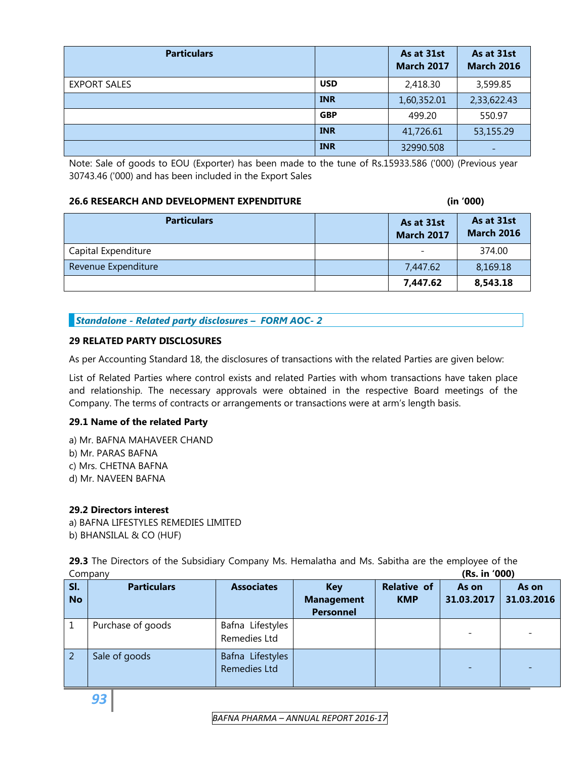| Particulars | | As at 31st March 2017 | As at 31st March 2016 |
|---|---|---|---|
| EXPORT SALES | USD | 2,418.30 | 3,599.85 |
| | INR | 1,60,352.01 | 2,33,622.43 |
| | GBP | 499.20 | 550.97 |
| | INR | 41,726.61 | 53,155.29 |
| | INR | 32990.508 | - |

Note: Sale of goods to EOU (Exporter) has been made to the tune of Rs.15933.586 ('000) (Previous year 30743.46 ('000) and has been included in the Export Sales

**26.6 RESEARCH AND DEVELOPMENT EXPENDITURE** **(in '000)**

| Particulars | | As at 31st March 2017 | As at 31st March 2016 |
|---|---|---|---|
| Capital Expenditure | | - | 374.00 |
| Revenue Expenditure | | 7,447.62 | 8,169.18 |
| | | **7,447.62** | **8,543.18** |

***Standalone - Related party disclosures – FORM AOC- 2***

**29 RELATED PARTY DISCLOSURES**

As per Accounting Standard 18, the disclosures of transactions with the related Parties are given below:

List of Related Parties where control exists and related Parties with whom transactions have taken place and relationship. The necessary approvals were obtained in the respective Board meetings of the Company. The terms of contracts or arrangements or transactions were at arm's length basis.

**29.1 Name of the related Party**

a) Mr. BAFNA MAHAVEER CHAND
b) Mr. PARAS BAFNA
c) Mrs. CHETNA BAFNA
d) Mr. NAVEEN BAFNA

**29.2 Directors interest**

a) BAFNA LIFESTYLES REMEDIES LIMITED
b) BHANSILAL & CO (HUF)

**29.3** The Directors of the Subsidiary Company Ms. Hemalatha and Ms. Sabitha are the employee of the Company **(Rs. in '000)**

| Sl. No | Particulars | Associates | Key Management Personnel | Relative of KMP | As on 31.03.2017 | As on 31.03.2016 |
|---|---|---|---|---|---|---|
| 1 | Purchase of goods | Bafna Lifestyles Remedies Ltd | | | - | - |
| 2 | Sale of goods | Bafna Lifestyles Remedies Ltd | | | - | - |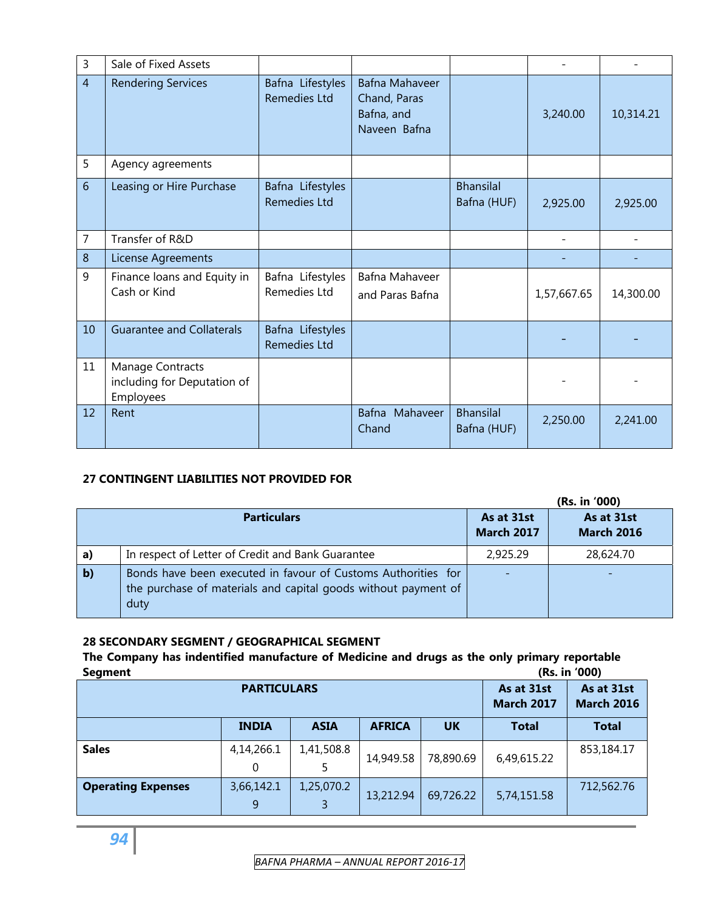| 3 | Sale of Fixed Assets | | | | - | - |
|---|---|---|---|---|---|---|
| 4 | Rendering Services | Bafna Lifestyles Remedies Ltd | Bafna Mahaveer Chand, Paras Bafna, and Naveen Bafna | | 3,240.00 | 10,314.21 |
| 5 | Agency agreements | | | | | |
| 6 | Leasing or Hire Purchase | Bafna Lifestyles Remedies Ltd | | Bhansilal Bafna (HUF) | 2,925.00 | 2,925.00 |
| 7 | Transfer of R&D | | | | - | - |
| 8 | License Agreements | | | | - | - |
| 9 | Finance loans and Equity in Cash or Kind | Bafna Lifestyles Remedies Ltd | Bafna Mahaveer and Paras Bafna | | 1,57,667.65 | 14,300.00 |
| 10 | Guarantee and Collaterals | Bafna Lifestyles Remedies Ltd | | | - | - |
| 11 | Manage Contracts including for Deputation of Employees | | | | - | - |
| 12 | Rent | | Bafna Mahaveer Chand | Bhansilal Bafna (HUF) | 2,250.00 | 2,241.00 |

**27 CONTINGENT LIABILITIES NOT PROVIDED FOR**

(Rs. in '000)

| | Particulars | As at 31st March 2017 | As at 31st March 2016 |
|---|---|---|---|
| a) | In respect of Letter of Credit and Bank Guarantee | 2,925.29 | 28,624.70 |
| b) | Bonds have been executed in favour of Customs Authorities for the purchase of materials and capital goods without payment of duty | - | - |

**28 SECONDARY SEGMENT / GEOGRAPHICAL SEGMENT**

**The Company has indentified manufacture of Medicine and drugs as the only primary reportable Segment**

(Rs. in '000)

| PARTICULARS | | | | | As at 31st March 2017 | As at 31st March 2016 |
|---|---|---|---|---|---|---|
| | **INDIA** | **ASIA** | **AFRICA** | **UK** | **Total** | **Total** |
| **Sales** | 4,14,266.10 | 1,41,508.85 | 14,949.58 | 78,890.69 | 6,49,615.22 | 853,184.17 |
| **Operating Expenses** | 3,66,142.19 | 1,25,070.23 | 13,212.94 | 69,726.22 | 5,74,151.58 | 712,562.76 |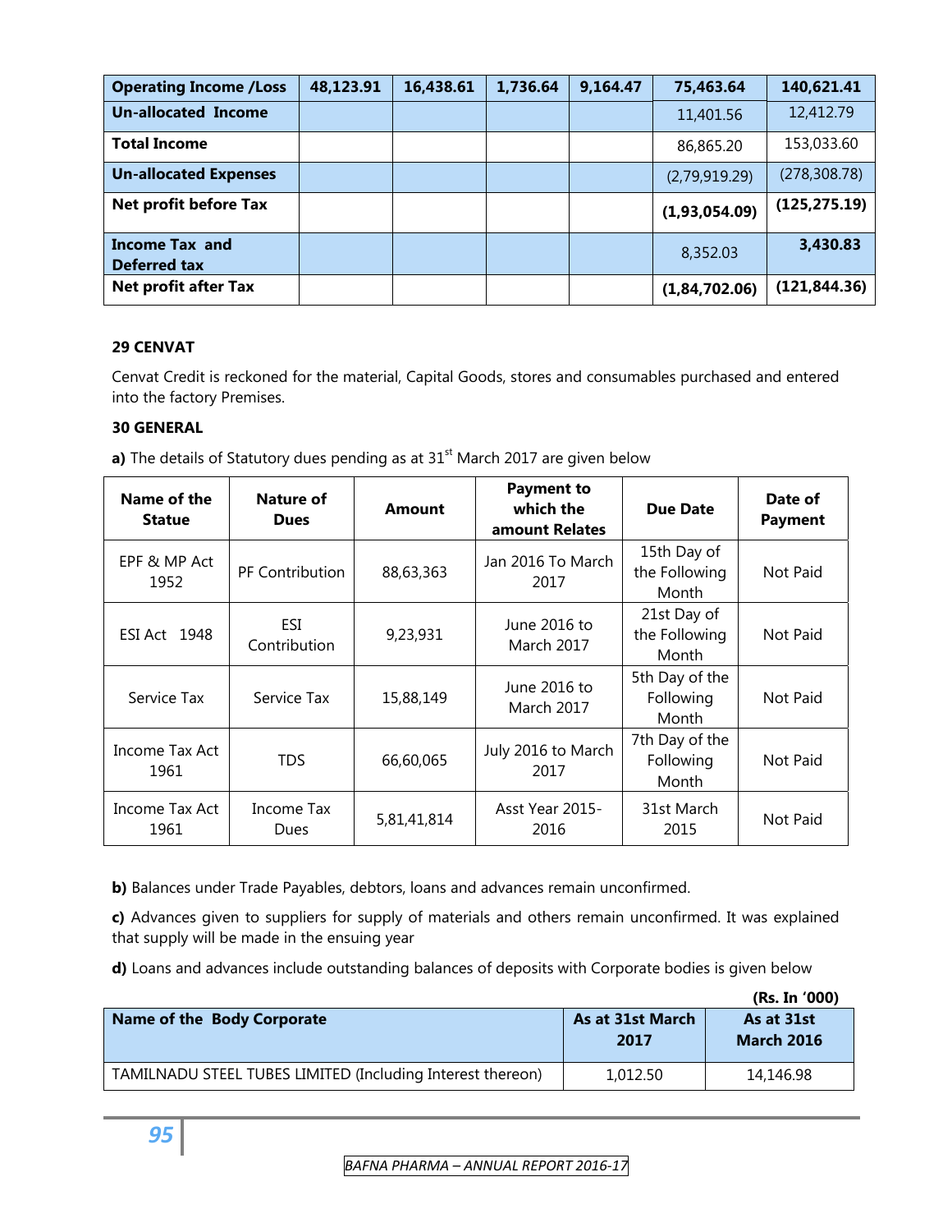| Operating Income /Loss | 48,123.91 | 16,438.61 | 1,736.64 | 9,164.47 | 75,463.64 | 140,621.41 |
|---|---|---|---|---|---|---|
| Un-allocated Income | | | | | 11,401.56 | 12,412.79 |
| Total Income | | | | | 86,865.20 | 153,033.60 |
| Un-allocated Expenses | | | | | (2,79,919.29) | (278,308.78) |
| Net profit before Tax | | | | | **(1,93,054.09)** | **(125,275.19)** |
| Income Tax and Deferred tax | | | | | 8,352.03 | **3,430.83** |
| Net profit after Tax | | | | | **(1,84,702.06)** | **(121,844.36)** |

**29 CENVAT**

Cenvat Credit is reckoned for the material, Capital Goods, stores and consumables purchased and entered into the factory Premises.

**30 GENERAL**

**a)** The details of Statutory dues pending as at 31st March 2017 are given below

| Name of the Statue | Nature of Dues | Amount | Payment to which the amount Relates | Due Date | Date of Payment |
|---|---|---|---|---|---|
| EPF & MP Act 1952 | PF Contribution | 88,63,363 | Jan 2016 To March 2017 | 15th Day of the Following Month | Not Paid |
| ESI Act 1948 | ESI Contribution | 9,23,931 | June 2016 to March 2017 | 21st Day of the Following Month | Not Paid |
| Service Tax | Service Tax | 15,88,149 | June 2016 to March 2017 | 5th Day of the Following Month | Not Paid |
| Income Tax Act 1961 | TDS | 66,60,065 | July 2016 to March 2017 | 7th Day of the Following Month | Not Paid |
| Income Tax Act 1961 | Income Tax Dues | 5,81,41,814 | Asst Year 2015-2016 | 31st March 2015 | Not Paid |

**b)** Balances under Trade Payables, debtors, loans and advances remain unconfirmed.

**c)** Advances given to suppliers for supply of materials and others remain unconfirmed. It was explained that supply will be made in the ensuing year

**d)** Loans and advances include outstanding balances of deposits with Corporate bodies is given below

**(Rs. In '000)**

| Name of the Body Corporate | As at 31st March 2017 | As at 31st March 2016 |
|---|---|---|
| TAMILNADU STEEL TUBES LIMITED (Including Interest thereon) | 1,012.50 | 14,146.98 |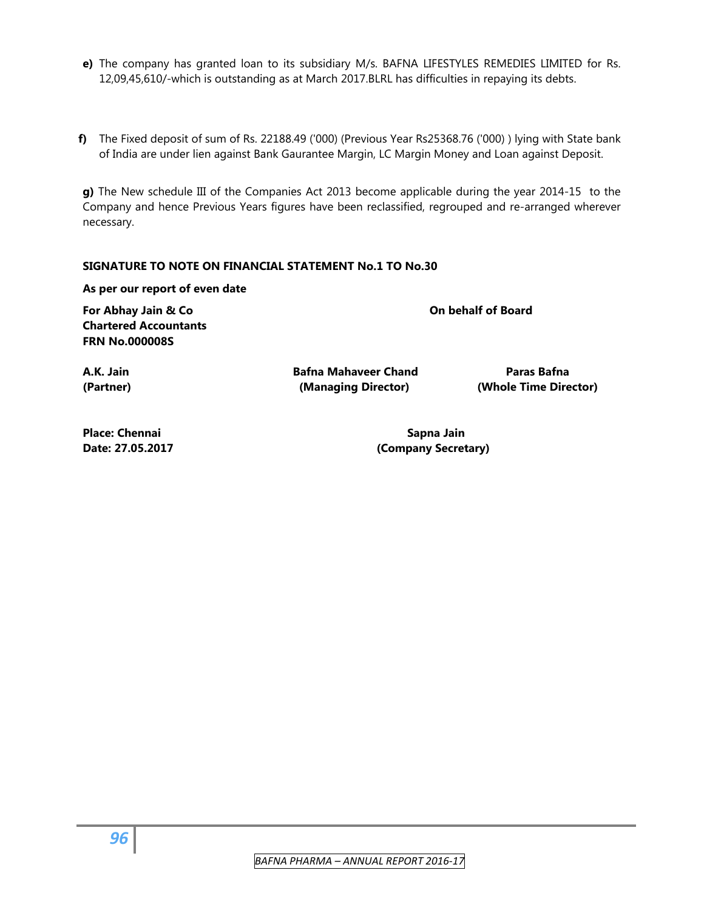**e)** The company has granted loan to its subsidiary M/s. BAFNA LIFESTYLES REMEDIES LIMITED for Rs. 12,09,45,610/-which is outstanding as at March 2017.BLRL has difficulties in repaying its debts.

**f)** The Fixed deposit of sum of Rs. 22188.49 ('000) (Previous Year Rs25368.76 ('000) ) lying with State bank of India are under lien against Bank Gaurantee Margin, LC Margin Money and Loan against Deposit.

**g)** The New schedule III of the Companies Act 2013 become applicable during the year 2014-15 to the Company and hence Previous Years figures have been reclassified, regrouped and re-arranged wherever necessary.

**SIGNATURE TO NOTE ON FINANCIAL STATEMENT No.1 TO No.30**

**As per our report of even date**

**For Abhay Jain & Co**
**Chartered Accountants**
**FRN No.000008S**

**On behalf of Board**

**A.K. Jain**
**(Partner)**

**Bafna Mahaveer Chand**
**(Managing Director)**

**Paras Bafna**
**(Whole Time Director)**

**Place: Chennai**
**Date: 27.05.2017**

**Sapna Jain**
**(Company Secretary)**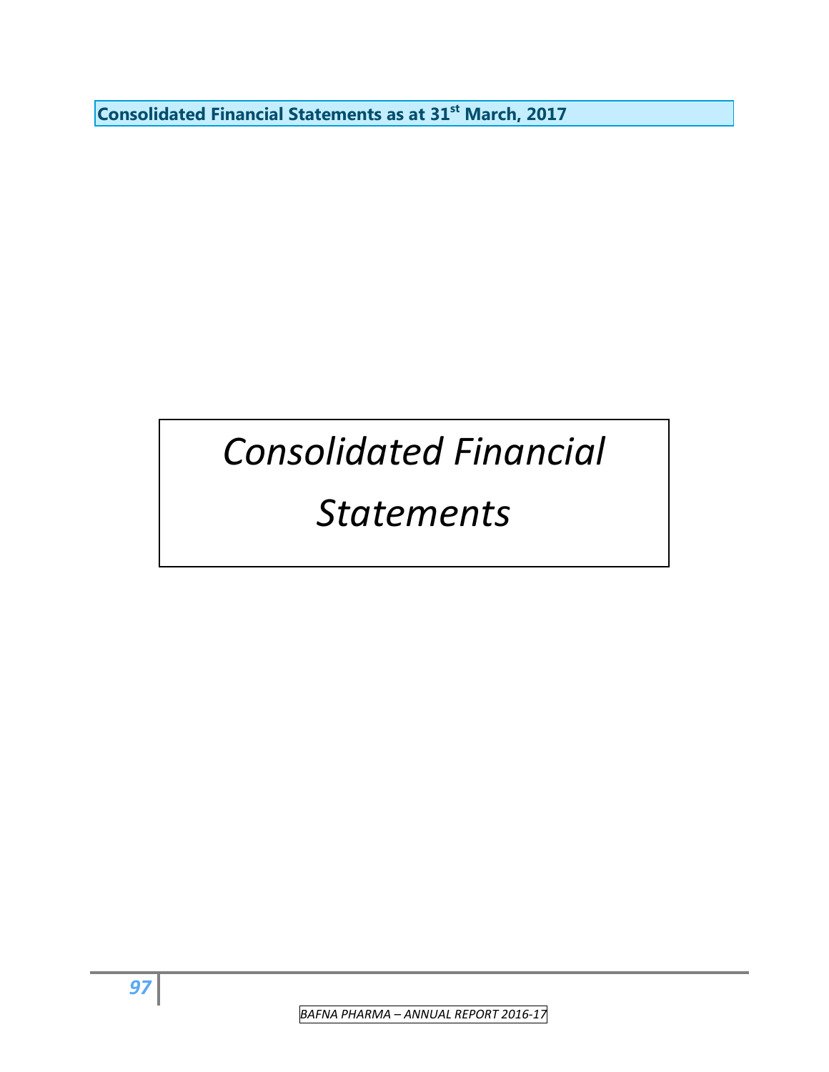# *Consolidated Financial Statements*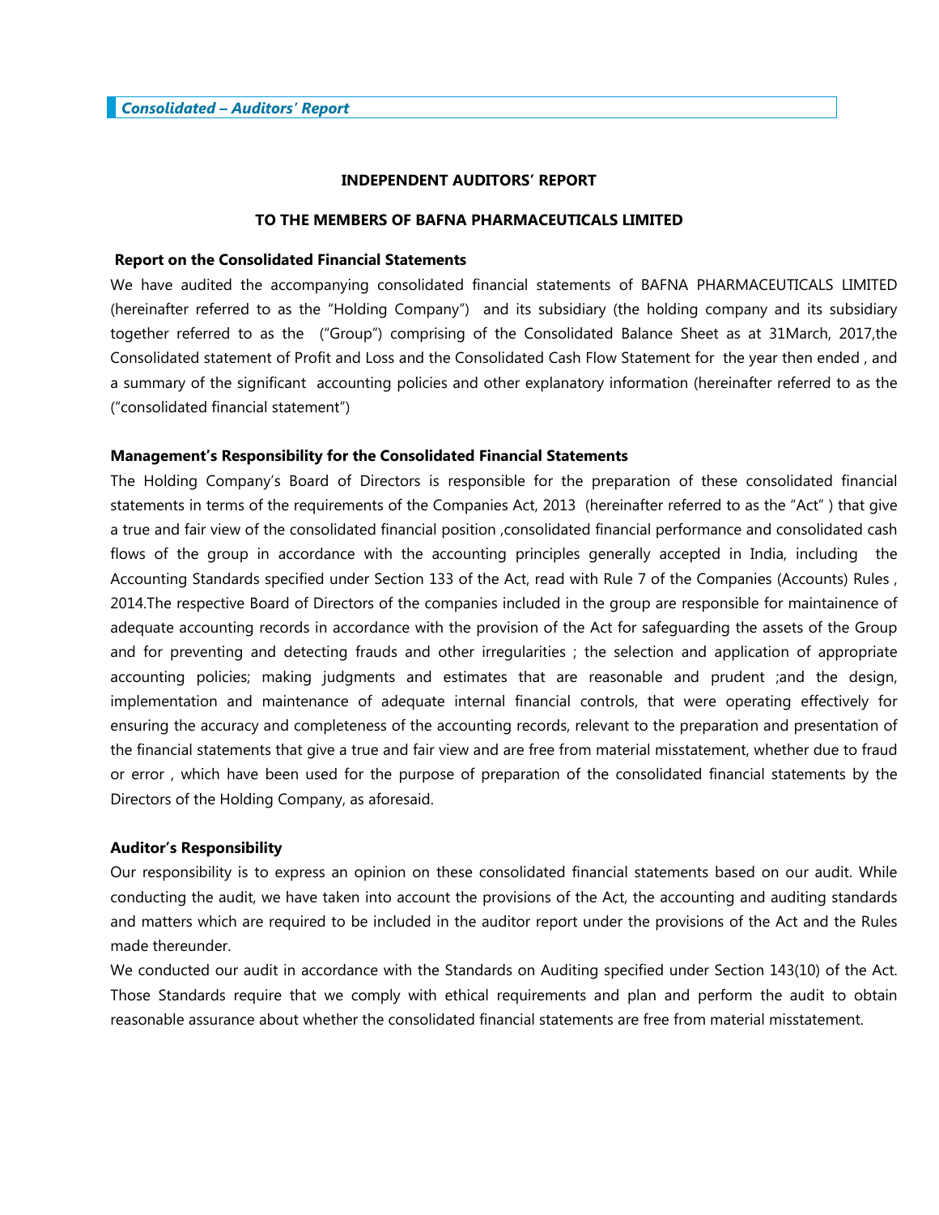## INDEPENDENT AUDITORS' REPORT

### TO THE MEMBERS OF BAFNA PHARMACEUTICALS LIMITED

**Report on the Consolidated Financial Statements**

We have audited the accompanying consolidated financial statements of BAFNA PHARMACEUTICALS LIMITED (hereinafter referred to as the "Holding Company") and its subsidiary (the holding company and its subsidiary together referred to as the ("Group") comprising of the Consolidated Balance Sheet as at 31March, 2017,the Consolidated statement of Profit and Loss and the Consolidated Cash Flow Statement for the year then ended , and a summary of the significant accounting policies and other explanatory information (hereinafter referred to as the ("consolidated financial statement")

**Management's Responsibility for the Consolidated Financial Statements**

The Holding Company's Board of Directors is responsible for the preparation of these consolidated financial statements in terms of the requirements of the Companies Act, 2013 (hereinafter referred to as the "Act" ) that give a true and fair view of the consolidated financial position ,consolidated financial performance and consolidated cash flows of the group in accordance with the accounting principles generally accepted in India, including the Accounting Standards specified under Section 133 of the Act, read with Rule 7 of the Companies (Accounts) Rules , 2014.The respective Board of Directors of the companies included in the group are responsible for maintainence of adequate accounting records in accordance with the provision of the Act for safeguarding the assets of the Group and for preventing and detecting frauds and other irregularities ; the selection and application of appropriate accounting policies; making judgments and estimates that are reasonable and prudent ;and the design, implementation and maintenance of adequate internal financial controls, that were operating effectively for ensuring the accuracy and completeness of the accounting records, relevant to the preparation and presentation of the financial statements that give a true and fair view and are free from material misstatement, whether due to fraud or error , which have been used for the purpose of preparation of the consolidated financial statements by the Directors of the Holding Company, as aforesaid.

**Auditor's Responsibility**

Our responsibility is to express an opinion on these consolidated financial statements based on our audit. While conducting the audit, we have taken into account the provisions of the Act, the accounting and auditing standards and matters which are required to be included in the auditor report under the provisions of the Act and the Rules made thereunder.

We conducted our audit in accordance with the Standards on Auditing specified under Section 143(10) of the Act. Those Standards require that we comply with ethical requirements and plan and perform the audit to obtain reasonable assurance about whether the consolidated financial statements are free from material misstatement.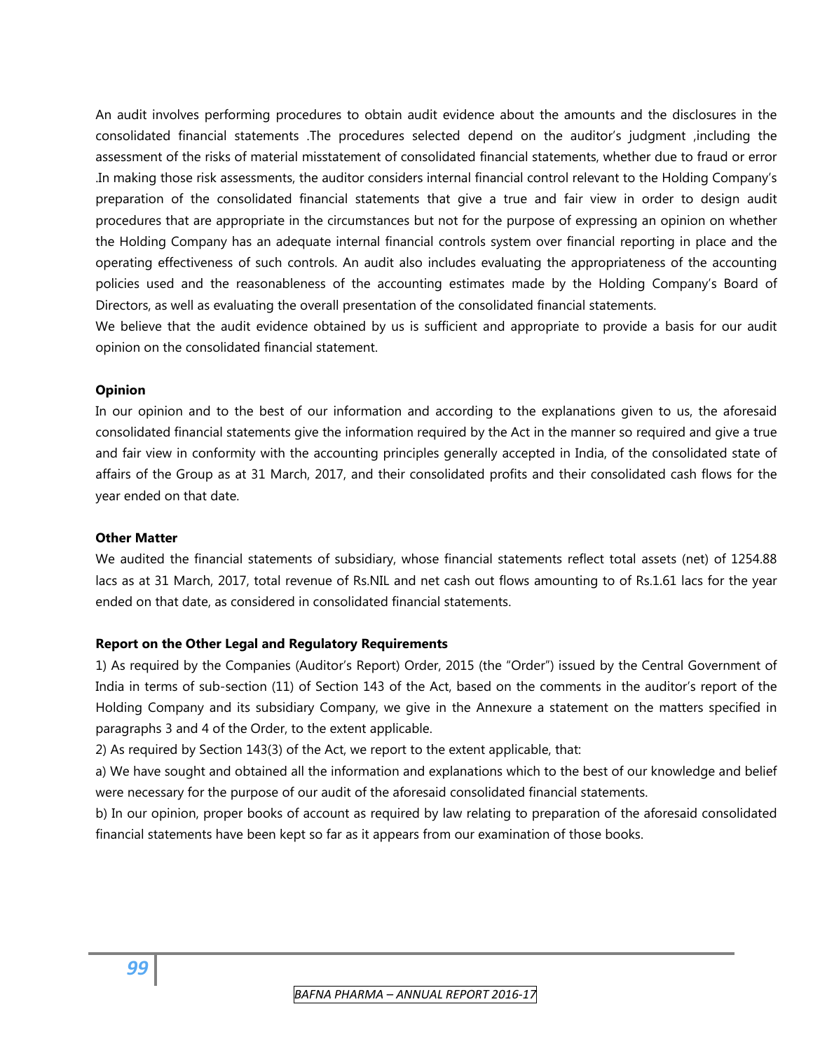An audit involves performing procedures to obtain audit evidence about the amounts and the disclosures in the consolidated financial statements .The procedures selected depend on the auditor's judgment ,including the assessment of the risks of material misstatement of consolidated financial statements, whether due to fraud or error .In making those risk assessments, the auditor considers internal financial control relevant to the Holding Company's preparation of the consolidated financial statements that give a true and fair view in order to design audit procedures that are appropriate in the circumstances but not for the purpose of expressing an opinion on whether the Holding Company has an adequate internal financial controls system over financial reporting in place and the operating effectiveness of such controls. An audit also includes evaluating the appropriateness of the accounting policies used and the reasonableness of the accounting estimates made by the Holding Company's Board of Directors, as well as evaluating the overall presentation of the consolidated financial statements.

We believe that the audit evidence obtained by us is sufficient and appropriate to provide a basis for our audit opinion on the consolidated financial statement.

**Opinion**

In our opinion and to the best of our information and according to the explanations given to us, the aforesaid consolidated financial statements give the information required by the Act in the manner so required and give a true and fair view in conformity with the accounting principles generally accepted in India, of the consolidated state of affairs of the Group as at 31 March, 2017, and their consolidated profits and their consolidated cash flows for the year ended on that date.

**Other Matter**

We audited the financial statements of subsidiary, whose financial statements reflect total assets (net) of 1254.88 lacs as at 31 March, 2017, total revenue of Rs.NIL and net cash out flows amounting to of Rs.1.61 lacs for the year ended on that date, as considered in consolidated financial statements.

**Report on the Other Legal and Regulatory Requirements**

1) As required by the Companies (Auditor's Report) Order, 2015 (the "Order") issued by the Central Government of India in terms of sub-section (11) of Section 143 of the Act, based on the comments in the auditor's report of the Holding Company and its subsidiary Company, we give in the Annexure a statement on the matters specified in paragraphs 3 and 4 of the Order, to the extent applicable.

2) As required by Section 143(3) of the Act, we report to the extent applicable, that:

a) We have sought and obtained all the information and explanations which to the best of our knowledge and belief were necessary for the purpose of our audit of the aforesaid consolidated financial statements.

b) In our opinion, proper books of account as required by law relating to preparation of the aforesaid consolidated financial statements have been kept so far as it appears from our examination of those books.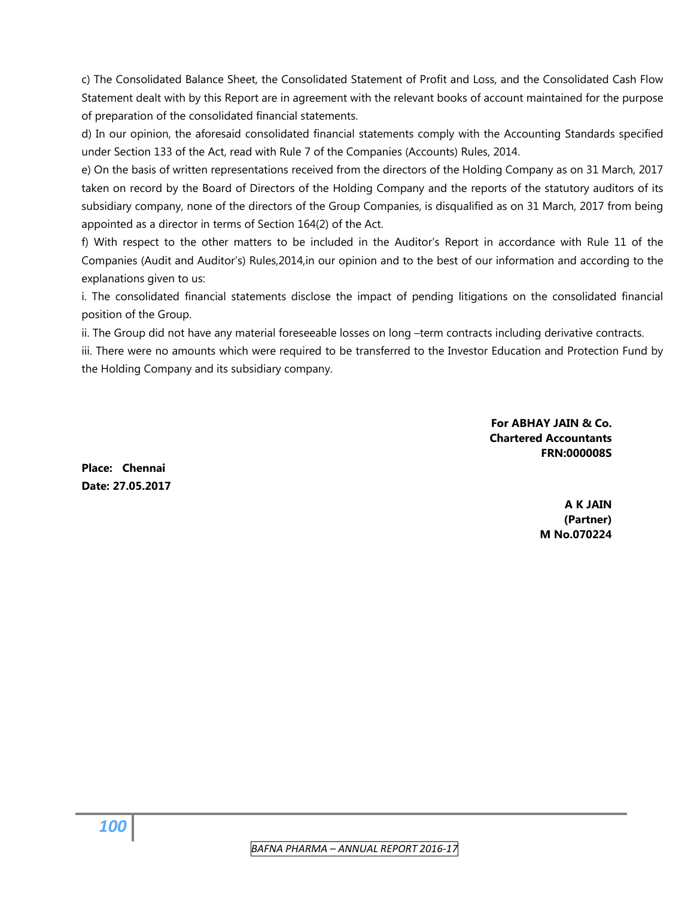c) The Consolidated Balance Sheet, the Consolidated Statement of Profit and Loss, and the Consolidated Cash Flow Statement dealt with by this Report are in agreement with the relevant books of account maintained for the purpose of preparation of the consolidated financial statements.

d) In our opinion, the aforesaid consolidated financial statements comply with the Accounting Standards specified under Section 133 of the Act, read with Rule 7 of the Companies (Accounts) Rules, 2014.

e) On the basis of written representations received from the directors of the Holding Company as on 31 March, 2017 taken on record by the Board of Directors of the Holding Company and the reports of the statutory auditors of its subsidiary company, none of the directors of the Group Companies, is disqualified as on 31 March, 2017 from being appointed as a director in terms of Section 164(2) of the Act.

f) With respect to the other matters to be included in the Auditor's Report in accordance with Rule 11 of the Companies (Audit and Auditor's) Rules,2014,in our opinion and to the best of our information and according to the explanations given to us:

i. The consolidated financial statements disclose the impact of pending litigations on the consolidated financial position of the Group.

ii. The Group did not have any material foreseeable losses on long –term contracts including derivative contracts.

iii. There were no amounts which were required to be transferred to the Investor Education and Protection Fund by the Holding Company and its subsidiary company.

**For ABHAY JAIN & Co.**
**Chartered Accountants**
**FRN:000008S**

**Place: Chennai**
**Date: 27.05.2017**

**A K JAIN**
**(Partner)**
**M No.070224**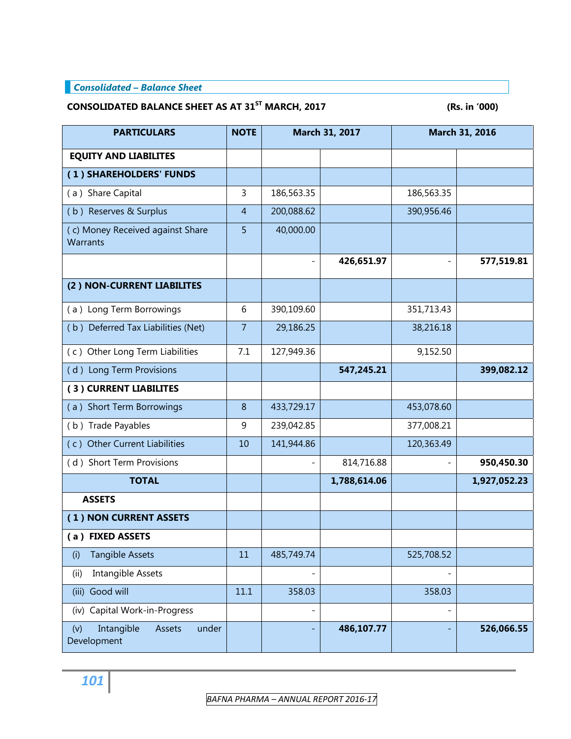## Consolidated – Balance Sheet

**CONSOLIDATED BALANCE SHEET AS AT 31ST MARCH, 2017** **(Rs. in '000)**

| PARTICULARS | NOTE | March 31, 2017 | | March 31, 2016 | |
|---|---|---|---|---|---|
| **EQUITY AND LIABILITES** | | | | | |
| **( 1 ) SHAREHOLDERS' FUNDS** | | | | | |
| ( a ) Share Capital | 3 | 186,563.35 | | 186,563.35 | |
| ( b ) Reserves & Surplus | 4 | 200,088.62 | | 390,956.46 | |
| ( c) Money Received against Share Warrants | 5 | 40,000.00 | | | |
| | | - | **426,651.97** | - | **577,519.81** |
| **(2 ) NON-CURRENT LIABILITES** | | | | | |
| ( a ) Long Term Borrowings | 6 | 390,109.60 | | 351,713.43 | |
| ( b ) Deferred Tax Liabilities (Net) | 7 | 29,186.25 | | 38,216.18 | |
| ( c ) Other Long Term Liabilities | 7.1 | 127,949.36 | | 9,152.50 | |
| ( d ) Long Term Provisions | | | **547,245.21** | | **399,082.12** |
| **( 3 ) CURRENT LIABILITES** | | | | | |
| ( a ) Short Term Borrowings | 8 | 433,729.17 | | 453,078.60 | |
| ( b ) Trade Payables | 9 | 239,042.85 | | 377,008.21 | |
| ( c ) Other Current Liabilities | 10 | 141,944.86 | | 120,363.49 | |
| ( d ) Short Term Provisions | | - | 814,716.88 | - | **950,450.30** |
| **TOTAL** | | | **1,788,614.06** | | **1,927,052.23** |
| **ASSETS** | | | | | |
| **( 1 ) NON CURRENT ASSETS** | | | | | |
| **( a ) FIXED ASSETS** | | | | | |
| (i) Tangible Assets | 11 | 485,749.74 | | 525,708.52 | |
| (ii) Intangible Assets | | - | | - | |
| (iii) Good will | 11.1 | 358.03 | | 358.03 | |
| (iv) Capital Work-in-Progress | | - | | - | |
| (v) Intangible Assets under Development | | - | **486,107.77** | - | **526,066.55** |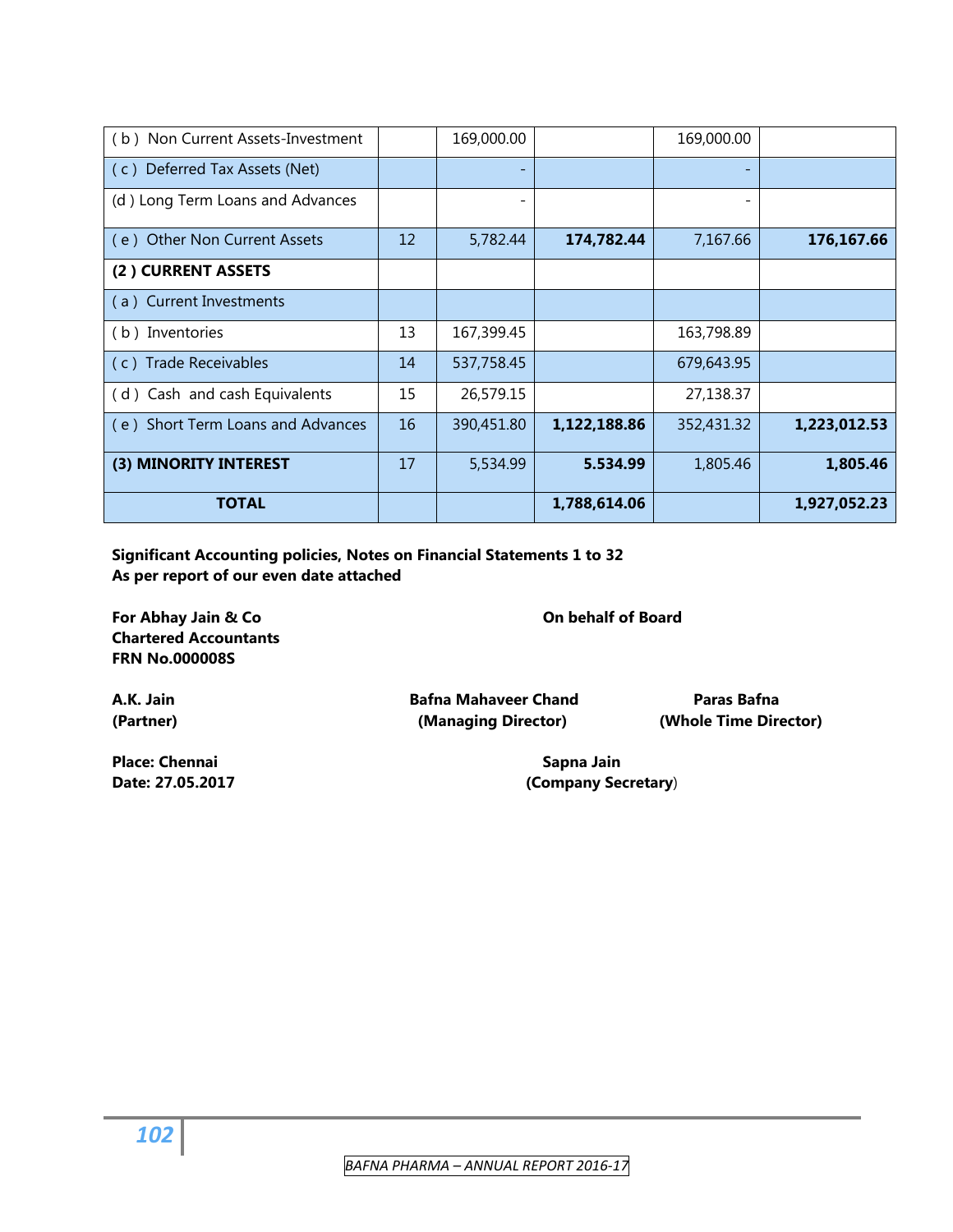| ( b ) Non Current Assets-Investment | | 169,000.00 | | 169,000.00 | |
|---|---|---|---|---|---|
| ( c ) Deferred Tax Assets (Net) | | - | | - | |
| (d ) Long Term Loans and Advances | | - | | - | |
| ( e ) Other Non Current Assets | 12 | 5,782.44 | **174,782.44** | 7,167.66 | **176,167.66** |
| **(2 ) CURRENT ASSETS** | | | | | |
| ( a ) Current Investments | | | | | |
| ( b ) Inventories | 13 | 167,399.45 | | 163,798.89 | |
| ( c ) Trade Receivables | 14 | 537,758.45 | | 679,643.95 | |
| ( d ) Cash and cash Equivalents | 15 | 26,579.15 | | 27,138.37 | |
| ( e ) Short Term Loans and Advances | 16 | 390,451.80 | **1,122,188.86** | 352,431.32 | **1,223,012.53** |
| **(3) MINORITY INTEREST** | 17 | 5,534.99 | **5.534.99** | 1,805.46 | **1,805.46** |
| **TOTAL** | | | **1,788,614.06** | | **1,927,052.23** |

**Significant Accounting policies, Notes on Financial Statements 1 to 32**
**As per report of our even date attached**

**For Abhay Jain & Co**
**Chartered Accountants**
**FRN No.000008S**

**On behalf of Board**

**A.K. Jain**
**(Partner)**

**Bafna Mahaveer Chand**
**(Managing Director)**

**Paras Bafna**
**(Whole Time Director)**

**Place: Chennai**
**Date: 27.05.2017**

**Sapna Jain**
**(Company Secretary**)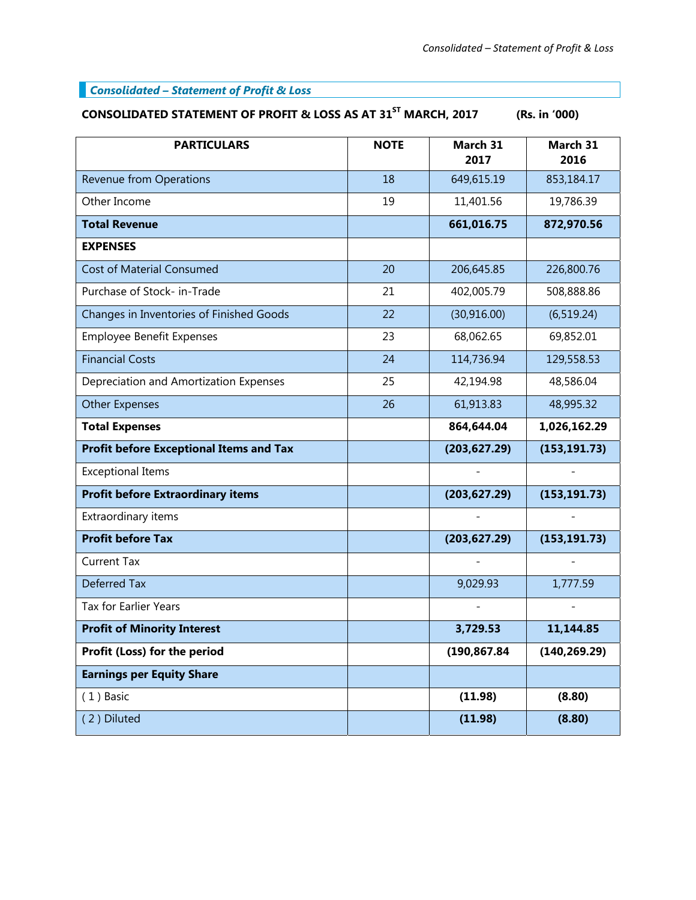## Consolidated – Statement of Profit & Loss

**CONSOLIDATED STATEMENT OF PROFIT & LOSS AS AT 31ST MARCH, 2017 (Rs. in '000)**

| PARTICULARS | NOTE | March 31 2017 | March 31 2016 |
|---|---|---|---|
| Revenue from Operations | 18 | 649,615.19 | 853,184.17 |
| Other Income | 19 | 11,401.56 | 19,786.39 |
| **Total Revenue** | | **661,016.75** | **872,970.56** |
| **EXPENSES** | | | |
| Cost of Material Consumed | 20 | 206,645.85 | 226,800.76 |
| Purchase of Stock- in-Trade | 21 | 402,005.79 | 508,888.86 |
| Changes in Inventories of Finished Goods | 22 | (30,916.00) | (6,519.24) |
| Employee Benefit Expenses | 23 | 68,062.65 | 69,852.01 |
| Financial Costs | 24 | 114,736.94 | 129,558.53 |
| Depreciation and Amortization Expenses | 25 | 42,194.98 | 48,586.04 |
| Other Expenses | 26 | 61,913.83 | 48,995.32 |
| **Total Expenses** | | **864,644.04** | **1,026,162.29** |
| **Profit before Exceptional Items and Tax** | | **(203,627.29)** | **(153,191.73)** |
| Exceptional Items | | - | - |
| **Profit before Extraordinary items** | | **(203,627.29)** | **(153,191.73)** |
| Extraordinary items | | - | - |
| **Profit before Tax** | | **(203,627.29)** | **(153,191.73)** |
| Current Tax | | - | - |
| Deferred Tax | | 9,029.93 | 1,777.59 |
| Tax for Earlier Years | | - | - |
| **Profit of Minority Interest** | | **3,729.53** | **11,144.85** |
| **Profit (Loss) for the period** | | **(190,867.84** | **(140,269.29)** |
| **Earnings per Equity Share** | | | |
| ( 1 ) Basic | | **(11.98)** | **(8.80)** |
| ( 2 ) Diluted | | **(11.98)** | **(8.80)** |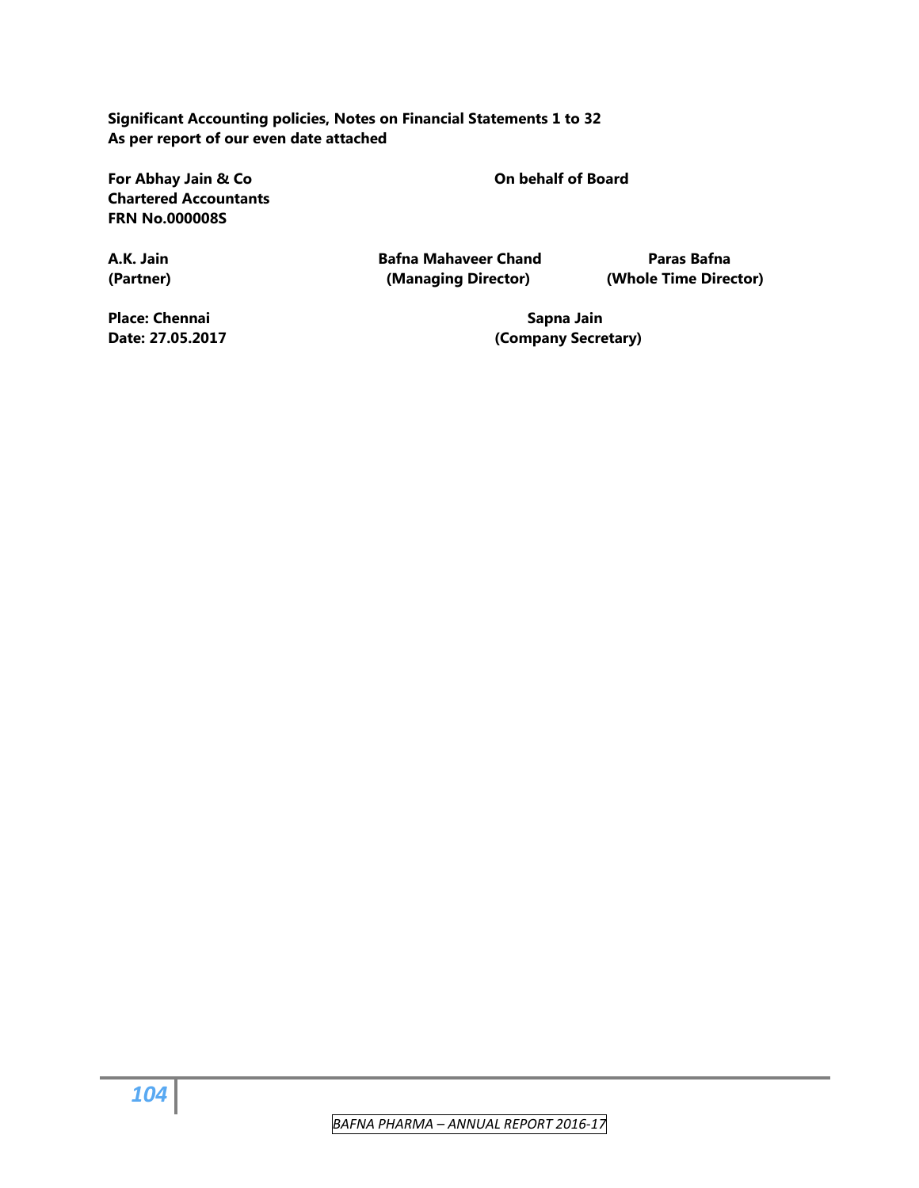**Significant Accounting policies, Notes on Financial Statements 1 to 32**
**As per report of our even date attached**

| | | |
|---|---|---|
| **For Abhay Jain & Co** | **On behalf of Board** | |
| **Chartered Accountants** | | |
| **FRN No.000008S** | | |
| **A.K. Jain** | **Bafna Mahaveer Chand** | **Paras Bafna** |
| **(Partner)** | **(Managing Director)** | **(Whole Time Director)** |
| **Place: Chennai** | **Sapna Jain** | |
| **Date: 27.05.2017** | **(Company Secretary)** | |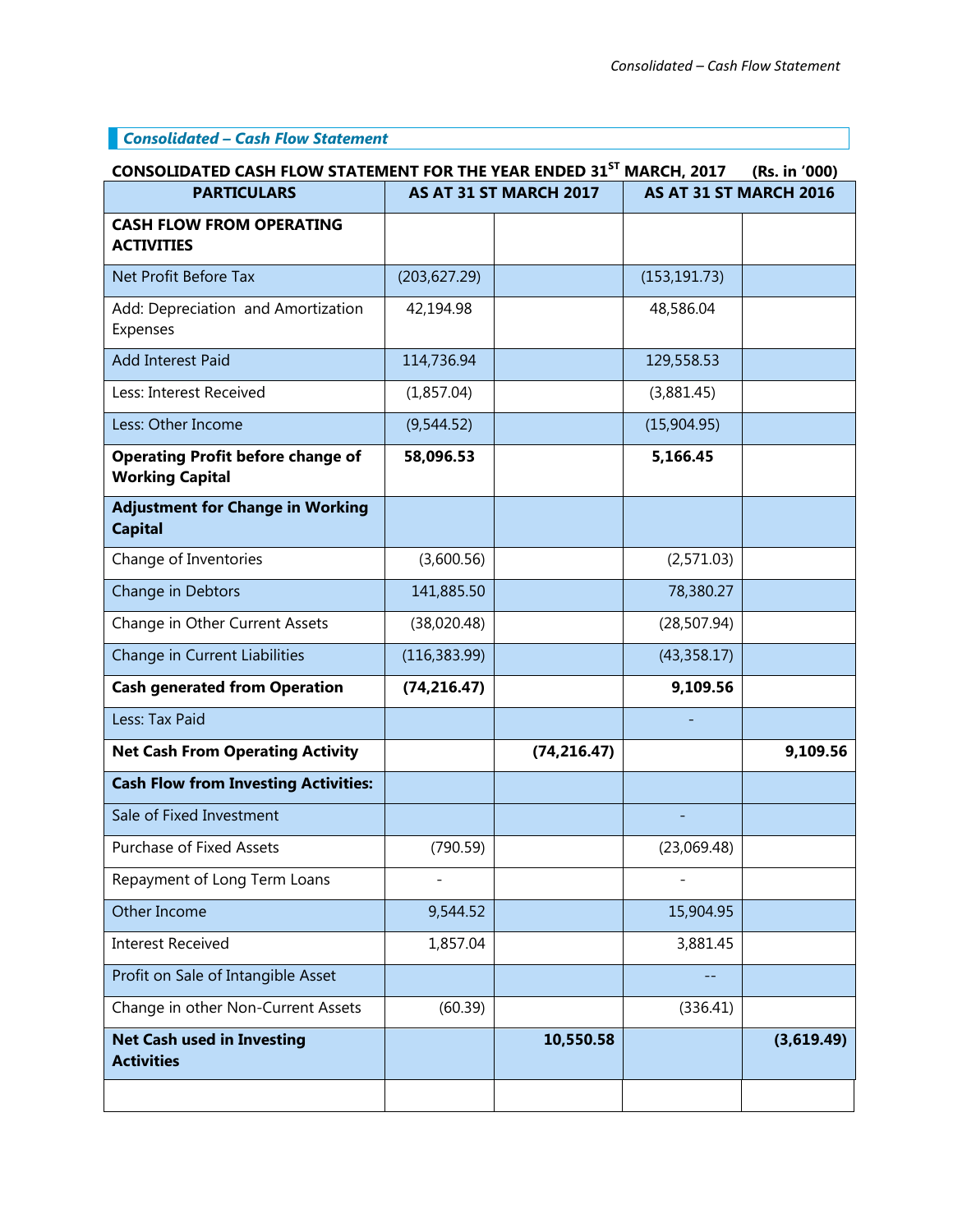## *Consolidated – Cash Flow Statement*

**CONSOLIDATED CASH FLOW STATEMENT FOR THE YEAR ENDED 31ST MARCH, 2017 (Rs. in '000)**

| PARTICULARS | AS AT 31 ST MARCH 2017 | | AS AT 31 ST MARCH 2016 | |
|---|---|---|---|---|
| **CASH FLOW FROM OPERATING ACTIVITIES** | | | | |
| Net Profit Before Tax | (203,627.29) | | (153,191.73) | |
| Add: Depreciation and Amortization Expenses | 42,194.98 | | 48,586.04 | |
| Add Interest Paid | 114,736.94 | | 129,558.53 | |
| Less: Interest Received | (1,857.04) | | (3,881.45) | |
| Less: Other Income | (9,544.52) | | (15,904.95) | |
| **Operating Profit before change of Working Capital** | **58,096.53** | | **5,166.45** | |
| **Adjustment for Change in Working Capital** | | | | |
| Change of Inventories | (3,600.56) | | (2,571.03) | |
| Change in Debtors | 141,885.50 | | 78,380.27 | |
| Change in Other Current Assets | (38,020.48) | | (28,507.94) | |
| Change in Current Liabilities | (116,383.99) | | (43,358.17) | |
| **Cash generated from Operation** | **(74,216.47)** | | **9,109.56** | |
| Less: Tax Paid | | | - | |
| **Net Cash From Operating Activity** | | **(74,216.47)** | | **9,109.56** |
| **Cash Flow from Investing Activities:** | | | | |
| Sale of Fixed Investment | | | - | |
| Purchase of Fixed Assets | (790.59) | | (23,069.48) | |
| Repayment of Long Term Loans | - | | - | |
| Other Income | 9,544.52 | | 15,904.95 | |
| Interest Received | 1,857.04 | | 3,881.45 | |
| Profit on Sale of Intangible Asset | | | -- | |
| Change in other Non-Current Assets | (60.39) | | (336.41) | |
| **Net Cash used in Investing Activities** | | **10,550.58** | | **(3,619.49)** |
| | | | | |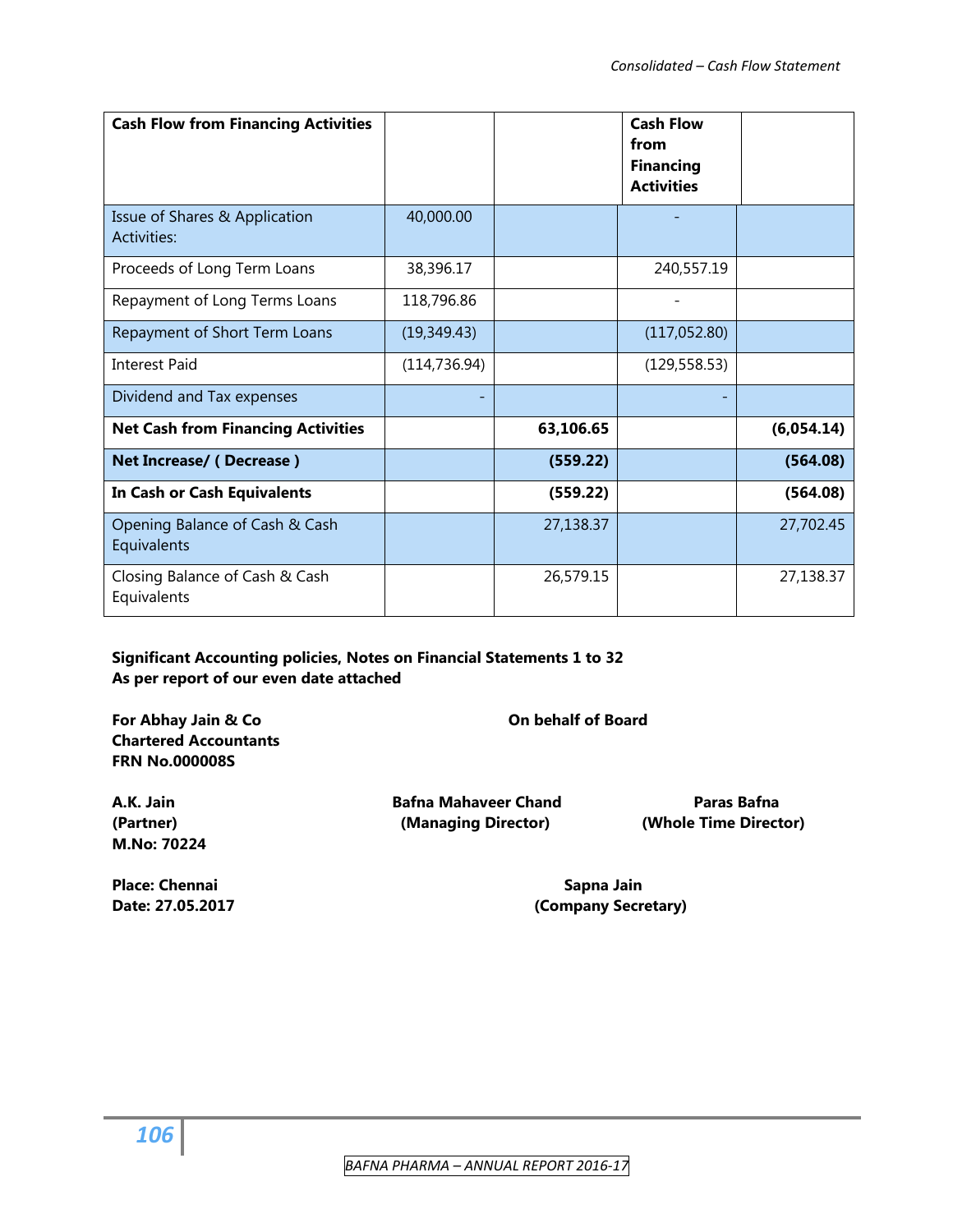*Consolidated – Cash Flow Statement*

| Cash Flow from Financing Activities | | | Cash Flow from Financing Activities | |
|---|---|---|---|---|
| Issue of Shares & Application Activities: | 40,000.00 | | - | |
| Proceeds of Long Term Loans | 38,396.17 | | 240,557.19 | |
| Repayment of Long Terms Loans | 118,796.86 | | - | |
| Repayment of Short Term Loans | (19,349.43) | | (117,052.80) | |
| Interest Paid | (114,736.94) | | (129,558.53) | |
| Dividend and Tax expenses | - | | - | |
| **Net Cash from Financing Activities** | | **63,106.65** | | **(6,054.14)** |
| **Net Increase/ ( Decrease )** | | **(559.22)** | | **(564.08)** |
| **In Cash or Cash Equivalents** | | **(559.22)** | | **(564.08)** |
| Opening Balance of Cash & Cash Equivalents | | 27,138.37 | | 27,702.45 |
| Closing Balance of Cash & Cash Equivalents | | 26,579.15 | | 27,138.37 |

**Significant Accounting policies, Notes on Financial Statements 1 to 32**
**As per report of our even date attached**

**For Abhay Jain & Co**
**Chartered Accountants**
**FRN No.000008S**

**On behalf of Board**

**A.K. Jain**
**(Partner)**
**M.No: 70224**

**Bafna Mahaveer Chand**
**(Managing Director)**

**Paras Bafna**
**(Whole Time Director)**

**Place: Chennai**
**Date: 27.05.2017**

**Sapna Jain**
**(Company Secretary)**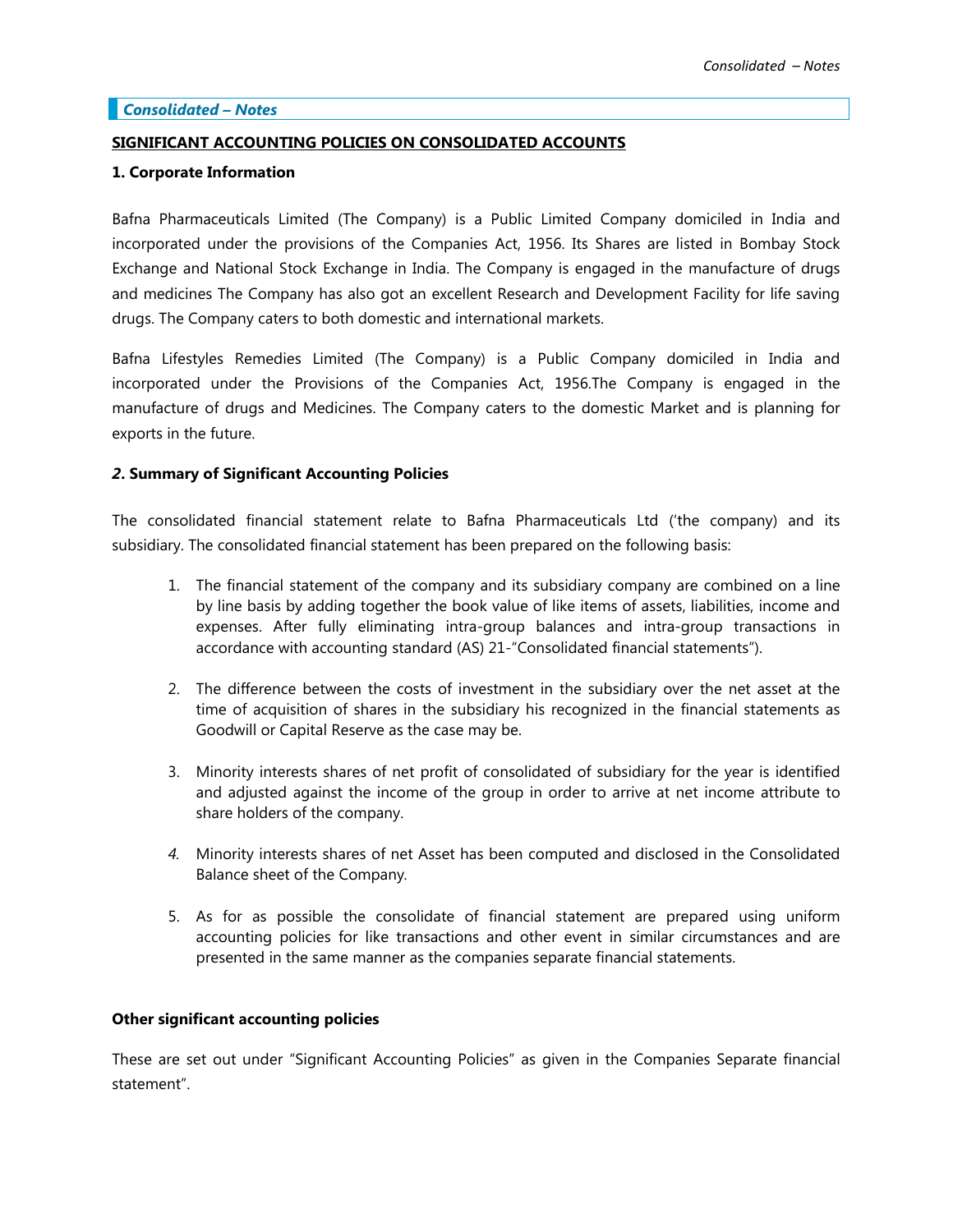## *Consolidated – Notes*

**SIGNIFICANT ACCOUNTING POLICIES ON CONSOLIDATED ACCOUNTS**

**1. Corporate Information**

Bafna Pharmaceuticals Limited (The Company) is a Public Limited Company domiciled in India and incorporated under the provisions of the Companies Act, 1956. Its Shares are listed in Bombay Stock Exchange and National Stock Exchange in India. The Company is engaged in the manufacture of drugs and medicines The Company has also got an excellent Research and Development Facility for life saving drugs. The Company caters to both domestic and international markets.

Bafna Lifestyles Remedies Limited (The Company) is a Public Company domiciled in India and incorporated under the Provisions of the Companies Act, 1956.The Company is engaged in the manufacture of drugs and Medicines. The Company caters to the domestic Market and is planning for exports in the future.

***2*. Summary of Significant Accounting Policies**

The consolidated financial statement relate to Bafna Pharmaceuticals Ltd ('the company) and its subsidiary. The consolidated financial statement has been prepared on the following basis:

1. The financial statement of the company and its subsidiary company are combined on a line by line basis by adding together the book value of like items of assets, liabilities, income and expenses. After fully eliminating intra-group balances and intra-group transactions in accordance with accounting standard (AS) 21-"Consolidated financial statements").

2. The difference between the costs of investment in the subsidiary over the net asset at the time of acquisition of shares in the subsidiary his recognized in the financial statements as Goodwill or Capital Reserve as the case may be.

3. Minority interests shares of net profit of consolidated of subsidiary for the year is identified and adjusted against the income of the group in order to arrive at net income attribute to share holders of the company.

4. Minority interests shares of net Asset has been computed and disclosed in the Consolidated Balance sheet of the Company.

5. As for as possible the consolidate of financial statement are prepared using uniform accounting policies for like transactions and other event in similar circumstances and are presented in the same manner as the companies separate financial statements.

**Other significant accounting policies**

These are set out under "Significant Accounting Policies" as given in the Companies Separate financial statement".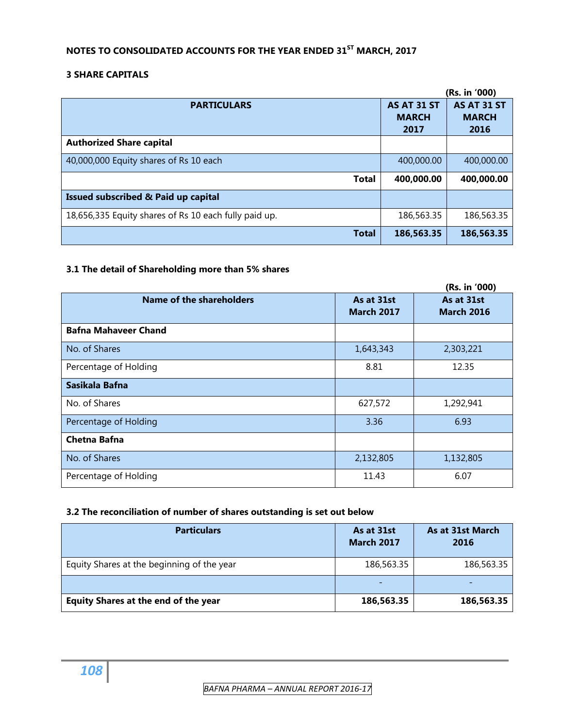## NOTES TO CONSOLIDATED ACCOUNTS FOR THE YEAR ENDED 31ST MARCH, 2017

### 3 SHARE CAPITALS

(Rs. in '000)

| PARTICULARS | AS AT 31 ST MARCH 2017 | AS AT 31 ST MARCH 2016 |
|---|---|---|
| **Authorized Share capital** | | |
| 40,000,000 Equity shares of Rs 10 each | 400,000.00 | 400,000.00 |
| **Total** | **400,000.00** | **400,000.00** |
| **Issued subscribed & Paid up capital** | | |
| 18,656,335 Equity shares of Rs 10 each fully paid up. | 186,563.35 | 186,563.35 |
| **Total** | **186,563.35** | **186,563.35** |

### 3.1 The detail of Shareholding more than 5% shares

(Rs. in '000)

| Name of the shareholders | As at 31st March 2017 | As at 31st March 2016 |
|---|---|---|
| **Bafna Mahaveer Chand** | | |
| No. of Shares | 1,643,343 | 2,303,221 |
| Percentage of Holding | 8.81 | 12.35 |
| **Sasikala Bafna** | | |
| No. of Shares | 627,572 | 1,292,941 |
| Percentage of Holding | 3.36 | 6.93 |
| **Chetna Bafna** | | |
| No. of Shares | 2,132,805 | 1,132,805 |
| Percentage of Holding | 11.43 | 6.07 |

### 3.2 The reconciliation of number of shares outstanding is set out below

| Particulars | As at 31st March 2017 | As at 31st March 2016 |
|---|---|---|
| Equity Shares at the beginning of the year | 186,563.35 | 186,563.35 |
| | - | - |
| **Equity Shares at the end of the year** | **186,563.35** | **186,563.35** |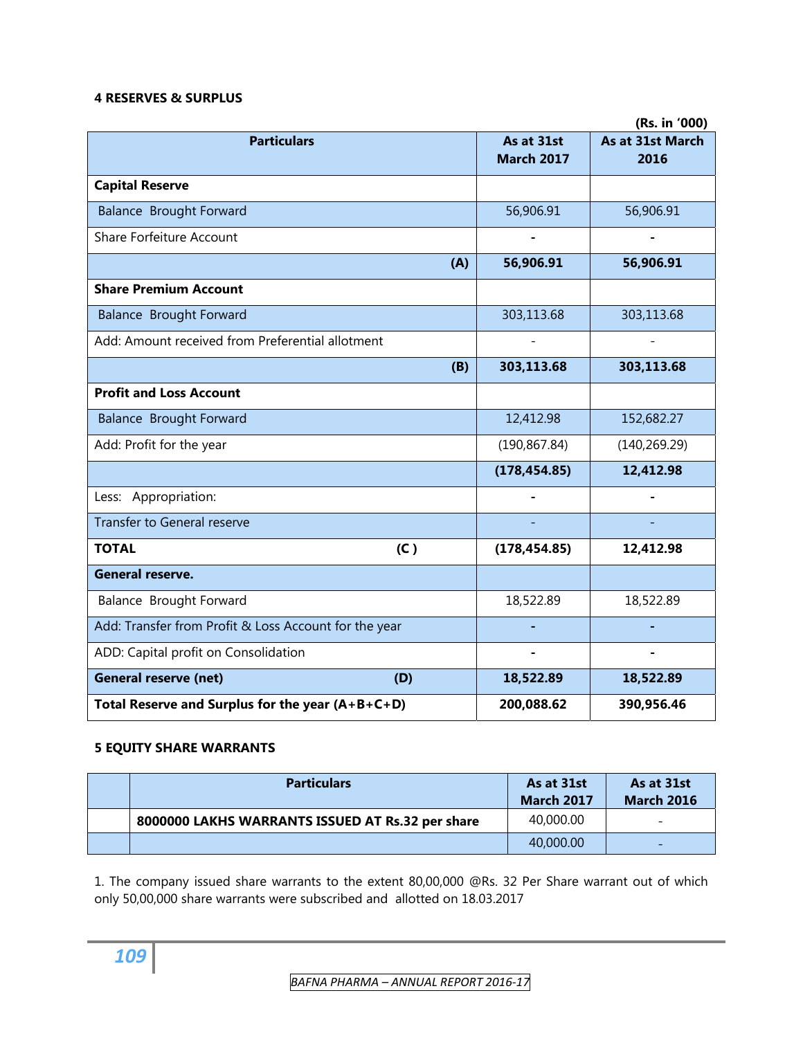#### 4 RESERVES & SURPLUS

(Rs. in '000)

| Particulars | As at 31st March 2017 | As at 31st March 2016 |
|---|---|---|
| **Capital Reserve** | | |
| Balance Brought Forward | 56,906.91 | 56,906.91 |
| Share Forfeiture Account | - | - |
| **(A)** | **56,906.91** | **56,906.91** |
| **Share Premium Account** | | |
| Balance Brought Forward | 303,113.68 | 303,113.68 |
| Add: Amount received from Preferential allotment | - | - |
| **(B)** | **303,113.68** | **303,113.68** |
| **Profit and Loss Account** | | |
| Balance Brought Forward | 12,412.98 | 152,682.27 |
| Add: Profit for the year | (190,867.84) | (140,269.29) |
| | **(178,454.85)** | **12,412.98** |
| Less: Appropriation: | - | - |
| Transfer to General reserve | - | - |
| **TOTAL (C )** | **(178,454.85)** | **12,412.98** |
| **General reserve.** | | |
| Balance Brought Forward | 18,522.89 | 18,522.89 |
| Add: Transfer from Profit & Loss Account for the year | - | - |
| ADD: Capital profit on Consolidation | - | - |
| **General reserve (net) (D)** | **18,522.89** | **18,522.89** |
| **Total Reserve and Surplus for the year (A+B+C+D)** | **200,088.62** | **390,956.46** |

#### 5 EQUITY SHARE WARRANTS

| | Particulars | As at 31st March 2017 | As at 31st March 2016 |
|---|---|---|---|
| | **8000000 LAKHS WARRANTS ISSUED AT Rs.32 per share** | 40,000.00 | - |
| | | 40,000.00 | - |

1. The company issued share warrants to the extent 80,00,000 @Rs. 32 Per Share warrant out of which only 50,00,000 share warrants were subscribed and allotted on 18.03.2017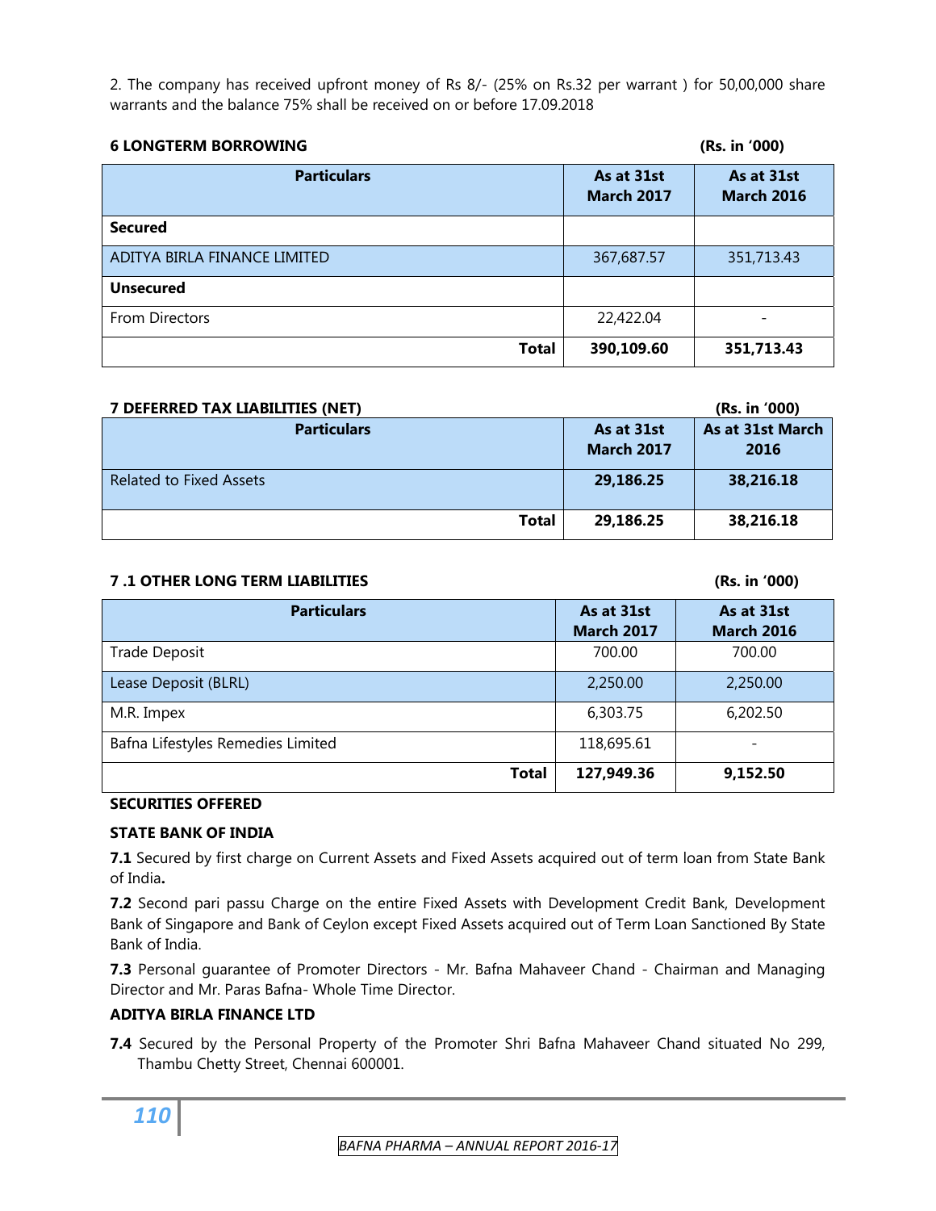2. The company has received upfront money of Rs 8/- (25% on Rs.32 per warrant ) for 50,00,000 share warrants and the balance 75% shall be received on or before 17.09.2018

### 6 LONGTERM BORROWING

(Rs. in '000)

| Particulars | As at 31st March 2017 | As at 31st March 2016 |
|---|---|---|
| **Secured** | | |
| ADITYA BIRLA FINANCE LIMITED | 367,687.57 | 351,713.43 |
| **Unsecured** | | |
| From Directors | 22,422.04 | - |
| **Total** | **390,109.60** | **351,713.43** |

### 7 DEFERRED TAX LIABILITIES (NET)

(Rs. in '000)

| Particulars | As at 31st March 2017 | As at 31st March 2016 |
|---|---|---|
| Related to Fixed Assets | **29,186.25** | **38,216.18** |
| **Total** | **29,186.25** | **38,216.18** |

### 7 .1 OTHER LONG TERM LIABILITIES

(Rs. in '000)

| Particulars | As at 31st March 2017 | As at 31st March 2016 |
|---|---|---|
| Trade Deposit | 700.00 | 700.00 |
| Lease Deposit (BLRL) | 2,250.00 | 2,250.00 |
| M.R. Impex | 6,303.75 | 6,202.50 |
| Bafna Lifestyles Remedies Limited | 118,695.61 | - |
| **Total** | **127,949.36** | **9,152.50** |

**SECURITIES OFFERED**

**STATE BANK OF INDIA**

**7.1** Secured by first charge on Current Assets and Fixed Assets acquired out of term loan from State Bank of India**.**

**7.2** Second pari passu Charge on the entire Fixed Assets with Development Credit Bank, Development Bank of Singapore and Bank of Ceylon except Fixed Assets acquired out of Term Loan Sanctioned By State Bank of India.

**7.3** Personal guarantee of Promoter Directors - Mr. Bafna Mahaveer Chand - Chairman and Managing Director and Mr. Paras Bafna- Whole Time Director.

**ADITYA BIRLA FINANCE LTD**

**7.4** Secured by the Personal Property of the Promoter Shri Bafna Mahaveer Chand situated No 299, Thambu Chetty Street, Chennai 600001.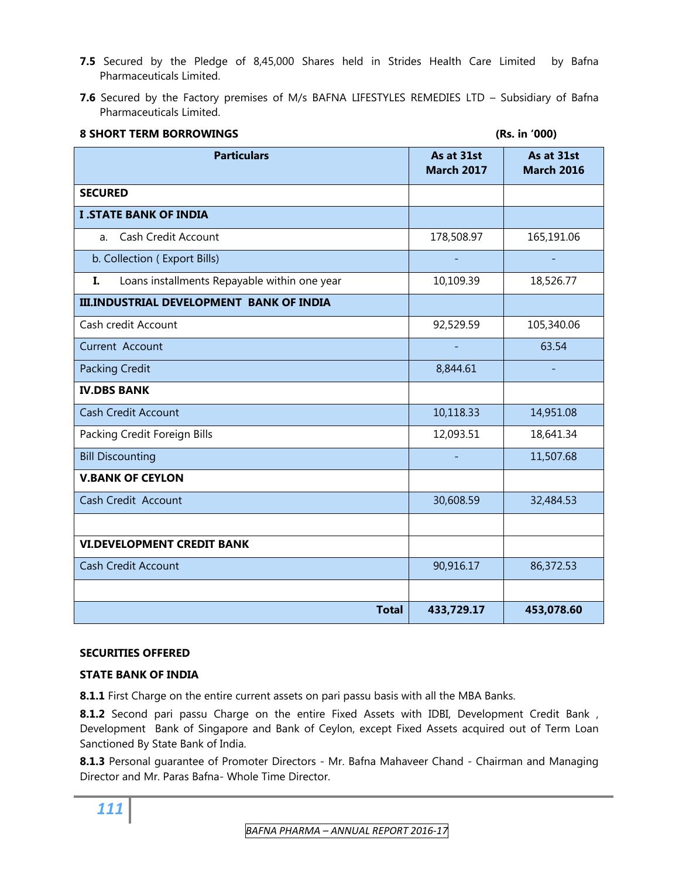**7.5** Secured by the Pledge of 8,45,000 Shares held in Strides Health Care Limited by Bafna Pharmaceuticals Limited.

**7.6** Secured by the Factory premises of M/s BAFNA LIFESTYLES REMEDIES LTD – Subsidiary of Bafna Pharmaceuticals Limited.

## 8 SHORT TERM BORROWINGS

(Rs. in '000)

| Particulars | As at 31st March 2017 | As at 31st March 2016 |
|---|---|---|
| **SECURED** | | |
| **I .STATE BANK OF INDIA** | | |
| a. Cash Credit Account | 178,508.97 | 165,191.06 |
| b. Collection ( Export Bills) | - | - |
| **I.** Loans installments Repayable within one year | 10,109.39 | 18,526.77 |
| **III.INDUSTRIAL DEVELOPMENT BANK OF INDIA** | | |
| Cash credit Account | 92,529.59 | 105,340.06 |
| Current Account | - | 63.54 |
| Packing Credit | 8,844.61 | - |
| **IV.DBS BANK** | | |
| Cash Credit Account | 10,118.33 | 14,951.08 |
| Packing Credit Foreign Bills | 12,093.51 | 18,641.34 |
| Bill Discounting | - | 11,507.68 |
| **V.BANK OF CEYLON** | | |
| Cash Credit Account | 30,608.59 | 32,484.53 |
| | | |
| **VI.DEVELOPMENT CREDIT BANK** | | |
| Cash Credit Account | 90,916.17 | 86,372.53 |
| | | |
| **Total** | **433,729.17** | **453,078.60** |

**SECURITIES OFFERED**

**STATE BANK OF INDIA**

**8.1.1** First Charge on the entire current assets on pari passu basis with all the MBA Banks.

**8.1.2** Second pari passu Charge on the entire Fixed Assets with IDBI, Development Credit Bank , Development Bank of Singapore and Bank of Ceylon, except Fixed Assets acquired out of Term Loan Sanctioned By State Bank of India.

**8.1.3** Personal guarantee of Promoter Directors - Mr. Bafna Mahaveer Chand - Chairman and Managing Director and Mr. Paras Bafna- Whole Time Director.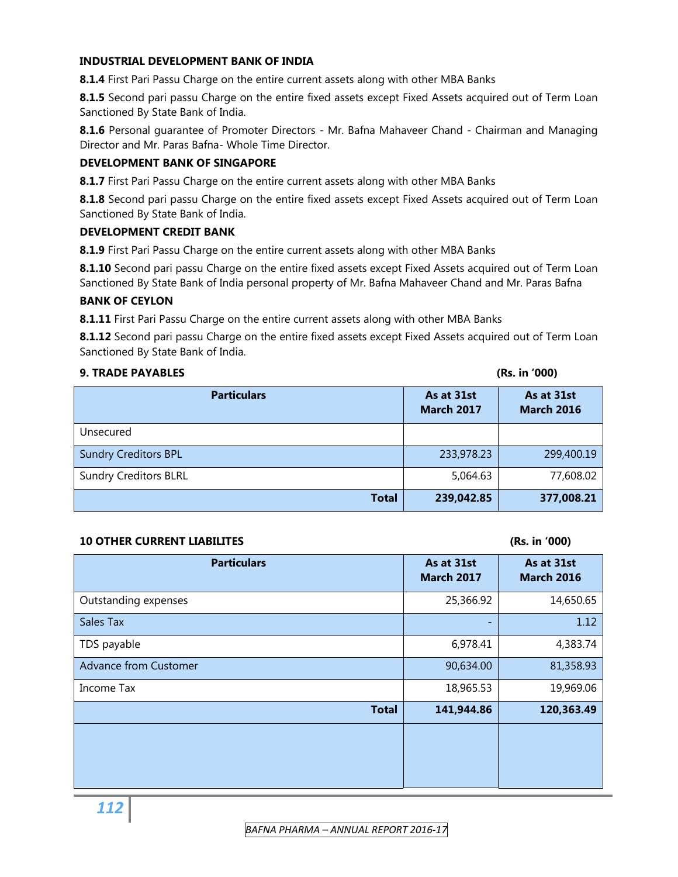**INDUSTRIAL DEVELOPMENT BANK OF INDIA**

**8.1.4** First Pari Passu Charge on the entire current assets along with other MBA Banks

**8.1.5** Second pari passu Charge on the entire fixed assets except Fixed Assets acquired out of Term Loan Sanctioned By State Bank of India.

**8.1.6** Personal guarantee of Promoter Directors - Mr. Bafna Mahaveer Chand - Chairman and Managing Director and Mr. Paras Bafna- Whole Time Director.

**DEVELOPMENT BANK OF SINGAPORE**

**8.1.7** First Pari Passu Charge on the entire current assets along with other MBA Banks

**8.1.8** Second pari passu Charge on the entire fixed assets except Fixed Assets acquired out of Term Loan Sanctioned By State Bank of India.

**DEVELOPMENT CREDIT BANK**

**8.1.9** First Pari Passu Charge on the entire current assets along with other MBA Banks

**8.1.10** Second pari passu Charge on the entire fixed assets except Fixed Assets acquired out of Term Loan Sanctioned By State Bank of India personal property of Mr. Bafna Mahaveer Chand and Mr. Paras Bafna

**BANK OF CEYLON**

**8.1.11** First Pari Passu Charge on the entire current assets along with other MBA Banks

**8.1.12** Second pari passu Charge on the entire fixed assets except Fixed Assets acquired out of Term Loan Sanctioned By State Bank of India.

**9. TRADE PAYABLES** **(Rs. in '000)**

| Particulars | As at 31st March 2017 | As at 31st March 2016 |
|---|---|---|
| Unsecured | | |
| Sundry Creditors BPL | 233,978.23 | 299,400.19 |
| Sundry Creditors BLRL | 5,064.63 | 77,608.02 |
| **Total** | **239,042.85** | **377,008.21** |

**10 OTHER CURRENT LIABILITES** **(Rs. in '000)**

| Particulars | As at 31st March 2017 | As at 31st March 2016 |
|---|---|---|
| Outstanding expenses | 25,366.92 | 14,650.65 |
| Sales Tax | - | 1.12 |
| TDS payable | 6,978.41 | 4,383.74 |
| Advance from Customer | 90,634.00 | 81,358.93 |
| Income Tax | 18,965.53 | 19,969.06 |
| **Total** | **141,944.86** | **120,363.49** |
| | | |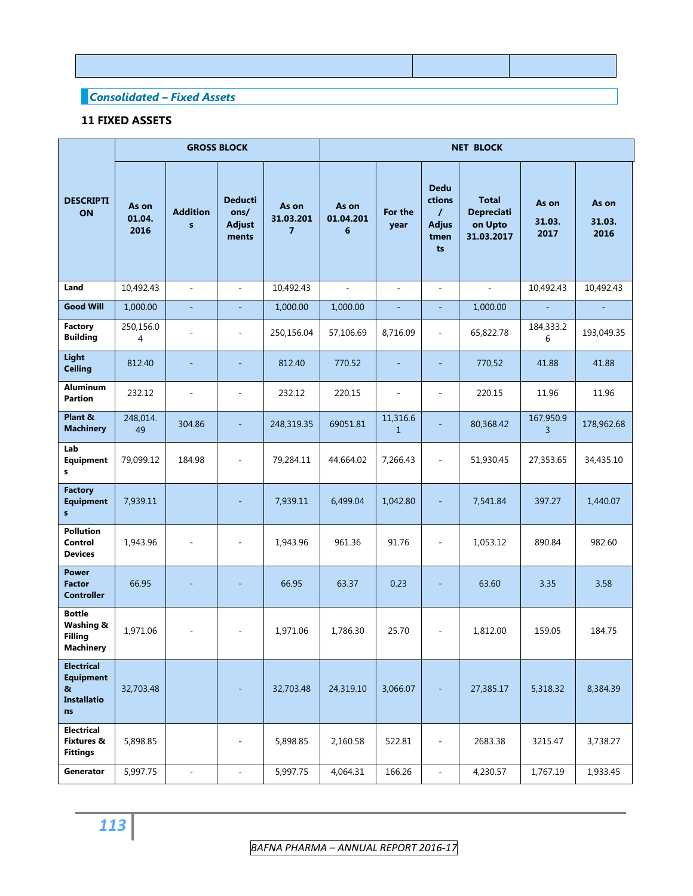*Consolidated – Fixed Assets*

## 11 FIXED ASSETS

| DESCRIPTION | GROSS BLOCK | | | | | | | | NET BLOCK | |
|---|---|---|---|---|---|---|---|---|---|---|
| | As on 01.04.2016 | Additions | Deductions/ Adjustments | As on 31.03.2017 | As on 01.04.2016 | For the year | Deductions / Adjustments | Total Depreciation Upto 31.03.2017 | As on 31.03.2017 | As on 31.03.2016 |
| Land | 10,492.43 | - | - | 10,492.43 | - | - | - | - | 10,492.43 | 10,492.43 |
| Good Will | 1,000.00 | - | - | 1,000.00 | 1,000.00 | - | - | 1,000.00 | - | - |
| Factory Building | 250,156.04 | - | - | 250,156.04 | 57,106.69 | 8,716.09 | - | 65,822.78 | 184,333.26 | 193,049.35 |
| Light Ceiling | 812.40 | - | - | 812.40 | 770.52 | - | - | 770,52 | 41.88 | 41.88 |
| Aluminum Partion | 232.12 | - | - | 232.12 | 220.15 | - | - | 220.15 | 11.96 | 11.96 |
| Plant & Machinery | 248,014.49 | 304.86 | - | 248,319.35 | 69051.81 | 11,316.61 | - | 80,368.42 | 167,950.93 | 178,962.68 |
| Lab Equipments | 79,099.12 | 184.98 | - | 79,284.11 | 44,664.02 | 7,266.43 | - | 51,930.45 | 27,353.65 | 34,435.10 |
| Factory Equipments | 7,939.11 | | - | 7,939.11 | 6,499.04 | 1,042.80 | - | 7,541.84 | 397.27 | 1,440.07 |
| Pollution Control Devices | 1,943.96 | - | - | 1,943.96 | 961.36 | 91.76 | - | 1,053.12 | 890.84 | 982.60 |
| Power Factor Controller | 66.95 | - | - | 66.95 | 63.37 | 0.23 | - | 63.60 | 3.35 | 3.58 |
| Bottle Washing & Filling Machinery | 1,971.06 | - | - | 1,971.06 | 1,786.30 | 25.70 | - | 1,812.00 | 159.05 | 184.75 |
| Electrical Equipment & Installations | 32,703.48 | | - | 32,703.48 | 24,319.10 | 3,066.07 | - | 27,385.17 | 5,318.32 | 8,384.39 |
| Electrical Fixtures & Fittings | 5,898.85 | | - | 5,898.85 | 2,160.58 | 522.81 | - | 2683.38 | 3215.47 | 3,738.27 |
| Generator | 5,997.75 | - | - | 5,997.75 | 4,064.31 | 166.26 | - | 4,230.57 | 1,767.19 | 1,933.45 |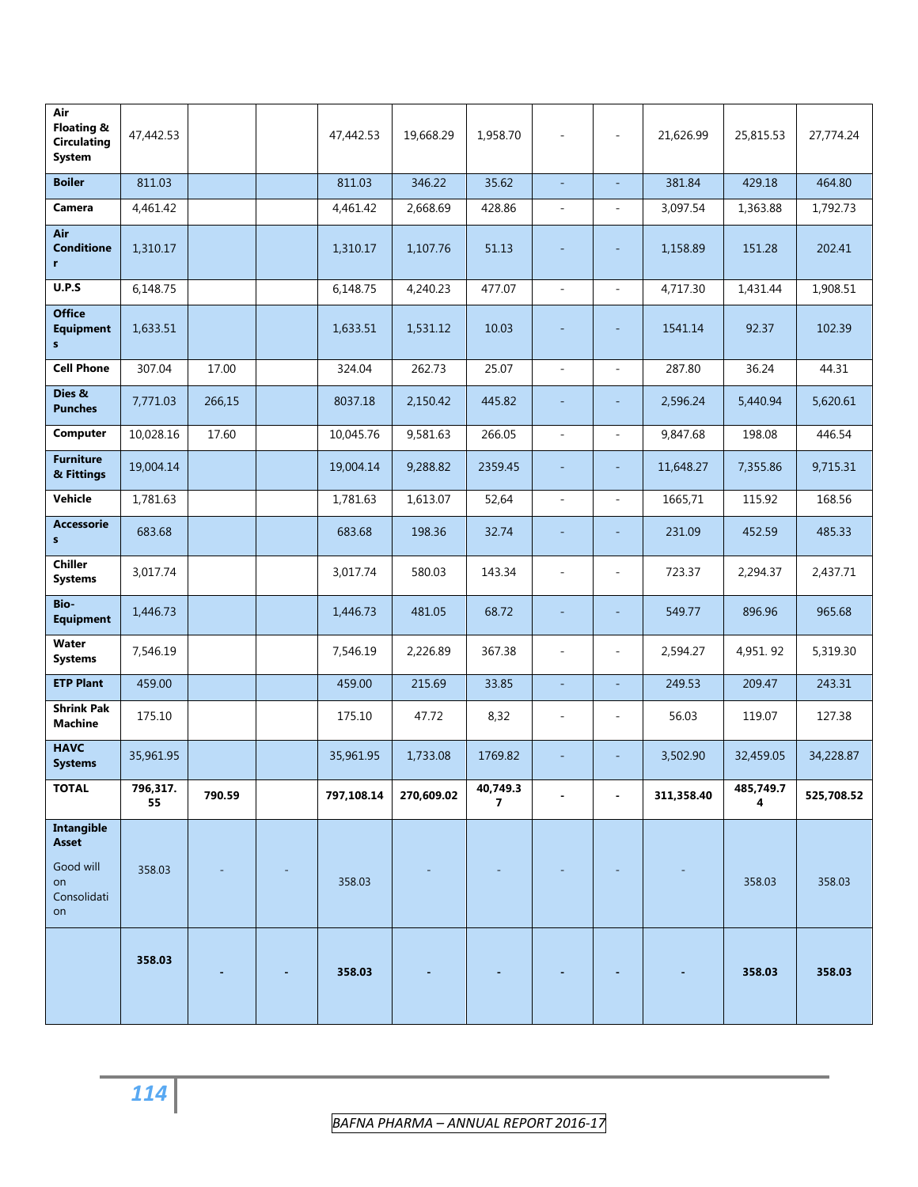| | | | | | | | | | | | |
|---|---|---|---|---|---|---|---|---|---|---|---|
| **Air Floating & Circulating System** | 47,442.53 | | | 47,442.53 | 19,668.29 | 1,958.70 | - | - | 21,626.99 | 25,815.53 | 27,774.24 |
| **Boiler** | 811.03 | | | 811.03 | 346.22 | 35.62 | - | - | 381.84 | 429.18 | 464.80 |
| **Camera** | 4,461.42 | | | 4,461.42 | 2,668.69 | 428.86 | - | - | 3,097.54 | 1,363.88 | 1,792.73 |
| **Air Conditioner** | 1,310.17 | | | 1,310.17 | 1,107.76 | 51.13 | - | - | 1,158.89 | 151.28 | 202.41 |
| **U.P.S** | 6,148.75 | | | 6,148.75 | 4,240.23 | 477.07 | - | - | 4,717.30 | 1,431.44 | 1,908.51 |
| **Office Equipments** | 1,633.51 | | | 1,633.51 | 1,531.12 | 10.03 | - | - | 1541.14 | 92.37 | 102.39 |
| **Cell Phone** | 307.04 | 17.00 | | 324.04 | 262.73 | 25.07 | - | - | 287.80 | 36.24 | 44.31 |
| **Dies & Punches** | 7,771.03 | 266,15 | | 8037.18 | 2,150.42 | 445.82 | - | - | 2,596.24 | 5,440.94 | 5,620.61 |
| **Computer** | 10,028.16 | 17.60 | | 10,045.76 | 9,581.63 | 266.05 | - | - | 9,847.68 | 198.08 | 446.54 |
| **Furniture & Fittings** | 19,004.14 | | | 19,004.14 | 9,288.82 | 2359.45 | - | - | 11,648.27 | 7,355.86 | 9,715.31 |
| **Vehicle** | 1,781.63 | | | 1,781.63 | 1,613.07 | 52,64 | - | - | 1665,71 | 115.92 | 168.56 |
| **Accessories** | 683.68 | | | 683.68 | 198.36 | 32.74 | - | - | 231.09 | 452.59 | 485.33 |
| **Chiller Systems** | 3,017.74 | | | 3,017.74 | 580.03 | 143.34 | - | - | 723.37 | 2,294.37 | 2,437.71 |
| **Bio-Equipment** | 1,446.73 | | | 1,446.73 | 481.05 | 68.72 | - | - | 549.77 | 896.96 | 965.68 |
| **Water Systems** | 7,546.19 | | | 7,546.19 | 2,226.89 | 367.38 | - | - | 2,594.27 | 4,951. 92 | 5,319.30 |
| **ETP Plant** | 459.00 | | | 459.00 | 215.69 | 33.85 | - | - | 249.53 | 209.47 | 243.31 |
| **Shrink Pak Machine** | 175.10 | | | 175.10 | 47.72 | 8,32 | - | - | 56.03 | 119.07 | 127.38 |
| **HAVC Systems** | 35,961.95 | | | 35,961.95 | 1,733.08 | 1769.82 | - | - | 3,502.90 | 32,459.05 | 34,228.87 |
| **TOTAL** | **796,317.55** | **790.59** | | **797,108.14** | **270,609.02** | **40,749.37** | **-** | **-** | **311,358.40** | **485,749.74** | **525,708.52** |
| **Intangible Asset** Good will on Consolidation | 358.03 | - | - | 358.03 | - | - | - | - | - | 358.03 | 358.03 |
| | **358.03** | **-** | **-** | **358.03** | **-** | **-** | **-** | **-** | **-** | **358.03** | **358.03** |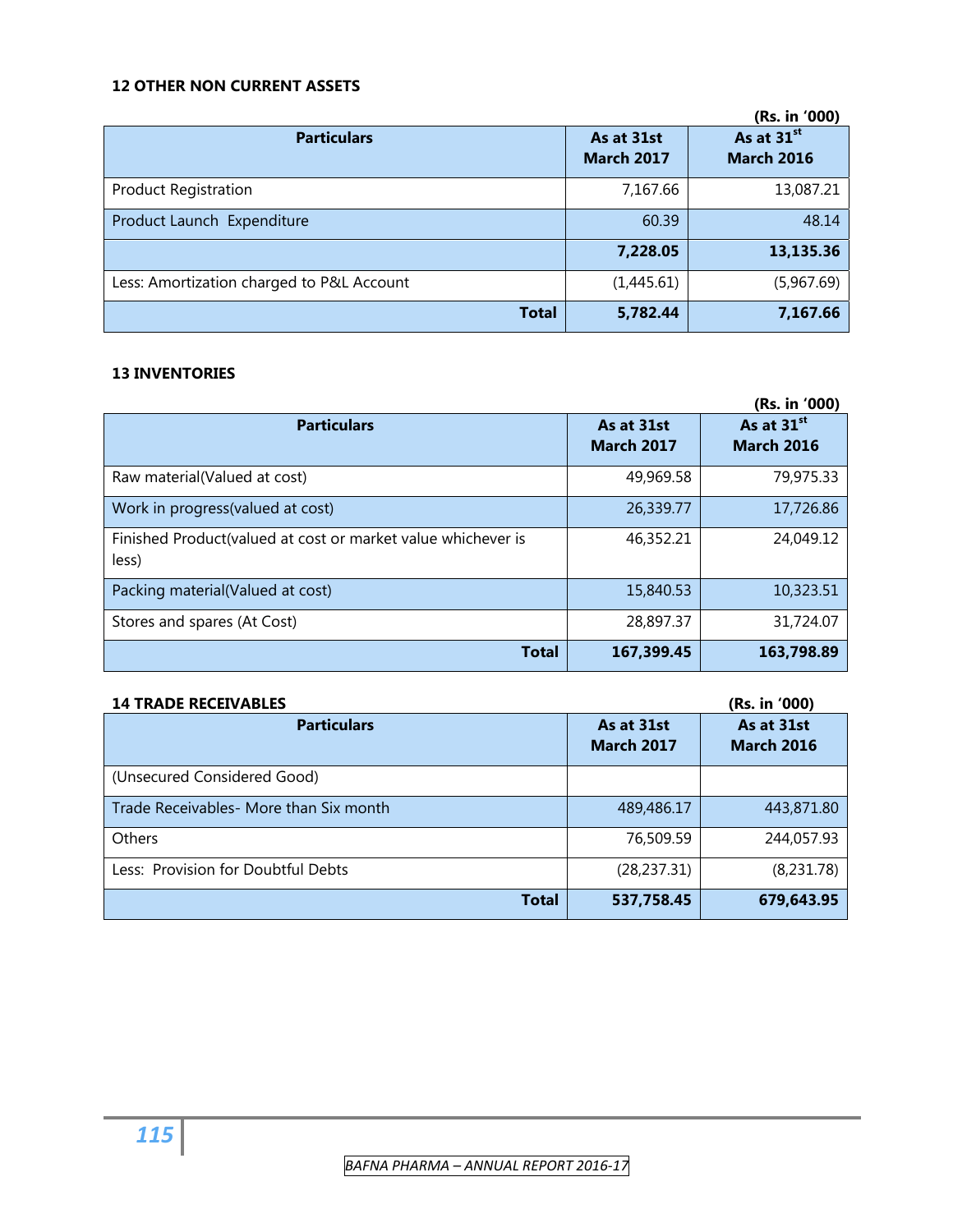### 12 OTHER NON CURRENT ASSETS

(Rs. in '000)

| Particulars | As at 31st March 2017 | As at 31st March 2016 |
|---|---|---|
| Product Registration | 7,167.66 | 13,087.21 |
| Product Launch Expenditure | 60.39 | 48.14 |
| | **7,228.05** | **13,135.36** |
| Less: Amortization charged to P&L Account | (1,445.61) | (5,967.69) |
| **Total** | **5,782.44** | **7,167.66** |

### 13 INVENTORIES

(Rs. in '000)

| Particulars | As at 31st March 2017 | As at 31st March 2016 |
|---|---|---|
| Raw material(Valued at cost) | 49,969.58 | 79,975.33 |
| Work in progress(valued at cost) | 26,339.77 | 17,726.86 |
| Finished Product(valued at cost or market value whichever is less) | 46,352.21 | 24,049.12 |
| Packing material(Valued at cost) | 15,840.53 | 10,323.51 |
| Stores and spares (At Cost) | 28,897.37 | 31,724.07 |
| **Total** | **167,399.45** | **163,798.89** |

### 14 TRADE RECEIVABLES

(Rs. in '000)

| Particulars | As at 31st March 2017 | As at 31st March 2016 |
|---|---|---|
| (Unsecured Considered Good) | | |
| Trade Receivables- More than Six month | 489,486.17 | 443,871.80 |
| Others | 76,509.59 | 244,057.93 |
| Less: Provision for Doubtful Debts | (28,237.31) | (8,231.78) |
| **Total** | **537,758.45** | **679,643.95** |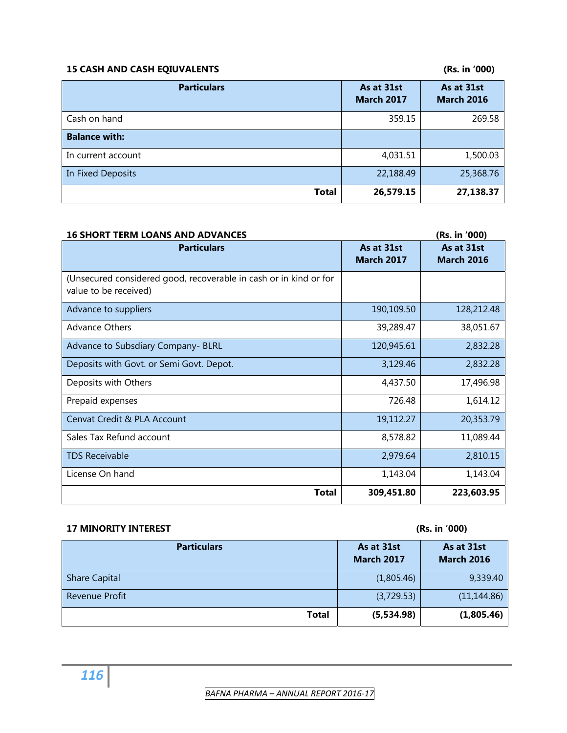### 15 CASH AND CASH EQIUVALENTS

(Rs. in '000)

| Particulars | As at 31st March 2017 | As at 31st March 2016 |
|---|---|---|
| Cash on hand | 359.15 | 269.58 |
| **Balance with:** | | |
| In current account | 4,031.51 | 1,500.03 |
| In Fixed Deposits | 22,188.49 | 25,368.76 |
| **Total** | **26,579.15** | **27,138.37** |

### 16 SHORT TERM LOANS AND ADVANCES

(Rs. in '000)

| Particulars | As at 31st March 2017 | As at 31st March 2016 |
|---|---|---|
| (Unsecured considered good, recoverable in cash or in kind or for value to be received) | | |
| Advance to suppliers | 190,109.50 | 128,212.48 |
| Advance Others | 39,289.47 | 38,051.67 |
| Advance to Subsdiary Company- BLRL | 120,945.61 | 2,832.28 |
| Deposits with Govt. or Semi Govt. Depot. | 3,129.46 | 2,832.28 |
| Deposits with Others | 4,437.50 | 17,496.98 |
| Prepaid expenses | 726.48 | 1,614.12 |
| Cenvat Credit & PLA Account | 19,112.27 | 20,353.79 |
| Sales Tax Refund account | 8,578.82 | 11,089.44 |
| TDS Receivable | 2,979.64 | 2,810.15 |
| License On hand | 1,143.04 | 1,143.04 |
| **Total** | **309,451.80** | **223,603.95** |

### 17 MINORITY INTEREST

(Rs. in '000)

| Particulars | As at 31st March 2017 | As at 31st March 2016 |
|---|---|---|
| Share Capital | (1,805.46) | 9,339.40 |
| Revenue Profit | (3,729.53) | (11,144.86) |
| **Total** | **(5,534.98)** | **(1,805.46)** |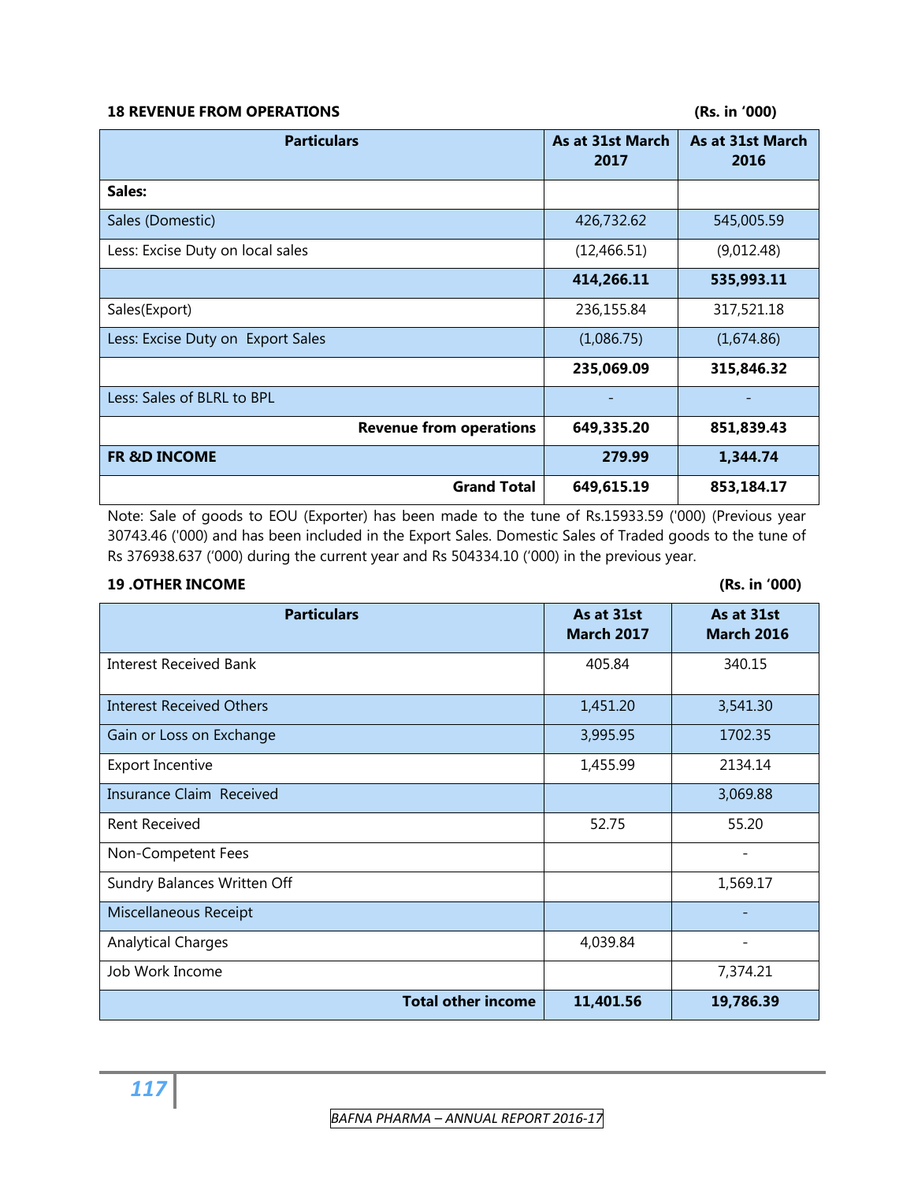### 18 REVENUE FROM OPERATIONS

(Rs. in '000)

| Particulars | As at 31st March 2017 | As at 31st March 2016 |
|---|---|---|
| **Sales:** | | |
| Sales (Domestic) | 426,732.62 | 545,005.59 |
| Less: Excise Duty on local sales | (12,466.51) | (9,012.48) |
| | **414,266.11** | **535,993.11** |
| Sales(Export) | 236,155.84 | 317,521.18 |
| Less: Excise Duty on Export Sales | (1,086.75) | (1,674.86) |
| | **235,069.09** | **315,846.32** |
| Less: Sales of BLRL to BPL | - | - |
| **Revenue from operations** | **649,335.20** | **851,839.43** |
| **FR &D INCOME** | **279.99** | **1,344.74** |
| **Grand Total** | **649,615.19** | **853,184.17** |

Note: Sale of goods to EOU (Exporter) has been made to the tune of Rs.15933.59 ('000) (Previous year 30743.46 ('000) and has been included in the Export Sales. Domestic Sales of Traded goods to the tune of Rs 376938.637 ('000) during the current year and Rs 504334.10 ('000) in the previous year.

### 19 .OTHER INCOME

(Rs. in '000)

| Particulars | As at 31st March 2017 | As at 31st March 2016 |
|---|---|---|
| Interest Received Bank | 405.84 | 340.15 |
| Interest Received Others | 1,451.20 | 3,541.30 |
| Gain or Loss on Exchange | 3,995.95 | 1702.35 |
| Export Incentive | 1,455.99 | 2134.14 |
| Insurance Claim Received | | 3,069.88 |
| Rent Received | 52.75 | 55.20 |
| Non-Competent Fees | | - |
| Sundry Balances Written Off | | 1,569.17 |
| Miscellaneous Receipt | | - |
| Analytical Charges | 4,039.84 | - |
| Job Work Income | | 7,374.21 |
| **Total other income** | **11,401.56** | **19,786.39** |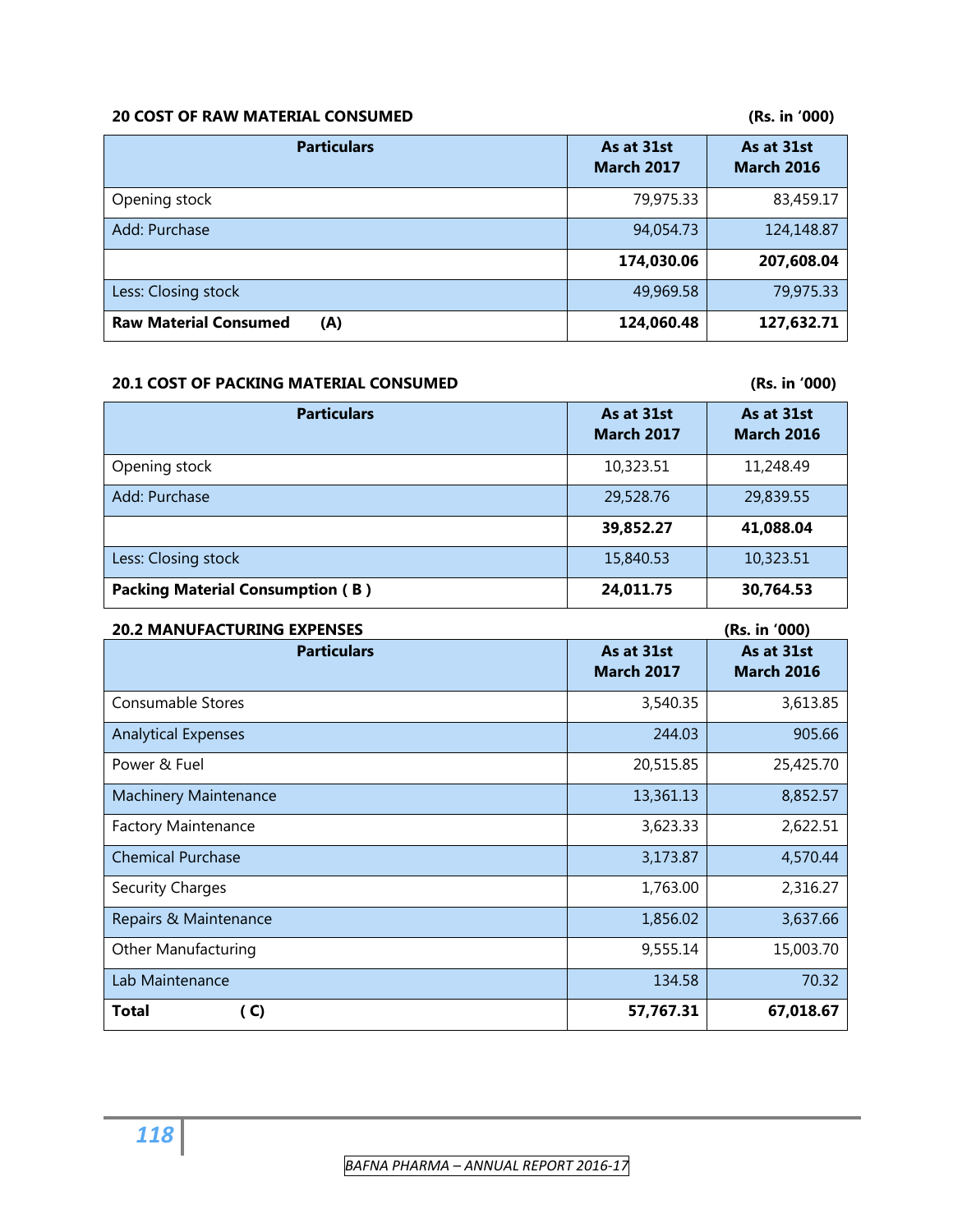### 20 COST OF RAW MATERIAL CONSUMED

(Rs. in '000)

| Particulars | As at 31st March 2017 | As at 31st March 2016 |
|---|---|---|
| Opening stock | 79,975.33 | 83,459.17 |
| Add: Purchase | 94,054.73 | 124,148.87 |
| | **174,030.06** | **207,608.04** |
| Less: Closing stock | 49,969.58 | 79,975.33 |
| **Raw Material Consumed (A)** | **124,060.48** | **127,632.71** |

### 20.1 COST OF PACKING MATERIAL CONSUMED

(Rs. in '000)

| Particulars | As at 31st March 2017 | As at 31st March 2016 |
|---|---|---|
| Opening stock | 10,323.51 | 11,248.49 |
| Add: Purchase | 29,528.76 | 29,839.55 |
| | **39,852.27** | **41,088.04** |
| Less: Closing stock | 15,840.53 | 10,323.51 |
| **Packing Material Consumption ( B )** | **24,011.75** | **30,764.53** |

### 20.2 MANUFACTURING EXPENSES

(Rs. in '000)

| Particulars | As at 31st March 2017 | As at 31st March 2016 |
|---|---|---|
| Consumable Stores | 3,540.35 | 3,613.85 |
| Analytical Expenses | 244.03 | 905.66 |
| Power & Fuel | 20,515.85 | 25,425.70 |
| Machinery Maintenance | 13,361.13 | 8,852.57 |
| Factory Maintenance | 3,623.33 | 2,622.51 |
| Chemical Purchase | 3,173.87 | 4,570.44 |
| Security Charges | 1,763.00 | 2,316.27 |
| Repairs & Maintenance | 1,856.02 | 3,637.66 |
| Other Manufacturing | 9,555.14 | 15,003.70 |
| Lab Maintenance | 134.58 | 70.32 |
| **Total ( C)** | **57,767.31** | **67,018.67** |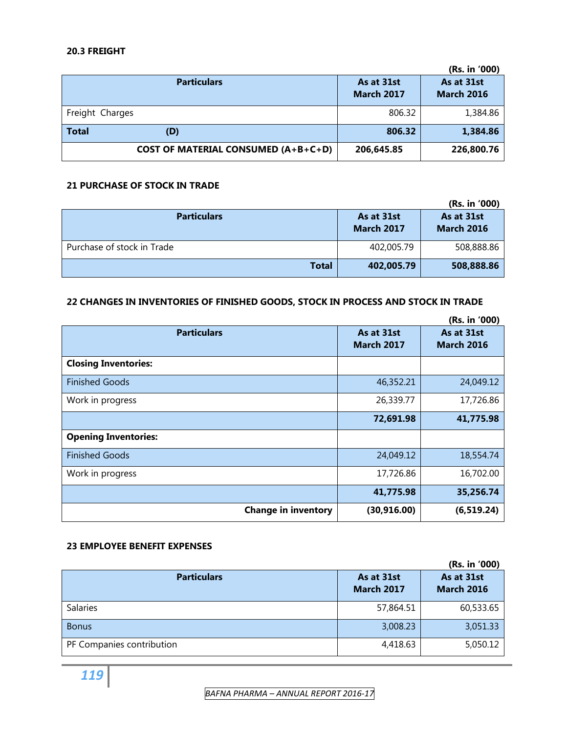#### 20.3 FREIGHT

(Rs. in '000)

| Particulars | As at 31st March 2017 | As at 31st March 2016 |
|---|---|---|
| Freight Charges | 806.32 | 1,384.86 |
| **Total (D)** | **806.32** | **1,384.86** |
| **COST OF MATERIAL CONSUMED (A+B+C+D)** | **206,645.85** | **226,800.76** |

#### 21 PURCHASE OF STOCK IN TRADE

(Rs. in '000)

| Particulars | As at 31st March 2017 | As at 31st March 2016 |
|---|---|---|
| Purchase of stock in Trade | 402,005.79 | 508,888.86 |
| **Total** | **402,005.79** | **508,888.86** |

#### 22 CHANGES IN INVENTORIES OF FINISHED GOODS, STOCK IN PROCESS AND STOCK IN TRADE

(Rs. in '000)

| Particulars | As at 31st March 2017 | As at 31st March 2016 |
|---|---|---|
| **Closing Inventories:** | | |
| Finished Goods | 46,352.21 | 24,049.12 |
| Work in progress | 26,339.77 | 17,726.86 |
| | **72,691.98** | **41,775.98** |
| **Opening Inventories:** | | |
| Finished Goods | 24,049.12 | 18,554.74 |
| Work in progress | 17,726.86 | 16,702.00 |
| | **41,775.98** | **35,256.74** |
| **Change in inventory** | **(30,916.00)** | **(6,519.24)** |

#### 23 EMPLOYEE BENEFIT EXPENSES

(Rs. in '000)

| Particulars | As at 31st March 2017 | As at 31st March 2016 |
|---|---|---|
| Salaries | 57,864.51 | 60,533.65 |
| Bonus | 3,008.23 | 3,051.33 |
| PF Companies contribution | 4,418.63 | 5,050.12 |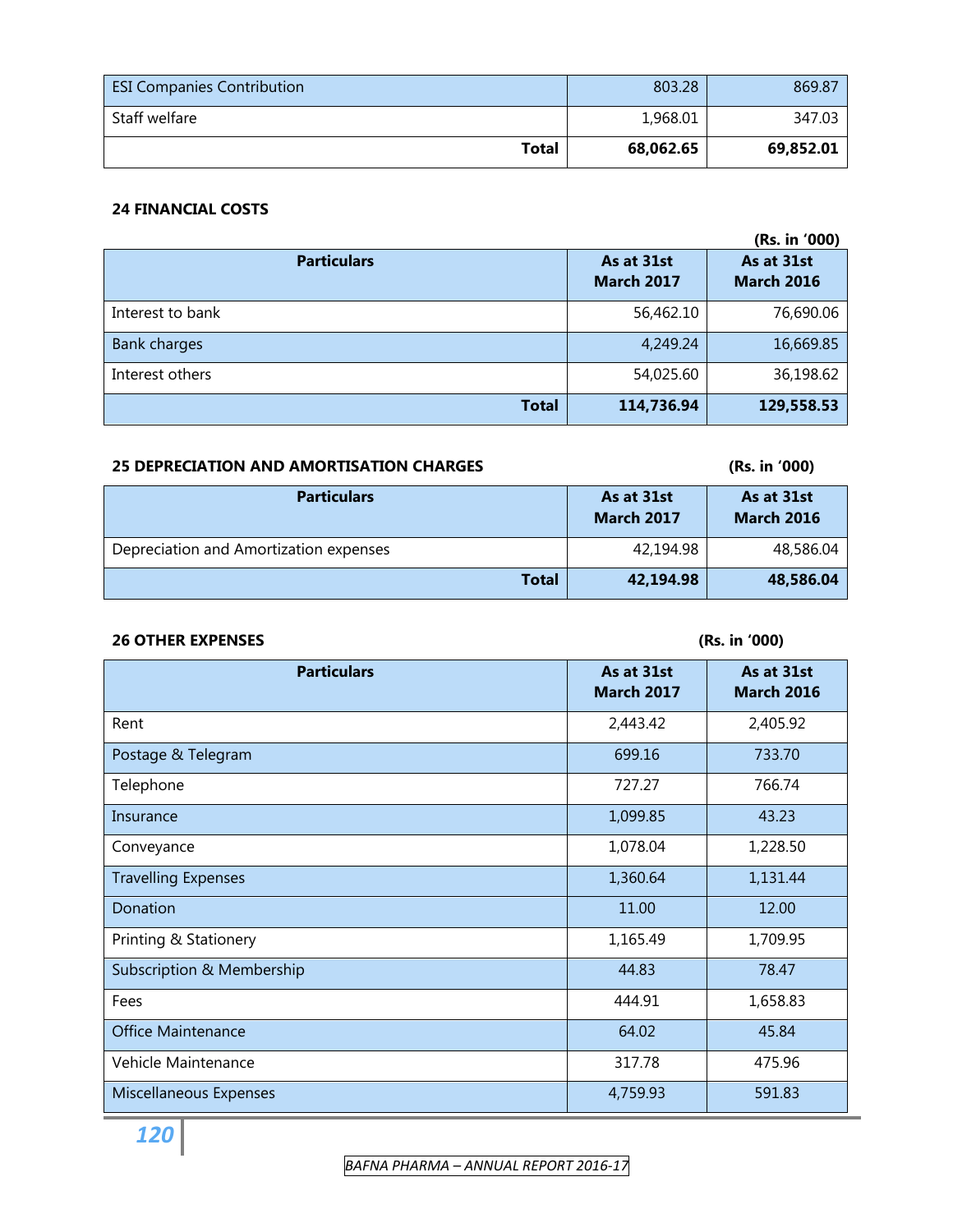| ESI Companies Contribution | 803.28 | 869.87 |
|---|---|---|
| Staff welfare | 1,968.01 | 347.03 |
| **Total** | **68,062.65** | **69,852.01** |

**24 FINANCIAL COSTS**

**(Rs. in '000)**

| Particulars | As at 31st March 2017 | As at 31st March 2016 |
|---|---|---|
| Interest to bank | 56,462.10 | 76,690.06 |
| Bank charges | 4,249.24 | 16,669.85 |
| Interest others | 54,025.60 | 36,198.62 |
| **Total** | **114,736.94** | **129,558.53** |

**25 DEPRECIATION AND AMORTISATION CHARGES** **(Rs. in '000)**

| Particulars | As at 31st March 2017 | As at 31st March 2016 |
|---|---|---|
| Depreciation and Amortization expenses | 42,194.98 | 48,586.04 |
| **Total** | **42,194.98** | **48,586.04** |

**26 OTHER EXPENSES** **(Rs. in '000)**

| Particulars | As at 31st March 2017 | As at 31st March 2016 |
|---|---|---|
| Rent | 2,443.42 | 2,405.92 |
| Postage & Telegram | 699.16 | 733.70 |
| Telephone | 727.27 | 766.74 |
| Insurance | 1,099.85 | 43.23 |
| Conveyance | 1,078.04 | 1,228.50 |
| Travelling Expenses | 1,360.64 | 1,131.44 |
| Donation | 11.00 | 12.00 |
| Printing & Stationery | 1,165.49 | 1,709.95 |
| Subscription & Membership | 44.83 | 78.47 |
| Fees | 444.91 | 1,658.83 |
| Office Maintenance | 64.02 | 45.84 |
| Vehicle Maintenance | 317.78 | 475.96 |
| Miscellaneous Expenses | 4,759.93 | 591.83 |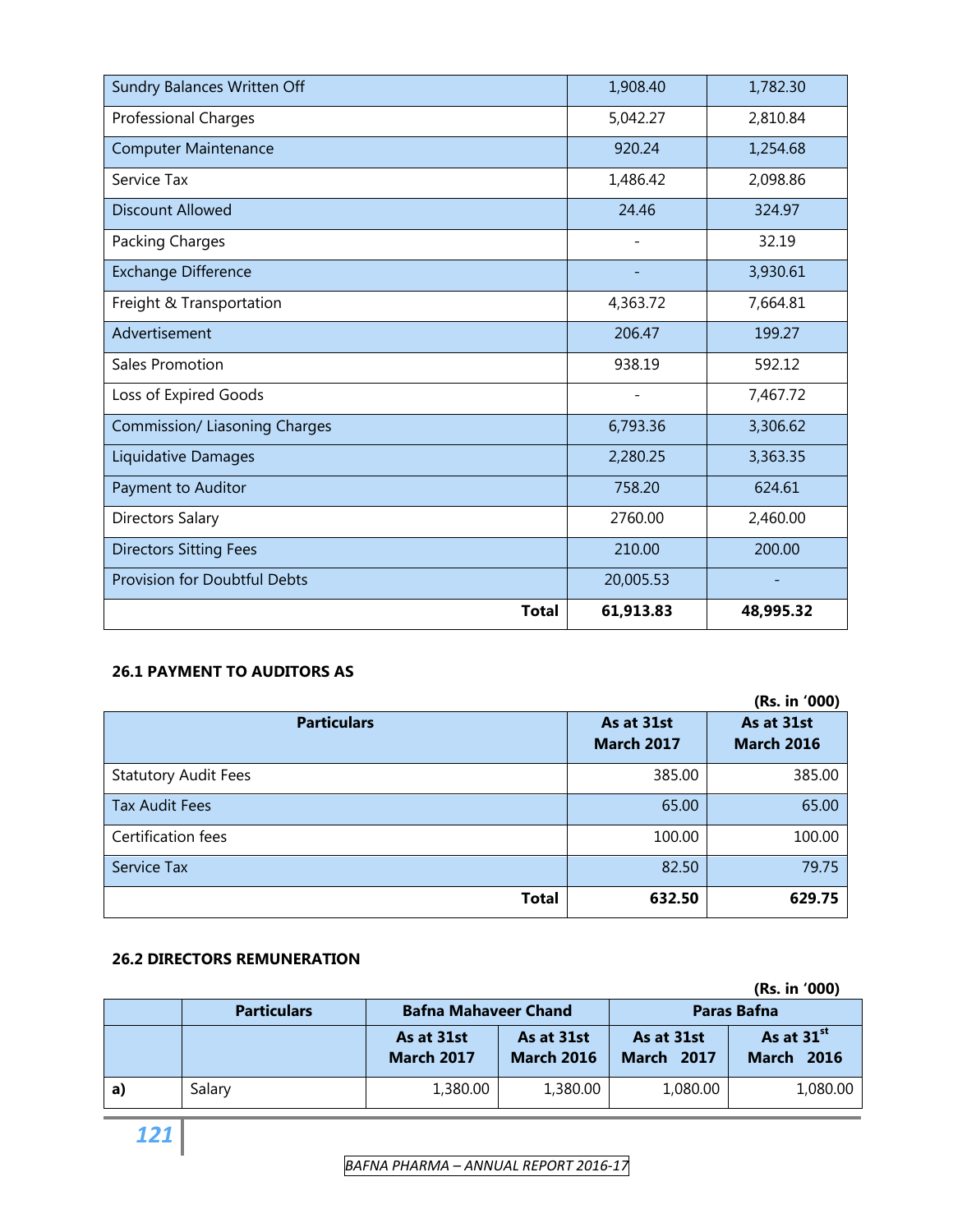| | | |
|---|---|---|
| Sundry Balances Written Off | 1,908.40 | 1,782.30 |
| Professional Charges | 5,042.27 | 2,810.84 |
| Computer Maintenance | 920.24 | 1,254.68 |
| Service Tax | 1,486.42 | 2,098.86 |
| Discount Allowed | 24.46 | 324.97 |
| Packing Charges | - | 32.19 |
| Exchange Difference | - | 3,930.61 |
| Freight & Transportation | 4,363.72 | 7,664.81 |
| Advertisement | 206.47 | 199.27 |
| Sales Promotion | 938.19 | 592.12 |
| Loss of Expired Goods | - | 7,467.72 |
| Commission/ Liasoning Charges | 6,793.36 | 3,306.62 |
| Liquidative Damages | 2,280.25 | 3,363.35 |
| Payment to Auditor | 758.20 | 624.61 |
| Directors Salary | 2760.00 | 2,460.00 |
| Directors Sitting Fees | 210.00 | 200.00 |
| Provision for Doubtful Debts | 20,005.53 | - |
| **Total** | **61,913.83** | **48,995.32** |

**26.1 PAYMENT TO AUDITORS AS**

**(Rs. in '000)**

| Particulars | As at 31st March 2017 | As at 31st March 2016 |
|---|---|---|
| Statutory Audit Fees | 385.00 | 385.00 |
| Tax Audit Fees | 65.00 | 65.00 |
| Certification fees | 100.00 | 100.00 |
| Service Tax | 82.50 | 79.75 |
| **Total** | **632.50** | **629.75** |

**26.2 DIRECTORS REMUNERATION**

**(Rs. in '000)**

| | Particulars | Bafna Mahaveer Chand | | Paras Bafna | |
|---|---|---|---|---|---|
| | | As at 31st March 2017 | As at 31st March 2016 | As at 31st March 2017 | As at 31st March 2016 |
| a) | Salary | 1,380.00 | 1,380.00 | 1,080.00 | 1,080.00 |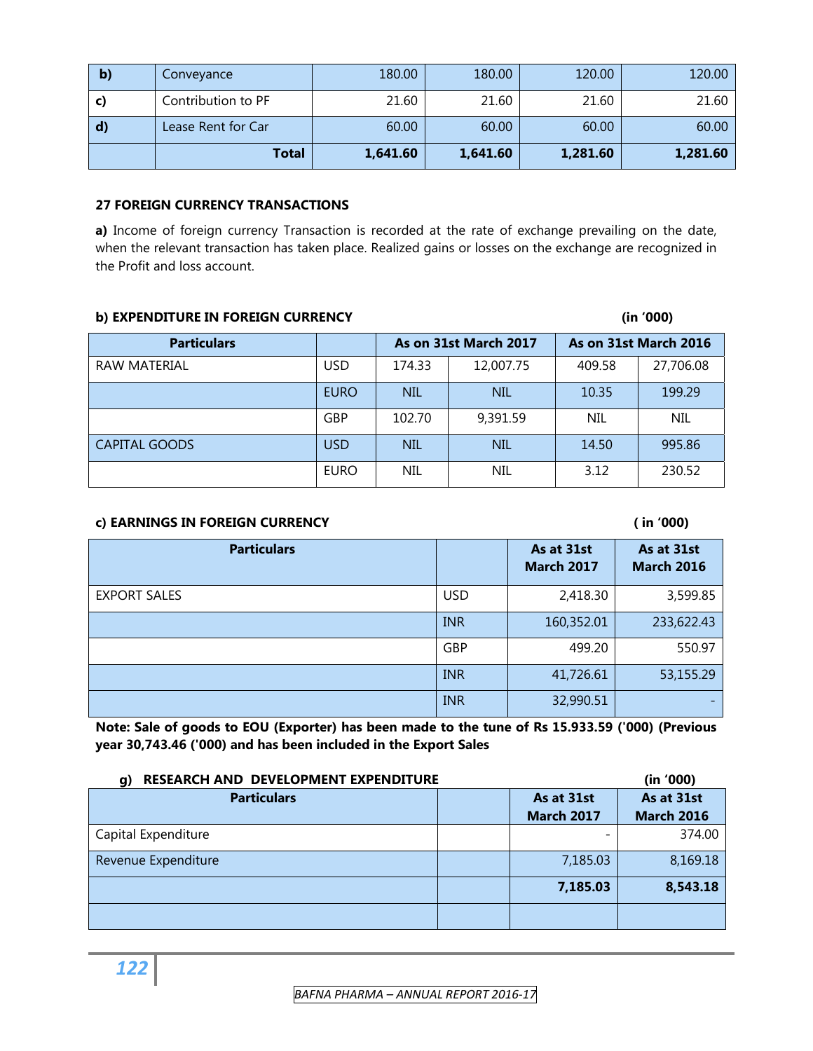| b) | Conveyance | 180.00 | 180.00 | 120.00 | 120.00 |
|---|---|---|---|---|---|
| c) | Contribution to PF | 21.60 | 21.60 | 21.60 | 21.60 |
| d) | Lease Rent for Car | 60.00 | 60.00 | 60.00 | 60.00 |
| | **Total** | **1,641.60** | **1,641.60** | **1,281.60** | **1,281.60** |

**27 FOREIGN CURRENCY TRANSACTIONS**

**a)** Income of foreign currency Transaction is recorded at the rate of exchange prevailing on the date, when the relevant transaction has taken place. Realized gains or losses on the exchange are recognized in the Profit and loss account.

**b) EXPENDITURE IN FOREIGN CURRENCY** **(in '000)**

| Particulars | | As on 31st March 2017 | | As on 31st March 2016 | |
|---|---|---|---|---|---|
| RAW MATERIAL | USD | 174.33 | 12,007.75 | 409.58 | 27,706.08 |
| | EURO | NIL | NIL | 10.35 | 199.29 |
| | GBP | 102.70 | 9,391.59 | NIL | NIL |
| CAPITAL GOODS | USD | NIL | NIL | 14.50 | 995.86 |
| | EURO | NIL | NIL | 3.12 | 230.52 |

**c) EARNINGS IN FOREIGN CURRENCY** **( in '000)**

| Particulars | | As at 31st March 2017 | As at 31st March 2016 |
|---|---|---|---|
| EXPORT SALES | USD | 2,418.30 | 3,599.85 |
| | INR | 160,352.01 | 233,622.43 |
| | GBP | 499.20 | 550.97 |
| | INR | 41,726.61 | 53,155.29 |
| | INR | 32,990.51 | - |

**Note: Sale of goods to EOU (Exporter) has been made to the tune of Rs 15.933.59 ('000) (Previous year 30,743.46 ('000) and has been included in the Export Sales**

**g) RESEARCH AND DEVELOPMENT EXPENDITURE** **(in '000)**

| Particulars | | As at 31st March 2017 | As at 31st March 2016 |
|---|---|---|---|
| Capital Expenditure | | - | 374.00 |
| Revenue Expenditure | | 7,185.03 | 8,169.18 |
| | | **7,185.03** | **8,543.18** |
| | | | |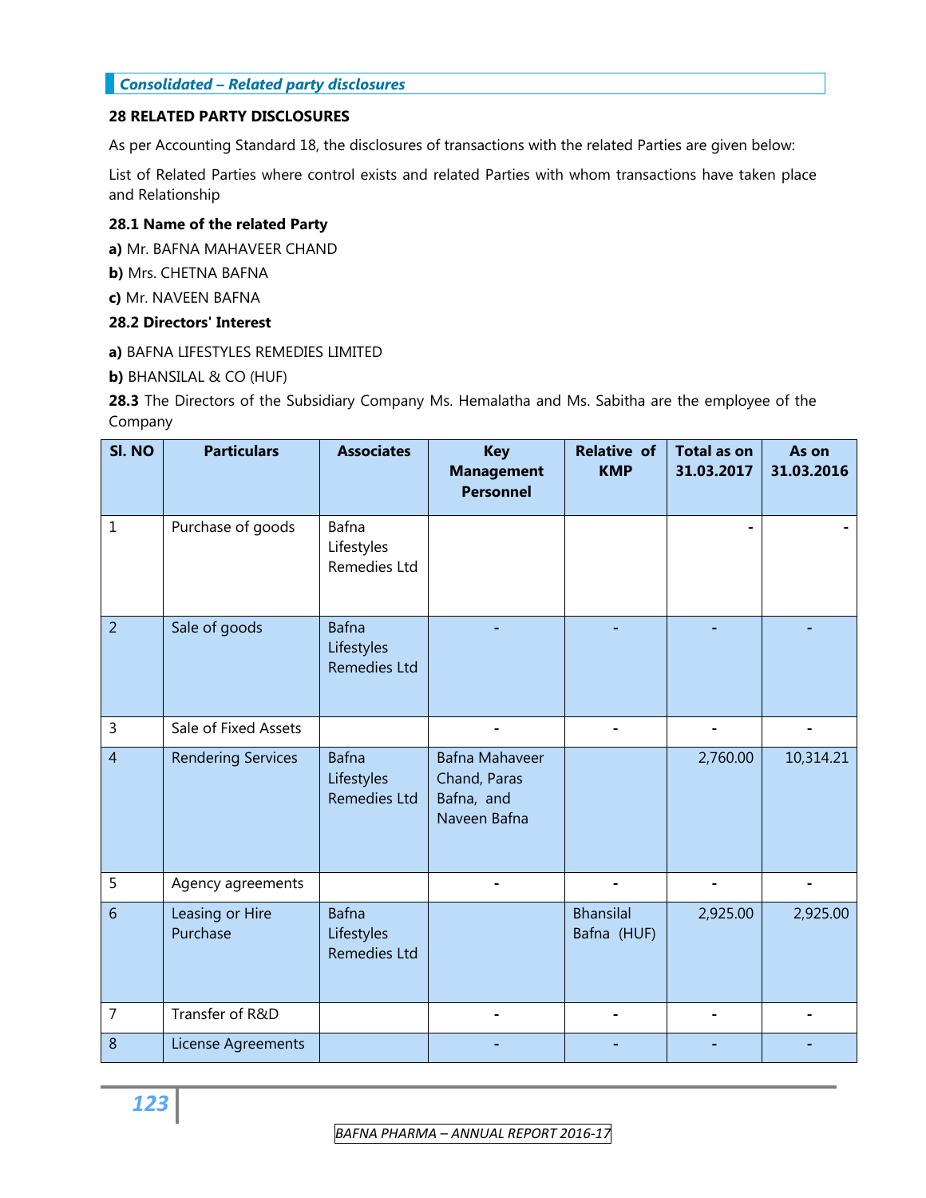*Consolidated – Related party disclosures*

## 28 RELATED PARTY DISCLOSURES

As per Accounting Standard 18, the disclosures of transactions with the related Parties are given below:

List of Related Parties where control exists and related Parties with whom transactions have taken place and Relationship

### 28.1 Name of the related Party

**a)** Mr. BAFNA MAHAVEER CHAND

**b)** Mrs. CHETNA BAFNA

**c)** Mr. NAVEEN BAFNA

### 28.2 Directors' Interest

**a)** BAFNA LIFESTYLES REMEDIES LIMITED

**b)** BHANSILAL & CO (HUF)

**28.3** The Directors of the Subsidiary Company Ms. Hemalatha and Ms. Sabitha are the employee of the Company

| Sl. NO | Particulars | Associates | Key Management Personnel | Relative of KMP | Total as on 31.03.2017 | As on 31.03.2016 |
|---|---|---|---|---|---|---|
| 1 | Purchase of goods | Bafna Lifestyles Remedies Ltd | | | - | - |
| 2 | Sale of goods | Bafna Lifestyles Remedies Ltd | - | - | - | - |
| 3 | Sale of Fixed Assets | | - | - | - | - |
| 4 | Rendering Services | Bafna Lifestyles Remedies Ltd | Bafna Mahaveer Chand, Paras Bafna, and Naveen Bafna | | 2,760.00 | 10,314.21 |
| 5 | Agency agreements | | - | - | - | - |
| 6 | Leasing or Hire Purchase | Bafna Lifestyles Remedies Ltd | | Bhansilal Bafna (HUF) | 2,925.00 | 2,925.00 |
| 7 | Transfer of R&D | | - | - | - | - |
| 8 | License Agreements | | - | - | - | - |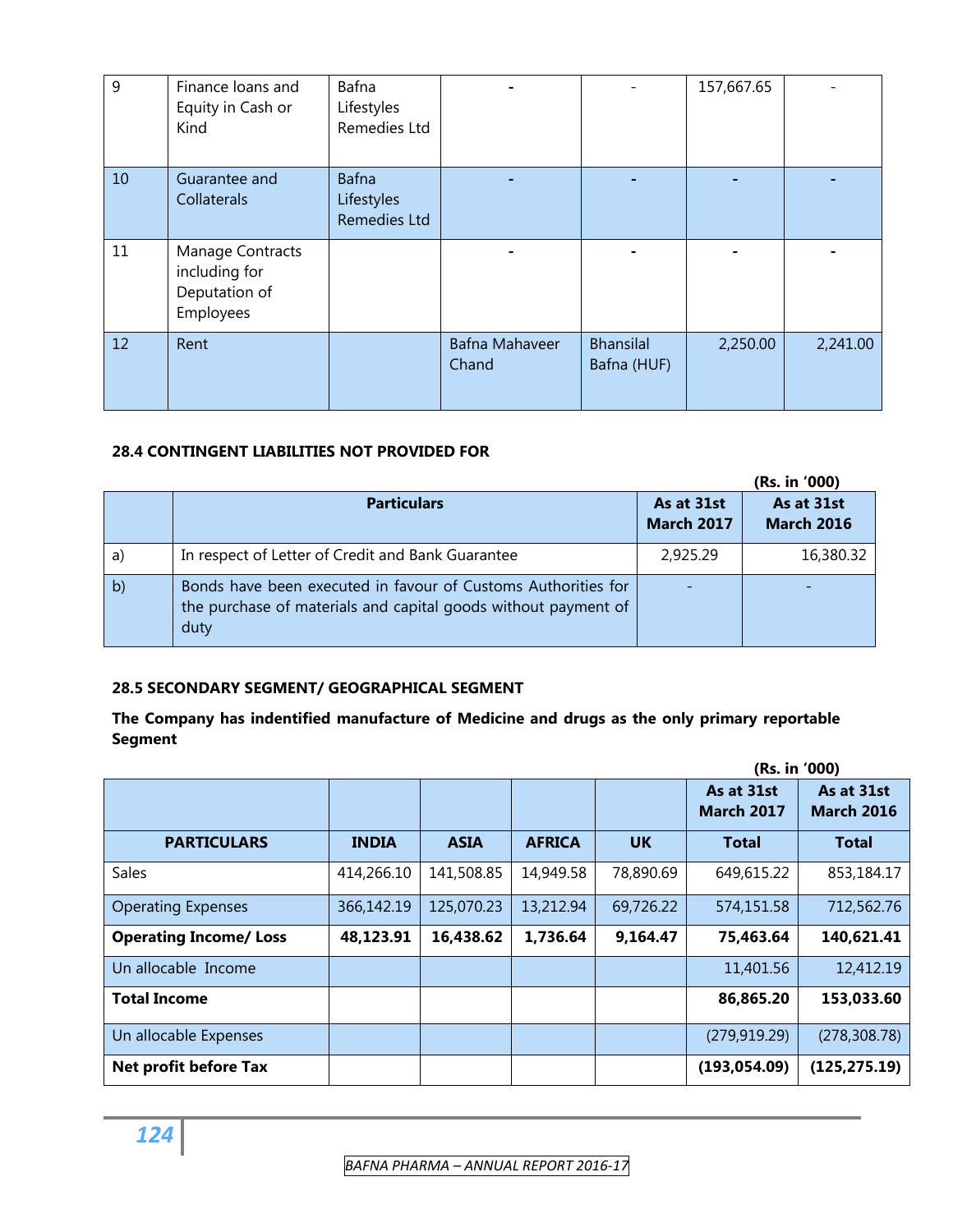| 9 | Finance loans and Equity in Cash or Kind | Bafna Lifestyles Remedies Ltd | - | - | 157,667.65 | - |
|---|---|---|---|---|---|---|
| 10 | Guarantee and Collaterals | Bafna Lifestyles Remedies Ltd | - | - | - | - |
| 11 | Manage Contracts including for Deputation of Employees | | - | - | - | - |
| 12 | Rent | | Bafna Mahaveer Chand | Bhansilal Bafna (HUF) | 2,250.00 | 2,241.00 |

**28.4 CONTINGENT LIABILITIES NOT PROVIDED FOR**

**(Rs. in '000)**

| | Particulars | As at 31st March 2017 | As at 31st March 2016 |
|---|---|---|---|
| a) | In respect of Letter of Credit and Bank Guarantee | 2,925.29 | 16,380.32 |
| b) | Bonds have been executed in favour of Customs Authorities for the purchase of materials and capital goods without payment of duty | - | - |

**28.5 SECONDARY SEGMENT/ GEOGRAPHICAL SEGMENT**

**The Company has indentified manufacture of Medicine and drugs as the only primary reportable Segment**

**(Rs. in '000)**

| | | | | | As at 31st March 2017 | As at 31st March 2016 |
|---|---|---|---|---|---|---|
| **PARTICULARS** | **INDIA** | **ASIA** | **AFRICA** | **UK** | **Total** | **Total** |
| Sales | 414,266.10 | 141,508.85 | 14,949.58 | 78,890.69 | 649,615.22 | 853,184.17 |
| Operating Expenses | 366,142.19 | 125,070.23 | 13,212.94 | 69,726.22 | 574,151.58 | 712,562.76 |
| **Operating Income/ Loss** | **48,123.91** | **16,438.62** | **1,736.64** | **9,164.47** | **75,463.64** | **140,621.41** |
| Un allocable Income | | | | | 11,401.56 | 12,412.19 |
| **Total Income** | | | | | **86,865.20** | **153,033.60** |
| Un allocable Expenses | | | | | (279,919.29) | (278,308.78) |
| **Net profit before Tax** | | | | | **(193,054.09)** | **(125,275.19)** |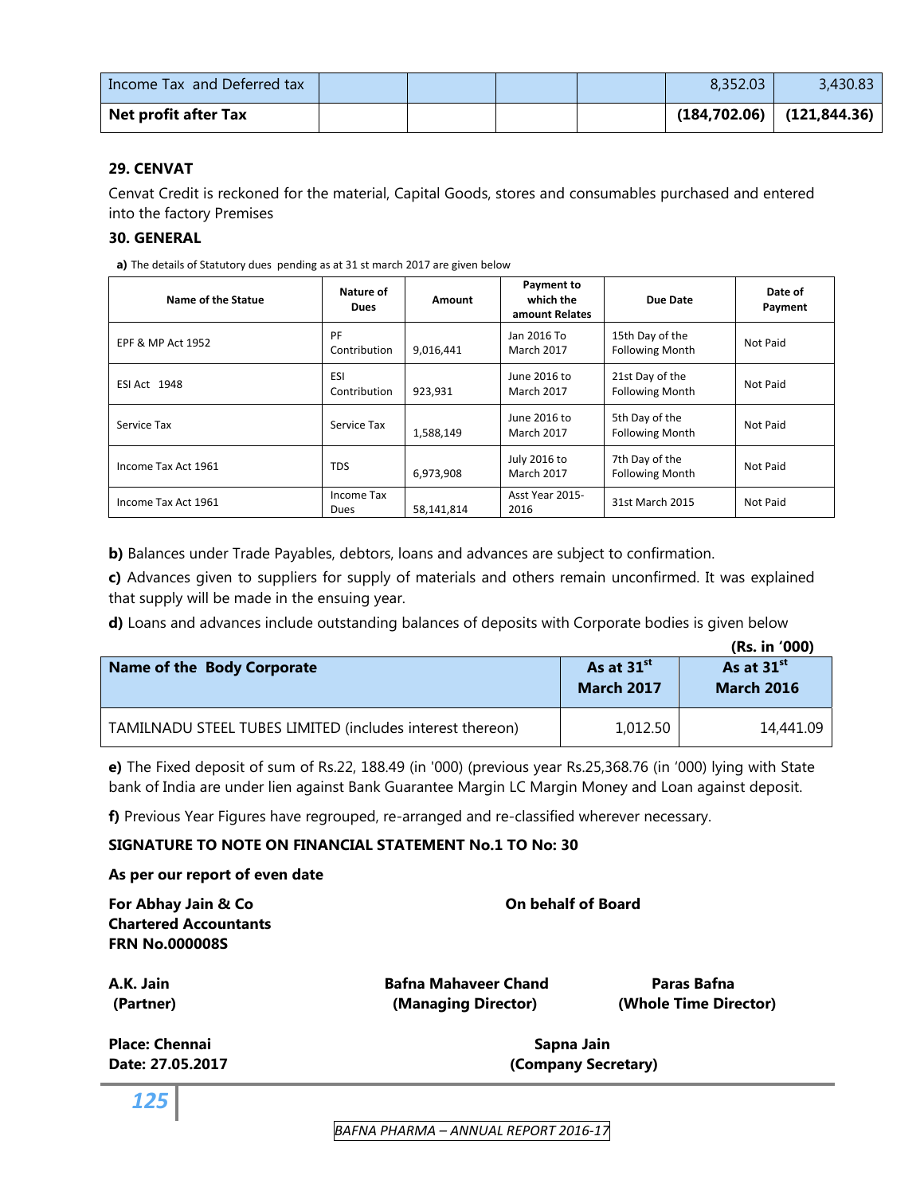| Income Tax and Deferred tax | | | | | 8,352.03 | 3,430.83 |
|---|---|---|---|---|---|---|
| **Net profit after Tax** | | | | | **(184,702.06)** | **(121,844.36)** |

**29. CENVAT**

Cenvat Credit is reckoned for the material, Capital Goods, stores and consumables purchased and entered into the factory Premises

**30. GENERAL**

**a)** The details of Statutory dues pending as at 31 st march 2017 are given below

| Name of the Statue | Nature of Dues | Amount | Payment to which the amount Relates | Due Date | Date of Payment |
|---|---|---|---|---|---|
| EPF & MP Act 1952 | PF Contribution | 9,016,441 | Jan 2016 To March 2017 | 15th Day of the Following Month | Not Paid |
| ESI Act 1948 | ESI Contribution | 923,931 | June 2016 to March 2017 | 21st Day of the Following Month | Not Paid |
| Service Tax | Service Tax | 1,588,149 | June 2016 to March 2017 | 5th Day of the Following Month | Not Paid |
| Income Tax Act 1961 | TDS | 6,973,908 | July 2016 to March 2017 | 7th Day of the Following Month | Not Paid |
| Income Tax Act 1961 | Income Tax Dues | 58,141,814 | Asst Year 2015-2016 | 31st March 2015 | Not Paid |

**b)** Balances under Trade Payables, debtors, loans and advances are subject to confirmation.

**c)** Advances given to suppliers for supply of materials and others remain unconfirmed. It was explained that supply will be made in the ensuing year.

**d)** Loans and advances include outstanding balances of deposits with Corporate bodies is given below

**(Rs. in '000)**

| Name of the Body Corporate | As at 31st March 2017 | As at 31st March 2016 |
|---|---|---|
| TAMILNADU STEEL TUBES LIMITED (includes interest thereon) | 1,012.50 | 14,441.09 |

**e)** The Fixed deposit of sum of Rs.22, 188.49 (in '000) (previous year Rs.25,368.76 (in '000) lying with State bank of India are under lien against Bank Guarantee Margin LC Margin Money and Loan against deposit.

**f)** Previous Year Figures have regrouped, re-arranged and re-classified wherever necessary.

**SIGNATURE TO NOTE ON FINANCIAL STATEMENT No.1 TO No: 30**

**As per our report of even date**

**For Abhay Jain & Co**
**Chartered Accountants**
**FRN No.000008S**

**On behalf of Board**

**A.K. Jain**
**(Partner)**

**Bafna Mahaveer Chand**
**(Managing Director)**

**Paras Bafna**
**(Whole Time Director)**

**Place: Chennai**
**Date: 27.05.2017**

**Sapna Jain**
**(Company Secretary)**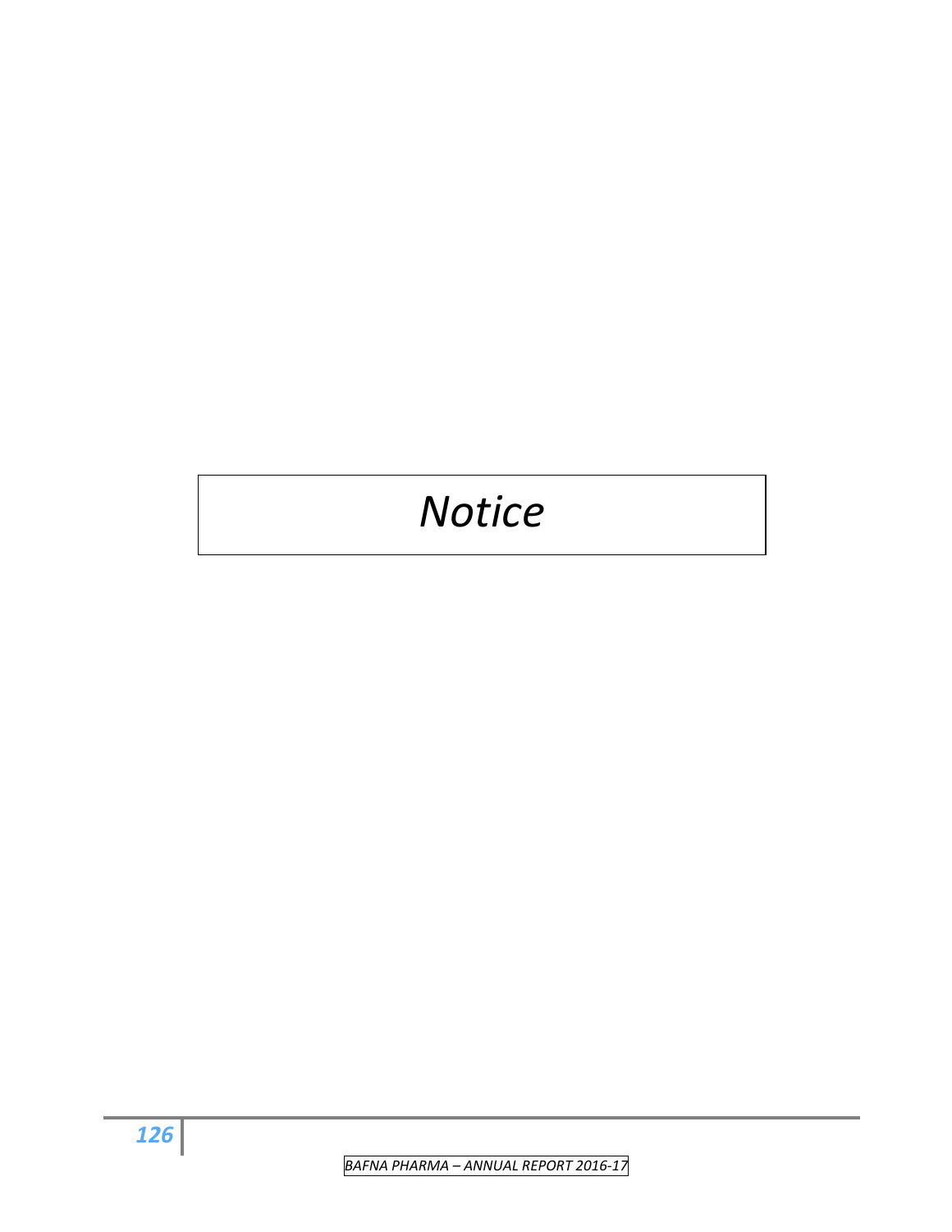# *Notice*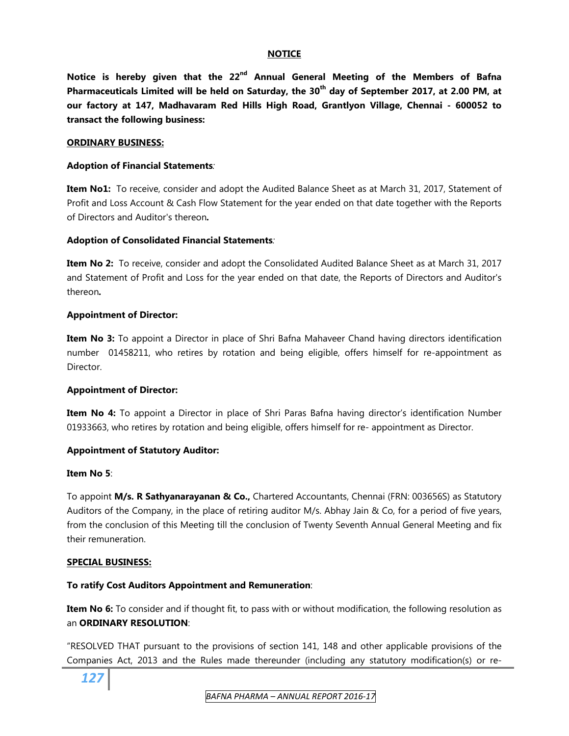## NOTICE

**Notice is hereby given that the 22nd Annual General Meeting of the Members of Bafna Pharmaceuticals Limited will be held on Saturday, the 30th day of September 2017, at 2.00 PM, at our factory at 147, Madhavaram Red Hills High Road, Grantlyon Village, Chennai - 600052 to transact the following business:**

**ORDINARY BUSINESS:**

**Adoption of Financial Statements***:*

**Item No1:** To receive, consider and adopt the Audited Balance Sheet as at March 31, 2017, Statement of Profit and Loss Account & Cash Flow Statement for the year ended on that date together with the Reports of Directors and Auditor's thereon**.**

**Adoption of Consolidated Financial Statements***:*

**Item No 2:** To receive, consider and adopt the Consolidated Audited Balance Sheet as at March 31, 2017 and Statement of Profit and Loss for the year ended on that date, the Reports of Directors and Auditor's thereon***.***

**Appointment of Director:**

**Item No 3:** To appoint a Director in place of Shri Bafna Mahaveer Chand having directors identification number 01458211, who retires by rotation and being eligible, offers himself for re-appointment as Director.

**Appointment of Director:**

**Item No 4:** To appoint a Director in place of Shri Paras Bafna having director's identification Number 01933663, who retires by rotation and being eligible, offers himself for re- appointment as Director.

**Appointment of Statutory Auditor:**

**Item No 5**:

To appoint **M/s. R Sathyanarayanan & Co.,** Chartered Accountants, Chennai (FRN: 003656S) as Statutory Auditors of the Company, in the place of retiring auditor M/s. Abhay Jain & Co, for a period of five years, from the conclusion of this Meeting till the conclusion of Twenty Seventh Annual General Meeting and fix their remuneration.

**SPECIAL BUSINESS:**

**To ratify Cost Auditors Appointment and Remuneration**:

**Item No 6:** To consider and if thought fit, to pass with or without modification, the following resolution as an **ORDINARY RESOLUTION**:

"RESOLVED THAT pursuant to the provisions of section 141, 148 and other applicable provisions of the Companies Act, 2013 and the Rules made thereunder (including any statutory modification(s) or re-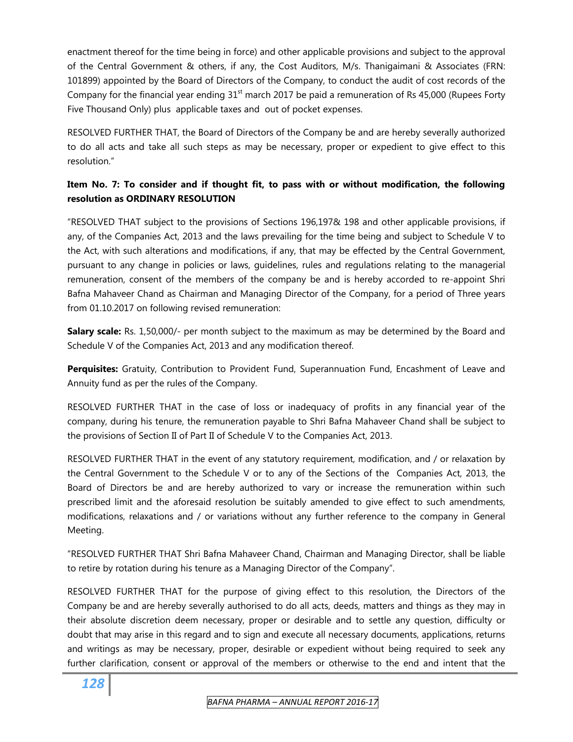enactment thereof for the time being in force) and other applicable provisions and subject to the approval of the Central Government & others, if any, the Cost Auditors, M/s. Thanigaimani & Associates (FRN: 101899) appointed by the Board of Directors of the Company, to conduct the audit of cost records of the Company for the financial year ending 31st march 2017 be paid a remuneration of Rs 45,000 (Rupees Forty Five Thousand Only) plus applicable taxes and out of pocket expenses.

RESOLVED FURTHER THAT, the Board of Directors of the Company be and are hereby severally authorized to do all acts and take all such steps as may be necessary, proper or expedient to give effect to this resolution."

**Item No. 7: To consider and if thought fit, to pass with or without modification, the following resolution as ORDINARY RESOLUTION**

"RESOLVED THAT subject to the provisions of Sections 196,197& 198 and other applicable provisions, if any, of the Companies Act, 2013 and the laws prevailing for the time being and subject to Schedule V to the Act, with such alterations and modifications, if any, that may be effected by the Central Government, pursuant to any change in policies or laws, guidelines, rules and regulations relating to the managerial remuneration, consent of the members of the company be and is hereby accorded to re-appoint Shri Bafna Mahaveer Chand as Chairman and Managing Director of the Company, for a period of Three years from 01.10.2017 on following revised remuneration:

**Salary scale:** Rs. 1,50,000/- per month subject to the maximum as may be determined by the Board and Schedule V of the Companies Act, 2013 and any modification thereof.

**Perquisites:** Gratuity, Contribution to Provident Fund, Superannuation Fund, Encashment of Leave and Annuity fund as per the rules of the Company.

RESOLVED FURTHER THAT in the case of loss or inadequacy of profits in any financial year of the company, during his tenure, the remuneration payable to Shri Bafna Mahaveer Chand shall be subject to the provisions of Section II of Part II of Schedule V to the Companies Act, 2013.

RESOLVED FURTHER THAT in the event of any statutory requirement, modification, and / or relaxation by the Central Government to the Schedule V or to any of the Sections of the Companies Act, 2013, the Board of Directors be and are hereby authorized to vary or increase the remuneration within such prescribed limit and the aforesaid resolution be suitably amended to give effect to such amendments, modifications, relaxations and / or variations without any further reference to the company in General Meeting.

"RESOLVED FURTHER THAT Shri Bafna Mahaveer Chand, Chairman and Managing Director, shall be liable to retire by rotation during his tenure as a Managing Director of the Company".

RESOLVED FURTHER THAT for the purpose of giving effect to this resolution, the Directors of the Company be and are hereby severally authorised to do all acts, deeds, matters and things as they may in their absolute discretion deem necessary, proper or desirable and to settle any question, difficulty or doubt that may arise in this regard and to sign and execute all necessary documents, applications, returns and writings as may be necessary, proper, desirable or expedient without being required to seek any further clarification, consent or approval of the members or otherwise to the end and intent that the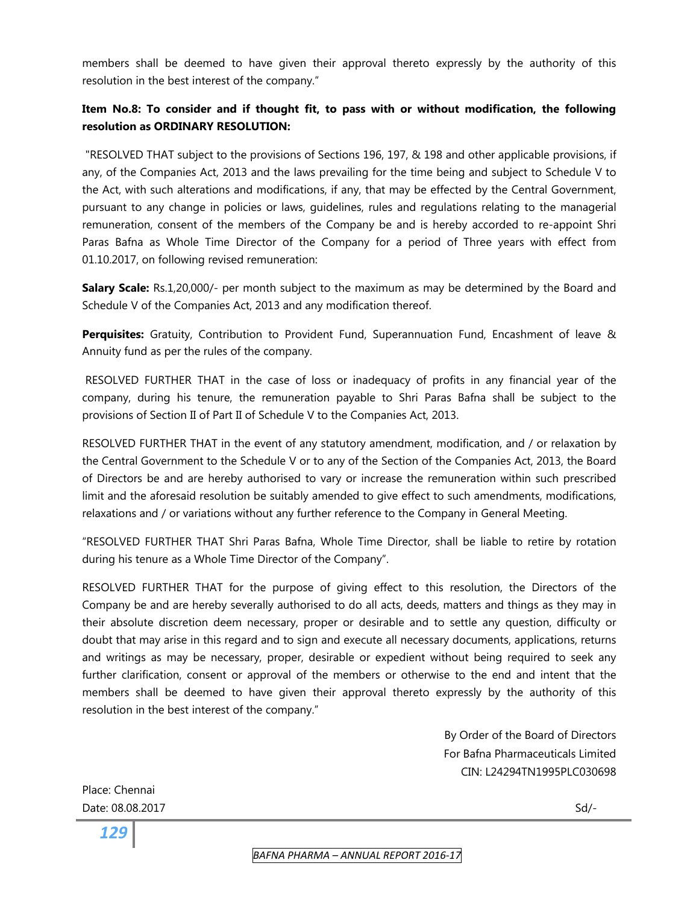members shall be deemed to have given their approval thereto expressly by the authority of this resolution in the best interest of the company."

**Item No.8: To consider and if thought fit, to pass with or without modification, the following resolution as ORDINARY RESOLUTION:**

"RESOLVED THAT subject to the provisions of Sections 196, 197, & 198 and other applicable provisions, if any, of the Companies Act, 2013 and the laws prevailing for the time being and subject to Schedule V to the Act, with such alterations and modifications, if any, that may be effected by the Central Government, pursuant to any change in policies or laws, guidelines, rules and regulations relating to the managerial remuneration, consent of the members of the Company be and is hereby accorded to re-appoint Shri Paras Bafna as Whole Time Director of the Company for a period of Three years with effect from 01.10.2017, on following revised remuneration:

**Salary Scale:** Rs.1,20,000/- per month subject to the maximum as may be determined by the Board and Schedule V of the Companies Act, 2013 and any modification thereof.

**Perquisites:** Gratuity, Contribution to Provident Fund, Superannuation Fund, Encashment of leave & Annuity fund as per the rules of the company.

RESOLVED FURTHER THAT in the case of loss or inadequacy of profits in any financial year of the company, during his tenure, the remuneration payable to Shri Paras Bafna shall be subject to the provisions of Section II of Part II of Schedule V to the Companies Act, 2013.

RESOLVED FURTHER THAT in the event of any statutory amendment, modification, and / or relaxation by the Central Government to the Schedule V or to any of the Section of the Companies Act, 2013, the Board of Directors be and are hereby authorised to vary or increase the remuneration within such prescribed limit and the aforesaid resolution be suitably amended to give effect to such amendments, modifications, relaxations and / or variations without any further reference to the Company in General Meeting.

"RESOLVED FURTHER THAT Shri Paras Bafna, Whole Time Director, shall be liable to retire by rotation during his tenure as a Whole Time Director of the Company".

RESOLVED FURTHER THAT for the purpose of giving effect to this resolution, the Directors of the Company be and are hereby severally authorised to do all acts, deeds, matters and things as they may in their absolute discretion deem necessary, proper or desirable and to settle any question, difficulty or doubt that may arise in this regard and to sign and execute all necessary documents, applications, returns and writings as may be necessary, proper, desirable or expedient without being required to seek any further clarification, consent or approval of the members or otherwise to the end and intent that the members shall be deemed to have given their approval thereto expressly by the authority of this resolution in the best interest of the company."

By Order of the Board of Directors
For Bafna Pharmaceuticals Limited
CIN: L24294TN1995PLC030698

Place: Chennai
Date: 08.08.2017

Sd/-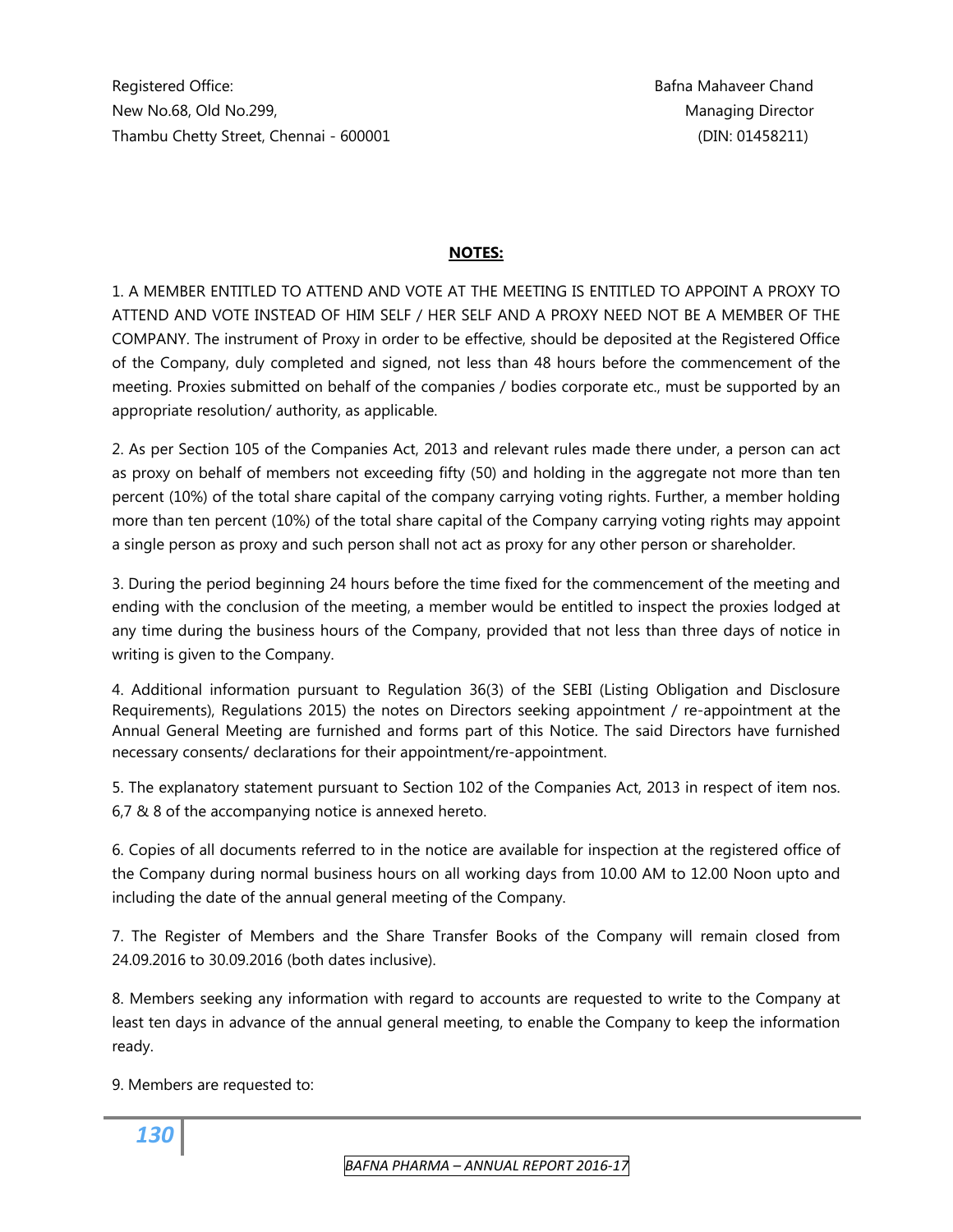Registered Office:
New No.68, Old No.299,
Thambu Chetty Street, Chennai - 600001

Bafna Mahaveer Chand
Managing Director
(DIN: 01458211)

**NOTES:**

1. A MEMBER ENTITLED TO ATTEND AND VOTE AT THE MEETING IS ENTITLED TO APPOINT A PROXY TO ATTEND AND VOTE INSTEAD OF HIM SELF / HER SELF AND A PROXY NEED NOT BE A MEMBER OF THE COMPANY. The instrument of Proxy in order to be effective, should be deposited at the Registered Office of the Company, duly completed and signed, not less than 48 hours before the commencement of the meeting. Proxies submitted on behalf of the companies / bodies corporate etc., must be supported by an appropriate resolution/ authority, as applicable.

2. As per Section 105 of the Companies Act, 2013 and relevant rules made there under, a person can act as proxy on behalf of members not exceeding fifty (50) and holding in the aggregate not more than ten percent (10%) of the total share capital of the company carrying voting rights. Further, a member holding more than ten percent (10%) of the total share capital of the Company carrying voting rights may appoint a single person as proxy and such person shall not act as proxy for any other person or shareholder.

3. During the period beginning 24 hours before the time fixed for the commencement of the meeting and ending with the conclusion of the meeting, a member would be entitled to inspect the proxies lodged at any time during the business hours of the Company, provided that not less than three days of notice in writing is given to the Company.

4. Additional information pursuant to Regulation 36(3) of the SEBI (Listing Obligation and Disclosure Requirements), Regulations 2015) the notes on Directors seeking appointment / re-appointment at the Annual General Meeting are furnished and forms part of this Notice. The said Directors have furnished necessary consents/ declarations for their appointment/re-appointment.

5. The explanatory statement pursuant to Section 102 of the Companies Act, 2013 in respect of item nos. 6,7 & 8 of the accompanying notice is annexed hereto.

6. Copies of all documents referred to in the notice are available for inspection at the registered office of the Company during normal business hours on all working days from 10.00 AM to 12.00 Noon upto and including the date of the annual general meeting of the Company.

7. The Register of Members and the Share Transfer Books of the Company will remain closed from 24.09.2016 to 30.09.2016 (both dates inclusive).

8. Members seeking any information with regard to accounts are requested to write to the Company at least ten days in advance of the annual general meeting, to enable the Company to keep the information ready.

9. Members are requested to: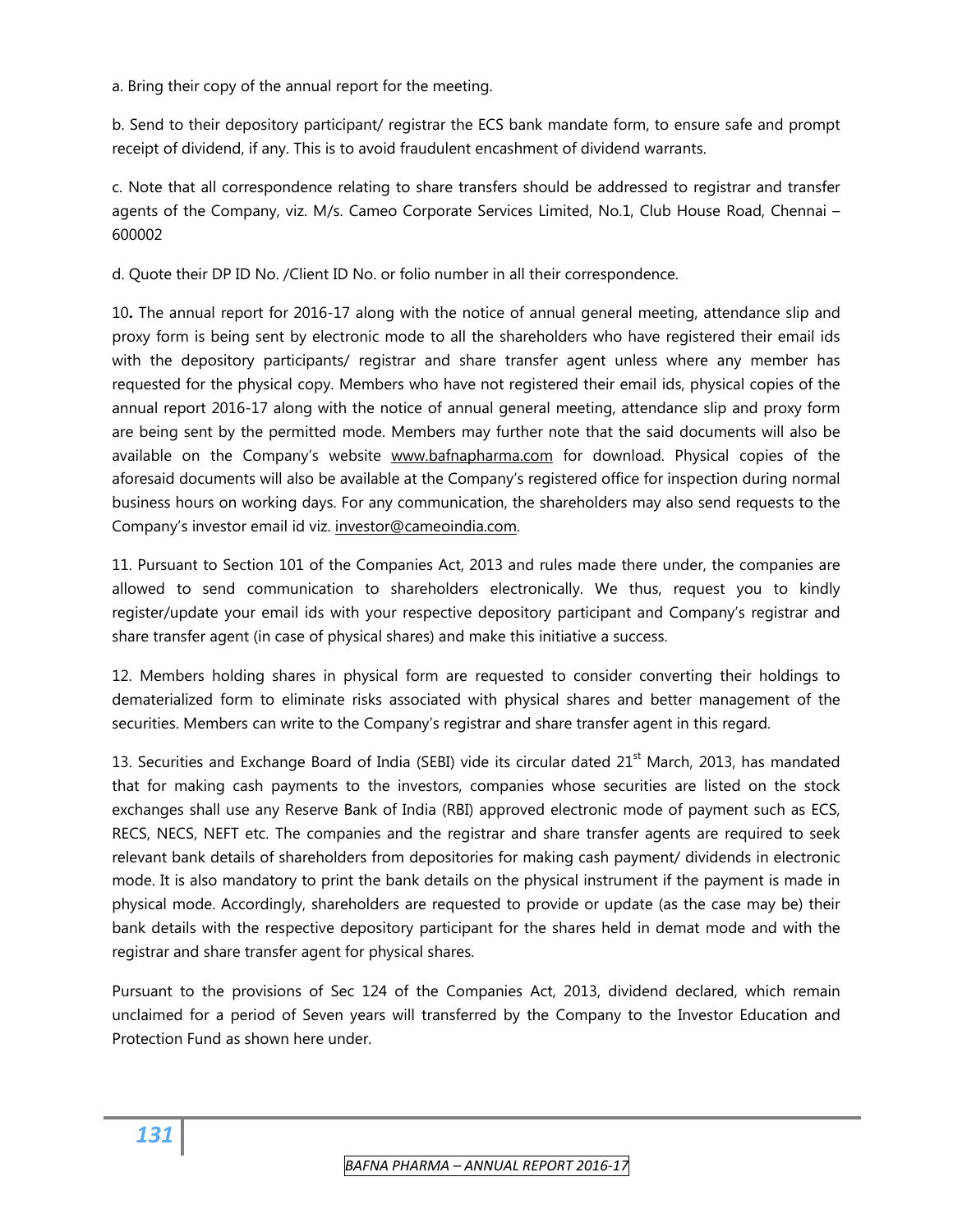a. Bring their copy of the annual report for the meeting.

b. Send to their depository participant/ registrar the ECS bank mandate form, to ensure safe and prompt receipt of dividend, if any. This is to avoid fraudulent encashment of dividend warrants.

c. Note that all correspondence relating to share transfers should be addressed to registrar and transfer agents of the Company, viz. M/s. Cameo Corporate Services Limited, No.1, Club House Road, Chennai – 600002

d. Quote their DP ID No. /Client ID No. or folio number in all their correspondence.

10**.** The annual report for 2016-17 along with the notice of annual general meeting, attendance slip and proxy form is being sent by electronic mode to all the shareholders who have registered their email ids with the depository participants/ registrar and share transfer agent unless where any member has requested for the physical copy. Members who have not registered their email ids, physical copies of the annual report 2016-17 along with the notice of annual general meeting, attendance slip and proxy form are being sent by the permitted mode. Members may further note that the said documents will also be available on the Company's website www.bafnapharma.com for download. Physical copies of the aforesaid documents will also be available at the Company's registered office for inspection during normal business hours on working days. For any communication, the shareholders may also send requests to the Company's investor email id viz. investor@cameoindia.com.

11. Pursuant to Section 101 of the Companies Act, 2013 and rules made there under, the companies are allowed to send communication to shareholders electronically. We thus, request you to kindly register/update your email ids with your respective depository participant and Company's registrar and share transfer agent (in case of physical shares) and make this initiative a success.

12. Members holding shares in physical form are requested to consider converting their holdings to dematerialized form to eliminate risks associated with physical shares and better management of the securities. Members can write to the Company's registrar and share transfer agent in this regard.

13. Securities and Exchange Board of India (SEBI) vide its circular dated 21st March, 2013, has mandated that for making cash payments to the investors, companies whose securities are listed on the stock exchanges shall use any Reserve Bank of India (RBI) approved electronic mode of payment such as ECS, RECS, NECS, NEFT etc. The companies and the registrar and share transfer agents are required to seek relevant bank details of shareholders from depositories for making cash payment/ dividends in electronic mode. It is also mandatory to print the bank details on the physical instrument if the payment is made in physical mode. Accordingly, shareholders are requested to provide or update (as the case may be) their bank details with the respective depository participant for the shares held in demat mode and with the registrar and share transfer agent for physical shares.

Pursuant to the provisions of Sec 124 of the Companies Act, 2013, dividend declared, which remain unclaimed for a period of Seven years will transferred by the Company to the Investor Education and Protection Fund as shown here under.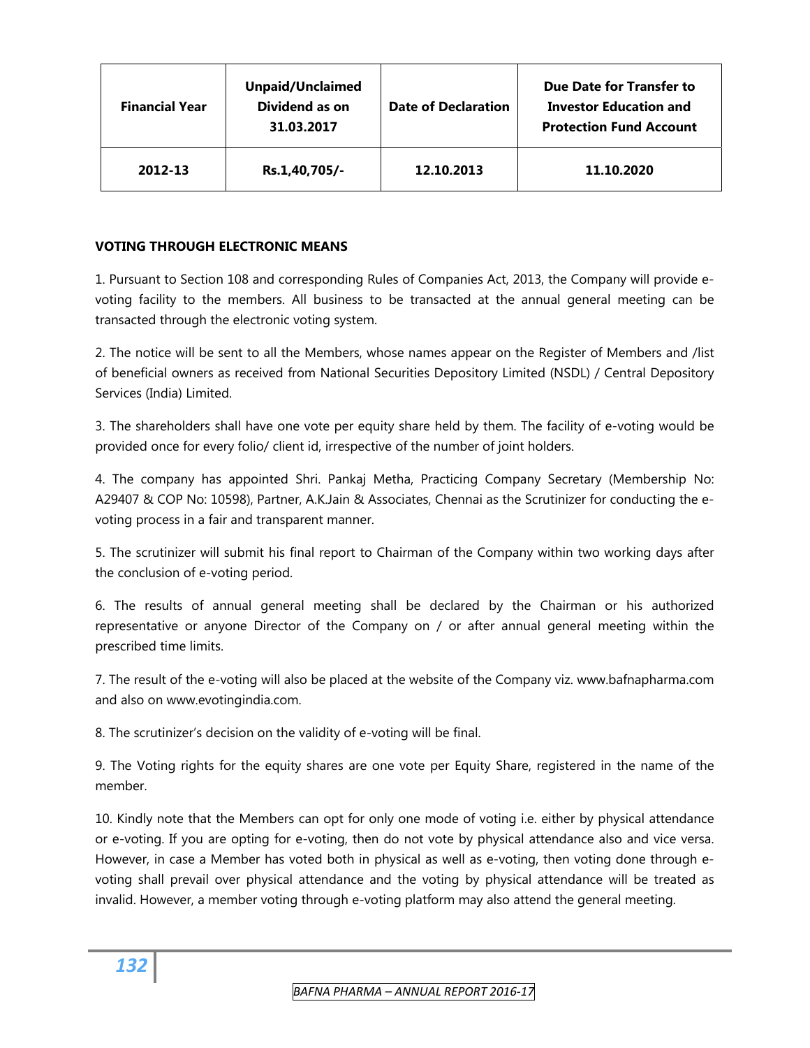| Financial Year | Unpaid/Unclaimed Dividend as on 31.03.2017 | Date of Declaration | Due Date for Transfer to Investor Education and Protection Fund Account |
|---|---|---|---|
| 2012-13 | Rs.1,40,705/- | 12.10.2013 | 11.10.2020 |

**VOTING THROUGH ELECTRONIC MEANS**

1. Pursuant to Section 108 and corresponding Rules of Companies Act, 2013, the Company will provide e-voting facility to the members. All business to be transacted at the annual general meeting can be transacted through the electronic voting system.

2. The notice will be sent to all the Members, whose names appear on the Register of Members and /list of beneficial owners as received from National Securities Depository Limited (NSDL) / Central Depository Services (India) Limited.

3. The shareholders shall have one vote per equity share held by them. The facility of e-voting would be provided once for every folio/ client id, irrespective of the number of joint holders.

4. The company has appointed Shri. Pankaj Metha, Practicing Company Secretary (Membership No: A29407 & COP No: 10598), Partner, A.K.Jain & Associates, Chennai as the Scrutinizer for conducting the e-voting process in a fair and transparent manner.

5. The scrutinizer will submit his final report to Chairman of the Company within two working days after the conclusion of e-voting period.

6. The results of annual general meeting shall be declared by the Chairman or his authorized representative or anyone Director of the Company on / or after annual general meeting within the prescribed time limits.

7. The result of the e-voting will also be placed at the website of the Company viz. www.bafnapharma.com and also on www.evotingindia.com.

8. The scrutinizer's decision on the validity of e-voting will be final.

9. The Voting rights for the equity shares are one vote per Equity Share, registered in the name of the member.

10. Kindly note that the Members can opt for only one mode of voting i.e. either by physical attendance or e-voting. If you are opting for e-voting, then do not vote by physical attendance also and vice versa. However, in case a Member has voted both in physical as well as e-voting, then voting done through e-voting shall prevail over physical attendance and the voting by physical attendance will be treated as invalid. However, a member voting through e-voting platform may also attend the general meeting.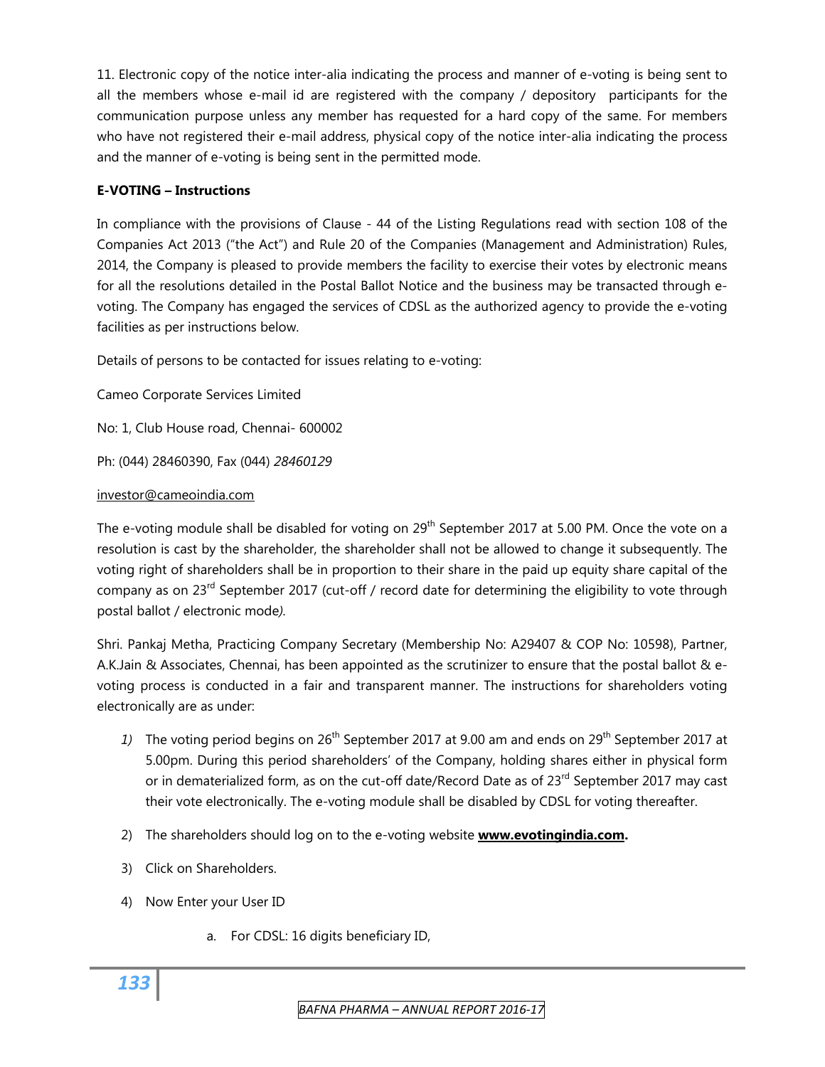11. Electronic copy of the notice inter-alia indicating the process and manner of e-voting is being sent to all the members whose e-mail id are registered with the company / depository participants for the communication purpose unless any member has requested for a hard copy of the same. For members who have not registered their e-mail address, physical copy of the notice inter-alia indicating the process and the manner of e-voting is being sent in the permitted mode.

**E-VOTING – Instructions**

In compliance with the provisions of Clause - 44 of the Listing Regulations read with section 108 of the Companies Act 2013 ("the Act") and Rule 20 of the Companies (Management and Administration) Rules, 2014, the Company is pleased to provide members the facility to exercise their votes by electronic means for all the resolutions detailed in the Postal Ballot Notice and the business may be transacted through e-voting. The Company has engaged the services of CDSL as the authorized agency to provide the e-voting facilities as per instructions below.

Details of persons to be contacted for issues relating to e-voting:

Cameo Corporate Services Limited

No: 1, Club House road, Chennai- 600002

Ph: (044) 28460390, Fax (044) *28460129*

investor@cameoindia.com

The e-voting module shall be disabled for voting on 29th September 2017 at 5.00 PM. Once the vote on a resolution is cast by the shareholder, the shareholder shall not be allowed to change it subsequently. The voting right of shareholders shall be in proportion to their share in the paid up equity share capital of the company as on 23rd September 2017 (cut-off / record date for determining the eligibility to vote through postal ballot / electronic mode*)*.

Shri. Pankaj Metha, Practicing Company Secretary (Membership No: A29407 & COP No: 10598), Partner, A.K.Jain & Associates, Chennai, has been appointed as the scrutinizer to ensure that the postal ballot & e-voting process is conducted in a fair and transparent manner. The instructions for shareholders voting electronically are as under:

1) The voting period begins on 26th September 2017 at 9.00 am and ends on 29th September 2017 at 5.00pm. During this period shareholders' of the Company, holding shares either in physical form or in dematerialized form, as on the cut-off date/Record Date as of 23rd September 2017 may cast their vote electronically. The e-voting module shall be disabled by CDSL for voting thereafter.
2) The shareholders should log on to the e-voting website **www.evotingindia.com.**
3) Click on Shareholders.
4) Now Enter your User ID
    a. For CDSL: 16 digits beneficiary ID,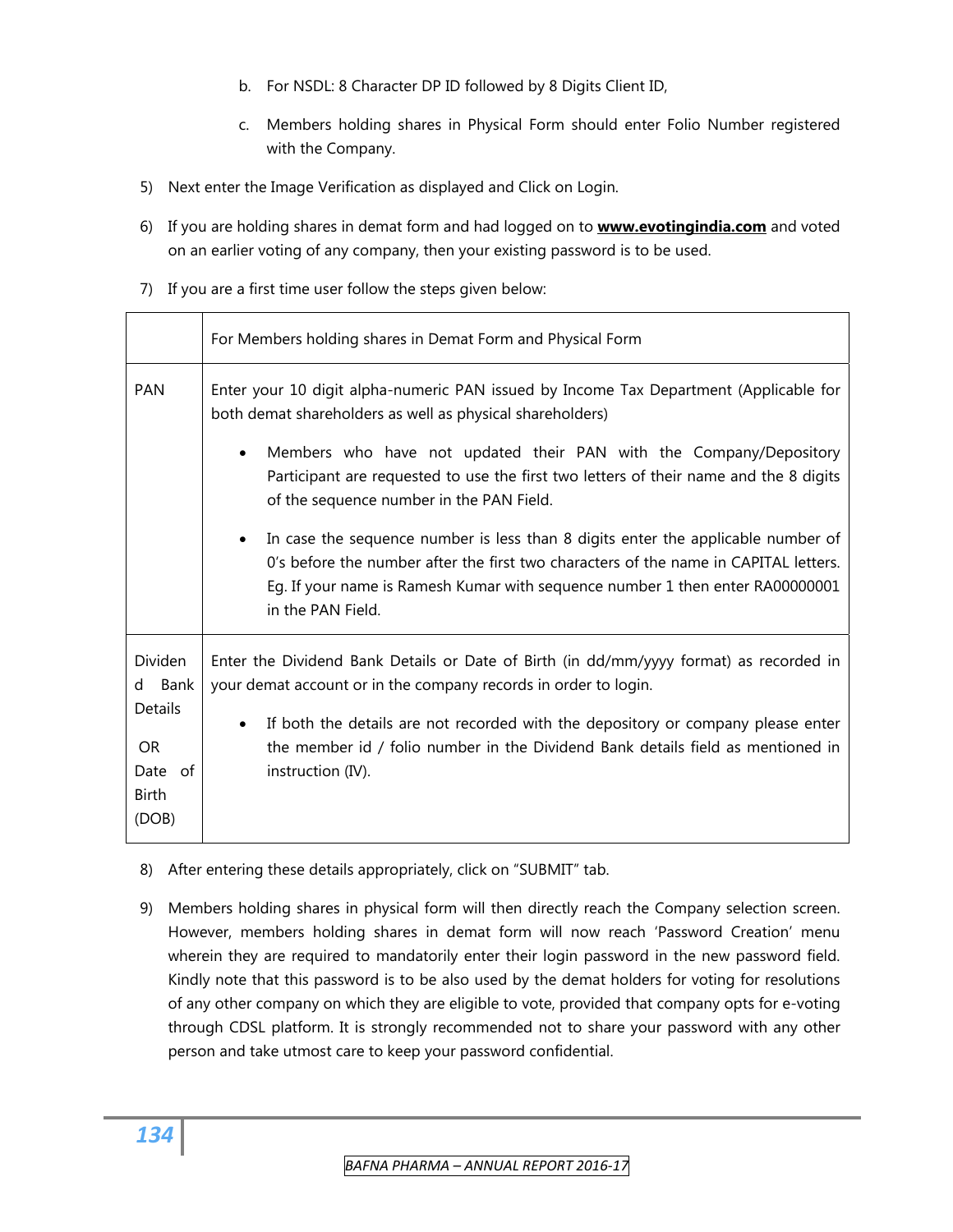b. For NSDL: 8 Character DP ID followed by 8 Digits Client ID,

   c. Members holding shares in Physical Form should enter Folio Number registered with the Company.

5) Next enter the Image Verification as displayed and Click on Login.

6) If you are holding shares in demat form and had logged on to **www.evotingindia.com** and voted on an earlier voting of any company, then your existing password is to be used.

7) If you are a first time user follow the steps given below:

| | For Members holding shares in Demat Form and Physical Form |
|---|---|
| PAN | Enter your 10 digit alpha-numeric PAN issued by Income Tax Department (Applicable for both demat shareholders as well as physical shareholders)<br>• Members who have not updated their PAN with the Company/Depository Participant are requested to use the first two letters of their name and the 8 digits of the sequence number in the PAN Field.<br>• In case the sequence number is less than 8 digits enter the applicable number of 0's before the number after the first two characters of the name in CAPITAL letters. Eg. If your name is Ramesh Kumar with sequence number 1 then enter RA00000001 in the PAN Field. |
| Dividend Bank Details OR Date of Birth (DOB) | Enter the Dividend Bank Details or Date of Birth (in dd/mm/yyyy format) as recorded in your demat account or in the company records in order to login.<br>• If both the details are not recorded with the depository or company please enter the member id / folio number in the Dividend Bank details field as mentioned in instruction (IV). |

8) After entering these details appropriately, click on "SUBMIT" tab.

9) Members holding shares in physical form will then directly reach the Company selection screen. However, members holding shares in demat form will now reach 'Password Creation' menu wherein they are required to mandatorily enter their login password in the new password field. Kindly note that this password is to be also used by the demat holders for voting for resolutions of any other company on which they are eligible to vote, provided that company opts for e-voting through CDSL platform. It is strongly recommended not to share your password with any other person and take utmost care to keep your password confidential.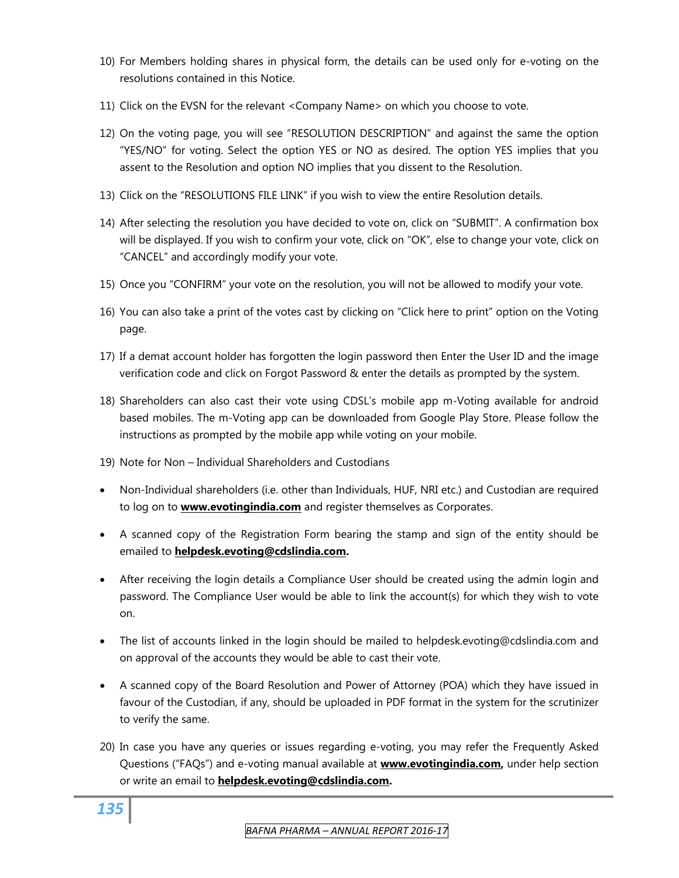10) For Members holding shares in physical form, the details can be used only for e-voting on the resolutions contained in this Notice.

11) Click on the EVSN for the relevant <Company Name> on which you choose to vote.

12) On the voting page, you will see "RESOLUTION DESCRIPTION" and against the same the option "YES/NO" for voting. Select the option YES or NO as desired. The option YES implies that you assent to the Resolution and option NO implies that you dissent to the Resolution.

13) Click on the "RESOLUTIONS FILE LINK" if you wish to view the entire Resolution details.

14) After selecting the resolution you have decided to vote on, click on "SUBMIT". A confirmation box will be displayed. If you wish to confirm your vote, click on "OK", else to change your vote, click on "CANCEL" and accordingly modify your vote.

15) Once you "CONFIRM" your vote on the resolution, you will not be allowed to modify your vote.

16) You can also take a print of the votes cast by clicking on "Click here to print" option on the Voting page.

17) If a demat account holder has forgotten the login password then Enter the User ID and the image verification code and click on Forgot Password & enter the details as prompted by the system.

18) Shareholders can also cast their vote using CDSL's mobile app m-Voting available for android based mobiles. The m-Voting app can be downloaded from Google Play Store. Please follow the instructions as prompted by the mobile app while voting on your mobile.

19) Note for Non – Individual Shareholders and Custodians

- Non-Individual shareholders (i.e. other than Individuals, HUF, NRI etc.) and Custodian are required to log on to **www.evotingindia.com** and register themselves as Corporates.
- A scanned copy of the Registration Form bearing the stamp and sign of the entity should be emailed to **helpdesk.evoting@cdslindia.com.**
- After receiving the login details a Compliance User should be created using the admin login and password. The Compliance User would be able to link the account(s) for which they wish to vote on.
- The list of accounts linked in the login should be mailed to helpdesk.evoting@cdslindia.com and on approval of the accounts they would be able to cast their vote.
- A scanned copy of the Board Resolution and Power of Attorney (POA) which they have issued in favour of the Custodian, if any, should be uploaded in PDF format in the system for the scrutinizer to verify the same.

20) In case you have any queries or issues regarding e-voting, you may refer the Frequently Asked Questions ("FAQs") and e-voting manual available at **www.evotingindia.com,** under help section or write an email to **helpdesk.evoting@cdslindia.com.**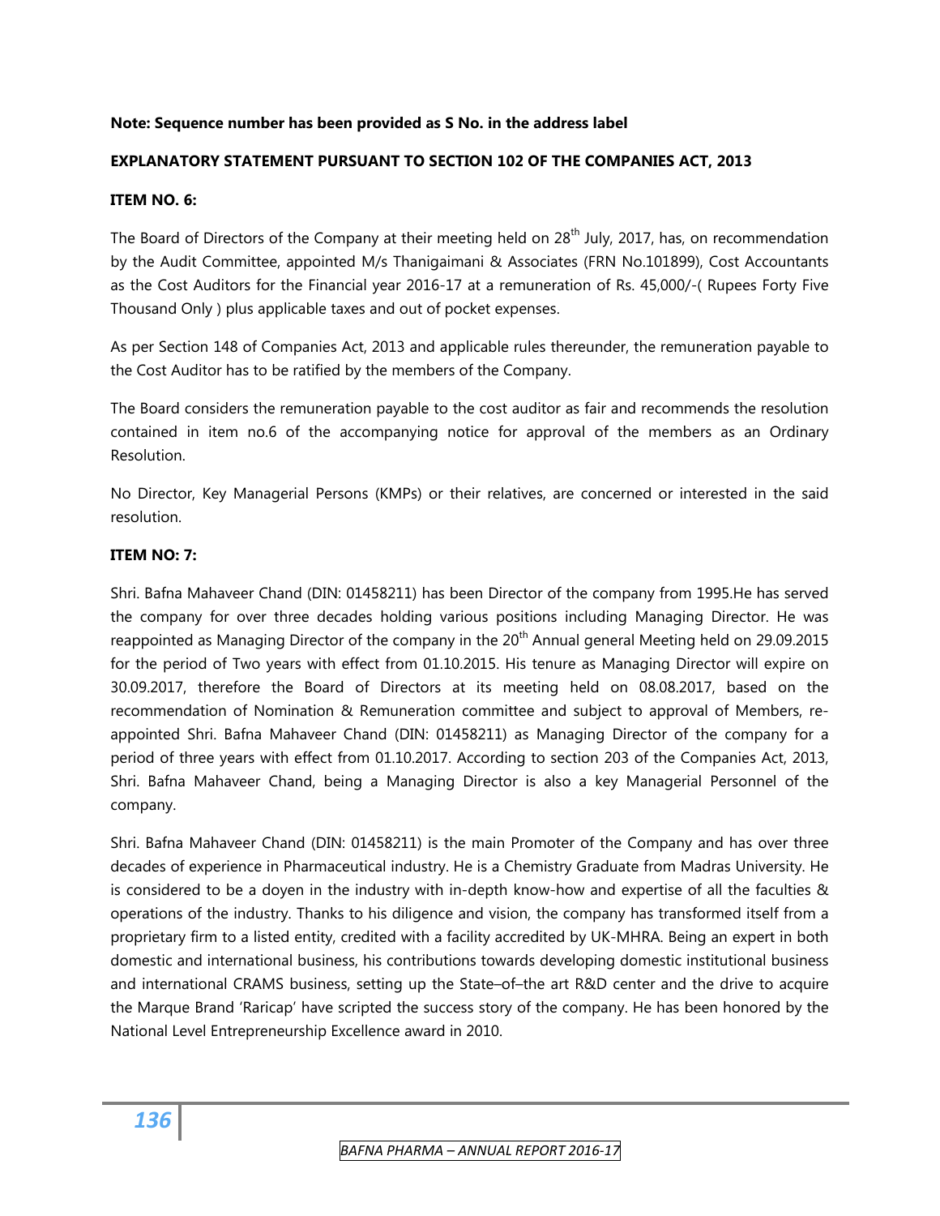**Note: Sequence number has been provided as S No. in the address label**

**EXPLANATORY STATEMENT PURSUANT TO SECTION 102 OF THE COMPANIES ACT, 2013**

**ITEM NO. 6:**

The Board of Directors of the Company at their meeting held on 28th July, 2017, has, on recommendation by the Audit Committee, appointed M/s Thanigaimani & Associates (FRN No.101899), Cost Accountants as the Cost Auditors for the Financial year 2016-17 at a remuneration of Rs. 45,000/-( Rupees Forty Five Thousand Only ) plus applicable taxes and out of pocket expenses.

As per Section 148 of Companies Act, 2013 and applicable rules thereunder, the remuneration payable to the Cost Auditor has to be ratified by the members of the Company.

The Board considers the remuneration payable to the cost auditor as fair and recommends the resolution contained in item no.6 of the accompanying notice for approval of the members as an Ordinary Resolution.

No Director, Key Managerial Persons (KMPs) or their relatives, are concerned or interested in the said resolution.

**ITEM NO: 7:**

Shri. Bafna Mahaveer Chand (DIN: 01458211) has been Director of the company from 1995.He has served the company for over three decades holding various positions including Managing Director. He was reappointed as Managing Director of the company in the 20th Annual general Meeting held on 29.09.2015 for the period of Two years with effect from 01.10.2015. His tenure as Managing Director will expire on 30.09.2017, therefore the Board of Directors at its meeting held on 08.08.2017, based on the recommendation of Nomination & Remuneration committee and subject to approval of Members, re-appointed Shri. Bafna Mahaveer Chand (DIN: 01458211) as Managing Director of the company for a period of three years with effect from 01.10.2017. According to section 203 of the Companies Act, 2013, Shri. Bafna Mahaveer Chand, being a Managing Director is also a key Managerial Personnel of the company.

Shri. Bafna Mahaveer Chand (DIN: 01458211) is the main Promoter of the Company and has over three decades of experience in Pharmaceutical industry. He is a Chemistry Graduate from Madras University. He is considered to be a doyen in the industry with in-depth know-how and expertise of all the faculties & operations of the industry. Thanks to his diligence and vision, the company has transformed itself from a proprietary firm to a listed entity, credited with a facility accredited by UK-MHRA. Being an expert in both domestic and international business, his contributions towards developing domestic institutional business and international CRAMS business, setting up the State–of–the art R&D center and the drive to acquire the Marque Brand 'Raricap' have scripted the success story of the company. He has been honored by the National Level Entrepreneurship Excellence award in 2010.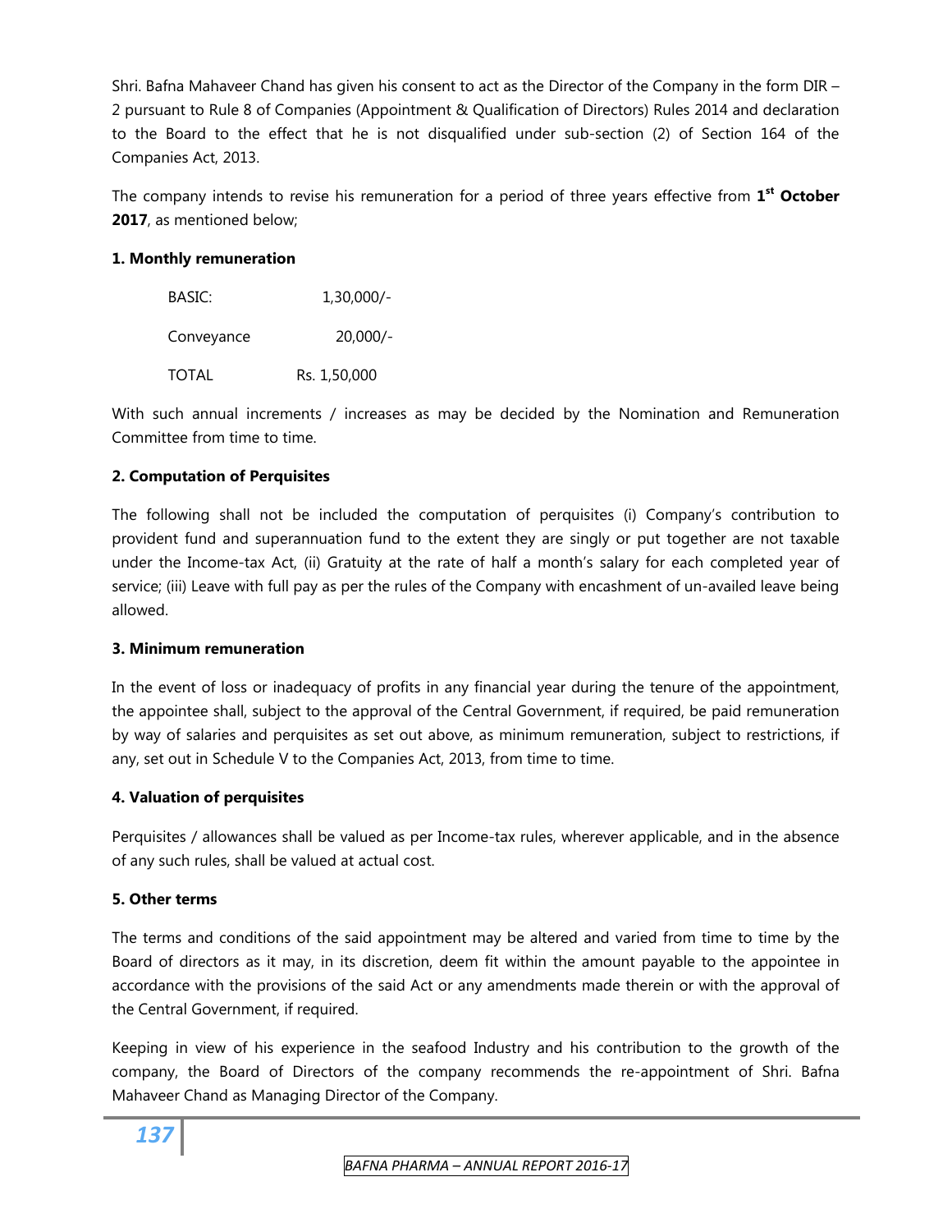Shri. Bafna Mahaveer Chand has given his consent to act as the Director of the Company in the form DIR – 2 pursuant to Rule 8 of Companies (Appointment & Qualification of Directors) Rules 2014 and declaration to the Board to the effect that he is not disqualified under sub-section (2) of Section 164 of the Companies Act, 2013.

The company intends to revise his remuneration for a period of three years effective from **1st October 2017**, as mentioned below;

**1. Monthly remuneration**

| | |
|---|---|
| BASIC: | 1,30,000/- |
| Conveyance | 20,000/- |
| TOTAL | Rs. 1,50,000 |

With such annual increments / increases as may be decided by the Nomination and Remuneration Committee from time to time.

**2. Computation of Perquisites**

The following shall not be included the computation of perquisites (i) Company's contribution to provident fund and superannuation fund to the extent they are singly or put together are not taxable under the Income-tax Act, (ii) Gratuity at the rate of half a month's salary for each completed year of service; (iii) Leave with full pay as per the rules of the Company with encashment of un-availed leave being allowed.

**3. Minimum remuneration**

In the event of loss or inadequacy of profits in any financial year during the tenure of the appointment, the appointee shall, subject to the approval of the Central Government, if required, be paid remuneration by way of salaries and perquisites as set out above, as minimum remuneration, subject to restrictions, if any, set out in Schedule V to the Companies Act, 2013, from time to time.

**4. Valuation of perquisites**

Perquisites / allowances shall be valued as per Income-tax rules, wherever applicable, and in the absence of any such rules, shall be valued at actual cost.

**5. Other terms**

The terms and conditions of the said appointment may be altered and varied from time to time by the Board of directors as it may, in its discretion, deem fit within the amount payable to the appointee in accordance with the provisions of the said Act or any amendments made therein or with the approval of the Central Government, if required.

Keeping in view of his experience in the seafood Industry and his contribution to the growth of the company, the Board of Directors of the company recommends the re-appointment of Shri. Bafna Mahaveer Chand as Managing Director of the Company.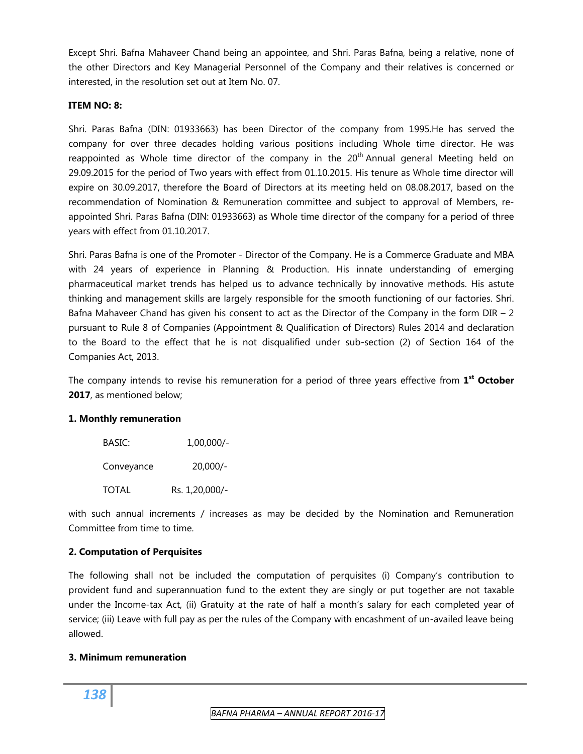Except Shri. Bafna Mahaveer Chand being an appointee, and Shri. Paras Bafna, being a relative, none of the other Directors and Key Managerial Personnel of the Company and their relatives is concerned or interested, in the resolution set out at Item No. 07.

**ITEM NO: 8:**

Shri. Paras Bafna (DIN: 01933663) has been Director of the company from 1995.He has served the company for over three decades holding various positions including Whole time director. He was reappointed as Whole time director of the company in the 20th Annual general Meeting held on 29.09.2015 for the period of Two years with effect from 01.10.2015. His tenure as Whole time director will expire on 30.09.2017, therefore the Board of Directors at its meeting held on 08.08.2017, based on the recommendation of Nomination & Remuneration committee and subject to approval of Members, re-appointed Shri. Paras Bafna (DIN: 01933663) as Whole time director of the company for a period of three years with effect from 01.10.2017.

Shri. Paras Bafna is one of the Promoter - Director of the Company. He is a Commerce Graduate and MBA with 24 years of experience in Planning & Production. His innate understanding of emerging pharmaceutical market trends has helped us to advance technically by innovative methods. His astute thinking and management skills are largely responsible for the smooth functioning of our factories. Shri. Bafna Mahaveer Chand has given his consent to act as the Director of the Company in the form DIR – 2 pursuant to Rule 8 of Companies (Appointment & Qualification of Directors) Rules 2014 and declaration to the Board to the effect that he is not disqualified under sub-section (2) of Section 164 of the Companies Act, 2013.

The company intends to revise his remuneration for a period of three years effective from **1st October 2017**, as mentioned below;

**1. Monthly remuneration**

| | |
|---|---|
| BASIC: | 1,00,000/- |
| Conveyance | 20,000/- |
| TOTAL | Rs. 1,20,000/- |

with such annual increments / increases as may be decided by the Nomination and Remuneration Committee from time to time.

**2. Computation of Perquisites**

The following shall not be included the computation of perquisites (i) Company's contribution to provident fund and superannuation fund to the extent they are singly or put together are not taxable under the Income-tax Act, (ii) Gratuity at the rate of half a month's salary for each completed year of service; (iii) Leave with full pay as per the rules of the Company with encashment of un-availed leave being allowed.

**3. Minimum remuneration**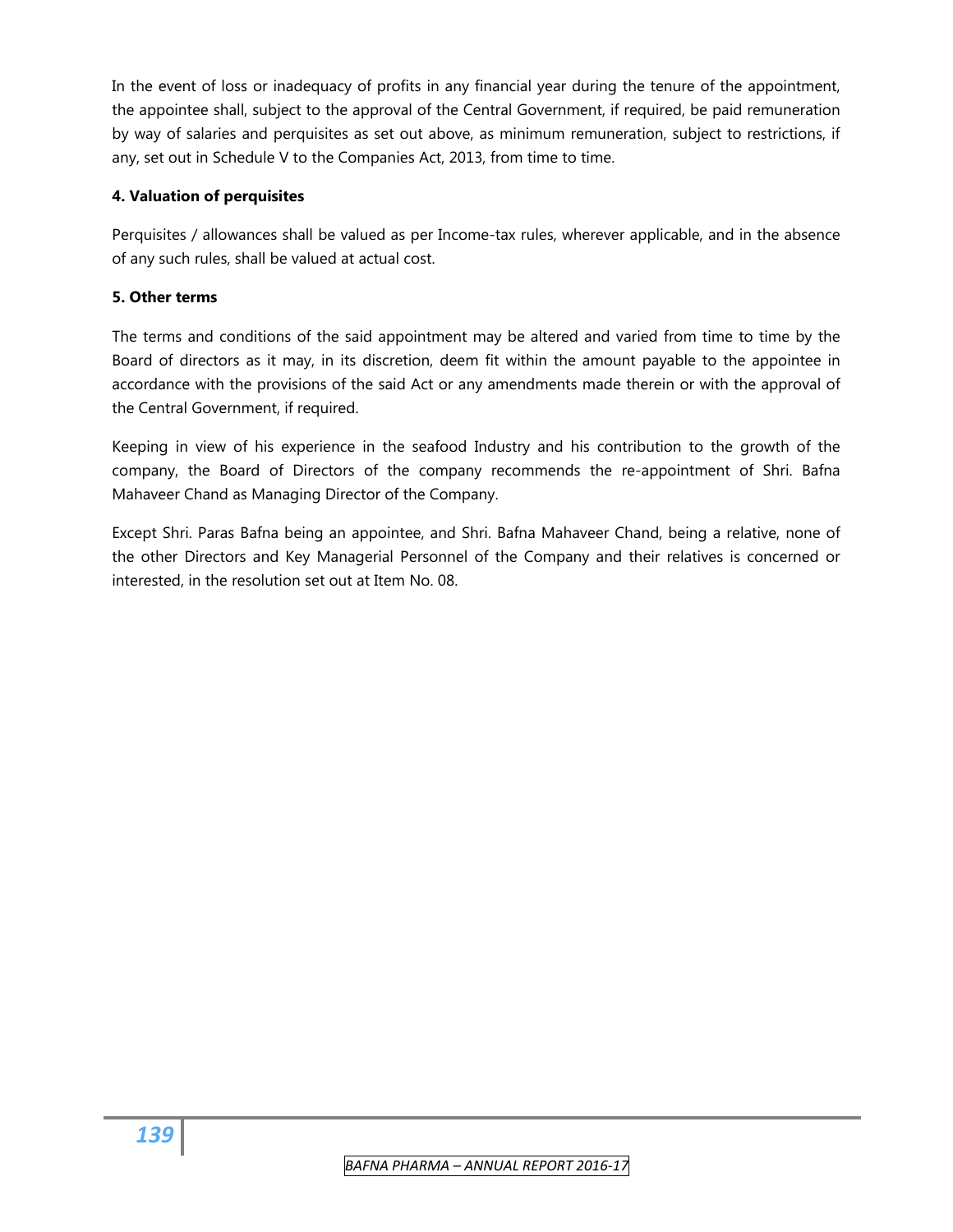In the event of loss or inadequacy of profits in any financial year during the tenure of the appointment, the appointee shall, subject to the approval of the Central Government, if required, be paid remuneration by way of salaries and perquisites as set out above, as minimum remuneration, subject to restrictions, if any, set out in Schedule V to the Companies Act, 2013, from time to time.

**4. Valuation of perquisites**

Perquisites / allowances shall be valued as per Income-tax rules, wherever applicable, and in the absence of any such rules, shall be valued at actual cost.

**5. Other terms**

The terms and conditions of the said appointment may be altered and varied from time to time by the Board of directors as it may, in its discretion, deem fit within the amount payable to the appointee in accordance with the provisions of the said Act or any amendments made therein or with the approval of the Central Government, if required.

Keeping in view of his experience in the seafood Industry and his contribution to the growth of the company, the Board of Directors of the company recommends the re-appointment of Shri. Bafna Mahaveer Chand as Managing Director of the Company.

Except Shri. Paras Bafna being an appointee, and Shri. Bafna Mahaveer Chand, being a relative, none of the other Directors and Key Managerial Personnel of the Company and their relatives is concerned or interested, in the resolution set out at Item No. 08.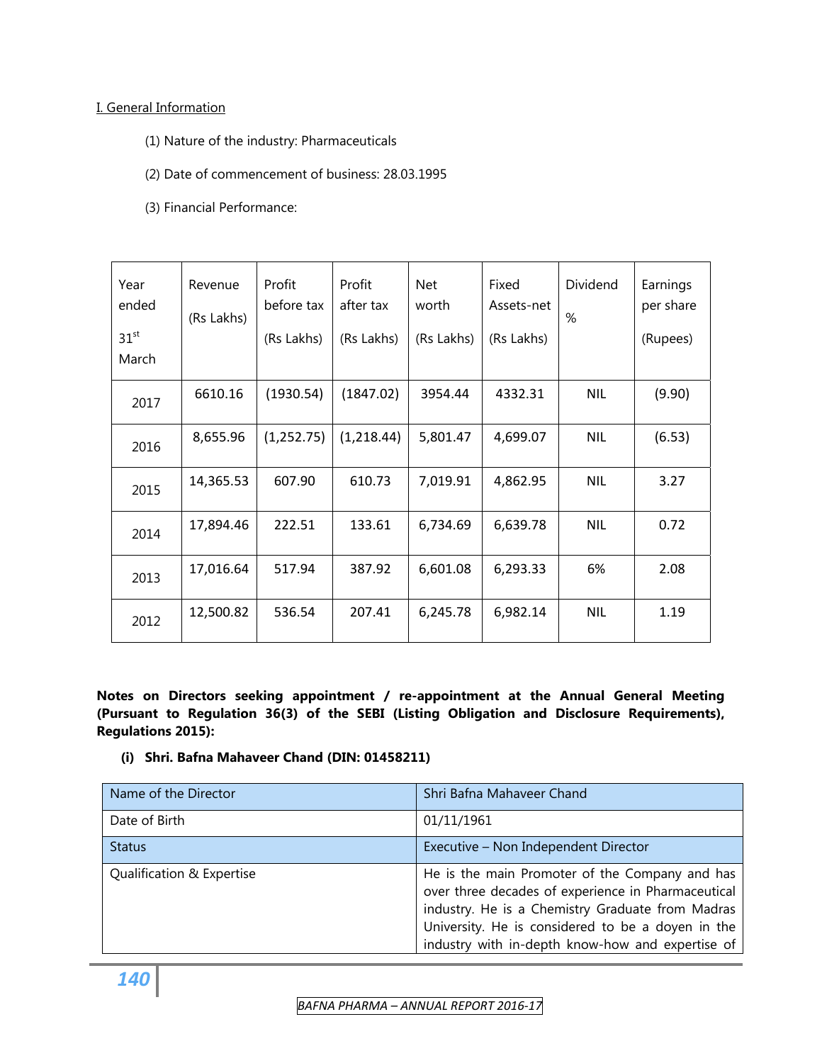I. General Information

(1) Nature of the industry: Pharmaceuticals

(2) Date of commencement of business: 28.03.1995

(3) Financial Performance:

| Year ended 31st March | Revenue (Rs Lakhs) | Profit before tax (Rs Lakhs) | Profit after tax (Rs Lakhs) | Net worth (Rs Lakhs) | Fixed Assets-net (Rs Lakhs) | Dividend % | Earnings per share (Rupees) |
|---|---|---|---|---|---|---|---|
| 2017 | 6610.16 | (1930.54) | (1847.02) | 3954.44 | 4332.31 | NIL | (9.90) |
| 2016 | 8,655.96 | (1,252.75) | (1,218.44) | 5,801.47 | 4,699.07 | NIL | (6.53) |
| 2015 | 14,365.53 | 607.90 | 610.73 | 7,019.91 | 4,862.95 | NIL | 3.27 |
| 2014 | 17,894.46 | 222.51 | 133.61 | 6,734.69 | 6,639.78 | NIL | 0.72 |
| 2013 | 17,016.64 | 517.94 | 387.92 | 6,601.08 | 6,293.33 | 6% | 2.08 |
| 2012 | 12,500.82 | 536.54 | 207.41 | 6,245.78 | 6,982.14 | NIL | 1.19 |

**Notes on Directors seeking appointment / re-appointment at the Annual General Meeting (Pursuant to Regulation 36(3) of the SEBI (Listing Obligation and Disclosure Requirements), Regulations 2015):**

**(i) Shri. Bafna Mahaveer Chand (DIN: 01458211)**

| Name of the Director | Shri Bafna Mahaveer Chand |
|---|---|
| Date of Birth | 01/11/1961 |
| Status | Executive – Non Independent Director |
| Qualification & Expertise | He is the main Promoter of the Company and has over three decades of experience in Pharmaceutical industry. He is a Chemistry Graduate from Madras University. He is considered to be a doyen in the industry with in-depth know-how and expertise of |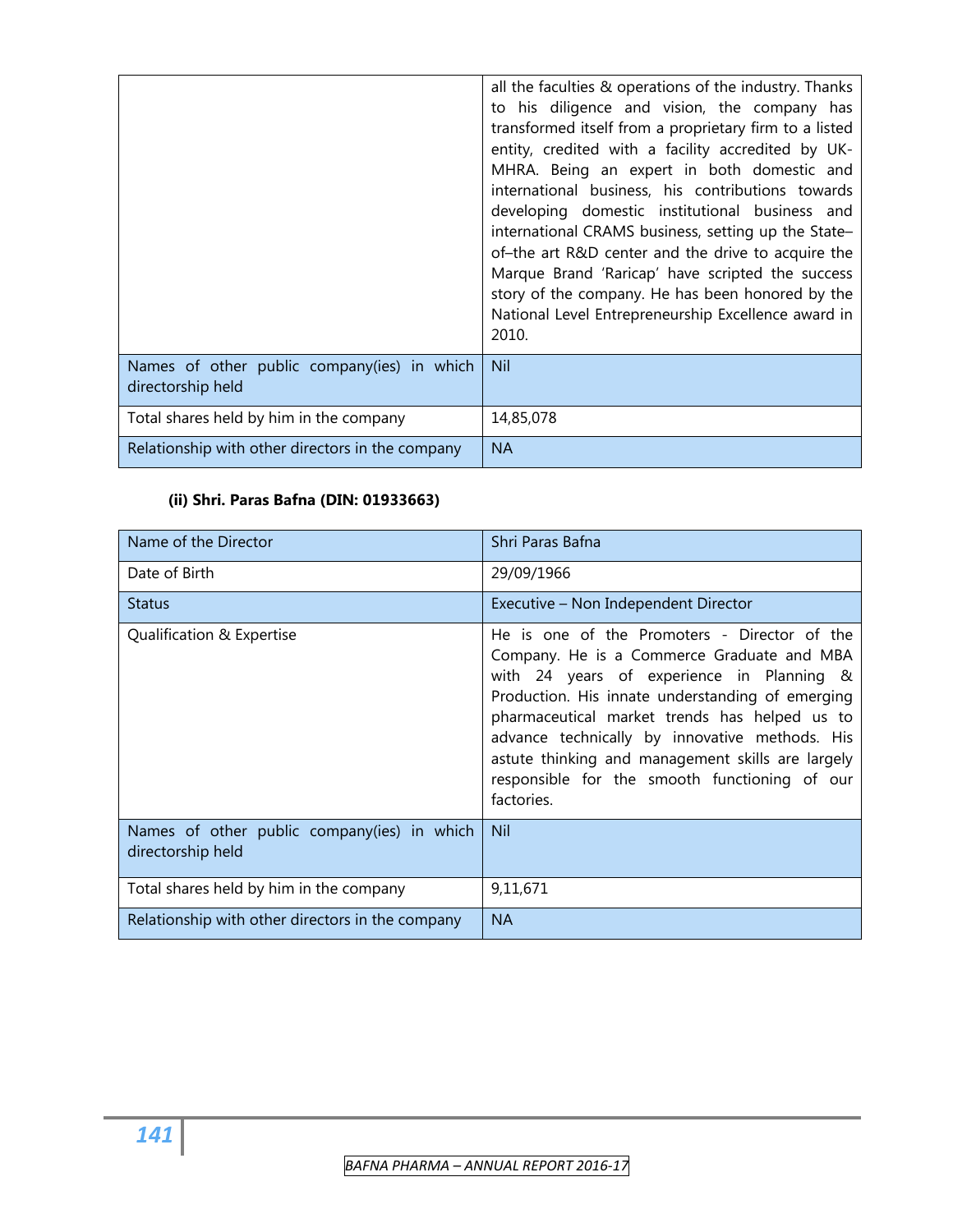| | |
|---|---|
| | all the faculties & operations of the industry. Thanks to his diligence and vision, the company has transformed itself from a proprietary firm to a listed entity, credited with a facility accredited by UK-MHRA. Being an expert in both domestic and international business, his contributions towards developing domestic institutional business and international CRAMS business, setting up the State–of–the art R&D center and the drive to acquire the Marque Brand 'Raricap' have scripted the success story of the company. He has been honored by the National Level Entrepreneurship Excellence award in 2010. |
| Names of other public company(ies) in which directorship held | Nil |
| Total shares held by him in the company | 14,85,078 |
| Relationship with other directors in the company | NA |

**(ii) Shri. Paras Bafna (DIN: 01933663)**

| Name of the Director | Shri Paras Bafna |
|---|---|
| Date of Birth | 29/09/1966 |
| Status | Executive – Non Independent Director |
| Qualification & Expertise | He is one of the Promoters - Director of the Company. He is a Commerce Graduate and MBA with 24 years of experience in Planning & Production. His innate understanding of emerging pharmaceutical market trends has helped us to advance technically by innovative methods. His astute thinking and management skills are largely responsible for the smooth functioning of our factories. |
| Names of other public company(ies) in which directorship held | Nil |
| Total shares held by him in the company | 9,11,671 |
| Relationship with other directors in the company | NA |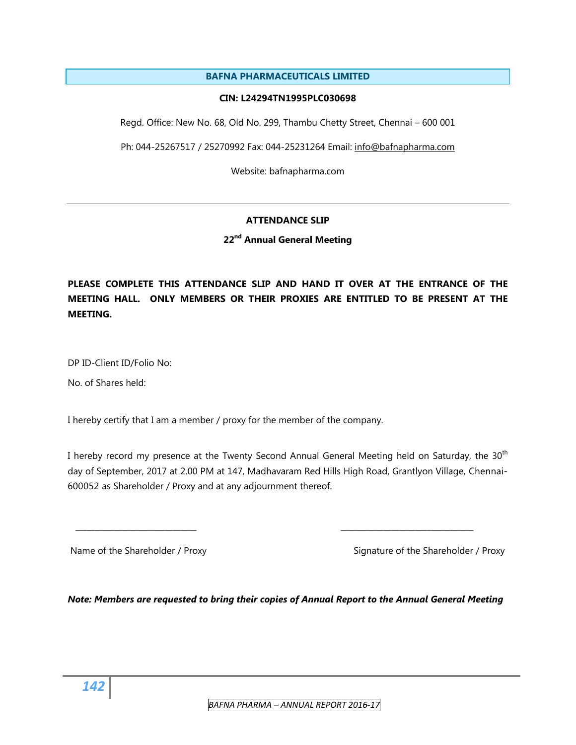# BAFNA PHARMACEUTICALS LIMITED

**CIN: L24294TN1995PLC030698**

Regd. Office: New No. 68, Old No. 299, Thambu Chetty Street, Chennai – 600 001

Ph: 044-25267517 / 25270992 Fax: 044-25231264 Email: info@bafnapharma.com

Website: bafnapharma.com

---

## ATTENDANCE SLIP

### 22nd Annual General Meeting

**PLEASE COMPLETE THIS ATTENDANCE SLIP AND HAND IT OVER AT THE ENTRANCE OF THE MEETING HALL. ONLY MEMBERS OR THEIR PROXIES ARE ENTITLED TO BE PRESENT AT THE MEETING.**

DP ID-Client ID/Folio No:

No. of Shares held:

I hereby certify that I am a member / proxy for the member of the company.

I hereby record my presence at the Twenty Second Annual General Meeting held on Saturday, the 30th day of September, 2017 at 2.00 PM at 147, Madhavaram Red Hills High Road, Grantlyon Village, Chennai-600052 as Shareholder / Proxy and at any adjournment thereof.

\_\_\_\_\_\_\_\_\_\_\_\_\_\_\_\_\_\_\_\_\_\_\_\_\_\_\_\_ &nbsp;&nbsp;&nbsp;&nbsp;&nbsp;&nbsp;&nbsp;&nbsp; \_\_\_\_\_\_\_\_\_\_\_\_\_\_\_\_\_\_\_\_\_\_\_\_\_\_\_\_

Name of the Shareholder / Proxy &nbsp;&nbsp;&nbsp;&nbsp;&nbsp;&nbsp;&nbsp;&nbsp; Signature of the Shareholder / Proxy

***Note: Members are requested to bring their copies of Annual Report to the Annual General Meeting***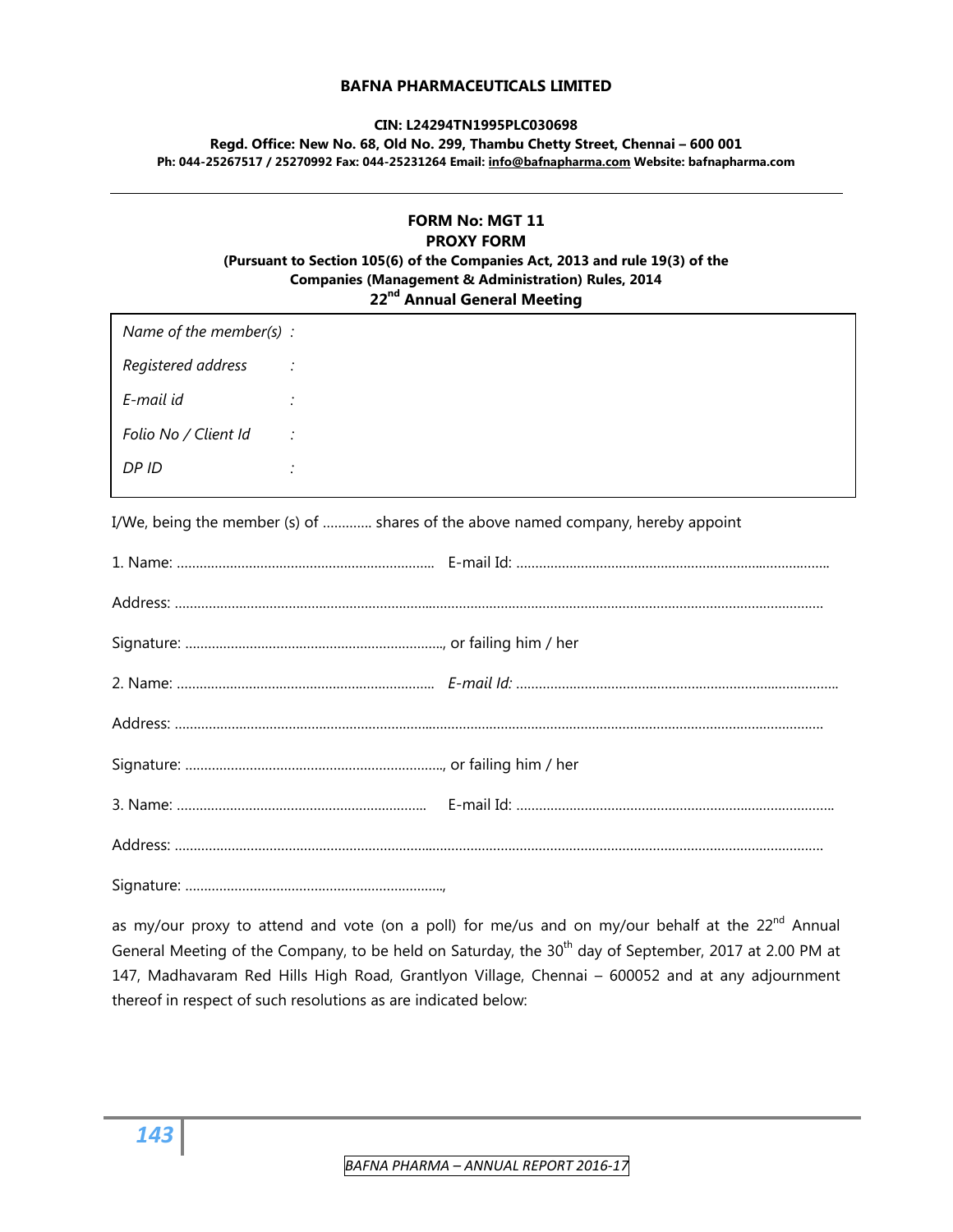**BAFNA PHARMACEUTICALS LIMITED**

**CIN: L24294TN1995PLC030698**

**Regd. Office: New No. 68, Old No. 299, Thambu Chetty Street, Chennai – 600 001**

**Ph: 044-25267517 / 25270992 Fax: 044-25231264 Email: info@bafnapharma.com Website: bafnapharma.com**

---

**FORM No: MGT 11**

**PROXY FORM**

**(Pursuant to Section 105(6) of the Companies Act, 2013 and rule 19(3) of the Companies (Management & Administration) Rules, 2014**

**22nd Annual General Meeting**

| | |
|---|---|
| *Name of the member(s)* | : |
| *Registered address* | : |
| *E-mail id* | : |
| *Folio No / Client Id* | : |
| *DP ID* | : |

I/We, being the member (s) of …………. shares of the above named company, hereby appoint

1. Name: ………………………………………………………… E-mail Id: ………………………………………………………………………

Address: ……………………………………………………………………………………………………………………………………………

Signature: …………………………………………………………, or failing him / her

2. Name: ………………………………………………………… *E-mail Id:* ………………………………………………………………………

Address: ……………………………………………………………………………………………………………………………………………

Signature: …………………………………………………………, or failing him / her

3. Name: ………………………………………………………… E-mail Id: ………………………………………………………………………

Address: ……………………………………………………………………………………………………………………………………………

Signature: …………………………………………………………,

as my/our proxy to attend and vote (on a poll) for me/us and on my/our behalf at the 22nd Annual General Meeting of the Company, to be held on Saturday, the 30th day of September, 2017 at 2.00 PM at 147, Madhavaram Red Hills High Road, Grantlyon Village, Chennai – 600052 and at any adjournment thereof in respect of such resolutions as are indicated below: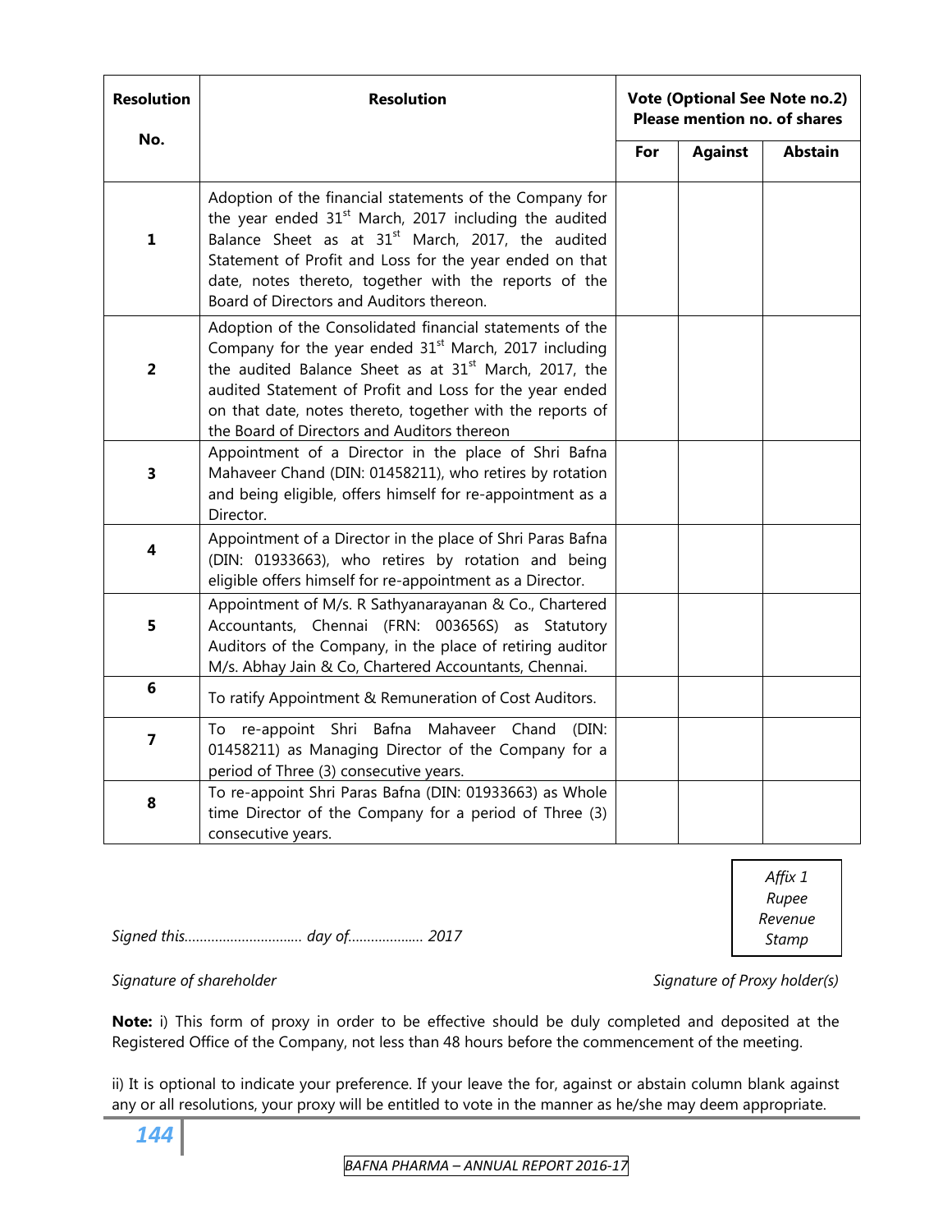| Resolution No. | Resolution | Vote (Optional See Note no.2) Please mention no. of shares | | |
|---|---|---|---|---|
| | | For | Against | Abstain |
| 1 | Adoption of the financial statements of the Company for the year ended 31st March, 2017 including the audited Balance Sheet as at 31st March, 2017, the audited Statement of Profit and Loss for the year ended on that date, notes thereto, together with the reports of the Board of Directors and Auditors thereon. | | | |
| 2 | Adoption of the Consolidated financial statements of the Company for the year ended 31st March, 2017 including the audited Balance Sheet as at 31st March, 2017, the audited Statement of Profit and Loss for the year ended on that date, notes thereto, together with the reports of the Board of Directors and Auditors thereon | | | |
| 3 | Appointment of a Director in the place of Shri Bafna Mahaveer Chand (DIN: 01458211), who retires by rotation and being eligible, offers himself for re-appointment as a Director. | | | |
| 4 | Appointment of a Director in the place of Shri Paras Bafna (DIN: 01933663), who retires by rotation and being eligible offers himself for re-appointment as a Director. | | | |
| 5 | Appointment of M/s. R Sathyanarayanan & Co., Chartered Accountants, Chennai (FRN: 003656S) as Statutory Auditors of the Company, in the place of retiring auditor M/s. Abhay Jain & Co, Chartered Accountants, Chennai. | | | |
| 6 | To ratify Appointment & Remuneration of Cost Auditors. | | | |
| 7 | To re-appoint Shri Bafna Mahaveer Chand (DIN: 01458211) as Managing Director of the Company for a period of Three (3) consecutive years. | | | |
| 8 | To re-appoint Shri Paras Bafna (DIN: 01933663) as Whole time Director of the Company for a period of Three (3) consecutive years. | | | |

*Signed this………………………… day of……………….. 2017*

*Affix 1 Rupee Revenue Stamp*

*Signature of shareholder*

*Signature of Proxy holder(s)*

**Note:** i) This form of proxy in order to be effective should be duly completed and deposited at the Registered Office of the Company, not less than 48 hours before the commencement of the meeting.

ii) It is optional to indicate your preference. If your leave the for, against or abstain column blank against any or all resolutions, your proxy will be entitled to vote in the manner as he/she may deem appropriate.